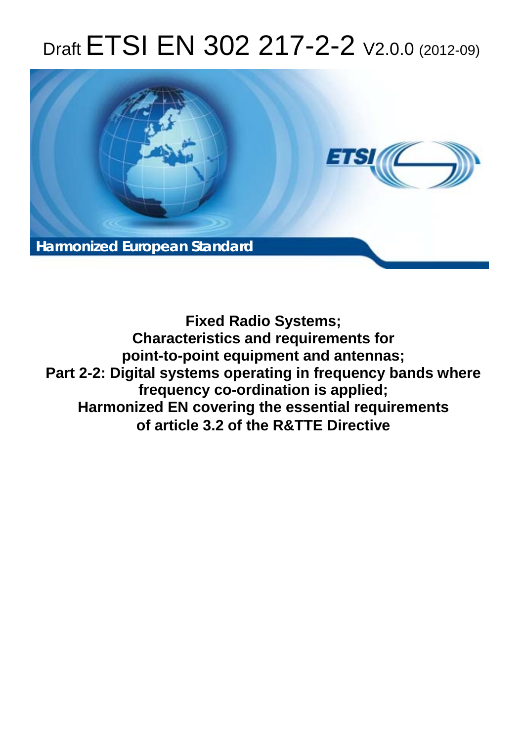# Draft ETSI EN 302 217-2-2 V2.0.0 (2012-09)

**Harmonized European Standard**

**Fixed Radio Systems;**
**Characteristics and requirements for**
**point-to-point equipment and antennas;**
**Part 2-2: Digital systems operating in frequency bands where**
**frequency co-ordination is applied;**
**Harmonized EN covering the essential requirements**
**of article 3.2 of the R&TTE Directive**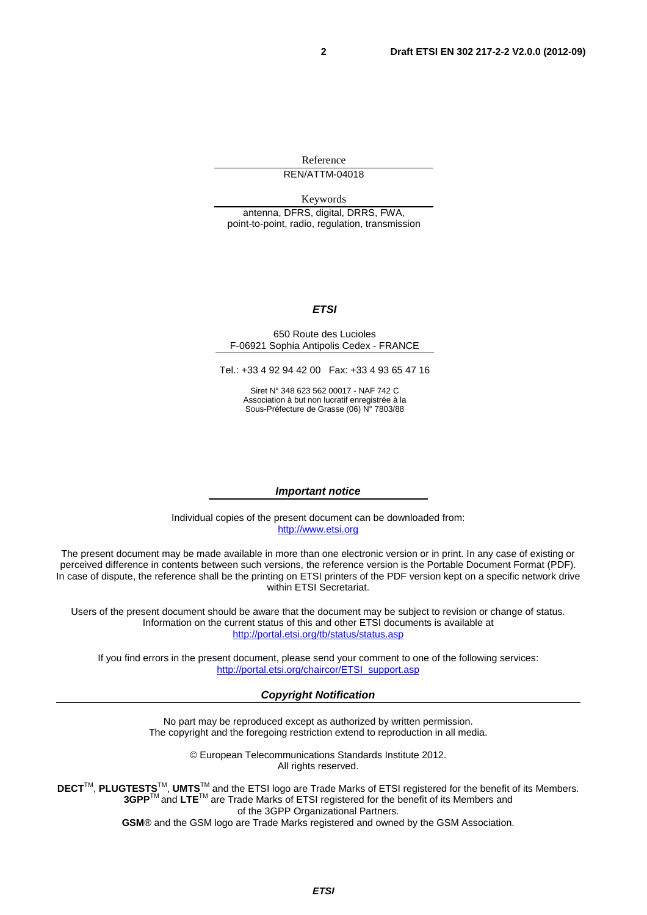Reference

REN/ATTM-04018

Keywords

antenna, DFRS, digital, DRRS, FWA, point-to-point, radio, regulation, transmission

***ETSI***

650 Route des Lucioles
F-06921 Sophia Antipolis Cedex - FRANCE

Tel.: +33 4 92 94 42 00 Fax: +33 4 93 65 47 16

Siret N° 348 623 562 00017 - NAF 742 C
Association à but non lucratif enregistrée à la
Sous-Préfecture de Grasse (06) N° 7803/88

***Important notice***

Individual copies of the present document can be downloaded from:
http://www.etsi.org

The present document may be made available in more than one electronic version or in print. In any case of existing or perceived difference in contents between such versions, the reference version is the Portable Document Format (PDF). In case of dispute, the reference shall be the printing on ETSI printers of the PDF version kept on a specific network drive within ETSI Secretariat.

Users of the present document should be aware that the document may be subject to revision or change of status. Information on the current status of this and other ETSI documents is available at
http://portal.etsi.org/tb/status/status.asp

If you find errors in the present document, please send your comment to one of the following services:
http://portal.etsi.org/chaircor/ETSI_support.asp

***Copyright Notification***

No part may be reproduced except as authorized by written permission.
The copyright and the foregoing restriction extend to reproduction in all media.

© European Telecommunications Standards Institute 2012.
All rights reserved.

**DECT**™, **PLUGTESTS**™, **UMTS**™ and the ETSI logo are Trade Marks of ETSI registered for the benefit of its Members.
**3GPP**™ and **LTE**™ are Trade Marks of ETSI registered for the benefit of its Members and of the 3GPP Organizational Partners.
**GSM**® and the GSM logo are Trade Marks registered and owned by the GSM Association.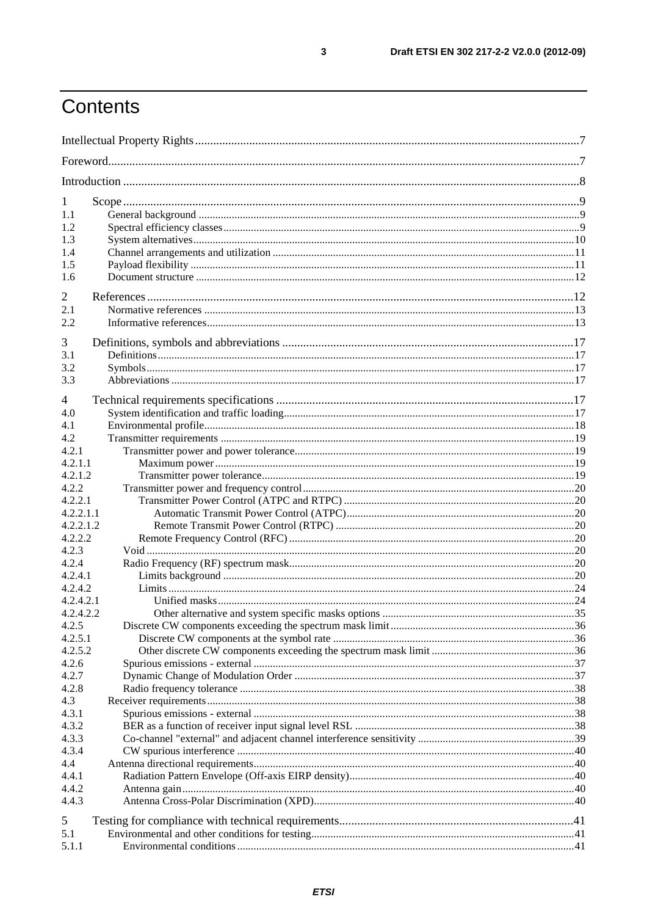# Contents

Intellectual Property Rights ... 7
Foreword ... 7
Introduction ... 8

1 Scope ... 9
1.1 General background ... 9
1.2 Spectral efficiency classes ... 9
1.3 System alternatives ... 10
1.4 Channel arrangements and utilization ... 11
1.5 Payload flexibility ... 11
1.6 Document structure ... 12

2 References ... 12
2.1 Normative references ... 13
2.2 Informative references ... 13

3 Definitions, symbols and abbreviations ... 17
3.1 Definitions ... 17
3.2 Symbols ... 17
3.3 Abbreviations ... 17

4 Technical requirements specifications ... 17
4.0 System identification and traffic loading ... 17
4.1 Environmental profile ... 18
4.2 Transmitter requirements ... 19
4.2.1 Transmitter power and power tolerance ... 19
4.2.1.1 Maximum power ... 19
4.2.1.2 Transmitter power tolerance ... 19
4.2.2 Transmitter power and frequency control ... 20
4.2.2.1 Transmitter Power Control (ATPC and RTPC) ... 20
4.2.2.1.1 Automatic Transmit Power Control (ATPC) ... 20
4.2.2.1.2 Remote Transmit Power Control (RTPC) ... 20
4.2.2.2 Remote Frequency Control (RFC) ... 20
4.2.3 Void ... 20
4.2.4 Radio Frequency (RF) spectrum mask ... 20
4.2.4.1 Limits background ... 20
4.2.4.2 Limits ... 24
4.2.4.2.1 Unified masks ... 24
4.2.4.2.2 Other alternative and system specific masks options ... 35
4.2.5 Discrete CW components exceeding the spectrum mask limit ... 36
4.2.5.1 Discrete CW components at the symbol rate ... 36
4.2.5.2 Other discrete CW components exceeding the spectrum mask limit ... 36
4.2.6 Spurious emissions - external ... 37
4.2.7 Dynamic Change of Modulation Order ... 37
4.2.8 Radio frequency tolerance ... 38
4.3 Receiver requirements ... 38
4.3.1 Spurious emissions - external ... 38
4.3.2 BER as a function of receiver input signal level RSL ... 38
4.3.3 Co-channel "external" and adjacent channel interference sensitivity ... 39
4.3.4 CW spurious interference ... 40
4.4 Antenna directional requirements ... 40
4.4.1 Radiation Pattern Envelope (Off-axis EIRP density) ... 40
4.4.2 Antenna gain ... 40
4.4.3 Antenna Cross-Polar Discrimination (XPD) ... 40

5 Testing for compliance with technical requirements ... 41
5.1 Environmental and other conditions for testing ... 41
5.1.1 Environmental conditions ... 41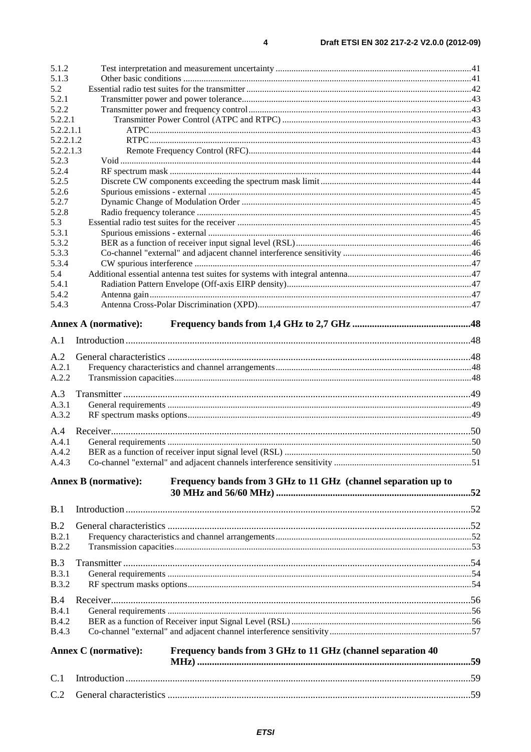5.1.2 Test interpretation and measurement uncertainty ....................................................................................... 41
5.1.3 Other basic conditions ............................................................................................................................. 41
5.2 Essential radio test suites for the transmitter ................................................................................................ 42
5.2.1 Transmitter power and power tolerance.................................................................................................. 43
5.2.2 Transmitter power and frequency control ............................................................................................... 43
5.2.2.1 Transmitter Power Control (ATPC and RTPC) ................................................................................. 43
5.2.2.1.1 ATPC.......................................................................................................................................... 43
5.2.2.1.2 RTPC.......................................................................................................................................... 43
5.2.2.1.3 Remote Frequency Control (RFC)............................................................................................... 44
5.2.3 Void ........................................................................................................................................................ 44
5.2.4 RF spectrum mask ................................................................................................................................... 44
5.2.5 Discrete CW components exceeding the spectrum mask limit ................................................................. 44
5.2.6 Spurious emissions - external .................................................................................................................. 45
5.2.7 Dynamic Change of Modulation Order ................................................................................................... 45
5.2.8 Radio frequency tolerance ....................................................................................................................... 45
5.3 Essential radio test suites for the receiver ..................................................................................................... 45
5.3.1 Spurious emissions - external .................................................................................................................. 46
5.3.2 BER as a function of receiver input signal level (RSL) ............................................................................ 46
5.3.3 Co-channel "external" and adjacent channel interference sensitivity ....................................................... 46
5.3.4 CW spurious interference ........................................................................................................................ 47
5.4 Additional essential antenna test suites for systems with integral antenna..................................................... 47
5.4.1 Radiation Pattern Envelope (Off-axis EIRP density)................................................................................ 47
5.4.2 Antenna gain ............................................................................................................................................ 47
5.4.3 Antenna Cross-Polar Discrimination (XPD)............................................................................................. 47

**Annex A (normative): Frequency bands from 1,4 GHz to 2,7 GHz ............................................... 48**

A.1 Introduction ......................................................................................................................................... 48

A.2 General characteristics ........................................................................................................................ 48
A.2.1 Frequency characteristics and channel arrangements ..................................................................................... 48
A.2.2 Transmission capacities ................................................................................................................................. 48

A.3 Transmitter .......................................................................................................................................... 49
A.3.1 General requirements ..................................................................................................................................... 49
A.3.2 RF spectrum masks options ........................................................................................................................... 49

A.4 Receiver ............................................................................................................................................... 50
A.4.1 General requirements ..................................................................................................................................... 50
A.4.2 BER as a function of receiver input signal level (RSL) ................................................................................. 50
A.4.3 Co-channel "external" and adjacent channels interference sensitivity ........................................................... 51

**Annex B (normative): Frequency bands from 3 GHz to 11 GHz (channel separation up to 30 MHz and 56/60 MHz) ............................................................................. 52**

B.1 Introduction ......................................................................................................................................... 52

B.2 General characteristics ........................................................................................................................ 52
B.2.1 Frequency characteristics and channel arrangements ..................................................................................... 52
B.2.2 Transmission capacities ................................................................................................................................. 53

B.3 Transmitter .......................................................................................................................................... 54
B.3.1 General requirements ..................................................................................................................................... 54
B.3.2 RF spectrum masks options ........................................................................................................................... 54

B.4 Receiver ............................................................................................................................................... 56
B.4.1 General requirements ..................................................................................................................................... 56
B.4.2 BER as a function of Receiver input Signal Level (RSL) .............................................................................. 56
B.4.3 Co-channel "external" and adjacent channel interference sensitivity ............................................................. 57

**Annex C (normative): Frequency bands from 3 GHz to 11 GHz (channel separation 40 MHz) ............................................................................................................ 59**

C.1 Introduction ......................................................................................................................................... 59

C.2 General characteristics ........................................................................................................................ 59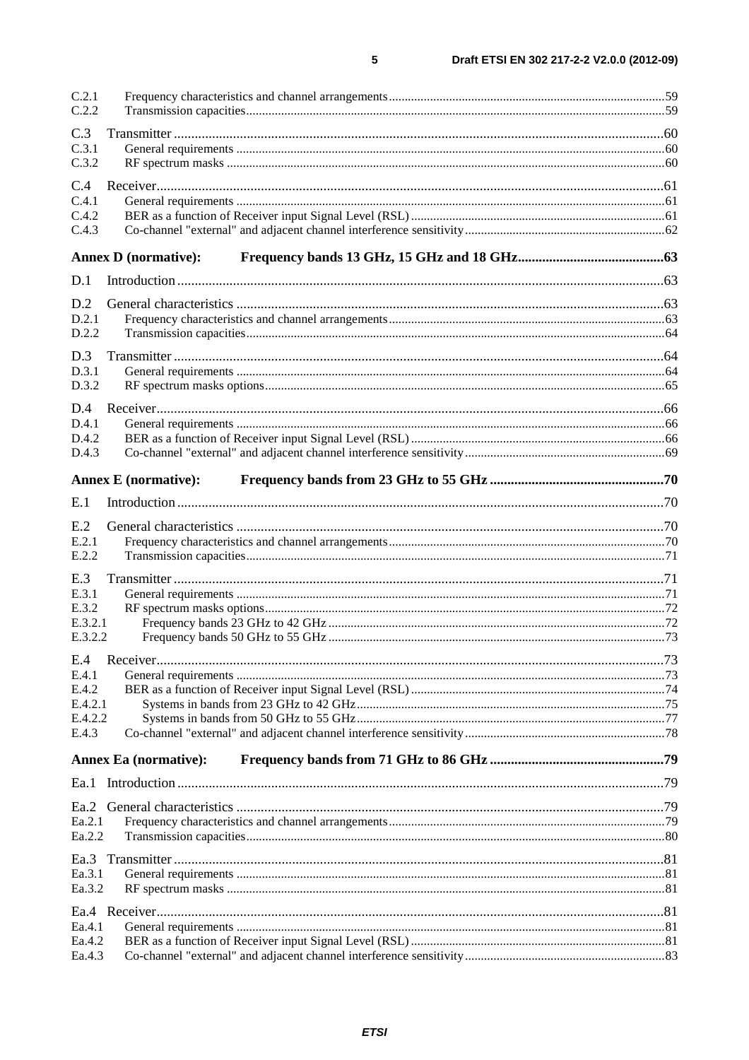C.2.1 Frequency characteristics and channel arrangements ... 59
C.2.2 Transmission capacities ... 59

C.3 Transmitter ... 60
C.3.1 General requirements ... 60
C.3.2 RF spectrum masks ... 60

C.4 Receiver ... 61
C.4.1 General requirements ... 61
C.4.2 BER as a function of Receiver input Signal Level (RSL) ... 61
C.4.3 Co-channel "external" and adjacent channel interference sensitivity ... 62

**Annex D (normative): Frequency bands 13 GHz, 15 GHz and 18 GHz ... 63**

D.1 Introduction ... 63

D.2 General characteristics ... 63
D.2.1 Frequency characteristics and channel arrangements ... 63
D.2.2 Transmission capacities ... 64

D.3 Transmitter ... 64
D.3.1 General requirements ... 64
D.3.2 RF spectrum masks options ... 65

D.4 Receiver ... 66
D.4.1 General requirements ... 66
D.4.2 BER as a function of Receiver input Signal Level (RSL) ... 66
D.4.3 Co-channel "external" and adjacent channel interference sensitivity ... 69

**Annex E (normative): Frequency bands from 23 GHz to 55 GHz ... 70**

E.1 Introduction ... 70

E.2 General characteristics ... 70
E.2.1 Frequency characteristics and channel arrangements ... 70
E.2.2 Transmission capacities ... 71

E.3 Transmitter ... 71
E.3.1 General requirements ... 71
E.3.2 RF spectrum masks options ... 72
E.3.2.1 Frequency bands 23 GHz to 42 GHz ... 72
E.3.2.2 Frequency bands 50 GHz to 55 GHz ... 73

E.4 Receiver ... 73
E.4.1 General requirements ... 73
E.4.2 BER as a function of Receiver input Signal Level (RSL) ... 74
E.4.2.1 Systems in bands from 23 GHz to 42 GHz ... 75
E.4.2.2 Systems in bands from 50 GHz to 55 GHz ... 77
E.4.3 Co-channel "external" and adjacent channel interference sensitivity ... 78

**Annex Ea (normative): Frequency bands from 71 GHz to 86 GHz ... 79**

Ea.1 Introduction ... 79

Ea.2 General characteristics ... 79
Ea.2.1 Frequency characteristics and channel arrangements ... 79
Ea.2.2 Transmission capacities ... 80

Ea.3 Transmitter ... 81
Ea.3.1 General requirements ... 81
Ea.3.2 RF spectrum masks ... 81

Ea.4 Receiver ... 81
Ea.4.1 General requirements ... 81
Ea.4.2 BER as a function of Receiver input Signal Level (RSL) ... 81
Ea.4.3 Co-channel "external" and adjacent channel interference sensitivity ... 83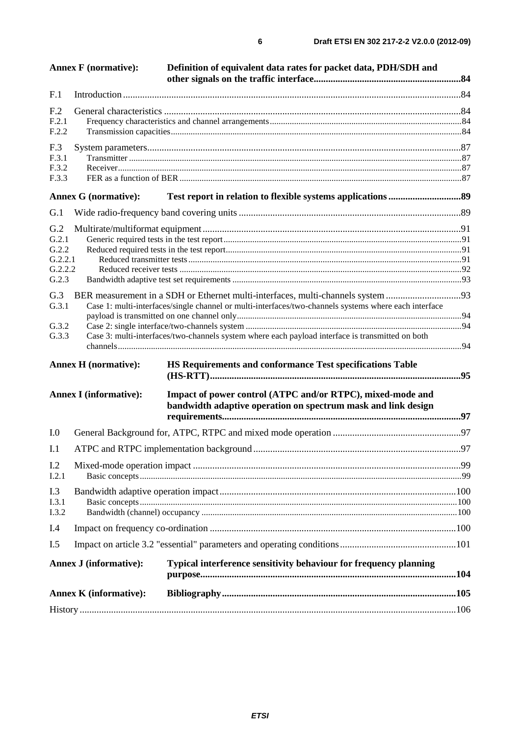**Annex F (normative): Definition of equivalent data rates for packet data, PDH/SDH and other signals on the traffic interface** ........ 84

F.1 Introduction ........ 84

F.2 General characteristics ........ 84
F.2.1 Frequency characteristics and channel arrangements ........ 84
F.2.2 Transmission capacities ........ 84

F.3 System parameters ........ 87
F.3.1 Transmitter ........ 87
F.3.2 Receiver ........ 87
F.3.3 FER as a function of BER ........ 87

**Annex G (normative): Test report in relation to flexible systems applications** ........ 89

G.1 Wide radio-frequency band covering units ........ 89

G.2 Multirate/multiformat equipment ........ 91
G.2.1 Generic required tests in the test report ........ 91
G.2.2 Reduced required tests in the test report ........ 91
G.2.2.1 Reduced transmitter tests ........ 91
G.2.2.2 Reduced receiver tests ........ 92
G.2.3 Bandwidth adaptive test set requirements ........ 93

G.3 BER measurement in a SDH or Ethernet multi-interfaces, multi-channels system ........ 93
G.3.1 Case 1: multi-interfaces/single channel or multi-interfaces/two-channels systems where each interface payload is transmitted on one channel only ........ 94
G.3.2 Case 2: single interface/two-channels system ........ 94
G.3.3 Case 3: multi-interfaces/two-channels system where each payload interface is transmitted on both channels ........ 94

**Annex H (normative): HS Requirements and conformance Test specifications Table (HS-RTT)** ........ 95

**Annex I (informative): Impact of power control (ATPC and/or RTPC), mixed-mode and bandwidth adaptive operation on spectrum mask and link design requirements** ........ 97

I.0 General Background for, ATPC, RTPC and mixed mode operation ........ 97

I.1 ATPC and RTPC implementation background ........ 97

I.2 Mixed-mode operation impact ........ 99
I.2.1 Basic concepts ........ 99

I.3 Bandwidth adaptive operation impact ........ 100
I.3.1 Basic concepts ........ 100
I.3.2 Bandwidth (channel) occupancy ........ 100

I.4 Impact on frequency co-ordination ........ 100

I.5 Impact on article 3.2 "essential" parameters and operating conditions ........ 101

**Annex J (informative): Typical interference sensitivity behaviour for frequency planning purpose** ........ 104

**Annex K (informative): Bibliography** ........ 105

History ........ 106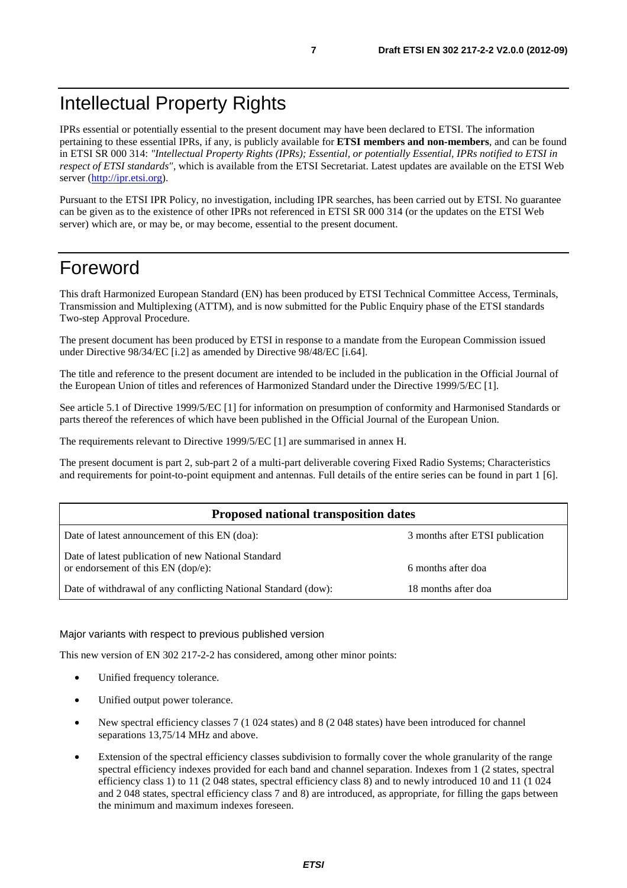# Intellectual Property Rights

IPRs essential or potentially essential to the present document may have been declared to ETSI. The information pertaining to these essential IPRs, if any, is publicly available for **ETSI members and non-members**, and can be found in ETSI SR 000 314: *"Intellectual Property Rights (IPRs); Essential, or potentially Essential, IPRs notified to ETSI in respect of ETSI standards"*, which is available from the ETSI Secretariat. Latest updates are available on the ETSI Web server (http://ipr.etsi.org).

Pursuant to the ETSI IPR Policy, no investigation, including IPR searches, has been carried out by ETSI. No guarantee can be given as to the existence of other IPRs not referenced in ETSI SR 000 314 (or the updates on the ETSI Web server) which are, or may be, or may become, essential to the present document.

# Foreword

This draft Harmonized European Standard (EN) has been produced by ETSI Technical Committee Access, Terminals, Transmission and Multiplexing (ATTM), and is now submitted for the Public Enquiry phase of the ETSI standards Two-step Approval Procedure.

The present document has been produced by ETSI in response to a mandate from the European Commission issued under Directive 98/34/EC [i.2] as amended by Directive 98/48/EC [i.64].

The title and reference to the present document are intended to be included in the publication in the Official Journal of the European Union of titles and references of Harmonized Standard under the Directive 1999/5/EC [1].

See article 5.1 of Directive 1999/5/EC [1] for information on presumption of conformity and Harmonised Standards or parts thereof the references of which have been published in the Official Journal of the European Union.

The requirements relevant to Directive 1999/5/EC [1] are summarised in annex H.

The present document is part 2, sub-part 2 of a multi-part deliverable covering Fixed Radio Systems; Characteristics and requirements for point-to-point equipment and antennas. Full details of the entire series can be found in part 1 [6].

| **Proposed national transposition dates** | |
|---|---|
| Date of latest announcement of this EN (doa): | 3 months after ETSI publication |
| Date of latest publication of new National Standard or endorsement of this EN (dop/e): | 6 months after doa |
| Date of withdrawal of any conflicting National Standard (dow): | 18 months after doa |

Major variants with respect to previous published version

This new version of EN 302 217-2-2 has considered, among other minor points:

- Unified frequency tolerance.
- Unified output power tolerance.
- New spectral efficiency classes 7 (1 024 states) and 8 (2 048 states) have been introduced for channel separations 13,75/14 MHz and above.
- Extension of the spectral efficiency classes subdivision to formally cover the whole granularity of the range spectral efficiency indexes provided for each band and channel separation. Indexes from 1 (2 states, spectral efficiency class 1) to 11 (2 048 states, spectral efficiency class 8) and to newly introduced 10 and 11 (1 024 and 2 048 states, spectral efficiency class 7 and 8) are introduced, as appropriate, for filling the gaps between the minimum and maximum indexes foreseen.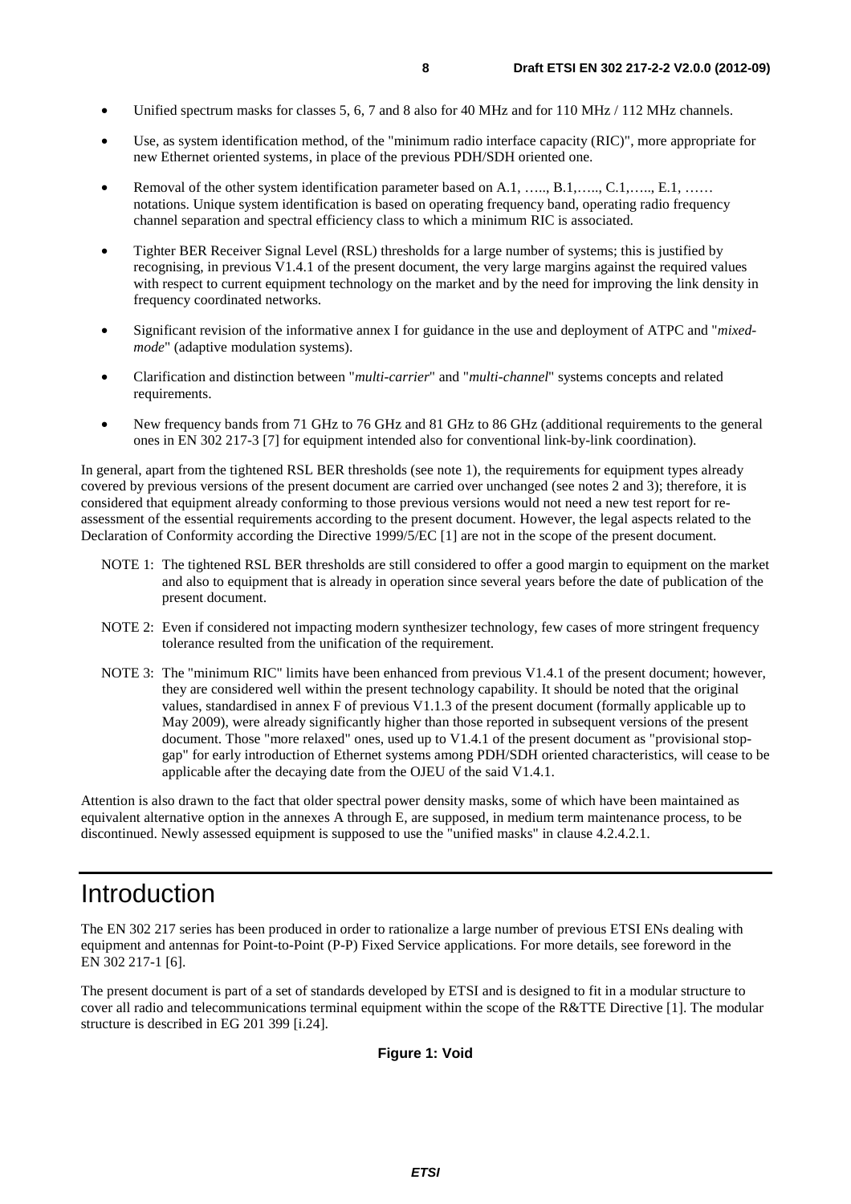- Unified spectrum masks for classes 5, 6, 7 and 8 also for 40 MHz and for 110 MHz / 112 MHz channels.
- Use, as system identification method, of the "minimum radio interface capacity (RIC)", more appropriate for new Ethernet oriented systems, in place of the previous PDH/SDH oriented one.
- Removal of the other system identification parameter based on A.1, ….., B.1,….., C.1,….., E.1, …… notations. Unique system identification is based on operating frequency band, operating radio frequency channel separation and spectral efficiency class to which a minimum RIC is associated.
- Tighter BER Receiver Signal Level (RSL) thresholds for a large number of systems; this is justified by recognising, in previous V1.4.1 of the present document, the very large margins against the required values with respect to current equipment technology on the market and by the need for improving the link density in frequency coordinated networks.
- Significant revision of the informative annex I for guidance in the use and deployment of ATPC and "*mixed-mode*" (adaptive modulation systems).
- Clarification and distinction between "*multi-carrier*" and "*multi-channel*" systems concepts and related requirements.
- New frequency bands from 71 GHz to 76 GHz and 81 GHz to 86 GHz (additional requirements to the general ones in EN 302 217-3 [7] for equipment intended also for conventional link-by-link coordination).

In general, apart from the tightened RSL BER thresholds (see note 1), the requirements for equipment types already covered by previous versions of the present document are carried over unchanged (see notes 2 and 3); therefore, it is considered that equipment already conforming to those previous versions would not need a new test report for re-assessment of the essential requirements according to the present document. However, the legal aspects related to the Declaration of Conformity according the Directive 1999/5/EC [1] are not in the scope of the present document.

NOTE 1: The tightened RSL BER thresholds are still considered to offer a good margin to equipment on the market and also to equipment that is already in operation since several years before the date of publication of the present document.

NOTE 2: Even if considered not impacting modern synthesizer technology, few cases of more stringent frequency tolerance resulted from the unification of the requirement.

NOTE 3: The "minimum RIC" limits have been enhanced from previous V1.4.1 of the present document; however, they are considered well within the present technology capability. It should be noted that the original values, standardised in annex F of previous V1.1.3 of the present document (formally applicable up to May 2009), were already significantly higher than those reported in subsequent versions of the present document. Those "more relaxed" ones, used up to V1.4.1 of the present document as "provisional stop-gap" for early introduction of Ethernet systems among PDH/SDH oriented characteristics, will cease to be applicable after the decaying date from the OJEU of the said V1.4.1.

Attention is also drawn to the fact that older spectral power density masks, some of which have been maintained as equivalent alternative option in the annexes A through E, are supposed, in medium term maintenance process, to be discontinued. Newly assessed equipment is supposed to use the "unified masks" in clause 4.2.4.2.1.

# Introduction

The EN 302 217 series has been produced in order to rationalize a large number of previous ETSI ENs dealing with equipment and antennas for Point-to-Point (P-P) Fixed Service applications. For more details, see foreword in the EN 302 217-1 [6].

The present document is part of a set of standards developed by ETSI and is designed to fit in a modular structure to cover all radio and telecommunications terminal equipment within the scope of the R&TTE Directive [1]. The modular structure is described in EG 201 399 [i.24].

**Figure 1: Void**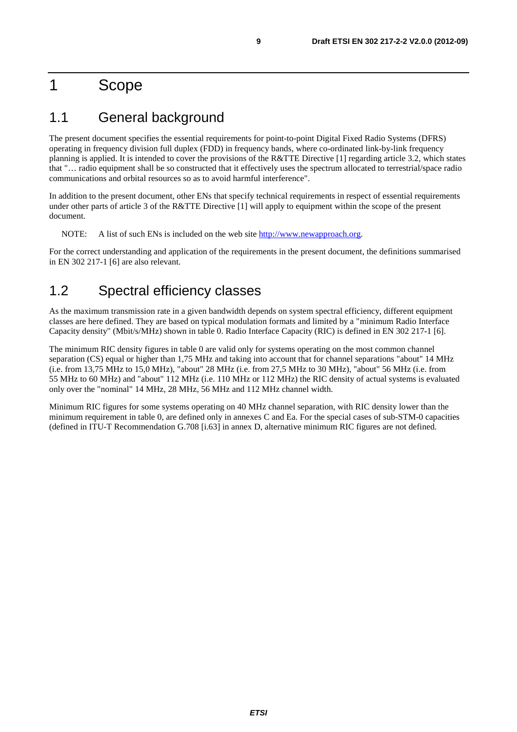# 1 Scope

## 1.1 General background

The present document specifies the essential requirements for point-to-point Digital Fixed Radio Systems (DFRS) operating in frequency division full duplex (FDD) in frequency bands, where co-ordinated link-by-link frequency planning is applied. It is intended to cover the provisions of the R&TTE Directive [1] regarding article 3.2, which states that "… radio equipment shall be so constructed that it effectively uses the spectrum allocated to terrestrial/space radio communications and orbital resources so as to avoid harmful interference".

In addition to the present document, other ENs that specify technical requirements in respect of essential requirements under other parts of article 3 of the R&TTE Directive [1] will apply to equipment within the scope of the present document.

NOTE: A list of such ENs is included on the web site http://www.newapproach.org.

For the correct understanding and application of the requirements in the present document, the definitions summarised in EN 302 217-1 [6] are also relevant.

## 1.2 Spectral efficiency classes

As the maximum transmission rate in a given bandwidth depends on system spectral efficiency, different equipment classes are here defined. They are based on typical modulation formats and limited by a "minimum Radio Interface Capacity density" (Mbit/s/MHz) shown in table 0. Radio Interface Capacity (RIC) is defined in EN 302 217-1 [6].

The minimum RIC density figures in table 0 are valid only for systems operating on the most common channel separation (CS) equal or higher than 1,75 MHz and taking into account that for channel separations "about" 14 MHz (i.e. from 13,75 MHz to 15,0 MHz), "about" 28 MHz (i.e. from 27,5 MHz to 30 MHz), "about" 56 MHz (i.e. from 55 MHz to 60 MHz) and "about" 112 MHz (i.e. 110 MHz or 112 MHz) the RIC density of actual systems is evaluated only over the "nominal" 14 MHz, 28 MHz, 56 MHz and 112 MHz channel width.

Minimum RIC figures for some systems operating on 40 MHz channel separation, with RIC density lower than the minimum requirement in table 0, are defined only in annexes C and Ea. For the special cases of sub-STM-0 capacities (defined in ITU-T Recommendation G.708 [i.63] in annex D, alternative minimum RIC figures are not defined.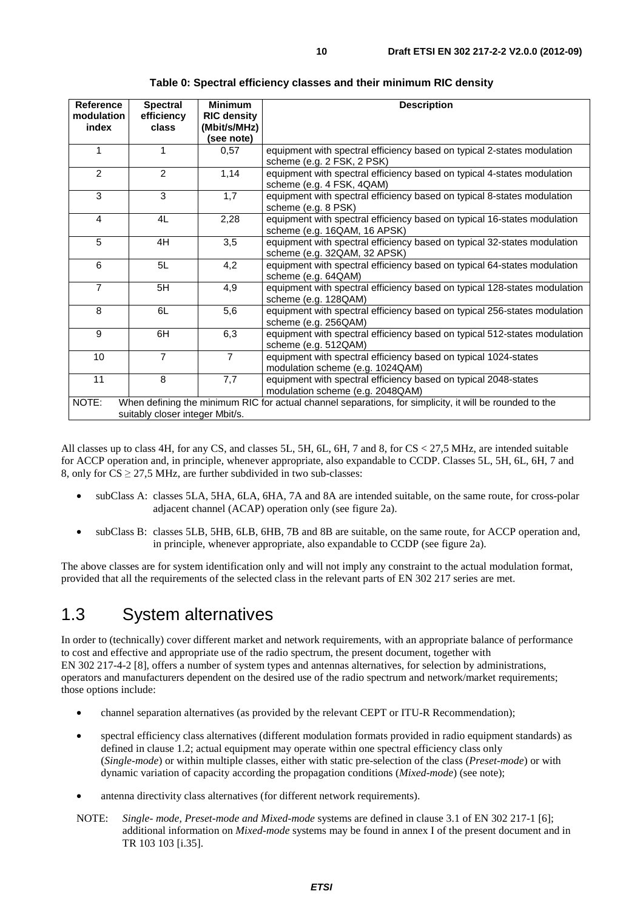**Table 0: Spectral efficiency classes and their minimum RIC density**

| Reference modulation index | Spectral efficiency class | Minimum RIC density (Mbit/s/MHz) (see note) | Description |
|---|---|---|---|
| 1 | 1 | 0,57 | equipment with spectral efficiency based on typical 2-states modulation scheme (e.g. 2 FSK, 2 PSK) |
| 2 | 2 | 1,14 | equipment with spectral efficiency based on typical 4-states modulation scheme (e.g. 4 FSK, 4QAM) |
| 3 | 3 | 1,7 | equipment with spectral efficiency based on typical 8-states modulation scheme (e.g. 8 PSK) |
| 4 | 4L | 2,28 | equipment with spectral efficiency based on typical 16-states modulation scheme (e.g. 16QAM, 16 APSK) |
| 5 | 4H | 3,5 | equipment with spectral efficiency based on typical 32-states modulation scheme (e.g. 32QAM, 32 APSK) |
| 6 | 5L | 4,2 | equipment with spectral efficiency based on typical 64-states modulation scheme (e.g. 64QAM) |
| 7 | 5H | 4,9 | equipment with spectral efficiency based on typical 128-states modulation scheme (e.g. 128QAM) |
| 8 | 6L | 5,6 | equipment with spectral efficiency based on typical 256-states modulation scheme (e.g. 256QAM) |
| 9 | 6H | 6,3 | equipment with spectral efficiency based on typical 512-states modulation scheme (e.g. 512QAM) |
| 10 | 7 | 7 | equipment with spectral efficiency based on typical 1024-states modulation scheme (e.g. 1024QAM) |
| 11 | 8 | 7,7 | equipment with spectral efficiency based on typical 2048-states modulation scheme (e.g. 2048QAM) |
| NOTE: When defining the minimum RIC for actual channel separations, for simplicity, it will be rounded to the suitably closer integer Mbit/s. | | | |

All classes up to class 4H, for any CS, and classes 5L, 5H, 6L, 6H, 7 and 8, for CS < 27,5 MHz, are intended suitable for ACCP operation and, in principle, whenever appropriate, also expandable to CCDP. Classes 5L, 5H, 6L, 6H, 7 and 8, only for CS ≥ 27,5 MHz, are further subdivided in two sub-classes:

- subClass A: classes 5LA, 5HA, 6LA, 6HA, 7A and 8A are intended suitable, on the same route, for cross-polar adjacent channel (ACAP) operation only (see figure 2a).
- subClass B: classes 5LB, 5HB, 6LB, 6HB, 7B and 8B are suitable, on the same route, for ACCP operation and, in principle, whenever appropriate, also expandable to CCDP (see figure 2a).

The above classes are for system identification only and will not imply any constraint to the actual modulation format, provided that all the requirements of the selected class in the relevant parts of EN 302 217 series are met.

## 1.3 System alternatives

In order to (technically) cover different market and network requirements, with an appropriate balance of performance to cost and effective and appropriate use of the radio spectrum, the present document, together with EN 302 217-4-2 [8], offers a number of system types and antennas alternatives, for selection by administrations, operators and manufacturers dependent on the desired use of the radio spectrum and network/market requirements; those options include:

- channel separation alternatives (as provided by the relevant CEPT or ITU-R Recommendation);
- spectral efficiency class alternatives (different modulation formats provided in radio equipment standards) as defined in clause 1.2; actual equipment may operate within one spectral efficiency class only (*Single-mode*) or within multiple classes, either with static pre-selection of the class (*Preset-mode*) or with dynamic variation of capacity according the propagation conditions (*Mixed-mode*) (see note);
- antenna directivity class alternatives (for different network requirements).

NOTE: *Single- mode, Preset-mode and Mixed-mode* systems are defined in clause 3.1 of EN 302 217-1 [6]; additional information on *Mixed-mode* systems may be found in annex I of the present document and in TR 103 103 [i.35].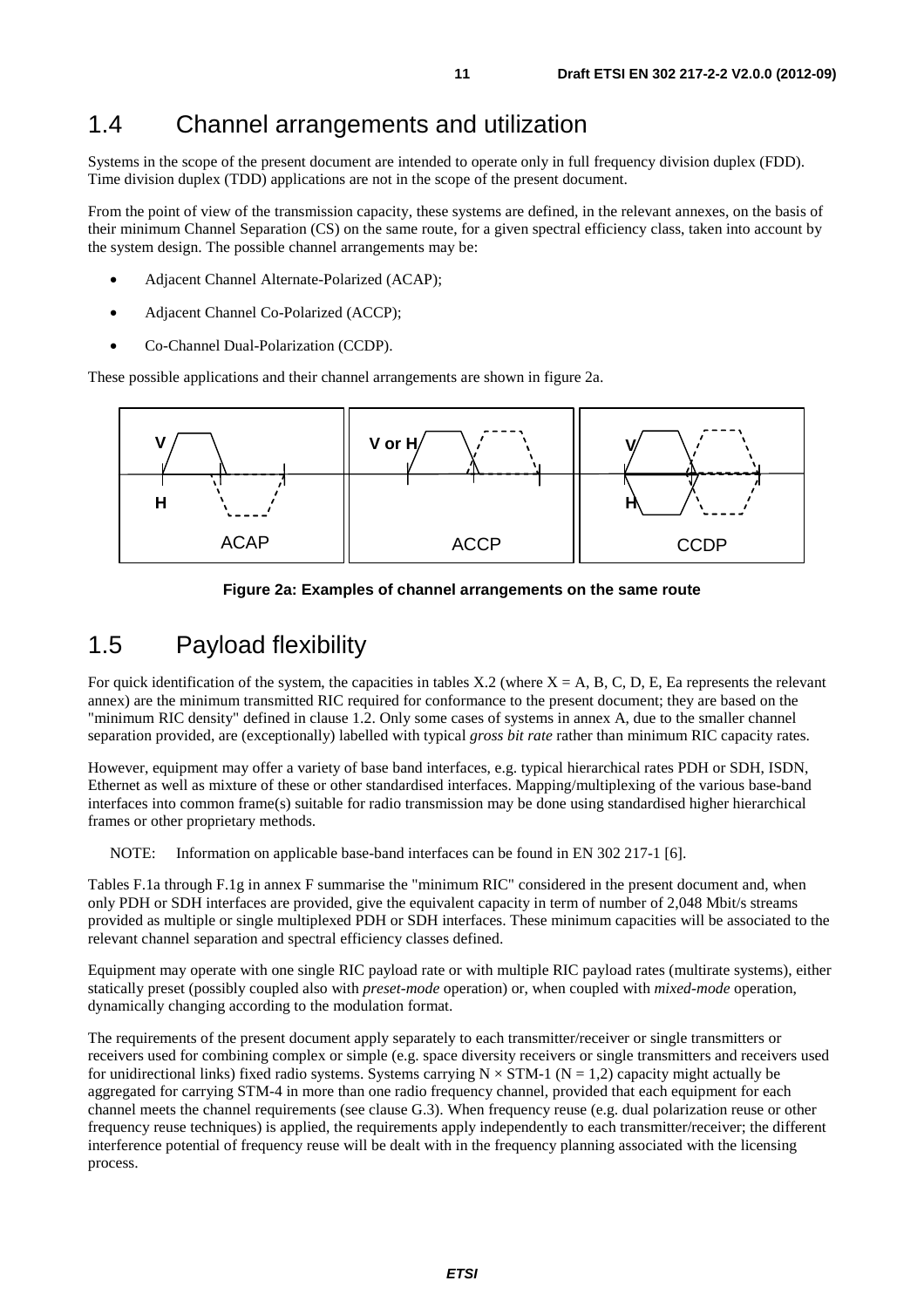## 1.4 Channel arrangements and utilization

Systems in the scope of the present document are intended to operate only in full frequency division duplex (FDD). Time division duplex (TDD) applications are not in the scope of the present document.

From the point of view of the transmission capacity, these systems are defined, in the relevant annexes, on the basis of their minimum Channel Separation (CS) on the same route, for a given spectral efficiency class, taken into account by the system design. The possible channel arrangements may be:

- Adjacent Channel Alternate-Polarized (ACAP);
- Adjacent Channel Co-Polarized (ACCP);
- Co-Channel Dual-Polarization (CCDP).

These possible applications and their channel arrangements are shown in figure 2a.

**Figure 2a: Examples of channel arrangements on the same route**

## 1.5 Payload flexibility

For quick identification of the system, the capacities in tables X.2 (where X = A, B, C, D, E, Ea represents the relevant annex) are the minimum transmitted RIC required for conformance to the present document; they are based on the "minimum RIC density" defined in clause 1.2. Only some cases of systems in annex A, due to the smaller channel separation provided, are (exceptionally) labelled with typical *gross bit rate* rather than minimum RIC capacity rates.

However, equipment may offer a variety of base band interfaces, e.g. typical hierarchical rates PDH or SDH, ISDN, Ethernet as well as mixture of these or other standardised interfaces. Mapping/multiplexing of the various base-band interfaces into common frame(s) suitable for radio transmission may be done using standardised higher hierarchical frames or other proprietary methods.

NOTE: Information on applicable base-band interfaces can be found in EN 302 217-1 [6].

Tables F.1a through F.1g in annex F summarise the "minimum RIC" considered in the present document and, when only PDH or SDH interfaces are provided, give the equivalent capacity in term of number of 2,048 Mbit/s streams provided as multiple or single multiplexed PDH or SDH interfaces. These minimum capacities will be associated to the relevant channel separation and spectral efficiency classes defined.

Equipment may operate with one single RIC payload rate or with multiple RIC payload rates (multirate systems), either statically preset (possibly coupled also with *preset-mode* operation) or, when coupled with *mixed-mode* operation, dynamically changing according to the modulation format.

The requirements of the present document apply separately to each transmitter/receiver or single transmitters or receivers used for combining complex or simple (e.g. space diversity receivers or single transmitters and receivers used for unidirectional links) fixed radio systems. Systems carrying N × STM-1 (N = 1,2) capacity might actually be aggregated for carrying STM-4 in more than one radio frequency channel, provided that each equipment for each channel meets the channel requirements (see clause G.3). When frequency reuse (e.g. dual polarization reuse or other frequency reuse techniques) is applied, the requirements apply independently to each transmitter/receiver; the different interference potential of frequency reuse will be dealt with in the frequency planning associated with the licensing process.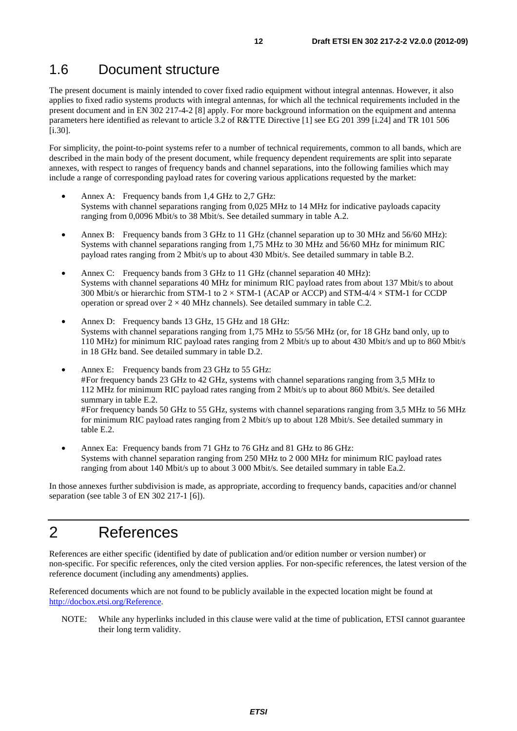## 1.6 Document structure

The present document is mainly intended to cover fixed radio equipment without integral antennas. However, it also applies to fixed radio systems products with integral antennas, for which all the technical requirements included in the present document and in EN 302 217-4-2 [8] apply. For more background information on the equipment and antenna parameters here identified as relevant to article 3.2 of R&TTE Directive [1] see EG 201 399 [i.24] and TR 101 506 [i.30].

For simplicity, the point-to-point systems refer to a number of technical requirements, common to all bands, which are described in the main body of the present document, while frequency dependent requirements are split into separate annexes, with respect to ranges of frequency bands and channel separations, into the following families which may include a range of corresponding payload rates for covering various applications requested by the market:

- Annex A: Frequency bands from 1,4 GHz to 2,7 GHz:
  Systems with channel separations ranging from 0,025 MHz to 14 MHz for indicative payloads capacity ranging from 0,0096 Mbit/s to 38 Mbit/s. See detailed summary in table A.2.
- Annex B: Frequency bands from 3 GHz to 11 GHz (channel separation up to 30 MHz and 56/60 MHz):
  Systems with channel separations ranging from 1,75 MHz to 30 MHz and 56/60 MHz for minimum RIC payload rates ranging from 2 Mbit/s up to about 430 Mbit/s. See detailed summary in table B.2.
- Annex C: Frequency bands from 3 GHz to 11 GHz (channel separation 40 MHz):
  Systems with channel separations 40 MHz for minimum RIC payload rates from about 137 Mbit/s to about 300 Mbit/s or hierarchic from STM-1 to 2 × STM-1 (ACAP or ACCP) and STM-4/4 × STM-1 for CCDP operation or spread over 2 × 40 MHz channels). See detailed summary in table C.2.
- Annex D: Frequency bands 13 GHz, 15 GHz and 18 GHz:
  Systems with channel separations ranging from 1,75 MHz to 55/56 MHz (or, for 18 GHz band only, up to 110 MHz) for minimum RIC payload rates ranging from 2 Mbit/s up to about 430 Mbit/s and up to 860 Mbit/s in 18 GHz band. See detailed summary in table D.2.
- Annex E: Frequency bands from 23 GHz to 55 GHz:
  #For frequency bands 23 GHz to 42 GHz, systems with channel separations ranging from 3,5 MHz to 112 MHz for minimum RIC payload rates ranging from 2 Mbit/s up to about 860 Mbit/s. See detailed summary in table E.2.
  #For frequency bands 50 GHz to 55 GHz, systems with channel separations ranging from 3,5 MHz to 56 MHz for minimum RIC payload rates ranging from 2 Mbit/s up to about 128 Mbit/s. See detailed summary in table E.2.
- Annex Ea: Frequency bands from 71 GHz to 76 GHz and 81 GHz to 86 GHz:
  Systems with channel separation ranging from 250 MHz to 2 000 MHz for minimum RIC payload rates ranging from about 140 Mbit/s up to about 3 000 Mbit/s. See detailed summary in table Ea.2.

In those annexes further subdivision is made, as appropriate, according to frequency bands, capacities and/or channel separation (see table 3 of EN 302 217-1 [6]).

# 2 References

References are either specific (identified by date of publication and/or edition number or version number) or non-specific. For specific references, only the cited version applies. For non-specific references, the latest version of the reference document (including any amendments) applies.

Referenced documents which are not found to be publicly available in the expected location might be found at http://docbox.etsi.org/Reference.

NOTE: While any hyperlinks included in this clause were valid at the time of publication, ETSI cannot guarantee their long term validity.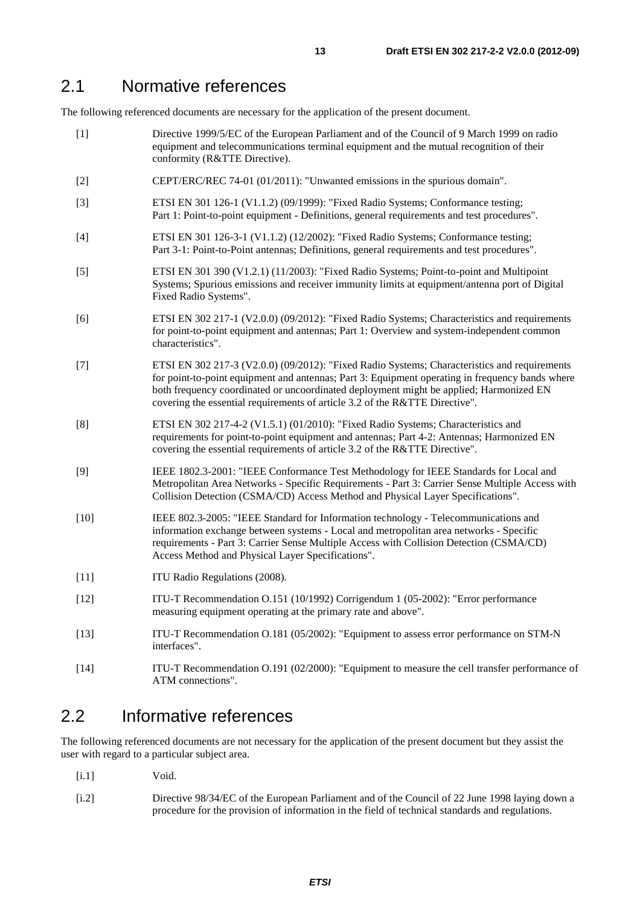## 2.1 Normative references

The following referenced documents are necessary for the application of the present document.

[1] Directive 1999/5/EC of the European Parliament and of the Council of 9 March 1999 on radio equipment and telecommunications terminal equipment and the mutual recognition of their conformity (R&TTE Directive).

[2] CEPT/ERC/REC 74-01 (01/2011): "Unwanted emissions in the spurious domain".

[3] ETSI EN 301 126-1 (V1.1.2) (09/1999): "Fixed Radio Systems; Conformance testing; Part 1: Point-to-point equipment - Definitions, general requirements and test procedures".

[4] ETSI EN 301 126-3-1 (V1.1.2) (12/2002): "Fixed Radio Systems; Conformance testing; Part 3-1: Point-to-Point antennas; Definitions, general requirements and test procedures".

[5] ETSI EN 301 390 (V1.2.1) (11/2003): "Fixed Radio Systems; Point-to-point and Multipoint Systems; Spurious emissions and receiver immunity limits at equipment/antenna port of Digital Fixed Radio Systems".

[6] ETSI EN 302 217-1 (V2.0.0) (09/2012): "Fixed Radio Systems; Characteristics and requirements for point-to-point equipment and antennas; Part 1: Overview and system-independent common characteristics".

[7] ETSI EN 302 217-3 (V2.0.0) (09/2012): "Fixed Radio Systems; Characteristics and requirements for point-to-point equipment and antennas; Part 3: Equipment operating in frequency bands where both frequency coordinated or uncoordinated deployment might be applied; Harmonized EN covering the essential requirements of article 3.2 of the R&TTE Directive".

[8] ETSI EN 302 217-4-2 (V1.5.1) (01/2010): "Fixed Radio Systems; Characteristics and requirements for point-to-point equipment and antennas; Part 4-2: Antennas; Harmonized EN covering the essential requirements of article 3.2 of the R&TTE Directive".

[9] IEEE 1802.3-2001: "IEEE Conformance Test Methodology for IEEE Standards for Local and Metropolitan Area Networks - Specific Requirements - Part 3: Carrier Sense Multiple Access with Collision Detection (CSMA/CD) Access Method and Physical Layer Specifications".

[10] IEEE 802.3-2005: "IEEE Standard for Information technology - Telecommunications and information exchange between systems - Local and metropolitan area networks - Specific requirements - Part 3: Carrier Sense Multiple Access with Collision Detection (CSMA/CD) Access Method and Physical Layer Specifications".

[11] ITU Radio Regulations (2008).

[12] ITU-T Recommendation O.151 (10/1992) Corrigendum 1 (05-2002): "Error performance measuring equipment operating at the primary rate and above".

[13] ITU-T Recommendation O.181 (05/2002): "Equipment to assess error performance on STM-N interfaces".

[14] ITU-T Recommendation O.191 (02/2000): "Equipment to measure the cell transfer performance of ATM connections".

## 2.2 Informative references

The following referenced documents are not necessary for the application of the present document but they assist the user with regard to a particular subject area.

[i.1] Void.

[i.2] Directive 98/34/EC of the European Parliament and of the Council of 22 June 1998 laying down a procedure for the provision of information in the field of technical standards and regulations.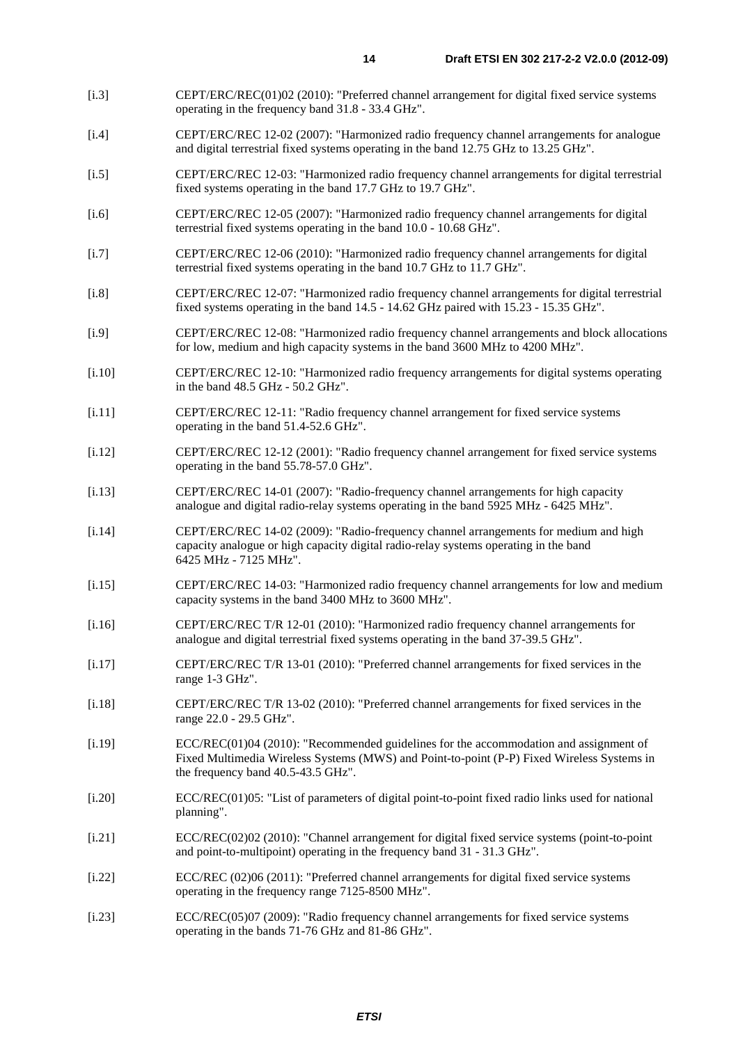[i.3] CEPT/ERC/REC(01)02 (2010): "Preferred channel arrangement for digital fixed service systems operating in the frequency band 31.8 - 33.4 GHz".

[i.4] CEPT/ERC/REC 12-02 (2007): "Harmonized radio frequency channel arrangements for analogue and digital terrestrial fixed systems operating in the band 12.75 GHz to 13.25 GHz".

[i.5] CEPT/ERC/REC 12-03: "Harmonized radio frequency channel arrangements for digital terrestrial fixed systems operating in the band 17.7 GHz to 19.7 GHz".

[i.6] CEPT/ERC/REC 12-05 (2007): "Harmonized radio frequency channel arrangements for digital terrestrial fixed systems operating in the band 10.0 - 10.68 GHz".

[i.7] CEPT/ERC/REC 12-06 (2010): "Harmonized radio frequency channel arrangements for digital terrestrial fixed systems operating in the band 10.7 GHz to 11.7 GHz".

[i.8] CEPT/ERC/REC 12-07: "Harmonized radio frequency channel arrangements for digital terrestrial fixed systems operating in the band 14.5 - 14.62 GHz paired with 15.23 - 15.35 GHz".

[i.9] CEPT/ERC/REC 12-08: "Harmonized radio frequency channel arrangements and block allocations for low, medium and high capacity systems in the band 3600 MHz to 4200 MHz".

[i.10] CEPT/ERC/REC 12-10: "Harmonized radio frequency arrangements for digital systems operating in the band 48.5 GHz - 50.2 GHz".

[i.11] CEPT/ERC/REC 12-11: "Radio frequency channel arrangement for fixed service systems operating in the band 51.4-52.6 GHz".

[i.12] CEPT/ERC/REC 12-12 (2001): "Radio frequency channel arrangement for fixed service systems operating in the band 55.78-57.0 GHz".

[i.13] CEPT/ERC/REC 14-01 (2007): "Radio-frequency channel arrangements for high capacity analogue and digital radio-relay systems operating in the band 5925 MHz - 6425 MHz".

[i.14] CEPT/ERC/REC 14-02 (2009): "Radio-frequency channel arrangements for medium and high capacity analogue or high capacity digital radio-relay systems operating in the band 6425 MHz - 7125 MHz".

[i.15] CEPT/ERC/REC 14-03: "Harmonized radio frequency channel arrangements for low and medium capacity systems in the band 3400 MHz to 3600 MHz".

[i.16] CEPT/ERC/REC T/R 12-01 (2010): "Harmonized radio frequency channel arrangements for analogue and digital terrestrial fixed systems operating in the band 37-39.5 GHz".

[i.17] CEPT/ERC/REC T/R 13-01 (2010): "Preferred channel arrangements for fixed services in the range 1-3 GHz".

[i.18] CEPT/ERC/REC T/R 13-02 (2010): "Preferred channel arrangements for fixed services in the range 22.0 - 29.5 GHz".

[i.19] ECC/REC(01)04 (2010): "Recommended guidelines for the accommodation and assignment of Fixed Multimedia Wireless Systems (MWS) and Point-to-point (P-P) Fixed Wireless Systems in the frequency band 40.5-43.5 GHz".

[i.20] ECC/REC(01)05: "List of parameters of digital point-to-point fixed radio links used for national planning".

[i.21] ECC/REC(02)02 (2010): "Channel arrangement for digital fixed service systems (point-to-point and point-to-multipoint) operating in the frequency band 31 - 31.3 GHz".

[i.22] ECC/REC (02)06 (2011): "Preferred channel arrangements for digital fixed service systems operating in the frequency range 7125-8500 MHz".

[i.23] ECC/REC(05)07 (2009): "Radio frequency channel arrangements for fixed service systems operating in the bands 71-76 GHz and 81-86 GHz".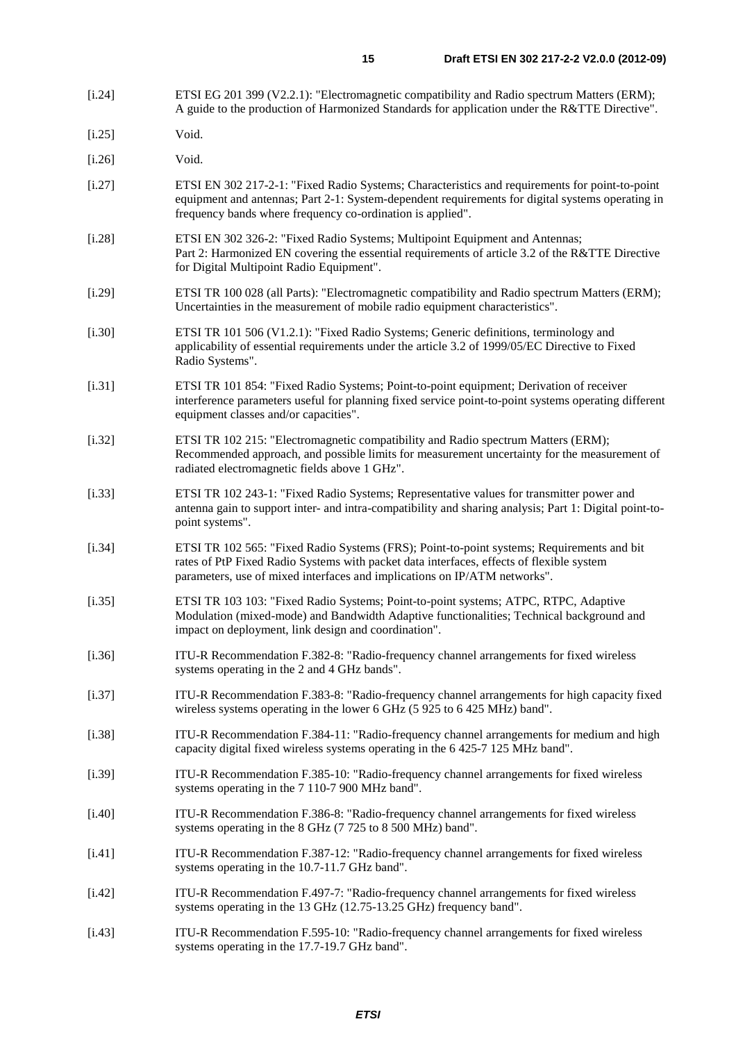[i.24] ETSI EG 201 399 (V2.2.1): "Electromagnetic compatibility and Radio spectrum Matters (ERM); A guide to the production of Harmonized Standards for application under the R&TTE Directive".

[i.25] Void.

[i.26] Void.

[i.27] ETSI EN 302 217-2-1: "Fixed Radio Systems; Characteristics and requirements for point-to-point equipment and antennas; Part 2-1: System-dependent requirements for digital systems operating in frequency bands where frequency co-ordination is applied".

[i.28] ETSI EN 302 326-2: "Fixed Radio Systems; Multipoint Equipment and Antennas; Part 2: Harmonized EN covering the essential requirements of article 3.2 of the R&TTE Directive for Digital Multipoint Radio Equipment".

[i.29] ETSI TR 100 028 (all Parts): "Electromagnetic compatibility and Radio spectrum Matters (ERM); Uncertainties in the measurement of mobile radio equipment characteristics".

[i.30] ETSI TR 101 506 (V1.2.1): "Fixed Radio Systems; Generic definitions, terminology and applicability of essential requirements under the article 3.2 of 1999/05/EC Directive to Fixed Radio Systems".

[i.31] ETSI TR 101 854: "Fixed Radio Systems; Point-to-point equipment; Derivation of receiver interference parameters useful for planning fixed service point-to-point systems operating different equipment classes and/or capacities".

[i.32] ETSI TR 102 215: "Electromagnetic compatibility and Radio spectrum Matters (ERM); Recommended approach, and possible limits for measurement uncertainty for the measurement of radiated electromagnetic fields above 1 GHz".

[i.33] ETSI TR 102 243-1: "Fixed Radio Systems; Representative values for transmitter power and antenna gain to support inter- and intra-compatibility and sharing analysis; Part 1: Digital point-to-point systems".

[i.34] ETSI TR 102 565: "Fixed Radio Systems (FRS); Point-to-point systems; Requirements and bit rates of PtP Fixed Radio Systems with packet data interfaces, effects of flexible system parameters, use of mixed interfaces and implications on IP/ATM networks".

[i.35] ETSI TR 103 103: "Fixed Radio Systems; Point-to-point systems; ATPC, RTPC, Adaptive Modulation (mixed-mode) and Bandwidth Adaptive functionalities; Technical background and impact on deployment, link design and coordination".

[i.36] ITU-R Recommendation F.382-8: "Radio-frequency channel arrangements for fixed wireless systems operating in the 2 and 4 GHz bands".

[i.37] ITU-R Recommendation F.383-8: "Radio-frequency channel arrangements for high capacity fixed wireless systems operating in the lower 6 GHz (5 925 to 6 425 MHz) band".

[i.38] ITU-R Recommendation F.384-11: "Radio-frequency channel arrangements for medium and high capacity digital fixed wireless systems operating in the 6 425-7 125 MHz band".

[i.39] ITU-R Recommendation F.385-10: "Radio-frequency channel arrangements for fixed wireless systems operating in the 7 110-7 900 MHz band".

[i.40] ITU-R Recommendation F.386-8: "Radio-frequency channel arrangements for fixed wireless systems operating in the 8 GHz (7 725 to 8 500 MHz) band".

[i.41] ITU-R Recommendation F.387-12: "Radio-frequency channel arrangements for fixed wireless systems operating in the 10.7-11.7 GHz band".

[i.42] ITU-R Recommendation F.497-7: "Radio-frequency channel arrangements for fixed wireless systems operating in the 13 GHz (12.75-13.25 GHz) frequency band".

[i.43] ITU-R Recommendation F.595-10: "Radio-frequency channel arrangements for fixed wireless systems operating in the 17.7-19.7 GHz band".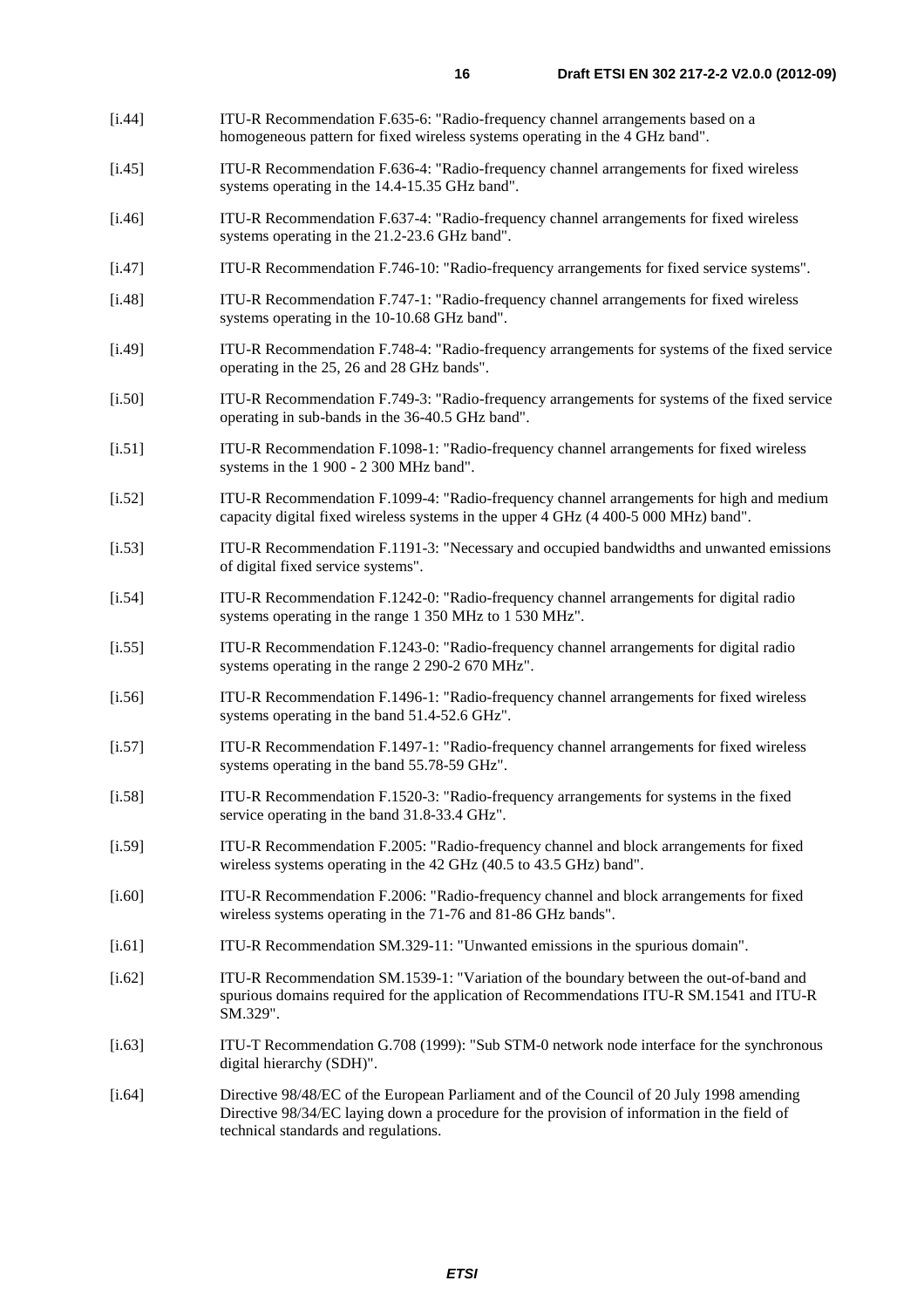[i.44] ITU-R Recommendation F.635-6: "Radio-frequency channel arrangements based on a homogeneous pattern for fixed wireless systems operating in the 4 GHz band".

[i.45] ITU-R Recommendation F.636-4: "Radio-frequency channel arrangements for fixed wireless systems operating in the 14.4-15.35 GHz band".

[i.46] ITU-R Recommendation F.637-4: "Radio-frequency channel arrangements for fixed wireless systems operating in the 21.2-23.6 GHz band".

[i.47] ITU-R Recommendation F.746-10: "Radio-frequency arrangements for fixed service systems".

[i.48] ITU-R Recommendation F.747-1: "Radio-frequency channel arrangements for fixed wireless systems operating in the 10-10.68 GHz band".

[i.49] ITU-R Recommendation F.748-4: "Radio-frequency arrangements for systems of the fixed service operating in the 25, 26 and 28 GHz bands".

[i.50] ITU-R Recommendation F.749-3: "Radio-frequency arrangements for systems of the fixed service operating in sub-bands in the 36-40.5 GHz band".

[i.51] ITU-R Recommendation F.1098-1: "Radio-frequency channel arrangements for fixed wireless systems in the 1 900 - 2 300 MHz band".

[i.52] ITU-R Recommendation F.1099-4: "Radio-frequency channel arrangements for high and medium capacity digital fixed wireless systems in the upper 4 GHz (4 400-5 000 MHz) band".

[i.53] ITU-R Recommendation F.1191-3: "Necessary and occupied bandwidths and unwanted emissions of digital fixed service systems".

[i.54] ITU-R Recommendation F.1242-0: "Radio-frequency channel arrangements for digital radio systems operating in the range 1 350 MHz to 1 530 MHz".

[i.55] ITU-R Recommendation F.1243-0: "Radio-frequency channel arrangements for digital radio systems operating in the range 2 290-2 670 MHz".

[i.56] ITU-R Recommendation F.1496-1: "Radio-frequency channel arrangements for fixed wireless systems operating in the band 51.4-52.6 GHz".

[i.57] ITU-R Recommendation F.1497-1: "Radio-frequency channel arrangements for fixed wireless systems operating in the band 55.78-59 GHz".

[i.58] ITU-R Recommendation F.1520-3: "Radio-frequency arrangements for systems in the fixed service operating in the band 31.8-33.4 GHz".

[i.59] ITU-R Recommendation F.2005: "Radio-frequency channel and block arrangements for fixed wireless systems operating in the 42 GHz (40.5 to 43.5 GHz) band".

[i.60] ITU-R Recommendation F.2006: "Radio-frequency channel and block arrangements for fixed wireless systems operating in the 71-76 and 81-86 GHz bands".

[i.61] ITU-R Recommendation SM.329-11: "Unwanted emissions in the spurious domain".

[i.62] ITU-R Recommendation SM.1539-1: "Variation of the boundary between the out-of-band and spurious domains required for the application of Recommendations ITU-R SM.1541 and ITU-R SM.329".

[i.63] ITU-T Recommendation G.708 (1999): "Sub STM-0 network node interface for the synchronous digital hierarchy (SDH)".

[i.64] Directive 98/48/EC of the European Parliament and of the Council of 20 July 1998 amending Directive 98/34/EC laying down a procedure for the provision of information in the field of technical standards and regulations.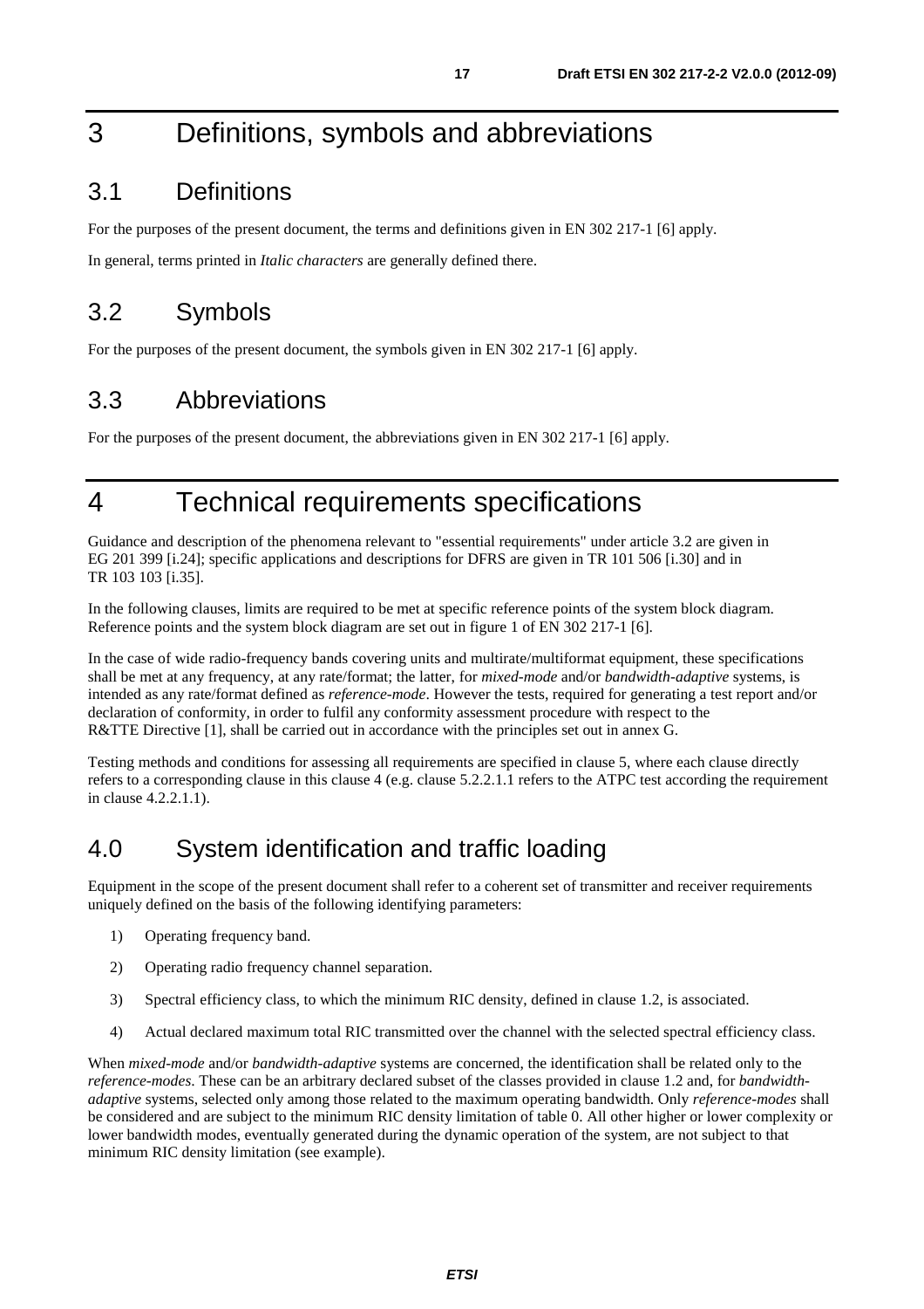# 3 Definitions, symbols and abbreviations

## 3.1 Definitions

For the purposes of the present document, the terms and definitions given in EN 302 217-1 [6] apply.

In general, terms printed in *Italic characters* are generally defined there.

## 3.2 Symbols

For the purposes of the present document, the symbols given in EN 302 217-1 [6] apply.

## 3.3 Abbreviations

For the purposes of the present document, the abbreviations given in EN 302 217-1 [6] apply.

# 4 Technical requirements specifications

Guidance and description of the phenomena relevant to "essential requirements" under article 3.2 are given in EG 201 399 [i.24]; specific applications and descriptions for DFRS are given in TR 101 506 [i.30] and in TR 103 103 [i.35].

In the following clauses, limits are required to be met at specific reference points of the system block diagram. Reference points and the system block diagram are set out in figure 1 of EN 302 217-1 [6].

In the case of wide radio-frequency bands covering units and multirate/multiformat equipment, these specifications shall be met at any frequency, at any rate/format; the latter, for *mixed-mode* and/or *bandwidth-adaptive* systems, is intended as any rate/format defined as *reference-mode*. However the tests, required for generating a test report and/or declaration of conformity, in order to fulfil any conformity assessment procedure with respect to the R&TTE Directive [1], shall be carried out in accordance with the principles set out in annex G.

Testing methods and conditions for assessing all requirements are specified in clause 5, where each clause directly refers to a corresponding clause in this clause 4 (e.g. clause 5.2.2.1.1 refers to the ATPC test according the requirement in clause 4.2.2.1.1).

## 4.0 System identification and traffic loading

Equipment in the scope of the present document shall refer to a coherent set of transmitter and receiver requirements uniquely defined on the basis of the following identifying parameters:

1) Operating frequency band.
2) Operating radio frequency channel separation.
3) Spectral efficiency class, to which the minimum RIC density, defined in clause 1.2, is associated.
4) Actual declared maximum total RIC transmitted over the channel with the selected spectral efficiency class.

When *mixed-mode* and/or *bandwidth-adaptive* systems are concerned, the identification shall be related only to the *reference-modes*. These can be an arbitrary declared subset of the classes provided in clause 1.2 and, for *bandwidth-adaptive* systems, selected only among those related to the maximum operating bandwidth. Only *reference-modes* shall be considered and are subject to the minimum RIC density limitation of table 0. All other higher or lower complexity or lower bandwidth modes, eventually generated during the dynamic operation of the system, are not subject to that minimum RIC density limitation (see example).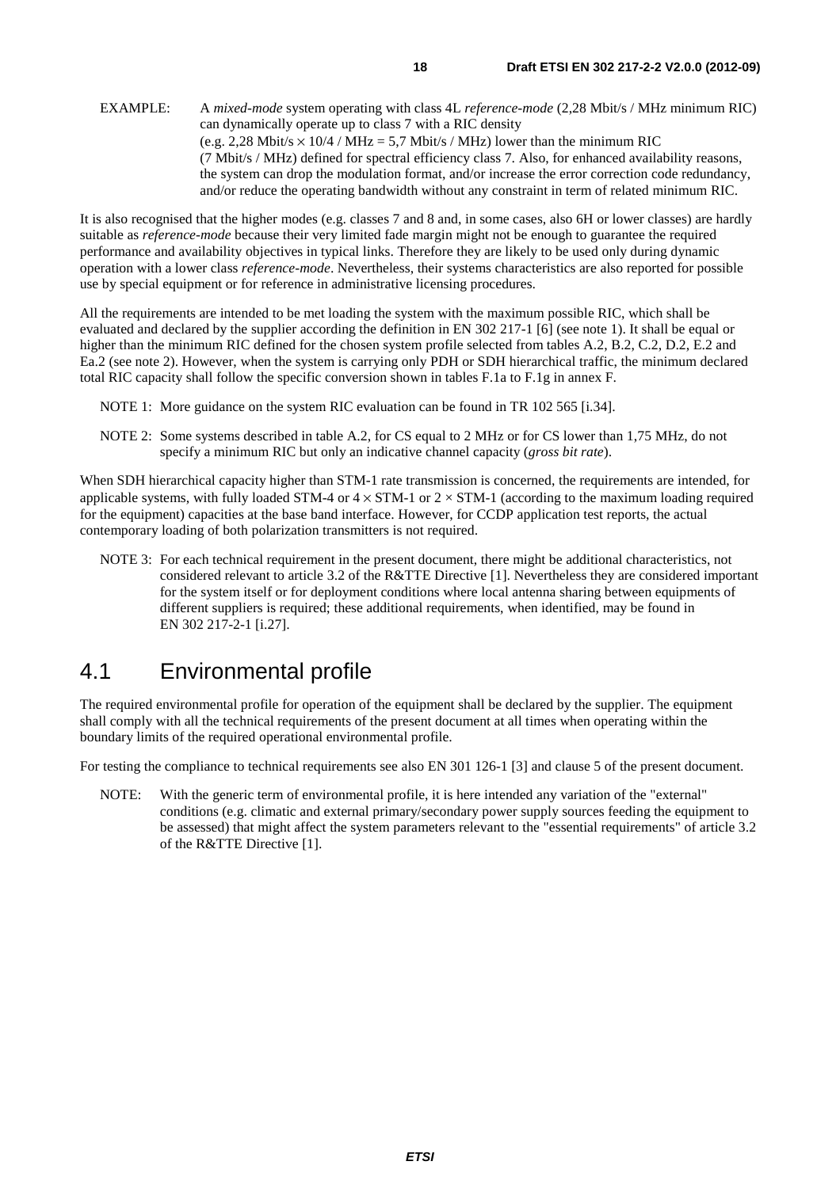EXAMPLE: A *mixed-mode* system operating with class 4L *reference-mode* (2,28 Mbit/s / MHz minimum RIC) can dynamically operate up to class 7 with a RIC density (e.g. 2,28 Mbit/s × 10/4 / MHz = 5,7 Mbit/s / MHz) lower than the minimum RIC (7 Mbit/s / MHz) defined for spectral efficiency class 7. Also, for enhanced availability reasons, the system can drop the modulation format, and/or increase the error correction code redundancy, and/or reduce the operating bandwidth without any constraint in term of related minimum RIC.

It is also recognised that the higher modes (e.g. classes 7 and 8 and, in some cases, also 6H or lower classes) are hardly suitable as *reference-mode* because their very limited fade margin might not be enough to guarantee the required performance and availability objectives in typical links. Therefore they are likely to be used only during dynamic operation with a lower class *reference-mode*. Nevertheless, their systems characteristics are also reported for possible use by special equipment or for reference in administrative licensing procedures.

All the requirements are intended to be met loading the system with the maximum possible RIC, which shall be evaluated and declared by the supplier according the definition in EN 302 217-1 [6] (see note 1). It shall be equal or higher than the minimum RIC defined for the chosen system profile selected from tables A.2, B.2, C.2, D.2, E.2 and Ea.2 (see note 2). However, when the system is carrying only PDH or SDH hierarchical traffic, the minimum declared total RIC capacity shall follow the specific conversion shown in tables F.1a to F.1g in annex F.

NOTE 1: More guidance on the system RIC evaluation can be found in TR 102 565 [i.34].

NOTE 2: Some systems described in table A.2, for CS equal to 2 MHz or for CS lower than 1,75 MHz, do not specify a minimum RIC but only an indicative channel capacity (*gross bit rate*).

When SDH hierarchical capacity higher than STM-1 rate transmission is concerned, the requirements are intended, for applicable systems, with fully loaded STM-4 or 4 × STM-1 or 2 × STM-1 (according to the maximum loading required for the equipment) capacities at the base band interface. However, for CCDP application test reports, the actual contemporary loading of both polarization transmitters is not required.

NOTE 3: For each technical requirement in the present document, there might be additional characteristics, not considered relevant to article 3.2 of the R&TTE Directive [1]. Nevertheless they are considered important for the system itself or for deployment conditions where local antenna sharing between equipments of different suppliers is required; these additional requirements, when identified, may be found in EN 302 217-2-1 [i.27].

## 4.1 Environmental profile

The required environmental profile for operation of the equipment shall be declared by the supplier. The equipment shall comply with all the technical requirements of the present document at all times when operating within the boundary limits of the required operational environmental profile.

For testing the compliance to technical requirements see also EN 301 126-1 [3] and clause 5 of the present document.

NOTE: With the generic term of environmental profile, it is here intended any variation of the "external" conditions (e.g. climatic and external primary/secondary power supply sources feeding the equipment to be assessed) that might affect the system parameters relevant to the "essential requirements" of article 3.2 of the R&TTE Directive [1].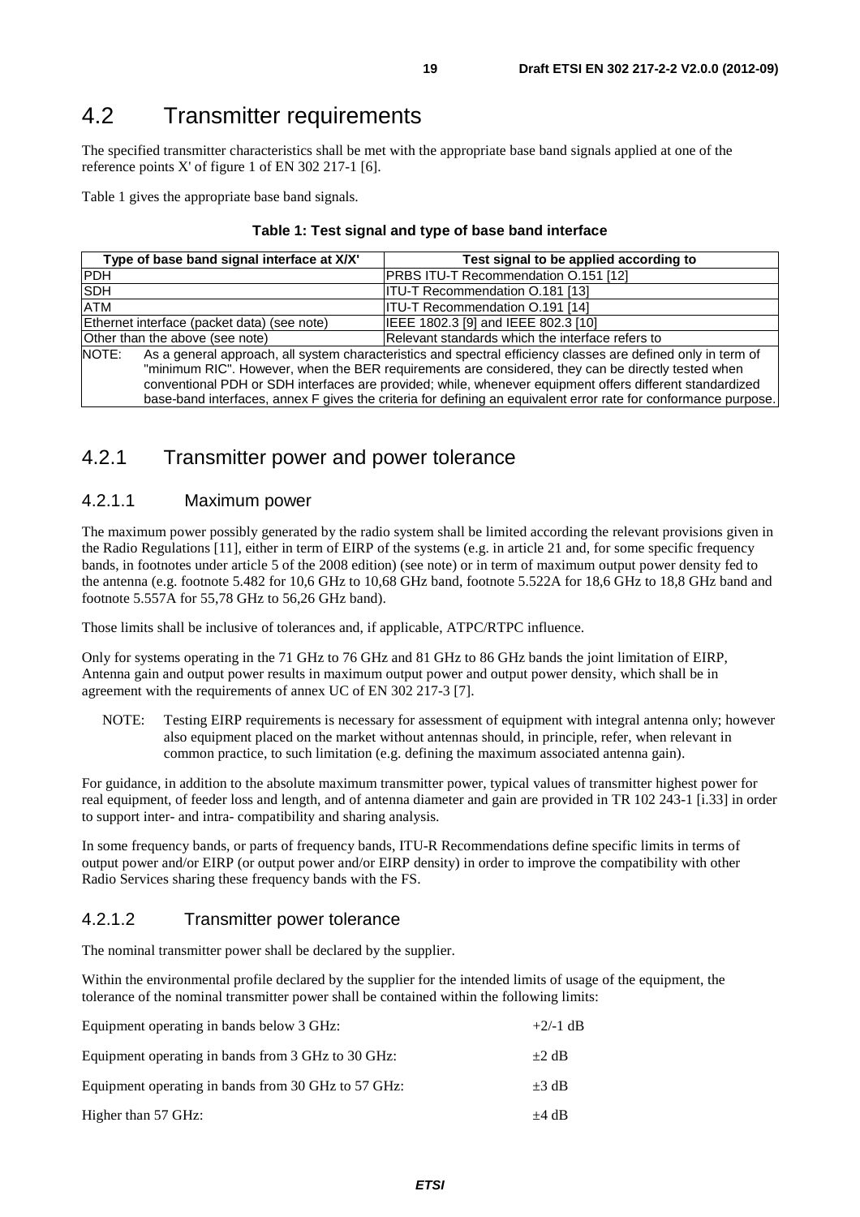## 4.2 Transmitter requirements

The specified transmitter characteristics shall be met with the appropriate base band signals applied at one of the reference points X' of figure 1 of EN 302 217-1 [6].

Table 1 gives the appropriate base band signals.

**Table 1: Test signal and type of base band interface**

| Type of base band signal interface at X/X' | Test signal to be applied according to |
|---|---|
| PDH | PRBS ITU-T Recommendation O.151 [12] |
| SDH | ITU-T Recommendation O.181 [13] |
| ATM | ITU-T Recommendation O.191 [14] |
| Ethernet interface (packet data) (see note) | IEEE 1802.3 [9] and IEEE 802.3 [10] |
| Other than the above (see note) | Relevant standards which the interface refers to |
| NOTE: As a general approach, all system characteristics and spectral efficiency classes are defined only in term of "minimum RIC". However, when the BER requirements are considered, they can be directly tested when conventional PDH or SDH interfaces are provided; while, whenever equipment offers different standardized base-band interfaces, annex F gives the criteria for defining an equivalent error rate for conformance purpose. | |

### 4.2.1 Transmitter power and power tolerance

#### 4.2.1.1 Maximum power

The maximum power possibly generated by the radio system shall be limited according the relevant provisions given in the Radio Regulations [11], either in term of EIRP of the systems (e.g. in article 21 and, for some specific frequency bands, in footnotes under article 5 of the 2008 edition) (see note) or in term of maximum output power density fed to the antenna (e.g. footnote 5.482 for 10,6 GHz to 10,68 GHz band, footnote 5.522A for 18,6 GHz to 18,8 GHz band and footnote 5.557A for 55,78 GHz to 56,26 GHz band).

Those limits shall be inclusive of tolerances and, if applicable, ATPC/RTPC influence.

Only for systems operating in the 71 GHz to 76 GHz and 81 GHz to 86 GHz bands the joint limitation of EIRP, Antenna gain and output power results in maximum output power and output power density, which shall be in agreement with the requirements of annex UC of EN 302 217-3 [7].

NOTE: Testing EIRP requirements is necessary for assessment of equipment with integral antenna only; however also equipment placed on the market without antennas should, in principle, refer, when relevant in common practice, to such limitation (e.g. defining the maximum associated antenna gain).

For guidance, in addition to the absolute maximum transmitter power, typical values of transmitter highest power for real equipment, of feeder loss and length, and of antenna diameter and gain are provided in TR 102 243-1 [i.33] in order to support inter- and intra- compatibility and sharing analysis.

In some frequency bands, or parts of frequency bands, ITU-R Recommendations define specific limits in terms of output power and/or EIRP (or output power and/or EIRP density) in order to improve the compatibility with other Radio Services sharing these frequency bands with the FS.

#### 4.2.1.2 Transmitter power tolerance

The nominal transmitter power shall be declared by the supplier.

Within the environmental profile declared by the supplier for the intended limits of usage of the equipment, the tolerance of the nominal transmitter power shall be contained within the following limits:

| | |
|---|---|
| Equipment operating in bands below 3 GHz: | +2/-1 dB |
| Equipment operating in bands from 3 GHz to 30 GHz: | ±2 dB |
| Equipment operating in bands from 30 GHz to 57 GHz: | ±3 dB |
| Higher than 57 GHz: | ±4 dB |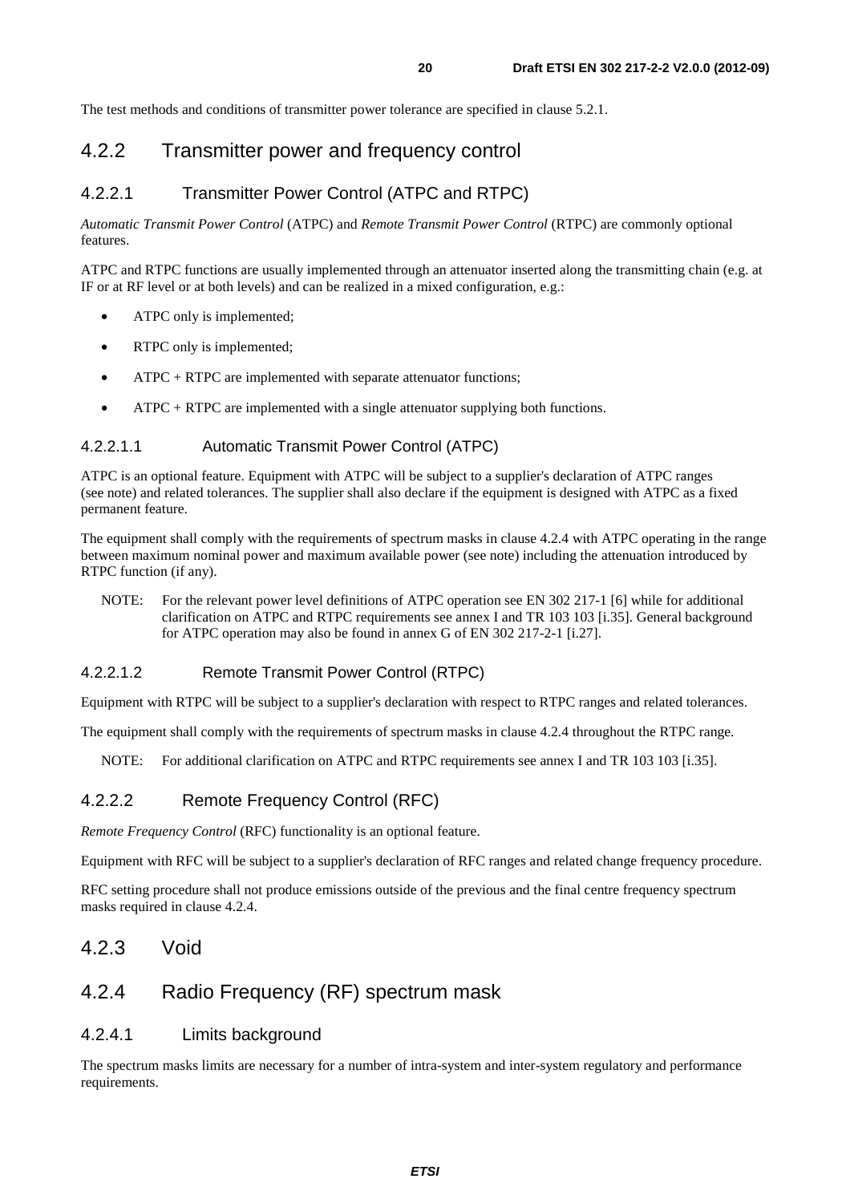The test methods and conditions of transmitter power tolerance are specified in clause 5.2.1.

## 4.2.2 Transmitter power and frequency control

### 4.2.2.1 Transmitter Power Control (ATPC and RTPC)

*Automatic Transmit Power Control* (ATPC) and *Remote Transmit Power Control* (RTPC) are commonly optional features.

ATPC and RTPC functions are usually implemented through an attenuator inserted along the transmitting chain (e.g. at IF or at RF level or at both levels) and can be realized in a mixed configuration, e.g.:

- ATPC only is implemented;
- RTPC only is implemented;
- ATPC + RTPC are implemented with separate attenuator functions;
- ATPC + RTPC are implemented with a single attenuator supplying both functions.

#### 4.2.2.1.1 Automatic Transmit Power Control (ATPC)

ATPC is an optional feature. Equipment with ATPC will be subject to a supplier's declaration of ATPC ranges (see note) and related tolerances. The supplier shall also declare if the equipment is designed with ATPC as a fixed permanent feature.

The equipment shall comply with the requirements of spectrum masks in clause 4.2.4 with ATPC operating in the range between maximum nominal power and maximum available power (see note) including the attenuation introduced by RTPC function (if any).

NOTE: For the relevant power level definitions of ATPC operation see EN 302 217-1 [6] while for additional clarification on ATPC and RTPC requirements see annex I and TR 103 103 [i.35]. General background for ATPC operation may also be found in annex G of EN 302 217-2-1 [i.27].

#### 4.2.2.1.2 Remote Transmit Power Control (RTPC)

Equipment with RTPC will be subject to a supplier's declaration with respect to RTPC ranges and related tolerances.

The equipment shall comply with the requirements of spectrum masks in clause 4.2.4 throughout the RTPC range.

NOTE: For additional clarification on ATPC and RTPC requirements see annex I and TR 103 103 [i.35].

### 4.2.2.2 Remote Frequency Control (RFC)

*Remote Frequency Control* (RFC) functionality is an optional feature.

Equipment with RFC will be subject to a supplier's declaration of RFC ranges and related change frequency procedure.

RFC setting procedure shall not produce emissions outside of the previous and the final centre frequency spectrum masks required in clause 4.2.4.

## 4.2.3 Void

## 4.2.4 Radio Frequency (RF) spectrum mask

### 4.2.4.1 Limits background

The spectrum masks limits are necessary for a number of intra-system and inter-system regulatory and performance requirements.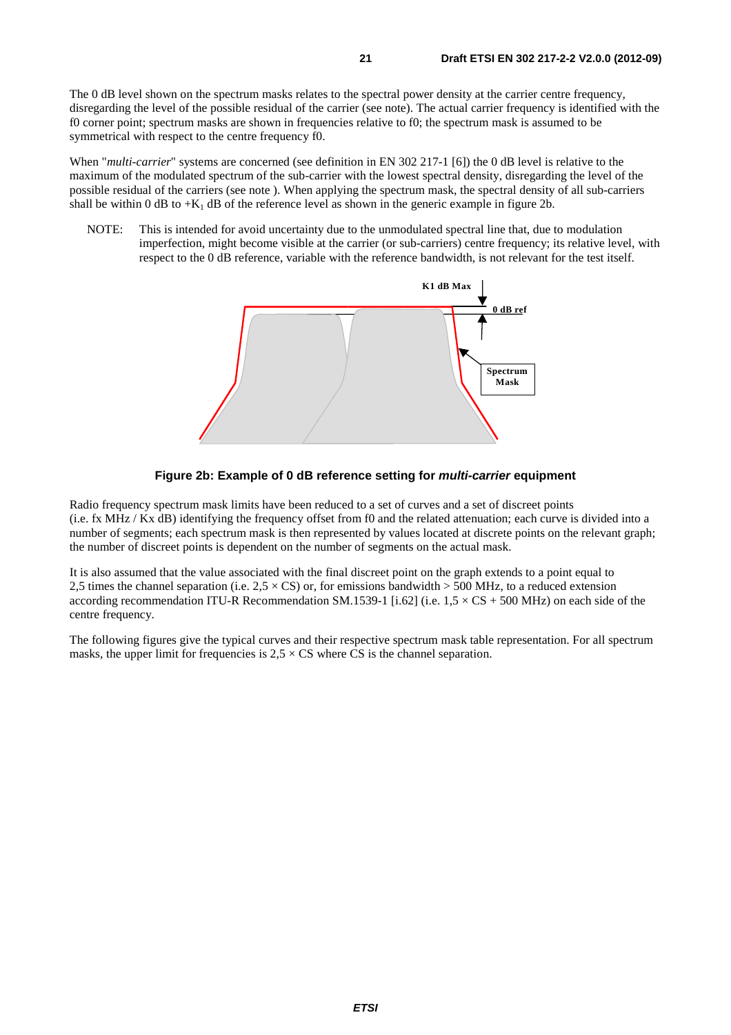The 0 dB level shown on the spectrum masks relates to the spectral power density at the carrier centre frequency, disregarding the level of the possible residual of the carrier (see note). The actual carrier frequency is identified with the f0 corner point; spectrum masks are shown in frequencies relative to f0; the spectrum mask is assumed to be symmetrical with respect to the centre frequency f0.

When "*multi-carrier*" systems are concerned (see definition in EN 302 217-1 [6]) the 0 dB level is relative to the maximum of the modulated spectrum of the sub-carrier with the lowest spectral density, disregarding the level of the possible residual of the carriers (see note ). When applying the spectrum mask, the spectral density of all sub-carriers shall be within 0 dB to $+K_1$ dB of the reference level as shown in the generic example in figure 2b.

NOTE: This is intended for avoid uncertainty due to the unmodulated spectral line that, due to modulation imperfection, might become visible at the carrier (or sub-carriers) centre frequency; its relative level, with respect to the 0 dB reference, variable with the reference bandwidth, is not relevant for the test itself.

K1 dB Max

0 dB ref

Spectrum Mask

**Figure 2b: Example of 0 dB reference setting for *multi-carrier* equipment**

Radio frequency spectrum mask limits have been reduced to a set of curves and a set of discreet points (i.e. fx MHz / Kx dB) identifying the frequency offset from f0 and the related attenuation; each curve is divided into a number of segments; each spectrum mask is then represented by values located at discrete points on the relevant graph; the number of discreet points is dependent on the number of segments on the actual mask.

It is also assumed that the value associated with the final discreet point on the graph extends to a point equal to 2,5 times the channel separation (i.e. $2,5 \times CS$) or, for emissions bandwidth > 500 MHz, to a reduced extension according recommendation ITU-R Recommendation SM.1539-1 [i.62] (i.e. $1,5 \times CS + 500$ MHz) on each side of the centre frequency.

The following figures give the typical curves and their respective spectrum mask table representation. For all spectrum masks, the upper limit for frequencies is $2,5 \times CS$ where CS is the channel separation.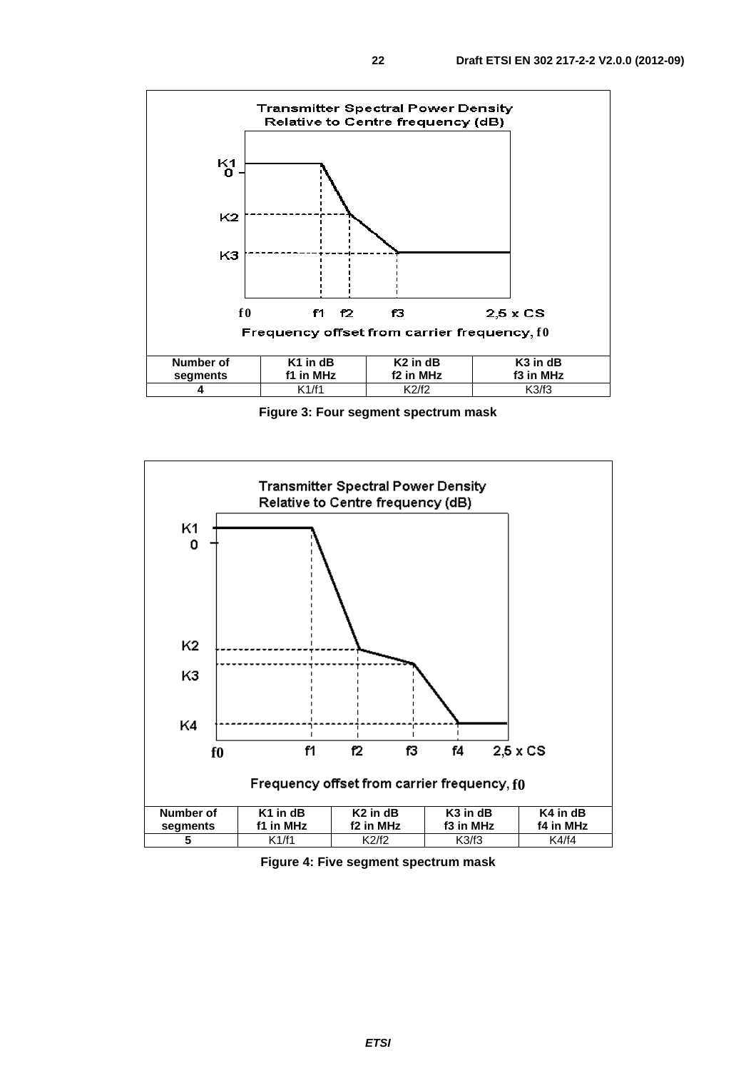Transmitter Spectral Power Density
Relative to Centre frequency (dB)

K1
0

K2

K3

f0 f1 f2 f3 2,5 x CS

Frequency offset from carrier frequency, f0

| Number of segments | K1 in dB f1 in MHz | K2 in dB f2 in MHz | K3 in dB f3 in MHz |
|---|---|---|---|
| 4 | K1/f1 | K2/f2 | K3/f3 |

**Figure 3: Four segment spectrum mask**

Transmitter Spectral Power Density
Relative to Centre frequency (dB)

K1
0

K2

K3

K4

f0 f1 f2 f3 f4 2,5 x CS

Frequency offset from carrier frequency, f0

| Number of segments | K1 in dB f1 in MHz | K2 in dB f2 in MHz | K3 in dB f3 in MHz | K4 in dB f4 in MHz |
|---|---|---|---|---|
| 5 | K1/f1 | K2/f2 | K3/f3 | K4/f4 |

**Figure 4: Five segment spectrum mask**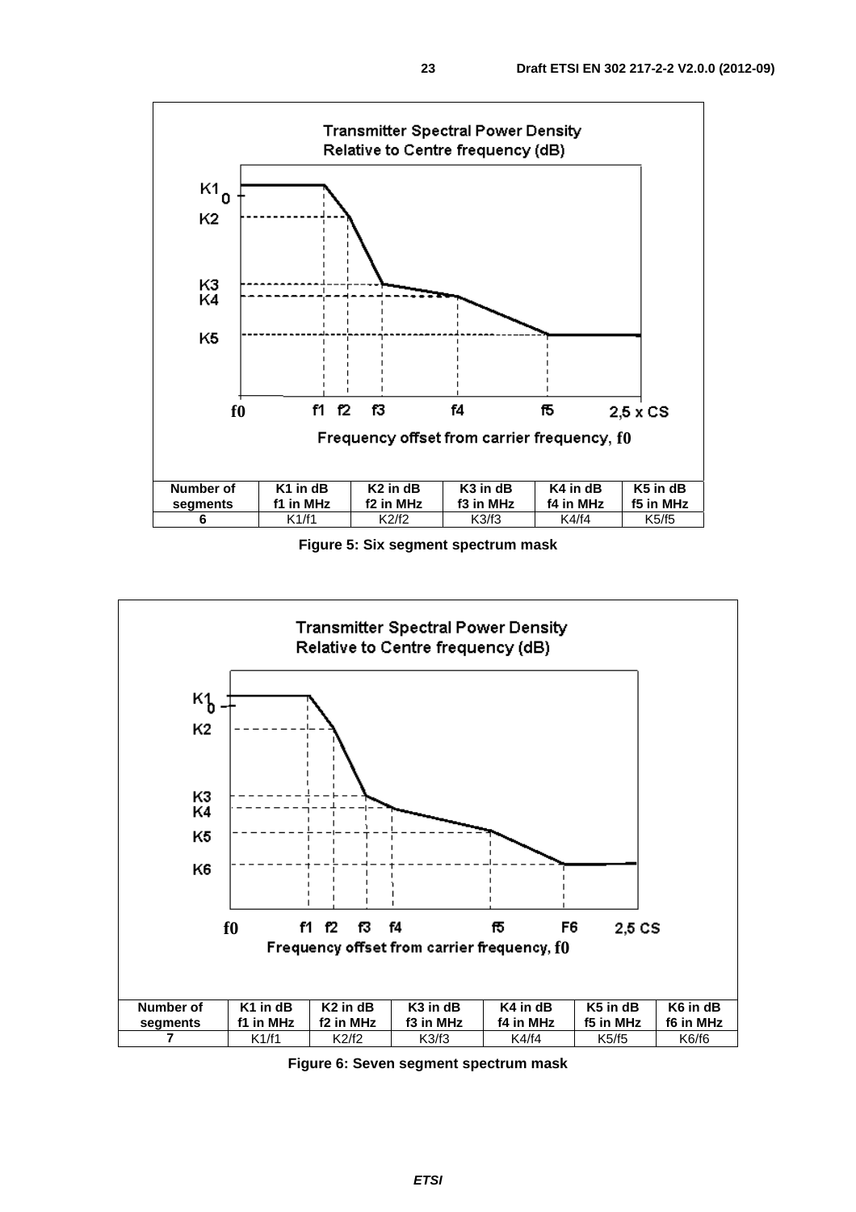| Number of segments | K1 in dB f1 in MHz | K2 in dB f2 in MHz | K3 in dB f3 in MHz | K4 in dB f4 in MHz | K5 in dB f5 in MHz |
|---|---|---|---|---|---|
| 6 | K1/f1 | K2/f2 | K3/f3 | K4/f4 | K5/f5 |

**Figure 5: Six segment spectrum mask**

| Number of segments | K1 in dB f1 in MHz | K2 in dB f2 in MHz | K3 in dB f3 in MHz | K4 in dB f4 in MHz | K5 in dB f5 in MHz | K6 in dB f6 in MHz |
|---|---|---|---|---|---|---|
| 7 | K1/f1 | K2/f2 | K3/f3 | K4/f4 | K5/f5 | K6/f6 |

**Figure 6: Seven segment spectrum mask**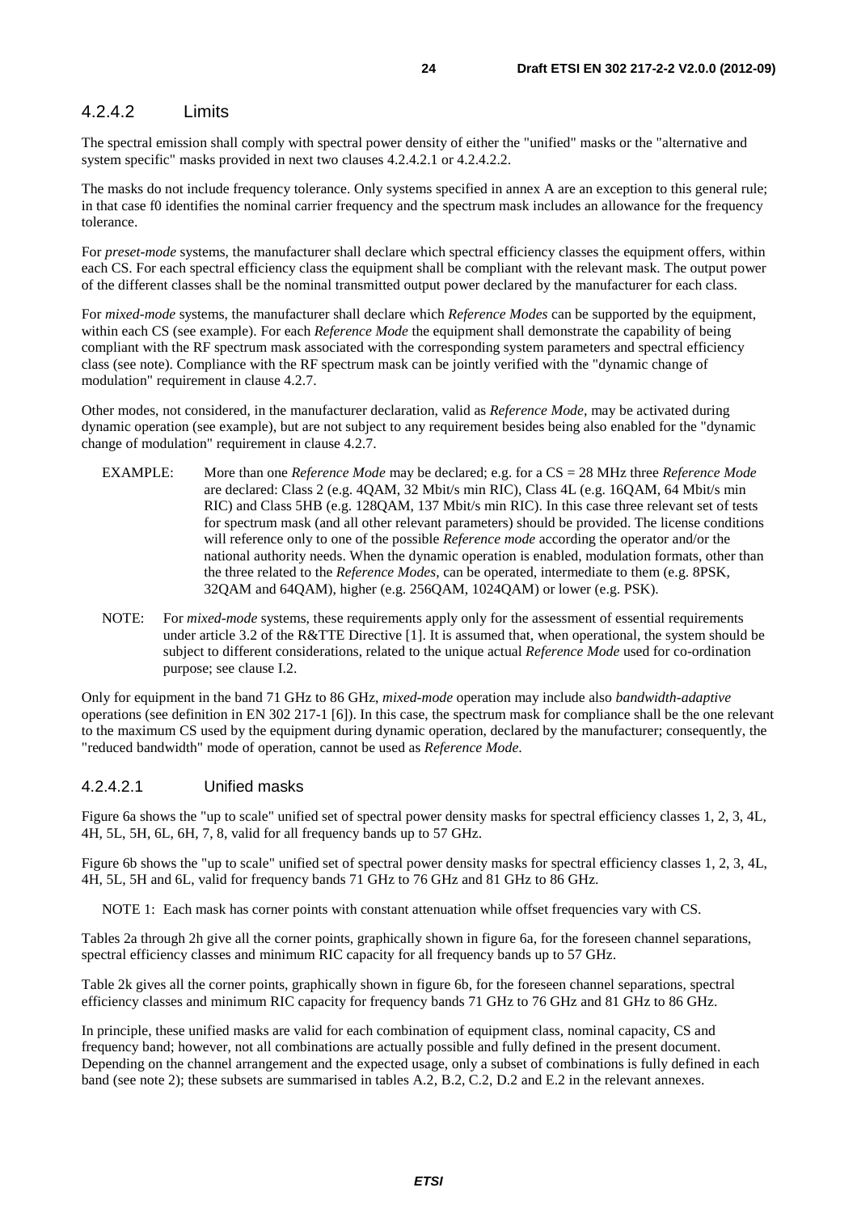#### 4.2.4.2 Limits

The spectral emission shall comply with spectral power density of either the "unified" masks or the "alternative and system specific" masks provided in next two clauses 4.2.4.2.1 or 4.2.4.2.2.

The masks do not include frequency tolerance. Only systems specified in annex A are an exception to this general rule; in that case f0 identifies the nominal carrier frequency and the spectrum mask includes an allowance for the frequency tolerance.

For *preset-mode* systems, the manufacturer shall declare which spectral efficiency classes the equipment offers, within each CS. For each spectral efficiency class the equipment shall be compliant with the relevant mask. The output power of the different classes shall be the nominal transmitted output power declared by the manufacturer for each class.

For *mixed-mode* systems, the manufacturer shall declare which *Reference Modes* can be supported by the equipment, within each CS (see example). For each *Reference Mode* the equipment shall demonstrate the capability of being compliant with the RF spectrum mask associated with the corresponding system parameters and spectral efficiency class (see note). Compliance with the RF spectrum mask can be jointly verified with the "dynamic change of modulation" requirement in clause 4.2.7.

Other modes, not considered, in the manufacturer declaration, valid as *Reference Mode*, may be activated during dynamic operation (see example), but are not subject to any requirement besides being also enabled for the "dynamic change of modulation" requirement in clause 4.2.7.

EXAMPLE: More than one *Reference Mode* may be declared; e.g. for a CS = 28 MHz three *Reference Mode* are declared: Class 2 (e.g. 4QAM, 32 Mbit/s min RIC), Class 4L (e.g. 16QAM, 64 Mbit/s min RIC) and Class 5HB (e.g. 128QAM, 137 Mbit/s min RIC). In this case three relevant set of tests for spectrum mask (and all other relevant parameters) should be provided. The license conditions will reference only to one of the possible *Reference mode* according the operator and/or the national authority needs. When the dynamic operation is enabled, modulation formats, other than the three related to the *Reference Modes*, can be operated, intermediate to them (e.g. 8PSK, 32QAM and 64QAM), higher (e.g. 256QAM, 1024QAM) or lower (e.g. PSK).

NOTE: For *mixed-mode* systems, these requirements apply only for the assessment of essential requirements under article 3.2 of the R&TTE Directive [1]. It is assumed that, when operational, the system should be subject to different considerations, related to the unique actual *Reference Mode* used for co-ordination purpose; see clause I.2.

Only for equipment in the band 71 GHz to 86 GHz, *mixed-mode* operation may include also *bandwidth-adaptive* operations (see definition in EN 302 217-1 [6]). In this case, the spectrum mask for compliance shall be the one relevant to the maximum CS used by the equipment during dynamic operation, declared by the manufacturer; consequently, the "reduced bandwidth" mode of operation, cannot be used as *Reference Mode*.

##### 4.2.4.2.1 Unified masks

Figure 6a shows the "up to scale" unified set of spectral power density masks for spectral efficiency classes 1, 2, 3, 4L, 4H, 5L, 5H, 6L, 6H, 7, 8, valid for all frequency bands up to 57 GHz.

Figure 6b shows the "up to scale" unified set of spectral power density masks for spectral efficiency classes 1, 2, 3, 4L, 4H, 5L, 5H and 6L, valid for frequency bands 71 GHz to 76 GHz and 81 GHz to 86 GHz.

NOTE 1: Each mask has corner points with constant attenuation while offset frequencies vary with CS.

Tables 2a through 2h give all the corner points, graphically shown in figure 6a, for the foreseen channel separations, spectral efficiency classes and minimum RIC capacity for all frequency bands up to 57 GHz.

Table 2k gives all the corner points, graphically shown in figure 6b, for the foreseen channel separations, spectral efficiency classes and minimum RIC capacity for frequency bands 71 GHz to 76 GHz and 81 GHz to 86 GHz.

In principle, these unified masks are valid for each combination of equipment class, nominal capacity, CS and frequency band; however, not all combinations are actually possible and fully defined in the present document. Depending on the channel arrangement and the expected usage, only a subset of combinations is fully defined in each band (see note 2); these subsets are summarised in tables A.2, B.2, C.2, D.2 and E.2 in the relevant annexes.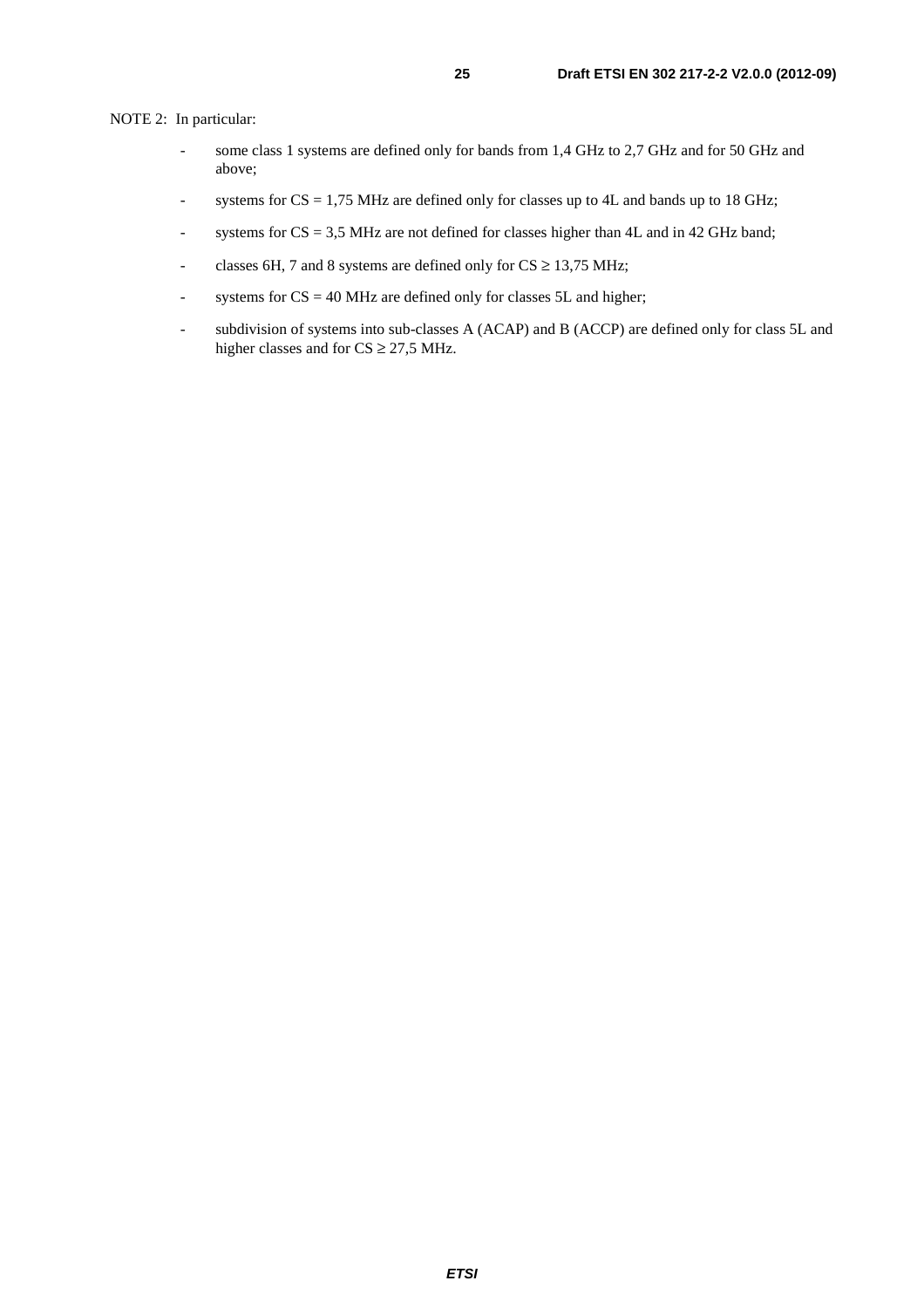NOTE 2: In particular:

- some class 1 systems are defined only for bands from 1,4 GHz to 2,7 GHz and for 50 GHz and above;
- systems for CS = 1,75 MHz are defined only for classes up to 4L and bands up to 18 GHz;
- systems for CS = 3,5 MHz are not defined for classes higher than 4L and in 42 GHz band;
- classes 6H, 7 and 8 systems are defined only for CS $\geq$ 13,75 MHz;
- systems for CS = 40 MHz are defined only for classes 5L and higher;
- subdivision of systems into sub-classes A (ACAP) and B (ACCP) are defined only for class 5L and higher classes and for CS $\geq$ 27,5 MHz.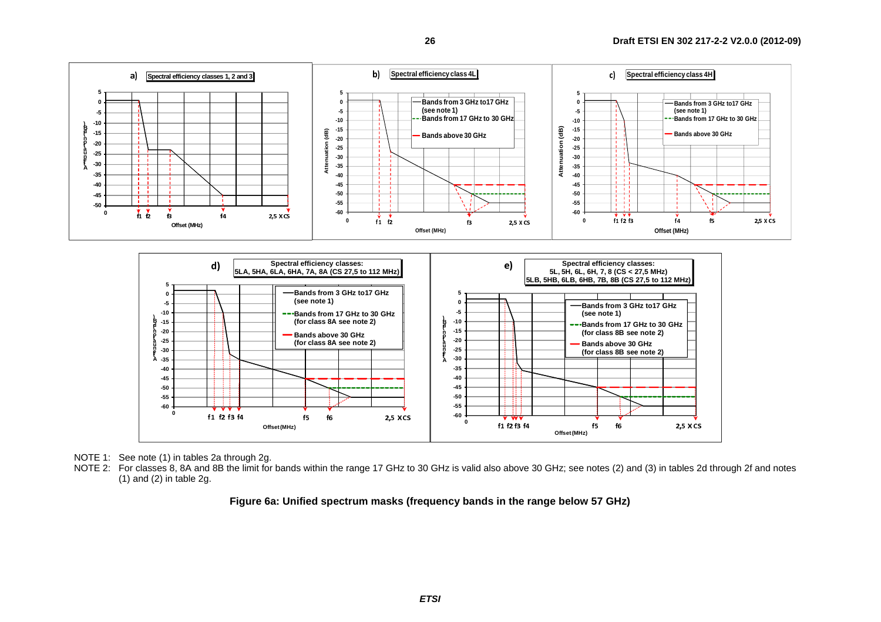NOTE 1: See note (1) in tables 2a through 2g.

NOTE 2: For classes 8, 8A and 8B the limit for bands within the range 17 GHz to 30 GHz is valid also above 30 GHz; see notes (2) and (3) in tables 2d through 2f and notes (1) and (2) in table 2g.

**Figure 6a: Unified spectrum masks (frequency bands in the range below 57 GHz)**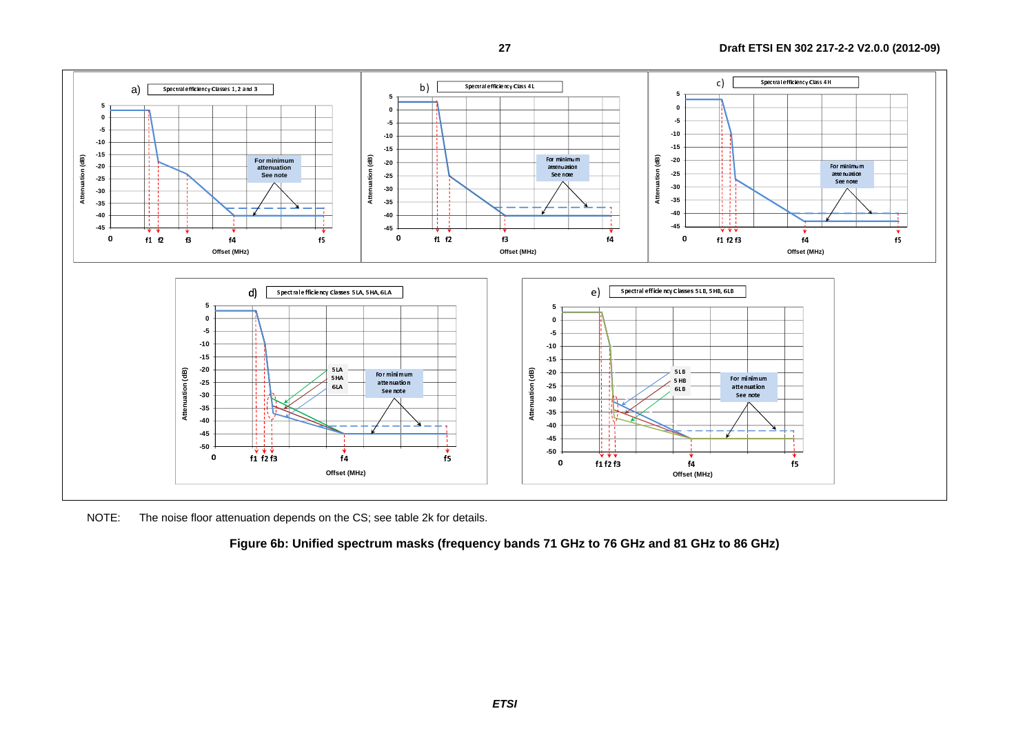NOTE: The noise floor attenuation depends on the CS; see table 2k for details.

**Figure 6b: Unified spectrum masks (frequency bands 71 GHz to 76 GHz and 81 GHz to 86 GHz)**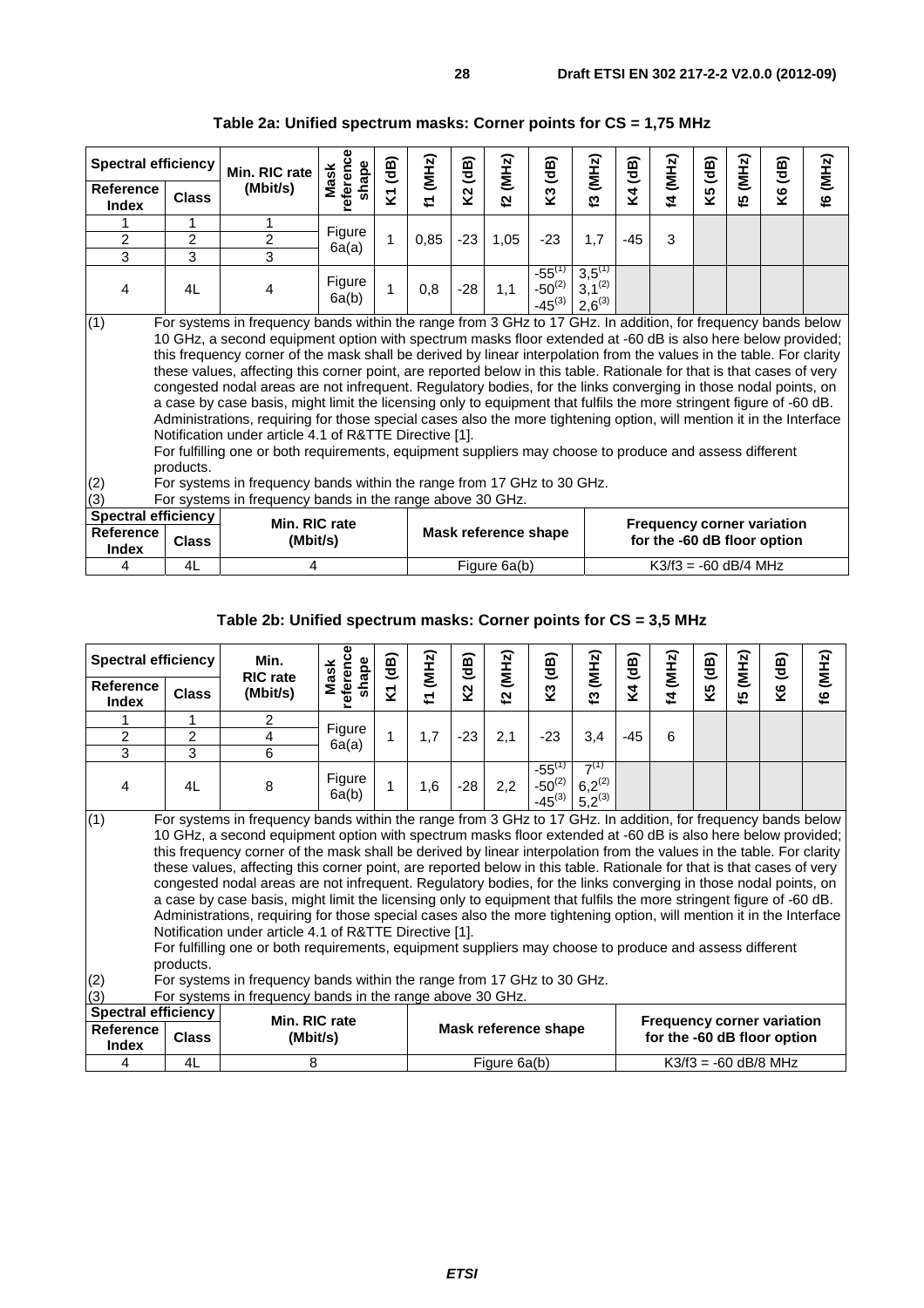**Table 2a: Unified spectrum masks: Corner points for CS = 1,75 MHz**

| Spectral efficiency | | Min. RIC rate (Mbit/s) | Mask reference shape | K1 (dB) | f1 (MHz) | K2 (dB) | f2 (MHz) | K3 (dB) | f3 (MHz) | K4 (dB) | f4 (MHz) | K5 (dB) | f5 (MHz) | K6 (dB) | f6 (MHz) |
|---|---|---|---|---|---|---|---|---|---|---|---|---|---|---|---|
| Reference Index | Class | | | | | | | | | | | | | | |
| 1 | 1 | 1 | Figure 6a(a) | 1 | 0,85 | -23 | 1,05 | -23 | 1,7 | -45 | 3 | | | | |
| 2 | 2 | 2 | | | | | | | | | | | | | |
| 3 | 3 | 3 | | | | | | | | | | | | | |
| 4 | 4L | 4 | Figure 6a(b) | 1 | 0,8 | -28 | 1,1 | -55[(1)] -50[(2)] -45[(3)] | 3,5[(1)] 3,1[(2)] 2,6[(3)] | | | | | | |

(1) For systems in frequency bands within the range from 3 GHz to 17 GHz. In addition, for frequency bands below 10 GHz, a second equipment option with spectrum masks floor extended at -60 dB is also here below provided; this frequency corner of the mask shall be derived by linear interpolation from the values in the table. For clarity these values, affecting this corner point, are reported below in this table. Rationale for that is that cases of very congested nodal areas are not infrequent. Regulatory bodies, for the links converging in those nodal points, on a case by case basis, might limit the licensing only to equipment that fulfils the more stringent figure of -60 dB. Administrations, requiring for those special cases also the more tightening option, will mention it in the Interface Notification under article 4.1 of R&TTE Directive [1].
For fulfilling one or both requirements, equipment suppliers may choose to produce and assess different products.

(2) For systems in frequency bands within the range from 17 GHz to 30 GHz.

(3) For systems in frequency bands in the range above 30 GHz.

| Spectral efficiency | | Min. RIC rate (Mbit/s) | Mask reference shape | Frequency corner variation for the -60 dB floor option |
|---|---|---|---|---|
| Reference Index | Class | | | |
| 4 | 4L | 4 | Figure 6a(b) | K3/f3 = -60 dB/4 MHz |

**Table 2b: Unified spectrum masks: Corner points for CS = 3,5 MHz**

| Spectral efficiency | | Min. RIC rate (Mbit/s) | Mask reference shape | K1 (dB) | f1 (MHz) | K2 (dB) | f2 (MHz) | K3 (dB) | f3 (MHz) | K4 (dB) | f4 (MHz) | K5 (dB) | f5 (MHz) | K6 (dB) | f6 (MHz) |
|---|---|---|---|---|---|---|---|---|---|---|---|---|---|---|---|
| Reference Index | Class | | | | | | | | | | | | | | |
| 1 | 1 | 2 | Figure 6a(a) | 1 | 1,7 | -23 | 2,1 | -23 | 3,4 | -45 | 6 | | | | |
| 2 | 2 | 4 | | | | | | | | | | | | | |
| 3 | 3 | 6 | | | | | | | | | | | | | |
| 4 | 4L | 8 | Figure 6a(b) | 1 | 1,6 | -28 | 2,2 | -55[(1)] -50[(2)] -45[(3)] | 7[(1)] 6,2[(2)] 5,2[(3)] | | | | | | |

(1) For systems in frequency bands within the range from 3 GHz to 17 GHz. In addition, for frequency bands below 10 GHz, a second equipment option with spectrum masks floor extended at -60 dB is also here below provided; this frequency corner of the mask shall be derived by linear interpolation from the values in the table. For clarity these values, affecting this corner point, are reported below in this table. Rationale for that is that cases of very congested nodal areas are not infrequent. Regulatory bodies, for the links converging in those nodal points, on a case by case basis, might limit the licensing only to equipment that fulfils the more stringent figure of -60 dB. Administrations, requiring for those special cases also the more tightening option, will mention it in the Interface Notification under article 4.1 of R&TTE Directive [1].
For fulfilling one or both requirements, equipment suppliers may choose to produce and assess different products.

(2) For systems in frequency bands within the range from 17 GHz to 30 GHz.

(3) For systems in frequency bands in the range above 30 GHz.

| Spectral efficiency | | Min. RIC rate (Mbit/s) | Mask reference shape | Frequency corner variation for the -60 dB floor option |
|---|---|---|---|---|
| Reference Index | Class | | | |
| 4 | 4L | 8 | Figure 6a(b) | K3/f3 = -60 dB/8 MHz |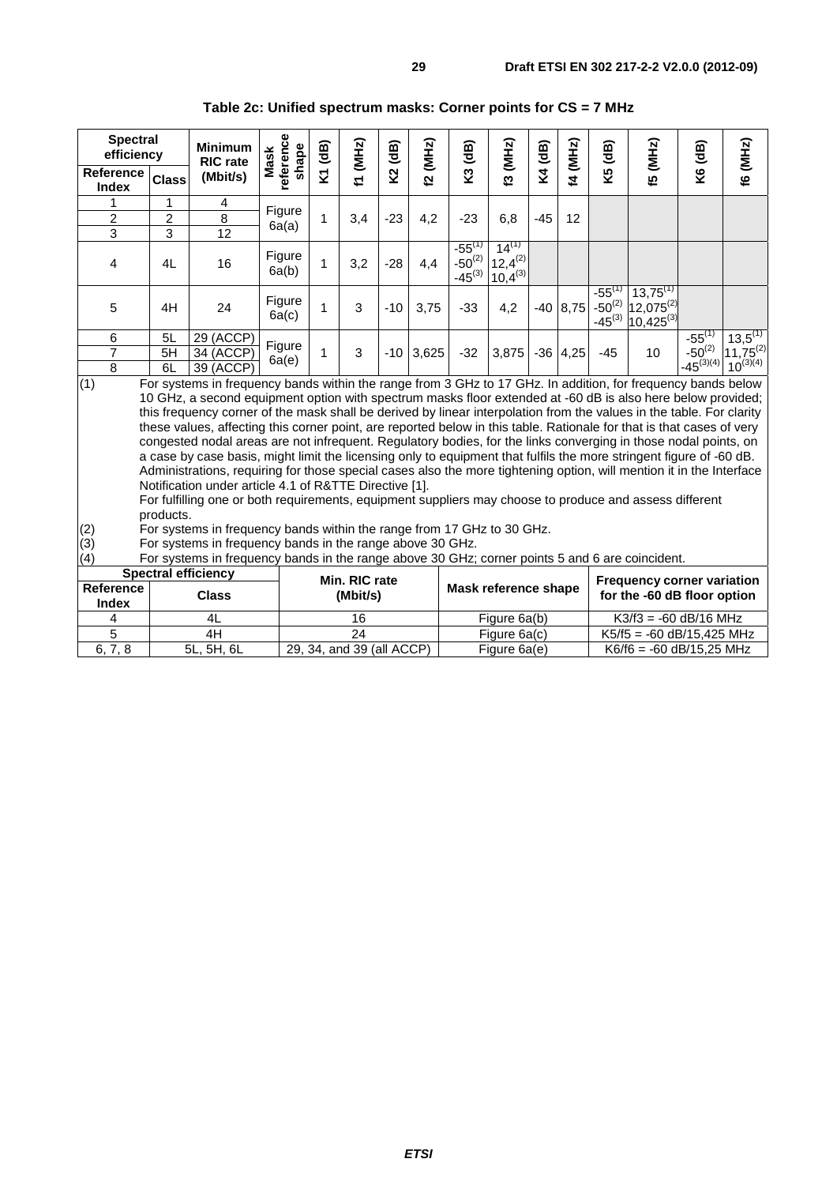**Table 2c: Unified spectrum masks: Corner points for CS = 7 MHz**

| Spectral efficiency | | Minimum RIC rate | Mask reference shape | K1 (dB) | f1 (MHz) | K2 (dB) | f2 (MHz) | K3 (dB) | f3 (MHz) | K4 (dB) | f4 (MHz) | K5 (dB) | f5 (MHz) | K6 (dB) | f6 (MHz) |
|---|---|---|---|---|---|---|---|---|---|---|---|---|---|---|---|
| Reference Index | Class | (Mbit/s) | | | | | | | | | | | | | |
| 1 | 1 | 4 | Figure 6a(a) | 1 | 3,4 | -23 | 4,2 | -23 | 6,8 | -45 | 12 | | | | |
| 2 | 2 | 8 | | | | | | | | | | | | | |
| 3 | 3 | 12 | | | | | | | | | | | | | |
| 4 | 4L | 16 | Figure 6a(b) | 1 | 3,2 | -28 | 4,4 | -55(1) -50(2) -45(3) | 14(1) 12,4(2) 10,4(3) | | | | | | |
| 5 | 4H | 24 | Figure 6a(c) | 1 | 3 | -10 | 3,75 | -33 | 4,2 | -40 | 8,75 | -55(1) -50(2) -45(3) | 13,75(1) 12,075(2) 10,425(3) | | |
| 6 | 5L | 29 (ACCP) | Figure 6a(e) | 1 | 3 | -10 | 3,625 | -32 | 3,875 | -36 | 4,25 | -45 | 10 | -55(1) -50(2) -45(3)(4) | 13,5(1) 11,75(2) 10(3)(4) |
| 7 | 5H | 34 (ACCP) | | | | | | | | | | | | | |
| 8 | 6L | 39 (ACCP) | | | | | | | | | | | | | |

(1) For systems in frequency bands within the range from 3 GHz to 17 GHz. In addition, for frequency bands below 10 GHz, a second equipment option with spectrum masks floor extended at -60 dB is also here below provided; this frequency corner of the mask shall be derived by linear interpolation from the values in the table. For clarity these values, affecting this corner point, are reported below in this table. Rationale for that is that cases of very congested nodal areas are not infrequent. Regulatory bodies, for the links converging in those nodal points, on a case by case basis, might limit the licensing only to equipment that fulfils the more stringent figure of -60 dB. Administrations, requiring for those special cases also the more tightening option, will mention it in the Interface Notification under article 4.1 of R&TTE Directive [1].
For fulfilling one or both requirements, equipment suppliers may choose to produce and assess different products.

(2) For systems in frequency bands within the range from 17 GHz to 30 GHz.

(3) For systems in frequency bands in the range above 30 GHz.

(4) For systems in frequency bands in the range above 30 GHz; corner points 5 and 6 are coincident.

| Spectral efficiency | | Min. RIC rate (Mbit/s) | Mask reference shape | Frequency corner variation for the -60 dB floor option |
|---|---|---|---|---|
| Reference Index | Class | | | |
| 4 | 4L | 16 | Figure 6a(b) | K3/f3 = -60 dB/16 MHz |
| 5 | 4H | 24 | Figure 6a(c) | K5/f5 = -60 dB/15,425 MHz |
| 6, 7, 8 | 5L, 5H, 6L | 29, 34, and 39 (all ACCP) | Figure 6a(e) | K6/f6 = -60 dB/15,25 MHz |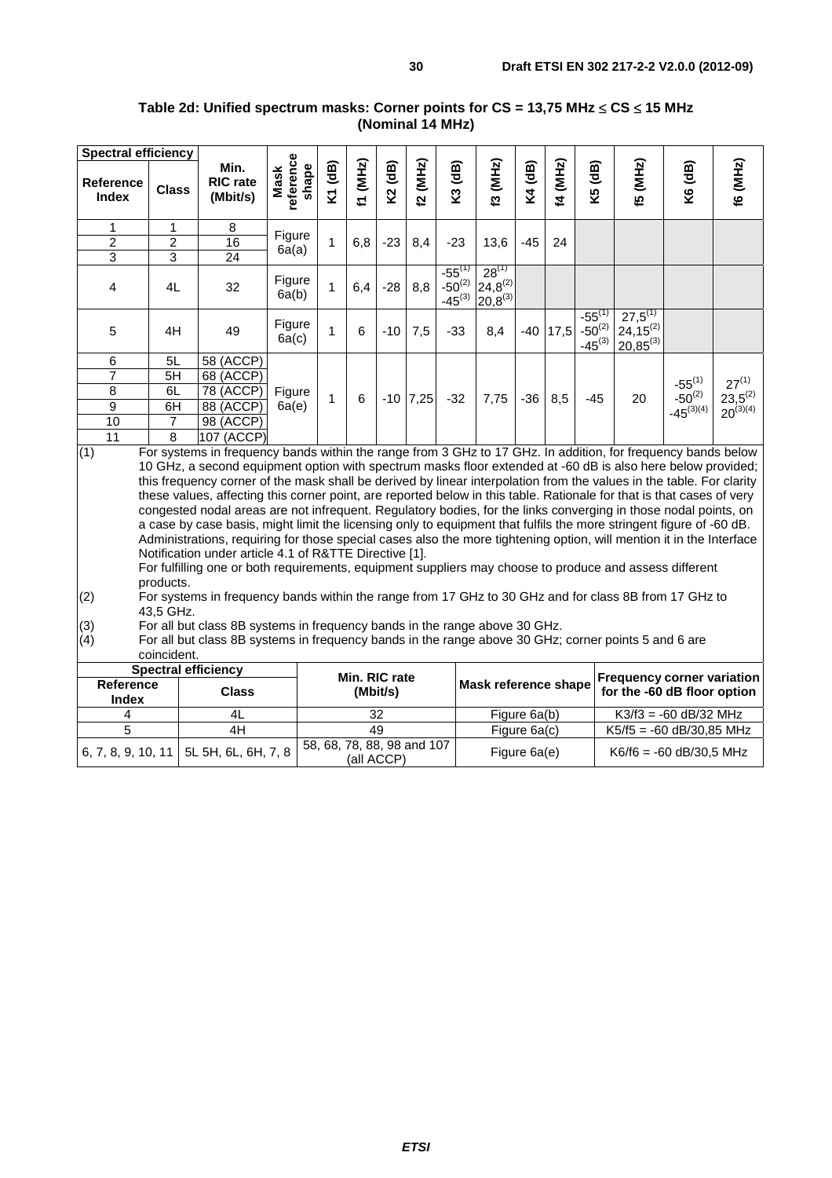**Table 2d: Unified spectrum masks: Corner points for CS = 13,75 MHz ≤ CS ≤ 15 MHz (Nominal 14 MHz)**

| Spectral efficiency | | Min. RIC rate (Mbit/s) | Mask reference shape | K1 (dB) | f1 (MHz) | K2 (dB) | f2 (MHz) | K3 (dB) | f3 (MHz) | K4 (dB) | f4 (MHz) | K5 (dB) | f5 (MHz) | K6 (dB) | f6 (MHz) |
|---|---|---|---|---|---|---|---|---|---|---|---|---|---|---|---|
| Reference Index | Class | | | | | | | | | | | | | | |
| 1 | 1 | 8 | Figure 6a(a) | 1 | 6,8 | -23 | 8,4 | -23 | 13,6 | -45 | 24 | | | | |
| 2 | 2 | 16 | | | | | | | | | | | | | |
| 3 | 3 | 24 | | | | | | | | | | | | | |
| 4 | 4L | 32 | Figure 6a(b) | 1 | 6,4 | -28 | 8,8 | -55 (1)<br>-50 (2)<br>-45 (3) | 28 (1)<br>24,8 (2)<br>20,8 (3) | | | | | | |
| 5 | 4H | 49 | Figure 6a(c) | 1 | 6 | -10 | 7,5 | -33 | 8,4 | -40 | 17,5 | -55 (1)<br>-50 (2)<br>-45 (3) | 27,5 (1)<br>24,15 (2)<br>20,85 (3) | | |
| 6 | 5L | 58 (ACCP) | Figure 6a(e) | 1 | 6 | -10 | 7,25 | -32 | 7,75 | -36 | 8,5 | -45 | 20 | -55 (1)<br>-50 (2)<br>-45 (3)(4) | 27 (1)<br>23,5 (2)<br>20 (3)(4) |
| 7 | 5H | 68 (ACCP) | | | | | | | | | | | | | |
| 8 | 6L | 78 (ACCP) | | | | | | | | | | | | | |
| 9 | 6H | 88 (ACCP) | | | | | | | | | | | | | |
| 10 | 7 | 98 (ACCP) | | | | | | | | | | | | | |
| 11 | 8 | 107 (ACCP) | | | | | | | | | | | | | |

(1) For systems in frequency bands within the range from 3 GHz to 17 GHz. In addition, for frequency bands below 10 GHz, a second equipment option with spectrum masks floor extended at -60 dB is also here below provided; this frequency corner of the mask shall be derived by linear interpolation from the values in the table. For clarity these values, affecting this corner point, are reported below in this table. Rationale for that is that cases of very congested nodal areas are not infrequent. Regulatory bodies, for the links converging in those nodal points, on a case by case basis, might limit the licensing only to equipment that fulfils the more stringent figure of -60 dB. Administrations, requiring for those special cases also the more tightening option, will mention it in the Interface Notification under article 4.1 of R&TTE Directive [1].
For fulfilling one or both requirements, equipment suppliers may choose to produce and assess different products.

(2) For systems in frequency bands within the range from 17 GHz to 30 GHz and for class 8B from 17 GHz to 43,5 GHz.

(3) For all but class 8B systems in frequency bands in the range above 30 GHz.

(4) For all but class 8B systems in frequency bands in the range above 30 GHz; corner points 5 and 6 are coincident.

| Spectral efficiency | | Min. RIC rate (Mbit/s) | Mask reference shape | Frequency corner variation for the -60 dB floor option |
|---|---|---|---|---|
| Reference Index | Class | | | |
| 4 | 4L | 32 | Figure 6a(b) | K3/f3 = -60 dB/32 MHz |
| 5 | 4H | 49 | Figure 6a(c) | K5/f5 = -60 dB/30,85 MHz |
| 6, 7, 8, 9, 10, 11 | 5L 5H, 6L, 6H, 7, 8 | 58, 68, 78, 88, 98 and 107 (all ACCP) | Figure 6a(e) | K6/f6 = -60 dB/30,5 MHz |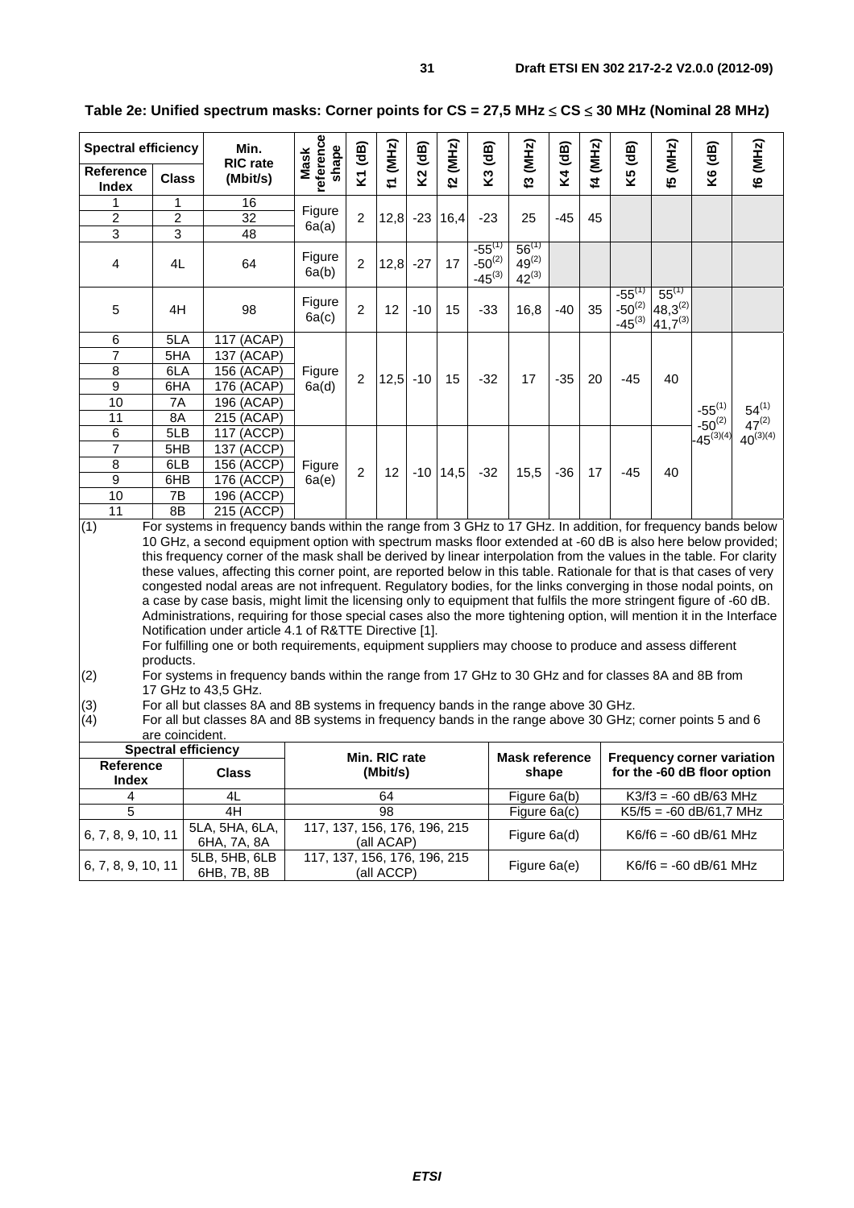**Table 2e: Unified spectrum masks: Corner points for CS = 27,5 MHz ≤ CS ≤ 30 MHz (Nominal 28 MHz)**

| Spectral efficiency | | Min. RIC rate (Mbit/s) | Mask reference shape | K1 (dB) | f1 (MHz) | K2 (dB) | f2 (MHz) | K3 (dB) | f3 (MHz) | K4 (dB) | f4 (MHz) | K5 (dB) | f5 (MHz) | K6 (dB) | f6 (MHz) |
|---|---|---|---|---|---|---|---|---|---|---|---|---|---|---|---|
| Reference Index | Class | | | | | | | | | | | | | | |
| 1 | 1 | 16 | Figure 6a(a) | 2 | 12,8 | -23 | 16,4 | -23 | 25 | -45 | 45 | | | | |
| 2 | 2 | 32 | | | | | | | | | | | | | |
| 3 | 3 | 48 | | | | | | | | | | | | | |
| 4 | 4L | 64 | Figure 6a(b) | 2 | 12,8 | -27 | 17 | -55 (1) -50 (2) -45 (3) | 56 (1) 49 (2) 42 (3) | | | | | | |
| 5 | 4H | 98 | Figure 6a(c) | 2 | 12 | -10 | 15 | -33 | 16,8 | -40 | 35 | -55 (1) -50 (2) -45 (3) | 55 (1) 48,3 (2) 41,7 (3) | | |
| 6 | 5LA | 117 (ACAP) | Figure 6a(d) | 2 | 12,5 | -10 | 15 | -32 | 17 | -35 | 20 | -45 | 40 | -55 (1) -50 (2) -45 (3)(4) | 54 (1) 47 (2) 40 (3)(4) |
| 7 | 5HA | 137 (ACAP) | | | | | | | | | | | | | |
| 8 | 6LA | 156 (ACAP) | | | | | | | | | | | | | |
| 9 | 6HA | 176 (ACAP) | | | | | | | | | | | | | |
| 10 | 7A | 196 (ACAP) | | | | | | | | | | | | | |
| 11 | 8A | 215 (ACAP) | | | | | | | | | | | | | |
| 6 | 5LB | 117 (ACCP) | Figure 6a(e) | 2 | 12 | -10 | 14,5 | -32 | 15,5 | -36 | 17 | -45 | 40 | | |
| 7 | 5HB | 137 (ACCP) | | | | | | | | | | | | | |
| 8 | 6LB | 156 (ACCP) | | | | | | | | | | | | | |
| 9 | 6HB | 176 (ACCP) | | | | | | | | | | | | | |
| 10 | 7B | 196 (ACCP) | | | | | | | | | | | | | |
| 11 | 8B | 215 (ACCP) | | | | | | | | | | | | | |

(1) For systems in frequency bands within the range from 3 GHz to 17 GHz. In addition, for frequency bands below 10 GHz, a second equipment option with spectrum masks floor extended at -60 dB is also here below provided; this frequency corner of the mask shall be derived by linear interpolation from the values in the table. For clarity these values, affecting this corner point, are reported below in this table. Rationale for that is that cases of very congested nodal areas are not infrequent. Regulatory bodies, for the links converging in those nodal points, on a case by case basis, might limit the licensing only to equipment that fulfils the more stringent figure of -60 dB. Administrations, requiring for those special cases also the more tightening option, will mention it in the Interface Notification under article 4.1 of R&TTE Directive [1].
For fulfilling one or both requirements, equipment suppliers may choose to produce and assess different products.

(2) For systems in frequency bands within the range from 17 GHz to 30 GHz and for classes 8A and 8B from 17 GHz to 43,5 GHz.

(3) For all but classes 8A and 8B systems in frequency bands in the range above 30 GHz.

(4) For all but classes 8A and 8B systems in frequency bands in the range above 30 GHz; corner points 5 and 6 are coincident.

| Spectral efficiency | | Min. RIC rate (Mbit/s) | Mask reference shape | Frequency corner variation for the -60 dB floor option |
|---|---|---|---|---|
| Reference Index | Class | | | |
| 4 | 4L | 64 | Figure 6a(b) | K3/f3 = -60 dB/63 MHz |
| 5 | 4H | 98 | Figure 6a(c) | K5/f5 = -60 dB/61,7 MHz |
| 6, 7, 8, 9, 10, 11 | 5LA, 5HA, 6LA, 6HA, 7A, 8A | 117, 137, 156, 176, 196, 215 (all ACAP) | Figure 6a(d) | K6/f6 = -60 dB/61 MHz |
| 6, 7, 8, 9, 10, 11 | 5LB, 5HB, 6LB 6HB, 7B, 8B | 117, 137, 156, 176, 196, 215 (all ACCP) | Figure 6a(e) | K6/f6 = -60 dB/61 MHz |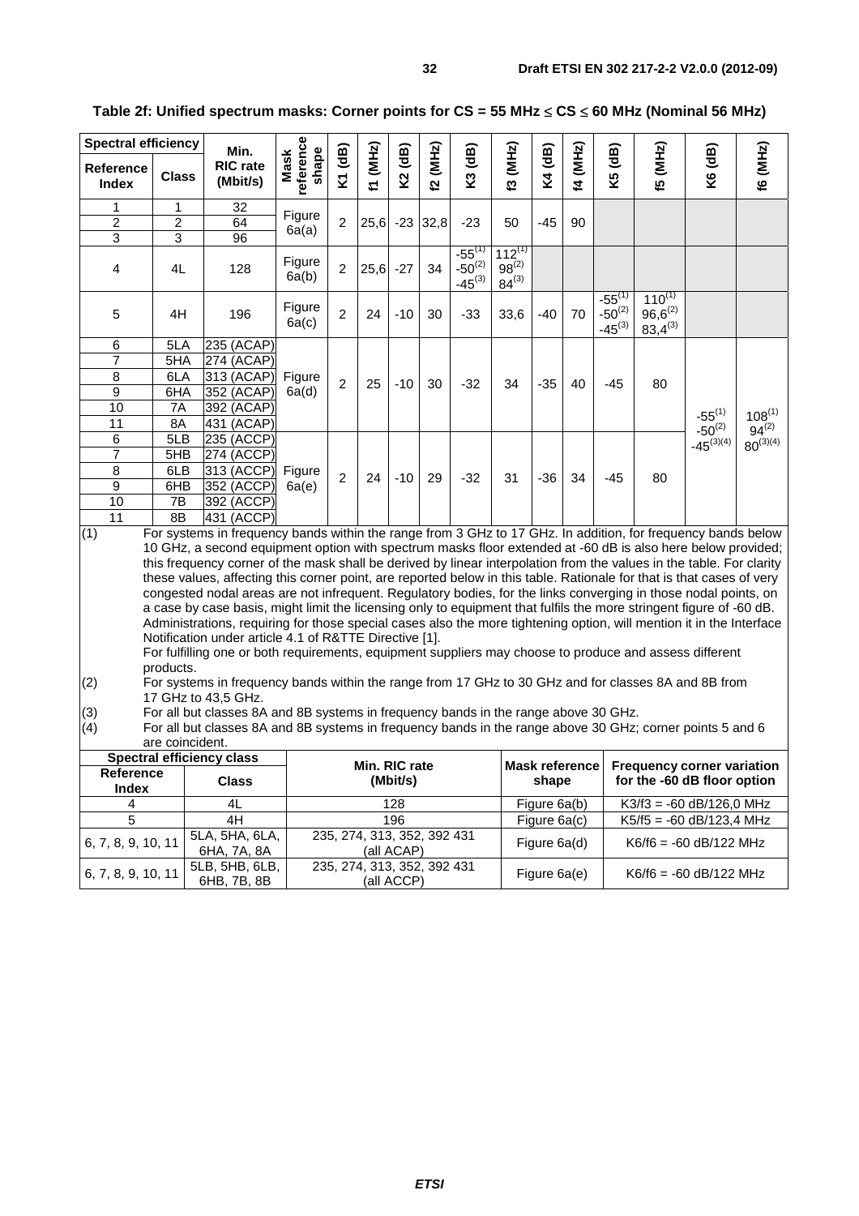**Table 2f: Unified spectrum masks: Corner points for CS = 55 MHz ≤ CS ≤ 60 MHz (Nominal 56 MHz)**

| Spectral efficiency | | Min. RIC rate (Mbit/s) | Mask reference shape | K1 (dB) | f1 (MHz) | K2 (dB) | f2 (MHz) | K3 (dB) | f3 (MHz) | K4 (dB) | f4 (MHz) | K5 (dB) | f5 (MHz) | K6 (dB) | f6 (MHz) |
|---|---|---|---|---|---|---|---|---|---|---|---|---|---|---|---|
| Reference Index | Class | | | | | | | | | | | | | | |
| 1 | 1 | 32 | Figure 6a(a) | 2 | 25,6 | -23 | 32,8 | -23 | 50 | -45 | 90 | | | | |
| 2 | 2 | 64 | | | | | | | | | | | | | |
| 3 | 3 | 96 | | | | | | | | | | | | | |
| 4 | 4L | 128 | Figure 6a(b) | 2 | 25,6 | -27 | 34 | $-55^{(1)}$ $-50^{(2)}$ $-45^{(3)}$ | $112^{(1)}$ $98^{(2)}$ $84^{(3)}$ | | | | | | |
| 5 | 4H | 196 | Figure 6a(c) | 2 | 24 | -10 | 30 | -33 | 33,6 | -40 | 70 | $-55^{(1)}$ $-50^{(2)}$ $-45^{(3)}$ | $110^{(1)}$ $96,6^{(2)}$ $83,4^{(3)}$ | | |
| 6 | 5LA | 235 (ACAP) | Figure 6a(d) | 2 | 25 | -10 | 30 | -32 | 34 | -35 | 40 | -45 | 80 | $-55^{(1)}$ $-50^{(2)}$ $-45^{(3)(4)}$ | $108^{(1)}$ $94^{(2)}$ $80^{(3)(4)}$ |
| 7 | 5HA | 274 (ACAP) | | | | | | | | | | | | | |
| 8 | 6LA | 313 (ACAP) | | | | | | | | | | | | | |
| 9 | 6HA | 352 (ACAP) | | | | | | | | | | | | | |
| 10 | 7A | 392 (ACAP) | | | | | | | | | | | | | |
| 11 | 8A | 431 (ACAP) | | | | | | | | | | | | | |
| 6 | 5LB | 235 (ACCP) | Figure 6a(e) | 2 | 24 | -10 | 29 | -32 | 31 | -36 | 34 | -45 | 80 | | |
| 7 | 5HB | 274 (ACCP) | | | | | | | | | | | | | |
| 8 | 6LB | 313 (ACCP) | | | | | | | | | | | | | |
| 9 | 6HB | 352 (ACCP) | | | | | | | | | | | | | |
| 10 | 7B | 392 (ACCP) | | | | | | | | | | | | | |
| 11 | 8B | 431 (ACCP) | | | | | | | | | | | | | |

(1) For systems in frequency bands within the range from 3 GHz to 17 GHz. In addition, for frequency bands below 10 GHz, a second equipment option with spectrum masks floor extended at -60 dB is also here below provided; this frequency corner of the mask shall be derived by linear interpolation from the values in the table. For clarity these values, affecting this corner point, are reported below in this table. Rationale for that is that cases of very congested nodal areas are not infrequent. Regulatory bodies, for the links converging in those nodal points, on a case by case basis, might limit the licensing only to equipment that fulfils the more stringent figure of -60 dB. Administrations, requiring for those special cases also the more tightening option, will mention it in the Interface Notification under article 4.1 of R&TTE Directive [1].
For fulfilling one or both requirements, equipment suppliers may choose to produce and assess different products.

(2) For systems in frequency bands within the range from 17 GHz to 30 GHz and for classes 8A and 8B from 17 GHz to 43,5 GHz.

(3) For all but classes 8A and 8B systems in frequency bands in the range above 30 GHz.

(4) For all but classes 8A and 8B systems in frequency bands in the range above 30 GHz; corner points 5 and 6 are coincident.

| Spectral efficiency class | | Min. RIC rate (Mbit/s) | Mask reference shape | Frequency corner variation for the -60 dB floor option |
|---|---|---|---|---|
| Reference Index | Class | | | |
| 4 | 4L | 128 | Figure 6a(b) | K3/f3 = -60 dB/126,0 MHz |
| 5 | 4H | 196 | Figure 6a(c) | K5/f5 = -60 dB/123,4 MHz |
| 6, 7, 8, 9, 10, 11 | 5LA, 5HA, 6LA, 6HA, 7A, 8A | 235, 274, 313, 352, 392 431 (all ACAP) | Figure 6a(d) | K6/f6 = -60 dB/122 MHz |
| 6, 7, 8, 9, 10, 11 | 5LB, 5HB, 6LB, 6HB, 7B, 8B | 235, 274, 313, 352, 392 431 (all ACCP) | Figure 6a(e) | K6/f6 = -60 dB/122 MHz |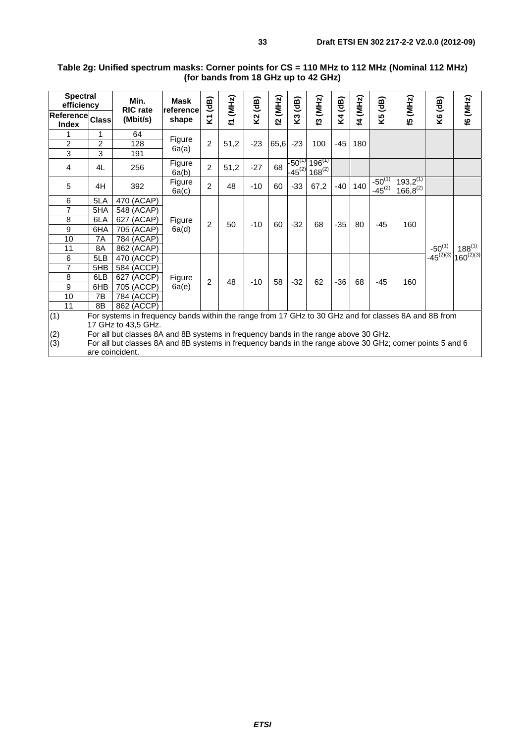**Table 2g: Unified spectrum masks: Corner points for CS = 110 MHz to 112 MHz (Nominal 112 MHz) (for bands from 18 GHz up to 42 GHz)**

| Spectral efficiency | | Min. RIC rate (Mbit/s) | Mask reference shape | K1 (dB) | f1 (MHz) | K2 (dB) | f2 (MHz) | K3 (dB) | f3 (MHz) | K4 (dB) | f4 (MHz) | K5 (dB) | f5 (MHz) | K6 (dB) | f6 (MHz) |
|---|---|---|---|---|---|---|---|---|---|---|---|---|---|---|---|
| Reference Index | Class | | | | | | | | | | | | | | |
| 1 | 1 | 64 | Figure 6a(a) | 2 | 51,2 | -23 | 65,6 | -23 | 100 | -45 | 180 | | | | |
| 2 | 2 | 128 | | | | | | | | | | | | | |
| 3 | 3 | 191 | | | | | | | | | | | | | |
| 4 | 4L | 256 | Figure 6a(b) | 2 | 51,2 | -27 | 68 | -50 (1) -45 (2) | 196 (1) 168 (2) | | | | | | |
| 5 | 4H | 392 | Figure 6a(c) | 2 | 48 | -10 | 60 | -33 | 67,2 | -40 | 140 | -50 (1) -45 (2) | 193,2 (1) 166,8 (2) | | |
| 6 | 5LA | 470 (ACAP) | Figure 6a(d) | 2 | 50 | -10 | 60 | -32 | 68 | -35 | 80 | -45 | 160 | -50 (1) -45 (2)(3) | 188 (1) 160 (2)(3) |
| 7 | 5HA | 548 (ACAP) | | | | | | | | | | | | | |
| 8 | 6LA | 627 (ACAP) | | | | | | | | | | | | | |
| 9 | 6HA | 705 (ACAP) | | | | | | | | | | | | | |
| 10 | 7A | 784 (ACAP) | | | | | | | | | | | | | |
| 11 | 8A | 862 (ACAP) | | | | | | | | | | | | | |
| 6 | 5LB | 470 (ACCP) | Figure 6a(e) | 2 | 48 | -10 | 58 | -32 | 62 | -36 | 68 | -45 | 160 | | |
| 7 | 5HB | 584 (ACCP) | | | | | | | | | | | | | |
| 8 | 6LB | 627 (ACCP) | | | | | | | | | | | | | |
| 9 | 6HB | 705 (ACCP) | | | | | | | | | | | | | |
| 10 | 7B | 784 (ACCP) | | | | | | | | | | | | | |
| 11 | 8B | 862 (ACCP) | | | | | | | | | | | | | |

(1) For systems in frequency bands within the range from 17 GHz to 30 GHz and for classes 8A and 8B from 17 GHz to 43,5 GHz.

(2) For all but classes 8A and 8B systems in frequency bands in the range above 30 GHz.

(3) For all but classes 8A and 8B systems in frequency bands in the range above 30 GHz; corner points 5 and 6 are coincident.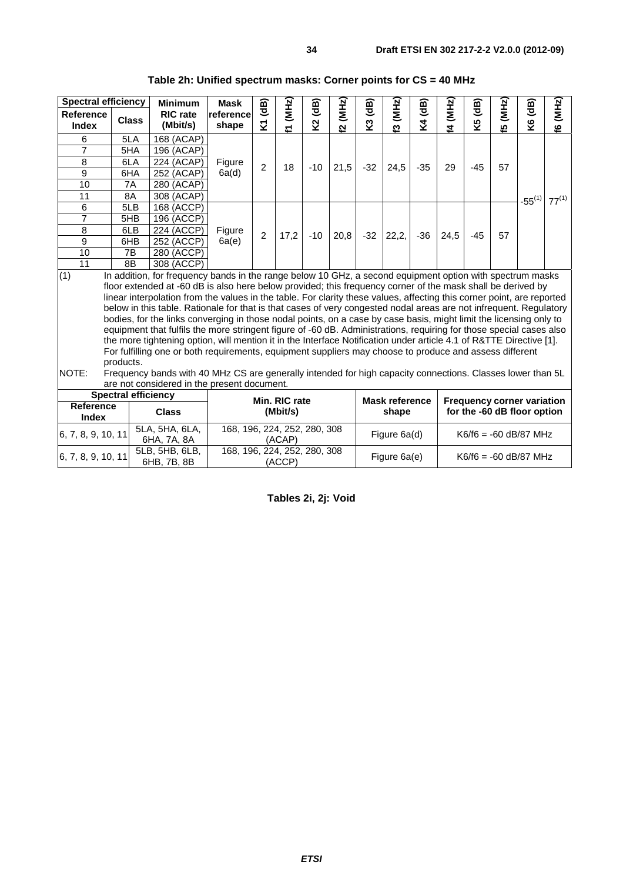**Table 2h: Unified spectrum masks: Corner points for CS = 40 MHz**

| Spectral efficiency | | Minimum RIC rate (Mbit/s) | Mask reference shape | K1 (dB) | f1 (MHz) | K2 (dB) | f2 (MHz) | K3 (dB) | f3 (MHz) | K4 (dB) | f4 (MHz) | K5 (dB) | f5 (MHz) | K6 (dB) | f6 (MHz) |
|---|---|---|---|---|---|---|---|---|---|---|---|---|---|---|---|
| Reference Index | Class | | | | | | | | | | | | | | |
| 6 | 5LA | 168 (ACAP) | Figure 6a(d) | 2 | 18 | -10 | 21,5 | -32 | 24,5 | -35 | 29 | -45 | 57 | -55 (1) | 77 (1) |
| 7 | 5HA | 196 (ACAP) | | | | | | | | | | | | | |
| 8 | 6LA | 224 (ACAP) | | | | | | | | | | | | | |
| 9 | 6HA | 252 (ACAP) | | | | | | | | | | | | | |
| 10 | 7A | 280 (ACAP) | | | | | | | | | | | | | |
| 11 | 8A | 308 (ACAP) | | | | | | | | | | | | | |
| 6 | 5LB | 168 (ACCP) | Figure 6a(e) | 2 | 17,2 | -10 | 20,8 | -32 | 22,2, | -36 | 24,5 | -45 | 57 | | |
| 7 | 5HB | 196 (ACCP) | | | | | | | | | | | | | |
| 8 | 6LB | 224 (ACCP) | | | | | | | | | | | | | |
| 9 | 6HB | 252 (ACCP) | | | | | | | | | | | | | |
| 10 | 7B | 280 (ACCP) | | | | | | | | | | | | | |
| 11 | 8B | 308 (ACCP) | | | | | | | | | | | | | |

(1) In addition, for frequency bands in the range below 10 GHz, a second equipment option with spectrum masks floor extended at -60 dB is also here below provided; this frequency corner of the mask shall be derived by linear interpolation from the values in the table. For clarity these values, affecting this corner point, are reported below in this table. Rationale for that is that cases of very congested nodal areas are not infrequent. Regulatory bodies, for the links converging in those nodal points, on a case by case basis, might limit the licensing only to equipment that fulfils the more stringent figure of -60 dB. Administrations, requiring for those special cases also the more tightening option, will mention it in the Interface Notification under article 4.1 of R&TTE Directive [1]. For fulfilling one or both requirements, equipment suppliers may choose to produce and assess different products.

NOTE: Frequency bands with 40 MHz CS are generally intended for high capacity connections. Classes lower than 5L are not considered in the present document.

| Spectral efficiency | | Min. RIC rate (Mbit/s) | Mask reference shape | Frequency corner variation for the -60 dB floor option |
|---|---|---|---|---|
| Reference Index | Class | | | |
| 6, 7, 8, 9, 10, 11 | 5LA, 5HA, 6LA, 6HA, 7A, 8A | 168, 196, 224, 252, 280, 308 (ACAP) | Figure 6a(d) | K6/f6 = -60 dB/87 MHz |
| 6, 7, 8, 9, 10, 11 | 5LB, 5HB, 6LB, 6HB, 7B, 8B | 168, 196, 224, 252, 280, 308 (ACCP) | Figure 6a(e) | K6/f6 = -60 dB/87 MHz |

**Tables 2i, 2j: Void**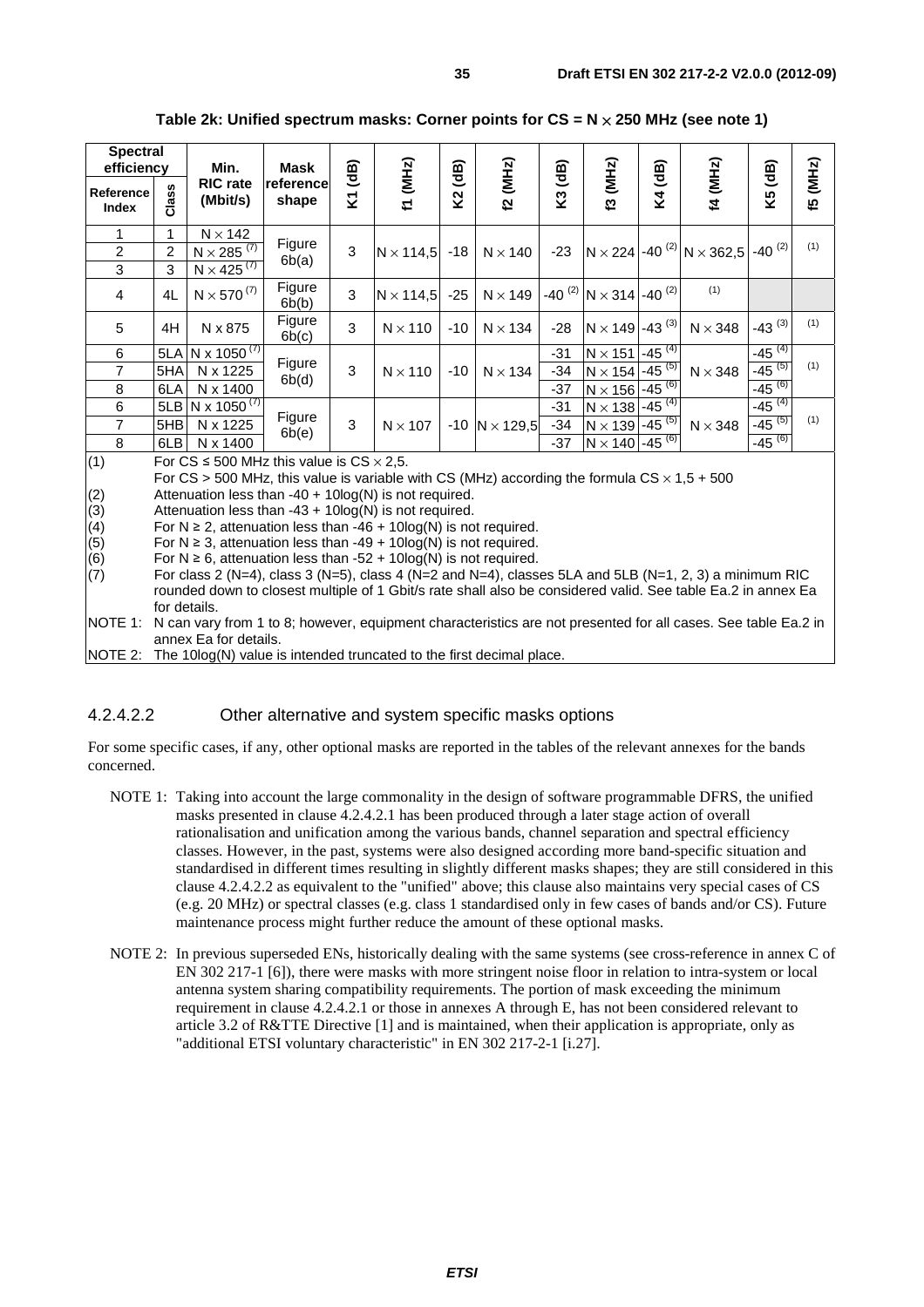**Table 2k: Unified spectrum masks: Corner points for CS = N × 250 MHz (see note 1)**

| Spectral efficiency | | Min. RIC rate (Mbit/s) | Mask reference shape | K1 (dB) | f1 (MHz) | K2 (dB) | f2 (MHz) | K3 (dB) | f3 (MHz) | K4 (dB) | f4 (MHz) | K5 (dB) | f5 (MHz) |
|---|---|---|---|---|---|---|---|---|---|---|---|---|---|
| Reference Index | Class | | | | | | | | | | | | |
| 1 | 1 | N × 142 | Figure 6b(a) | 3 | N × 114,5 | -18 | N × 140 | -23 | N × 224 | -40 (2) | N × 362,5 | -40 (2) | (1) |
| 2 | 2 | N × 285 (7) | | | | | | | | | | | |
| 3 | 3 | N × 425 (7) | | | | | | | | | | | |
| 4 | 4L | N × 570 (7) | Figure 6b(b) | 3 | N × 114,5 | -25 | N × 149 | -40 (2) | N × 314 | -40 (2) | (1) | | |
| 5 | 4H | N x 875 | Figure 6b(c) | 3 | N × 110 | -10 | N × 134 | -28 | N × 149 | -43 (3) | N × 348 | -43 (3) | (1) |
| 6 | 5LA | N x 1050 (7) | Figure 6b(d) | 3 | N × 110 | -10 | N × 134 | -31 | N × 151 | -45 (4) | N × 348 | -45 (4) | (1) |
| 7 | 5HA | N x 1225 | | | | | | -34 | N × 154 | -45 (5) | | -45 (5) | |
| 8 | 6LA | N x 1400 | | | | | | -37 | N × 156 | -45 (6) | | -45 (6) | |
| 6 | 5LB | N x 1050 (7) | Figure 6b(e) | 3 | N × 107 | -10 | N × 129,5 | -31 | N × 138 | -45 (4) | N × 348 | -45 (4) | (1) |
| 7 | 5HB | N x 1225 | | | | | | -34 | N × 139 | -45 (5) | | -45 (5) | |
| 8 | 6LB | N x 1400 | | | | | | -37 | N × 140 | -45 (6) | | -45 (6) | |

(1) For CS ≤ 500 MHz this value is CS × 2,5.
For CS > 500 MHz, this value is variable with CS (MHz) according the formula CS × 1,5 + 500

(2) Attenuation less than -40 + 10log(N) is not required.

(3) Attenuation less than -43 + 10log(N) is not required.

(4) For N ≥ 2, attenuation less than -46 + 10log(N) is not required.

(5) For N ≥ 3, attenuation less than -49 + 10log(N) is not required.

(6) For N ≥ 6, attenuation less than -52 + 10log(N) is not required.

(7) For class 2 (N=4), class 3 (N=5), class 4 (N=2 and N=4), classes 5LA and 5LB (N=1, 2, 3) a minimum RIC rounded down to closest multiple of 1 Gbit/s rate shall also be considered valid. See table Ea.2 in annex Ea for details.

NOTE 1: N can vary from 1 to 8; however, equipment characteristics are not presented for all cases. See table Ea.2 in annex Ea for details.

NOTE 2: The 10log(N) value is intended truncated to the first decimal place.

#### 4.2.4.2.2 Other alternative and system specific masks options

For some specific cases, if any, other optional masks are reported in the tables of the relevant annexes for the bands concerned.

NOTE 1: Taking into account the large commonality in the design of software programmable DFRS, the unified masks presented in clause 4.2.4.2.1 has been produced through a later stage action of overall rationalisation and unification among the various bands, channel separation and spectral efficiency classes. However, in the past, systems were also designed according more band-specific situation and standardised in different times resulting in slightly different masks shapes; they are still considered in this clause 4.2.4.2.2 as equivalent to the "unified" above; this clause also maintains very special cases of CS (e.g. 20 MHz) or spectral classes (e.g. class 1 standardised only in few cases of bands and/or CS). Future maintenance process might further reduce the amount of these optional masks.

NOTE 2: In previous superseded ENs, historically dealing with the same systems (see cross-reference in annex C of EN 302 217-1 [6]), there were masks with more stringent noise floor in relation to intra-system or local antenna system sharing compatibility requirements. The portion of mask exceeding the minimum requirement in clause 4.2.4.2.1 or those in annexes A through E, has not been considered relevant to article 3.2 of R&TTE Directive [1] and is maintained, when their application is appropriate, only as "additional ETSI voluntary characteristic" in EN 302 217-2-1 [i.27].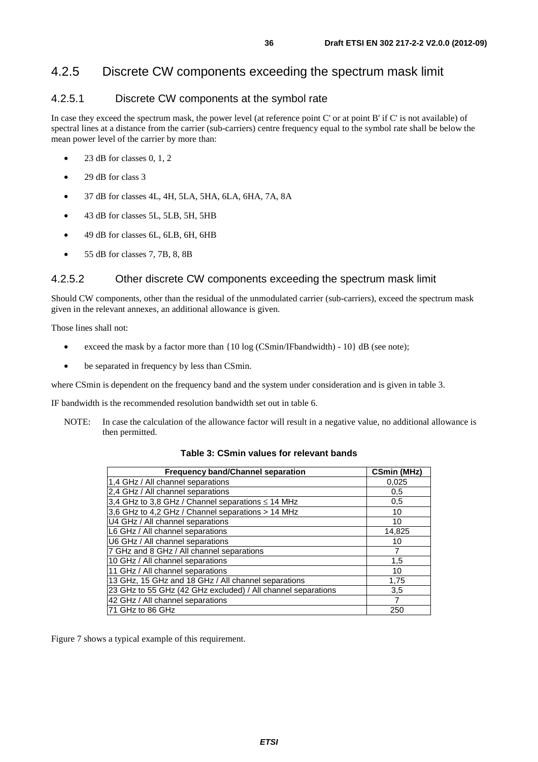### 4.2.5 Discrete CW components exceeding the spectrum mask limit

#### 4.2.5.1 Discrete CW components at the symbol rate

In case they exceed the spectrum mask, the power level (at reference point C' or at point B' if C' is not available) of spectral lines at a distance from the carrier (sub-carriers) centre frequency equal to the symbol rate shall be below the mean power level of the carrier by more than:

- 23 dB for classes 0, 1, 2
- 29 dB for class 3
- 37 dB for classes 4L, 4H, 5LA, 5HA, 6LA, 6HA, 7A, 8A
- 43 dB for classes 5L, 5LB, 5H, 5HB
- 49 dB for classes 6L, 6LB, 6H, 6HB
- 55 dB for classes 7, 7B, 8, 8B

#### 4.2.5.2 Other discrete CW components exceeding the spectrum mask limit

Should CW components, other than the residual of the unmodulated carrier (sub-carriers), exceed the spectrum mask given in the relevant annexes, an additional allowance is given.

Those lines shall not:

- exceed the mask by a factor more than {10 log (CSmin/IFbandwidth) - 10} dB (see note);
- be separated in frequency by less than CSmin.

where CSmin is dependent on the frequency band and the system under consideration and is given in table 3.

IF bandwidth is the recommended resolution bandwidth set out in table 6.

NOTE: In case the calculation of the allowance factor will result in a negative value, no additional allowance is then permitted.

**Table 3: CSmin values for relevant bands**

| Frequency band/Channel separation | CSmin (MHz) |
|---|---|
| 1,4 GHz / All channel separations | 0,025 |
| 2,4 GHz / All channel separations | 0,5 |
| 3,4 GHz to 3,8 GHz / Channel separations ≤ 14 MHz | 0,5 |
| 3,6 GHz to 4,2 GHz / Channel separations > 14 MHz | 10 |
| U4 GHz / All channel separations | 10 |
| L6 GHz / All channel separations | 14,825 |
| U6 GHz / All channel separations | 10 |
| 7 GHz and 8 GHz / All channel separations | 7 |
| 10 GHz / All channel separations | 1,5 |
| 11 GHz / All channel separations | 10 |
| 13 GHz, 15 GHz and 18 GHz / All channel separations | 1,75 |
| 23 GHz to 55 GHz (42 GHz excluded) / All channel separations | 3,5 |
| 42 GHz / All channel separations | 7 |
| 71 GHz to 86 GHz | 250 |

Figure 7 shows a typical example of this requirement.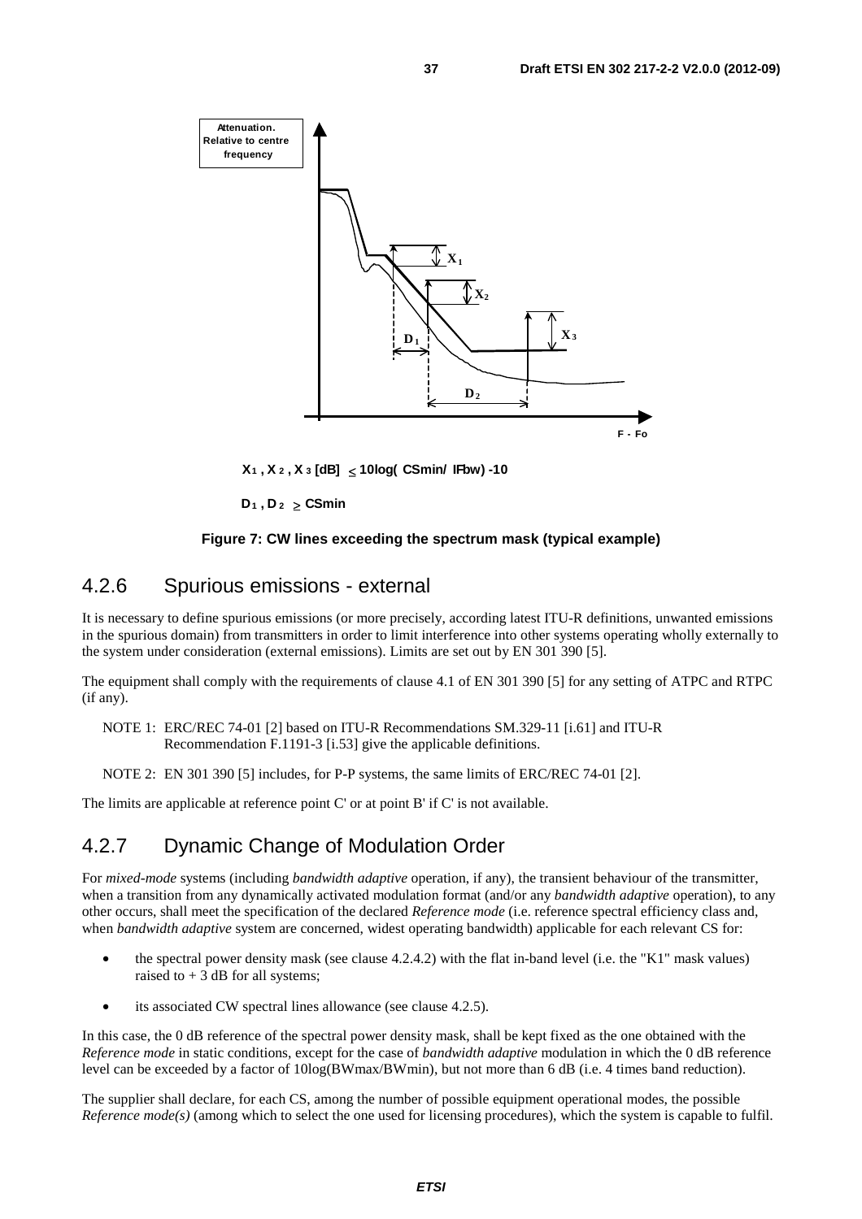$X_1$ , $X_2$ , $X_3$ [dB] $\leq$ 10log( CSmin/ IFbw) -10

$D_1$ , $D_2$ $\geq$ CSmin

**Figure 7: CW lines exceeding the spectrum mask (typical example)**

## 4.2.6 Spurious emissions - external

It is necessary to define spurious emissions (or more precisely, according latest ITU-R definitions, unwanted emissions in the spurious domain) from transmitters in order to limit interference into other systems operating wholly externally to the system under consideration (external emissions). Limits are set out by EN 301 390 [5].

The equipment shall comply with the requirements of clause 4.1 of EN 301 390 [5] for any setting of ATPC and RTPC (if any).

NOTE 1: ERC/REC 74-01 [2] based on ITU-R Recommendations SM.329-11 [i.61] and ITU-R Recommendation F.1191-3 [i.53] give the applicable definitions.

NOTE 2: EN 301 390 [5] includes, for P-P systems, the same limits of ERC/REC 74-01 [2].

The limits are applicable at reference point C' or at point B' if C' is not available.

## 4.2.7 Dynamic Change of Modulation Order

For *mixed-mode* systems (including *bandwidth adaptive* operation, if any), the transient behaviour of the transmitter, when a transition from any dynamically activated modulation format (and/or any *bandwidth adaptive* operation), to any other occurs, shall meet the specification of the declared *Reference mode* (i.e. reference spectral efficiency class and, when *bandwidth adaptive* system are concerned, widest operating bandwidth) applicable for each relevant CS for:

- the spectral power density mask (see clause 4.2.4.2) with the flat in-band level (i.e. the "K1" mask values) raised to + 3 dB for all systems;
- its associated CW spectral lines allowance (see clause 4.2.5).

In this case, the 0 dB reference of the spectral power density mask, shall be kept fixed as the one obtained with the *Reference mode* in static conditions, except for the case of *bandwidth adaptive* modulation in which the 0 dB reference level can be exceeded by a factor of 10log(BWmax/BWmin), but not more than 6 dB (i.e. 4 times band reduction).

The supplier shall declare, for each CS, among the number of possible equipment operational modes, the possible *Reference mode(s)* (among which to select the one used for licensing procedures), which the system is capable to fulfil.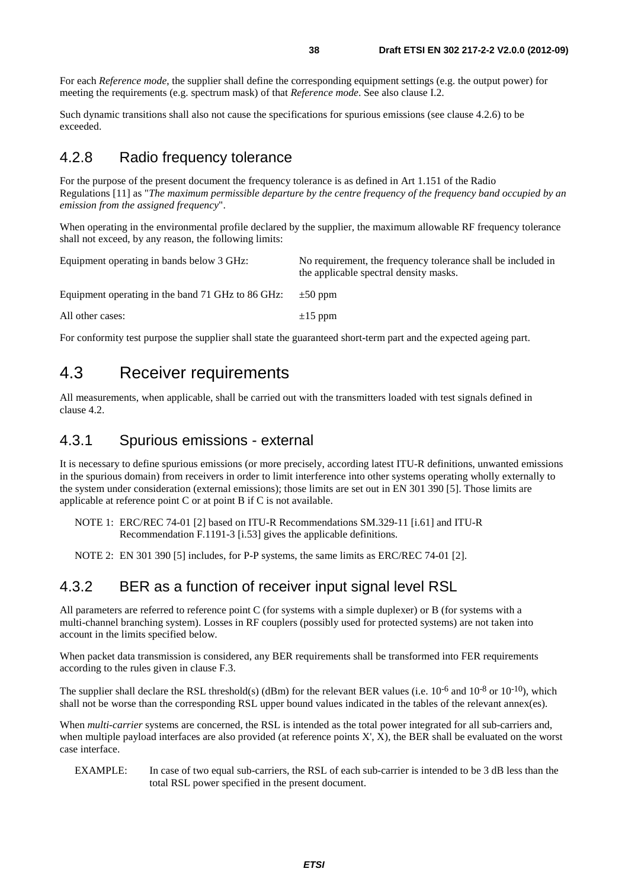For each *Reference mode*, the supplier shall define the corresponding equipment settings (e.g. the output power) for meeting the requirements (e.g. spectrum mask) of that *Reference mode*. See also clause I.2.

Such dynamic transitions shall also not cause the specifications for spurious emissions (see clause 4.2.6) to be exceeded.

### 4.2.8 Radio frequency tolerance

For the purpose of the present document the frequency tolerance is as defined in Art 1.151 of the Radio Regulations [11] as "*The maximum permissible departure by the centre frequency of the frequency band occupied by an emission from the assigned frequency*".

When operating in the environmental profile declared by the supplier, the maximum allowable RF frequency tolerance shall not exceed, by any reason, the following limits:

| | |
|---|---|
| Equipment operating in bands below 3 GHz: | No requirement, the frequency tolerance shall be included in the applicable spectral density masks. |
| Equipment operating in the band 71 GHz to 86 GHz: | ±50 ppm |
| All other cases: | ±15 ppm |

For conformity test purpose the supplier shall state the guaranteed short-term part and the expected ageing part.

## 4.3 Receiver requirements

All measurements, when applicable, shall be carried out with the transmitters loaded with test signals defined in clause 4.2.

### 4.3.1 Spurious emissions - external

It is necessary to define spurious emissions (or more precisely, according latest ITU-R definitions, unwanted emissions in the spurious domain) from receivers in order to limit interference into other systems operating wholly externally to the system under consideration (external emissions); those limits are set out in EN 301 390 [5]. Those limits are applicable at reference point C or at point B if C is not available.

NOTE 1: ERC/REC 74-01 [2] based on ITU-R Recommendations SM.329-11 [i.61] and ITU-R Recommendation F.1191-3 [i.53] gives the applicable definitions.

NOTE 2: EN 301 390 [5] includes, for P-P systems, the same limits as ERC/REC 74-01 [2].

### 4.3.2 BER as a function of receiver input signal level RSL

All parameters are referred to reference point C (for systems with a simple duplexer) or B (for systems with a multi-channel branching system). Losses in RF couplers (possibly used for protected systems) are not taken into account in the limits specified below.

When packet data transmission is considered, any BER requirements shall be transformed into FER requirements according to the rules given in clause F.3.

The supplier shall declare the RSL threshold(s) (dBm) for the relevant BER values (i.e. $10^{-6}$ and $10^{-8}$ or $10^{-10}$), which shall not be worse than the corresponding RSL upper bound values indicated in the tables of the relevant annex(es).

When *multi-carrier* systems are concerned, the RSL is intended as the total power integrated for all sub-carriers and, when multiple payload interfaces are also provided (at reference points X', X), the BER shall be evaluated on the worst case interface.

EXAMPLE: In case of two equal sub-carriers, the RSL of each sub-carrier is intended to be 3 dB less than the total RSL power specified in the present document.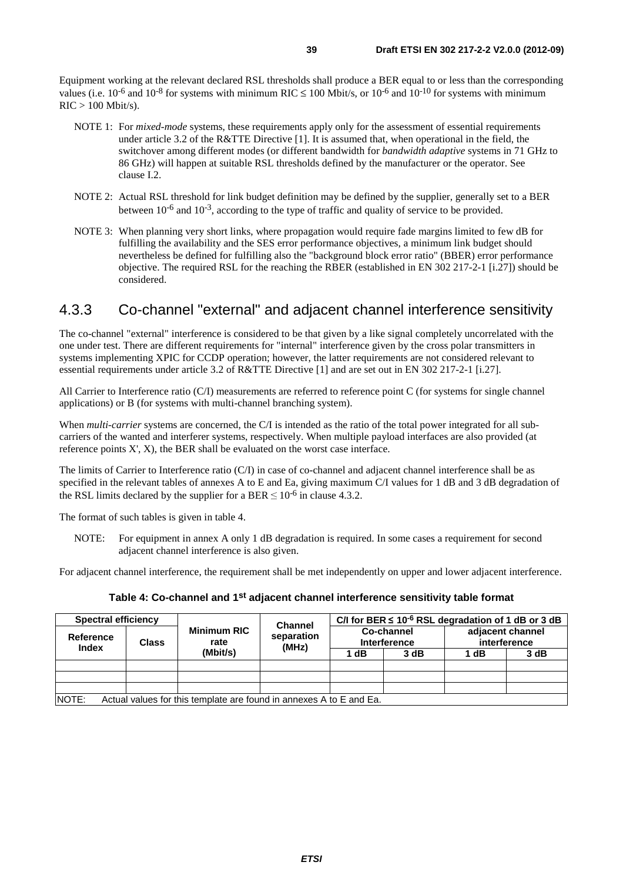Equipment working at the relevant declared RSL thresholds shall produce a BER equal to or less than the corresponding values (i.e. $10^{-6}$ and $10^{-8}$ for systems with minimum RIC ≤ 100 Mbit/s, or $10^{-6}$ and $10^{-10}$ for systems with minimum RIC > 100 Mbit/s).

NOTE 1: For *mixed-mode* systems, these requirements apply only for the assessment of essential requirements under article 3.2 of the R&TTE Directive [1]. It is assumed that, when operational in the field, the switchover among different modes (or different bandwidth for *bandwidth adaptive* systems in 71 GHz to 86 GHz) will happen at suitable RSL thresholds defined by the manufacturer or the operator. See clause I.2.

NOTE 2: Actual RSL threshold for link budget definition may be defined by the supplier, generally set to a BER between $10^{-6}$ and $10^{-3}$, according to the type of traffic and quality of service to be provided.

NOTE 3: When planning very short links, where propagation would require fade margins limited to few dB for fulfilling the availability and the SES error performance objectives, a minimum link budget should nevertheless be defined for fulfilling also the "background block error ratio" (BBER) error performance objective. The required RSL for the reaching the RBER (established in EN 302 217-2-1 [i.27]) should be considered.

## 4.3.3 Co-channel "external" and adjacent channel interference sensitivity

The co-channel "external" interference is considered to be that given by a like signal completely uncorrelated with the one under test. There are different requirements for "internal" interference given by the cross polar transmitters in systems implementing XPIC for CCDP operation; however, the latter requirements are not considered relevant to essential requirements under article 3.2 of R&TTE Directive [1] and are set out in EN 302 217-2-1 [i.27].

All Carrier to Interference ratio (C/I) measurements are referred to reference point C (for systems for single channel applications) or B (for systems with multi-channel branching system).

When *multi-carrier* systems are concerned, the C/I is intended as the ratio of the total power integrated for all sub-carriers of the wanted and interferer systems, respectively. When multiple payload interfaces are also provided (at reference points X', X), the BER shall be evaluated on the worst case interface.

The limits of Carrier to Interference ratio (C/I) in case of co-channel and adjacent channel interference shall be as specified in the relevant tables of annexes A to E and Ea, giving maximum C/I values for 1 dB and 3 dB degradation of the RSL limits declared by the supplier for a BER ≤ $10^{-6}$ in clause 4.3.2.

The format of such tables is given in table 4.

NOTE: For equipment in annex A only 1 dB degradation is required. In some cases a requirement for second adjacent channel interference is also given.

For adjacent channel interference, the requirement shall be met independently on upper and lower adjacent interference.

**Table 4: Co-channel and 1st adjacent channel interference sensitivity table format**

| Spectral efficiency | | Minimum RIC rate (Mbit/s) | Channel separation (MHz) | C/I for BER ≤ $10^{-6}$ RSL degradation of 1 dB or 3 dB | | | |
|---|---|---|---|---|---|---|---|
| Reference Index | Class | | | Co-channel Interference | | adjacent channel interference | |
| | | | | 1 dB | 3 dB | 1 dB | 3 dB |
| | | | | | | | |
| | | | | | | | |
| | | | | | | | |
| NOTE: Actual values for this template are found in annexes A to E and Ea. | | | | | | | |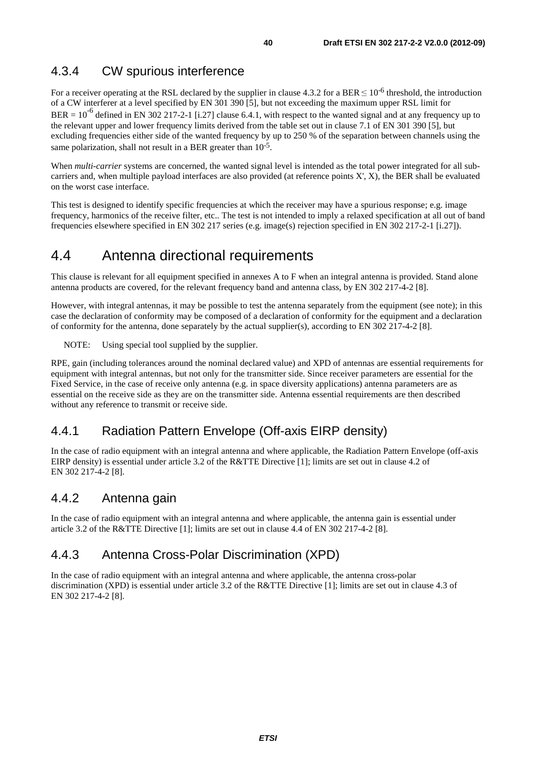### 4.3.4 CW spurious interference

For a receiver operating at the RSL declared by the supplier in clause 4.3.2 for a BER $\leq 10^{-6}$ threshold, the introduction of a CW interferer at a level specified by EN 301 390 [5], but not exceeding the maximum upper RSL limit for BER = $10^{-6}$ defined in EN 302 217-2-1 [i.27] clause 6.4.1, with respect to the wanted signal and at any frequency up to the relevant upper and lower frequency limits derived from the table set out in clause 7.1 of EN 301 390 [5], but excluding frequencies either side of the wanted frequency by up to 250 % of the separation between channels using the same polarization, shall not result in a BER greater than $10^{-5}$.

When *multi-carrier* systems are concerned, the wanted signal level is intended as the total power integrated for all sub-carriers and, when multiple payload interfaces are also provided (at reference points X', X), the BER shall be evaluated on the worst case interface.

This test is designed to identify specific frequencies at which the receiver may have a spurious response; e.g. image frequency, harmonics of the receive filter, etc.. The test is not intended to imply a relaxed specification at all out of band frequencies elsewhere specified in EN 302 217 series (e.g. image(s) rejection specified in EN 302 217-2-1 [i.27]).

## 4.4 Antenna directional requirements

This clause is relevant for all equipment specified in annexes A to F when an integral antenna is provided. Stand alone antenna products are covered, for the relevant frequency band and antenna class, by EN 302 217-4-2 [8].

However, with integral antennas, it may be possible to test the antenna separately from the equipment (see note); in this case the declaration of conformity may be composed of a declaration of conformity for the equipment and a declaration of conformity for the antenna, done separately by the actual supplier(s), according to EN 302 217-4-2 [8].

NOTE: Using special tool supplied by the supplier.

RPE, gain (including tolerances around the nominal declared value) and XPD of antennas are essential requirements for equipment with integral antennas, but not only for the transmitter side. Since receiver parameters are essential for the Fixed Service, in the case of receive only antenna (e.g. in space diversity applications) antenna parameters are as essential on the receive side as they are on the transmitter side. Antenna essential requirements are then described without any reference to transmit or receive side.

### 4.4.1 Radiation Pattern Envelope (Off-axis EIRP density)

In the case of radio equipment with an integral antenna and where applicable, the Radiation Pattern Envelope (off-axis EIRP density) is essential under article 3.2 of the R&TTE Directive [1]; limits are set out in clause 4.2 of EN 302 217-4-2 [8].

### 4.4.2 Antenna gain

In the case of radio equipment with an integral antenna and where applicable, the antenna gain is essential under article 3.2 of the R&TTE Directive [1]; limits are set out in clause 4.4 of EN 302 217-4-2 [8].

### 4.4.3 Antenna Cross-Polar Discrimination (XPD)

In the case of radio equipment with an integral antenna and where applicable, the antenna cross-polar discrimination (XPD) is essential under article 3.2 of the R&TTE Directive [1]; limits are set out in clause 4.3 of EN 302 217-4-2 [8].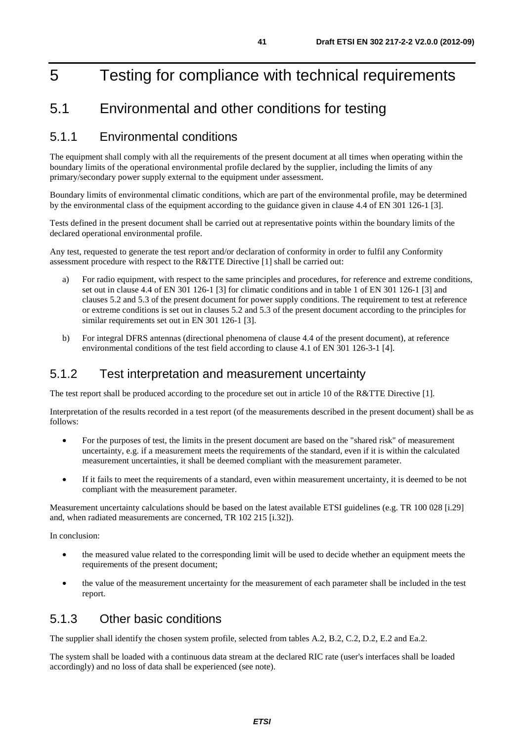# 5 Testing for compliance with technical requirements

## 5.1 Environmental and other conditions for testing

### 5.1.1 Environmental conditions

The equipment shall comply with all the requirements of the present document at all times when operating within the boundary limits of the operational environmental profile declared by the supplier, including the limits of any primary/secondary power supply external to the equipment under assessment.

Boundary limits of environmental climatic conditions, which are part of the environmental profile, may be determined by the environmental class of the equipment according to the guidance given in clause 4.4 of EN 301 126-1 [3].

Tests defined in the present document shall be carried out at representative points within the boundary limits of the declared operational environmental profile.

Any test, requested to generate the test report and/or declaration of conformity in order to fulfil any Conformity assessment procedure with respect to the R&TTE Directive [1] shall be carried out:

a) For radio equipment, with respect to the same principles and procedures, for reference and extreme conditions, set out in clause 4.4 of EN 301 126-1 [3] for climatic conditions and in table 1 of EN 301 126-1 [3] and clauses 5.2 and 5.3 of the present document for power supply conditions. The requirement to test at reference or extreme conditions is set out in clauses 5.2 and 5.3 of the present document according to the principles for similar requirements set out in EN 301 126-1 [3].

b) For integral DFRS antennas (directional phenomena of clause 4.4 of the present document), at reference environmental conditions of the test field according to clause 4.1 of EN 301 126-3-1 [4].

### 5.1.2 Test interpretation and measurement uncertainty

The test report shall be produced according to the procedure set out in article 10 of the R&TTE Directive [1].

Interpretation of the results recorded in a test report (of the measurements described in the present document) shall be as follows:

- For the purposes of test, the limits in the present document are based on the "shared risk" of measurement uncertainty, e.g. if a measurement meets the requirements of the standard, even if it is within the calculated measurement uncertainties, it shall be deemed compliant with the measurement parameter.
- If it fails to meet the requirements of a standard, even within measurement uncertainty, it is deemed to be not compliant with the measurement parameter.

Measurement uncertainty calculations should be based on the latest available ETSI guidelines (e.g. TR 100 028 [i.29] and, when radiated measurements are concerned, TR 102 215 [i.32]).

In conclusion:

- the measured value related to the corresponding limit will be used to decide whether an equipment meets the requirements of the present document;
- the value of the measurement uncertainty for the measurement of each parameter shall be included in the test report.

### 5.1.3 Other basic conditions

The supplier shall identify the chosen system profile, selected from tables A.2, B.2, C.2, D.2, E.2 and Ea.2.

The system shall be loaded with a continuous data stream at the declared RIC rate (user's interfaces shall be loaded accordingly) and no loss of data shall be experienced (see note).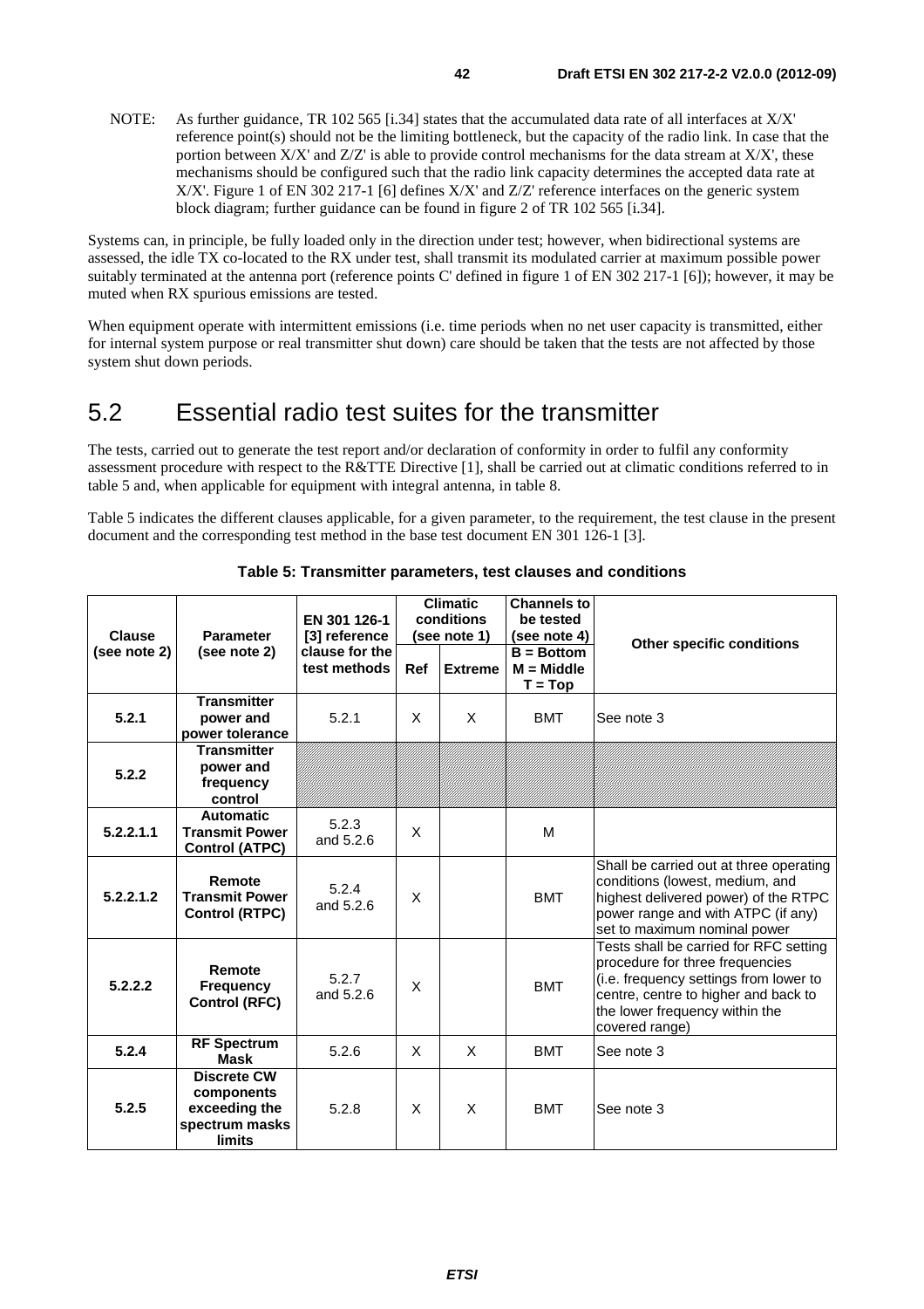NOTE: As further guidance, TR 102 565 [i.34] states that the accumulated data rate of all interfaces at X/X' reference point(s) should not be the limiting bottleneck, but the capacity of the radio link. In case that the portion between X/X' and Z/Z' is able to provide control mechanisms for the data stream at X/X', these mechanisms should be configured such that the radio link capacity determines the accepted data rate at X/X'. Figure 1 of EN 302 217-1 [6] defines X/X' and Z/Z' reference interfaces on the generic system block diagram; further guidance can be found in figure 2 of TR 102 565 [i.34].

Systems can, in principle, be fully loaded only in the direction under test; however, when bidirectional systems are assessed, the idle TX co-located to the RX under test, shall transmit its modulated carrier at maximum possible power suitably terminated at the antenna port (reference points C' defined in figure 1 of EN 302 217-1 [6]); however, it may be muted when RX spurious emissions are tested.

When equipment operate with intermittent emissions (i.e. time periods when no net user capacity is transmitted, either for internal system purpose or real transmitter shut down) care should be taken that the tests are not affected by those system shut down periods.

## 5.2 Essential radio test suites for the transmitter

The tests, carried out to generate the test report and/or declaration of conformity in order to fulfil any conformity assessment procedure with respect to the R&TTE Directive [1], shall be carried out at climatic conditions referred to in table 5 and, when applicable for equipment with integral antenna, in table 8.

Table 5 indicates the different clauses applicable, for a given parameter, to the requirement, the test clause in the present document and the corresponding test method in the base test document EN 301 126-1 [3].

**Table 5: Transmitter parameters, test clauses and conditions**

| Clause (see note 2) | Parameter (see note 2) | EN 301 126-1 [3] reference clause for the test methods | Climatic conditions (see note 1) | | Channels to be tested (see note 4) B = Bottom M = Middle T = Top | Other specific conditions |
|---|---|---|---|---|---|---|
| | | | Ref | Extreme | | |
| **5.2.1** | **Transmitter power and power tolerance** | 5.2.1 | X | X | BMT | See note 3 |
| **5.2.2** | **Transmitter power and frequency control** | | | | | |
| **5.2.2.1.1** | **Automatic Transmit Power Control (ATPC)** | 5.2.3 and 5.2.6 | X | | M | |
| **5.2.2.1.2** | **Remote Transmit Power Control (RTPC)** | 5.2.4 and 5.2.6 | X | | BMT | Shall be carried out at three operating conditions (lowest, medium, and highest delivered power) of the RTPC power range and with ATPC (if any) set to maximum nominal power |
| **5.2.2.2** | **Remote Frequency Control (RFC)** | 5.2.7 and 5.2.6 | X | | BMT | Tests shall be carried for RFC setting procedure for three frequencies (i.e. frequency settings from lower to centre, centre to higher and back to the lower frequency within the covered range) |
| **5.2.4** | **RF Spectrum Mask** | 5.2.6 | X | X | BMT | See note 3 |
| **5.2.5** | **Discrete CW components exceeding the spectrum masks limits** | 5.2.8 | X | X | BMT | See note 3 |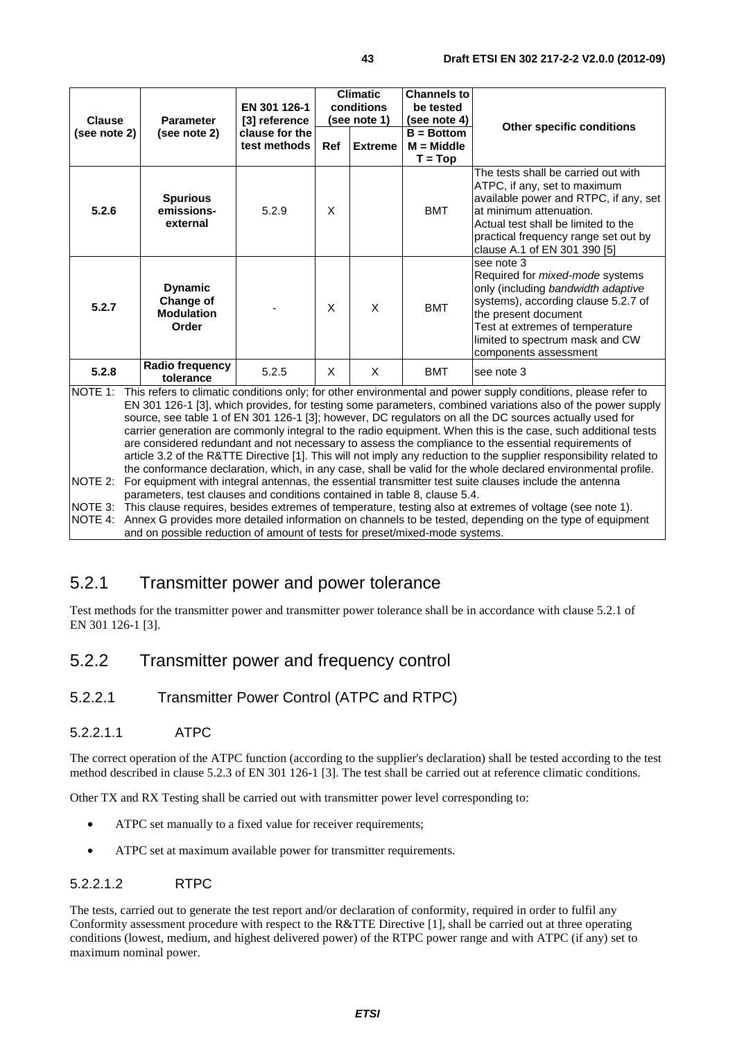| Clause (see note 2) | Parameter (see note 2) | EN 301 126-1 [3] reference clause for the test methods | Climatic conditions (see note 1) | | Channels to be tested (see note 4) | Other specific conditions |
|---|---|---|---|---|---|---|
| | | | Ref | Extreme | B = Bottom M = Middle T = Top | |
| **5.2.6** | **Spurious emissions-external** | 5.2.9 | X | | BMT | The tests shall be carried out with ATPC, if any, set to maximum available power and RTPC, if any, set at minimum attenuation. Actual test shall be limited to the practical frequency range set out by clause A.1 of EN 301 390 [5] |
| **5.2.7** | **Dynamic Change of Modulation Order** | - | X | X | BMT | see note 3 Required for *mixed-mode* systems only (including *bandwidth adaptive* systems), according clause 5.2.7 of the present document Test at extremes of temperature limited to spectrum mask and CW components assessment |
| **5.2.8** | **Radio frequency tolerance** | 5.2.5 | X | X | BMT | see note 3 |

NOTE 1: This refers to climatic conditions only; for other environmental and power supply conditions, please refer to EN 301 126-1 [3], which provides, for testing some parameters, combined variations also of the power supply source, see table 1 of EN 301 126-1 [3]; however, DC regulators on all the DC sources actually used for carrier generation are commonly integral to the radio equipment. When this is the case, such additional tests are considered redundant and not necessary to assess the compliance to the essential requirements of article 3.2 of the R&TTE Directive [1]. This will not imply any reduction to the supplier responsibility related to the conformance declaration, which, in any case, shall be valid for the whole declared environmental profile.

NOTE 2: For equipment with integral antennas, the essential transmitter test suite clauses include the antenna parameters, test clauses and conditions contained in table 8, clause 5.4.

NOTE 3: This clause requires, besides extremes of temperature, testing also at extremes of voltage (see note 1).

NOTE 4: Annex G provides more detailed information on channels to be tested, depending on the type of equipment and on possible reduction of amount of tests for preset/mixed-mode systems.

## 5.2.1 Transmitter power and power tolerance

Test methods for the transmitter power and transmitter power tolerance shall be in accordance with clause 5.2.1 of EN 301 126-1 [3].

## 5.2.2 Transmitter power and frequency control

### 5.2.2.1 Transmitter Power Control (ATPC and RTPC)

#### 5.2.2.1.1 ATPC

The correct operation of the ATPC function (according to the supplier's declaration) shall be tested according to the test method described in clause 5.2.3 of EN 301 126-1 [3]. The test shall be carried out at reference climatic conditions.

Other TX and RX Testing shall be carried out with transmitter power level corresponding to:

- ATPC set manually to a fixed value for receiver requirements;
- ATPC set at maximum available power for transmitter requirements.

#### 5.2.2.1.2 RTPC

The tests, carried out to generate the test report and/or declaration of conformity, required in order to fulfil any Conformity assessment procedure with respect to the R&TTE Directive [1], shall be carried out at three operating conditions (lowest, medium, and highest delivered power) of the RTPC power range and with ATPC (if any) set to maximum nominal power.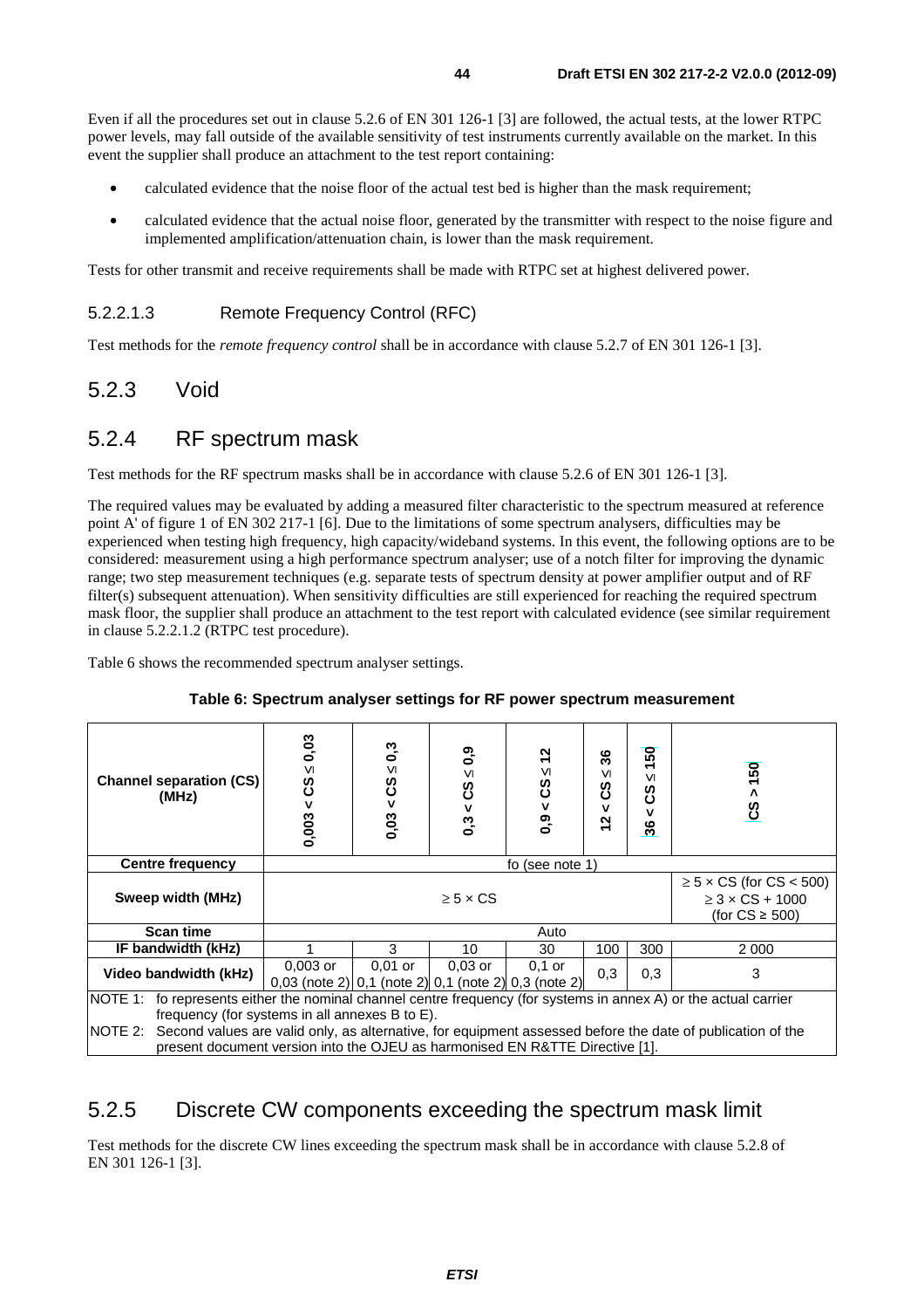Even if all the procedures set out in clause 5.2.6 of EN 301 126-1 [3] are followed, the actual tests, at the lower RTPC power levels, may fall outside of the available sensitivity of test instruments currently available on the market. In this event the supplier shall produce an attachment to the test report containing:

- calculated evidence that the noise floor of the actual test bed is higher than the mask requirement;
- calculated evidence that the actual noise floor, generated by the transmitter with respect to the noise figure and implemented amplification/attenuation chain, is lower than the mask requirement.

Tests for other transmit and receive requirements shall be made with RTPC set at highest delivered power.

#### 5.2.2.1.3 Remote Frequency Control (RFC)

Test methods for the *remote frequency control* shall be in accordance with clause 5.2.7 of EN 301 126-1 [3].

## 5.2.3 Void

## 5.2.4 RF spectrum mask

Test methods for the RF spectrum masks shall be in accordance with clause 5.2.6 of EN 301 126-1 [3].

The required values may be evaluated by adding a measured filter characteristic to the spectrum measured at reference point A' of figure 1 of EN 302 217-1 [6]. Due to the limitations of some spectrum analysers, difficulties may be experienced when testing high frequency, high capacity/wideband systems. In this event, the following options are to be considered: measurement using a high performance spectrum analyser; use of a notch filter for improving the dynamic range; two step measurement techniques (e.g. separate tests of spectrum density at power amplifier output and of RF filter(s) subsequent attenuation). When sensitivity difficulties are still experienced for reaching the required spectrum mask floor, the supplier shall produce an attachment to the test report with calculated evidence (see similar requirement in clause 5.2.2.1.2 (RTPC test procedure).

Table 6 shows the recommended spectrum analyser settings.

**Table 6: Spectrum analyser settings for RF power spectrum measurement**

| Channel separation (CS) (MHz) | 0,003 < CS ≤ 0,03 | 0,03 < CS ≤ 0,3 | 0,3 < CS ≤ 0,9 | 0,9 < CS ≤ 12 | 12 < CS ≤ 36 | 36 < CS ≤ 150 | CS > 150 |
|---|---|---|---|---|---|---|---|
| **Centre frequency** | fo (see note 1) | | | | | | |
| **Sweep width (MHz)** | ≥ 5 × CS | | | | | | ≥ 5 × CS (for CS < 500) ≥ 3 × CS + 1000 (for CS ≥ 500) |
| **Scan time** | Auto | | | | | | |
| **IF bandwidth (kHz)** | 1 | 3 | 10 | 30 | 100 | 300 | 2 000 |
| **Video bandwidth (kHz)** | 0,003 or 0,03 (note 2) | 0,01 or 0,1 (note 2) | 0,03 or 0,1 (note 2) | 0,1 or 0,3 (note 2) | 0,3 | 0,3 | 3 |
| NOTE 1: fo represents either the nominal channel centre frequency (for systems in annex A) or the actual carrier frequency (for systems in all annexes B to E). | | | | | | | |
| NOTE 2: Second values are valid only, as alternative, for equipment assessed before the date of publication of the present document version into the OJEU as harmonised EN R&TTE Directive [1]. | | | | | | | |

## 5.2.5 Discrete CW components exceeding the spectrum mask limit

Test methods for the discrete CW lines exceeding the spectrum mask shall be in accordance with clause 5.2.8 of EN 301 126-1 [3].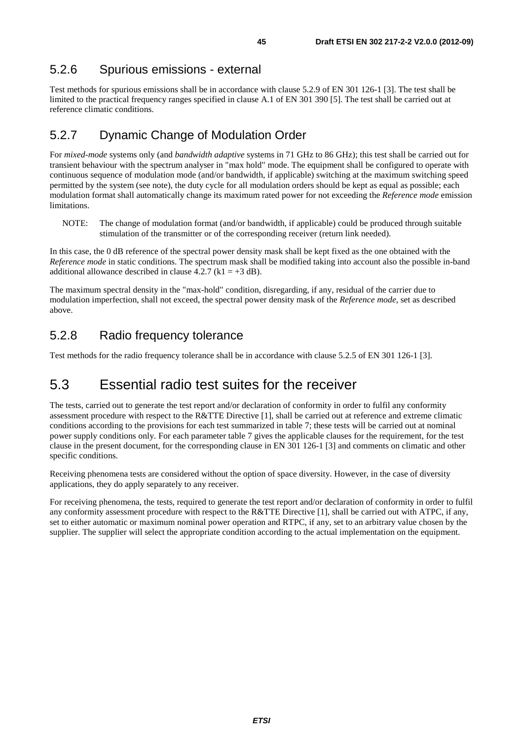### 5.2.6 Spurious emissions - external

Test methods for spurious emissions shall be in accordance with clause 5.2.9 of EN 301 126-1 [3]. The test shall be limited to the practical frequency ranges specified in clause A.1 of EN 301 390 [5]. The test shall be carried out at reference climatic conditions.

### 5.2.7 Dynamic Change of Modulation Order

For *mixed-mode* systems only (and *bandwidth adaptive* systems in 71 GHz to 86 GHz); this test shall be carried out for transient behaviour with the spectrum analyser in "max hold" mode. The equipment shall be configured to operate with continuous sequence of modulation mode (and/or bandwidth, if applicable) switching at the maximum switching speed permitted by the system (see note), the duty cycle for all modulation orders should be kept as equal as possible; each modulation format shall automatically change its maximum rated power for not exceeding the *Reference mode* emission limitations.

NOTE: The change of modulation format (and/or bandwidth, if applicable) could be produced through suitable stimulation of the transmitter or of the corresponding receiver (return link needed).

In this case, the 0 dB reference of the spectral power density mask shall be kept fixed as the one obtained with the *Reference mode* in static conditions. The spectrum mask shall be modified taking into account also the possible in-band additional allowance described in clause 4.2.7 ($k1 = +3$ dB).

The maximum spectral density in the "max-hold" condition, disregarding, if any, residual of the carrier due to modulation imperfection, shall not exceed, the spectral power density mask of the *Reference mode*, set as described above.

### 5.2.8 Radio frequency tolerance

Test methods for the radio frequency tolerance shall be in accordance with clause 5.2.5 of EN 301 126-1 [3].

## 5.3 Essential radio test suites for the receiver

The tests, carried out to generate the test report and/or declaration of conformity in order to fulfil any conformity assessment procedure with respect to the R&TTE Directive [1], shall be carried out at reference and extreme climatic conditions according to the provisions for each test summarized in table 7; these tests will be carried out at nominal power supply conditions only. For each parameter table 7 gives the applicable clauses for the requirement, for the test clause in the present document, for the corresponding clause in EN 301 126-1 [3] and comments on climatic and other specific conditions.

Receiving phenomena tests are considered without the option of space diversity. However, in the case of diversity applications, they do apply separately to any receiver.

For receiving phenomena, the tests, required to generate the test report and/or declaration of conformity in order to fulfil any conformity assessment procedure with respect to the R&TTE Directive [1], shall be carried out with ATPC, if any, set to either automatic or maximum nominal power operation and RTPC, if any, set to an arbitrary value chosen by the supplier. The supplier will select the appropriate condition according to the actual implementation on the equipment.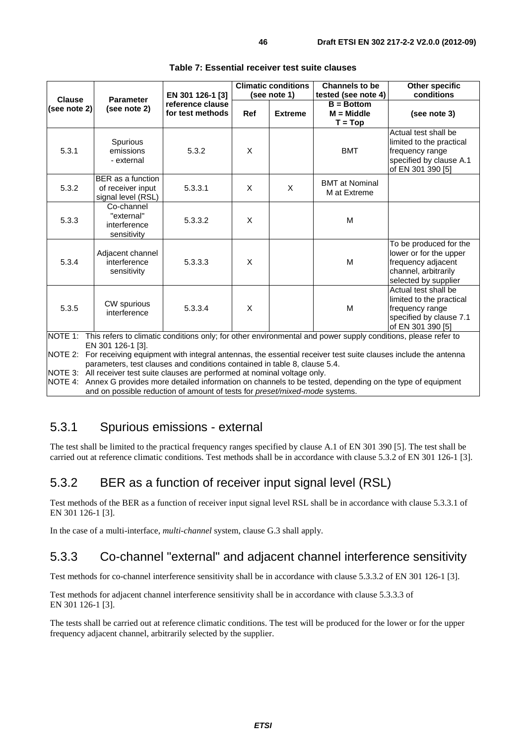**Table 7: Essential receiver test suite clauses**

| Clause (see note 2) | Parameter (see note 2) | EN 301 126-1 [3] reference clause for test methods | Climatic conditions (see note 1) | | Channels to be tested (see note 4) | Other specific conditions |
|---|---|---|---|---|---|---|
| | | | Ref | Extreme | B = Bottom M = Middle T = Top | (see note 3) |
| 5.3.1 | Spurious emissions - external | 5.3.2 | X | | BMT | Actual test shall be limited to the practical frequency range specified by clause A.1 of EN 301 390 [5] |
| 5.3.2 | BER as a function of receiver input signal level (RSL) | 5.3.3.1 | X | X | BMT at Nominal M at Extreme | |
| 5.3.3 | Co-channel "external" interference sensitivity | 5.3.3.2 | X | | M | |
| 5.3.4 | Adjacent channel interference sensitivity | 5.3.3.3 | X | | M | To be produced for the lower or for the upper frequency adjacent channel, arbitrarily selected by supplier |
| 5.3.5 | CW spurious interference | 5.3.3.4 | X | | M | Actual test shall be limited to the practical frequency range specified by clause 7.1 of EN 301 390 [5] |

NOTE 1: This refers to climatic conditions only; for other environmental and power supply conditions, please refer to EN 301 126-1 [3].

NOTE 2: For receiving equipment with integral antennas, the essential receiver test suite clauses include the antenna parameters, test clauses and conditions contained in table 8, clause 5.4.

NOTE 3: All receiver test suite clauses are performed at nominal voltage only.

NOTE 4: Annex G provides more detailed information on channels to be tested, depending on the type of equipment and on possible reduction of amount of tests for *preset/mixed-mode* systems.

## 5.3.1 Spurious emissions - external

The test shall be limited to the practical frequency ranges specified by clause A.1 of EN 301 390 [5]. The test shall be carried out at reference climatic conditions. Test methods shall be in accordance with clause 5.3.2 of EN 301 126-1 [3].

## 5.3.2 BER as a function of receiver input signal level (RSL)

Test methods of the BER as a function of receiver input signal level RSL shall be in accordance with clause 5.3.3.1 of EN 301 126-1 [3].

In the case of a multi-interface, *multi-channel* system, clause G.3 shall apply.

## 5.3.3 Co-channel "external" and adjacent channel interference sensitivity

Test methods for co-channel interference sensitivity shall be in accordance with clause 5.3.3.2 of EN 301 126-1 [3].

Test methods for adjacent channel interference sensitivity shall be in accordance with clause 5.3.3.3 of EN 301 126-1 [3].

The tests shall be carried out at reference climatic conditions. The test will be produced for the lower or for the upper frequency adjacent channel, arbitrarily selected by the supplier.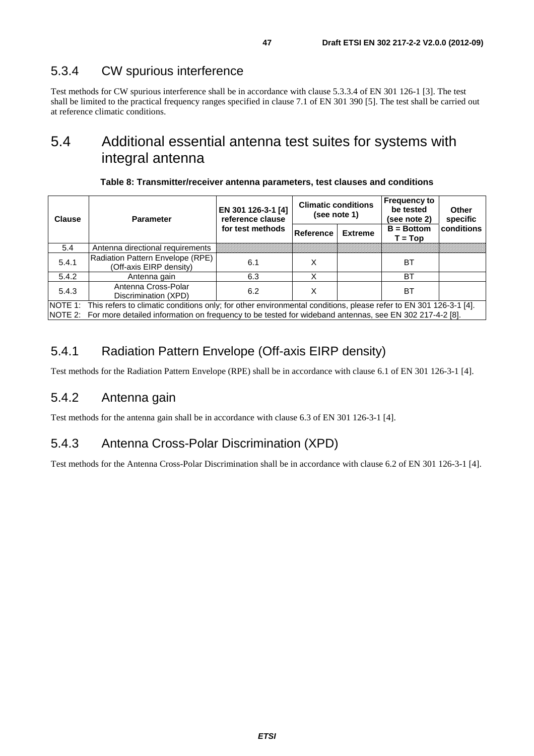### 5.3.4 CW spurious interference

Test methods for CW spurious interference shall be in accordance with clause 5.3.3.4 of EN 301 126-1 [3]. The test shall be limited to the practical frequency ranges specified in clause 7.1 of EN 301 390 [5]. The test shall be carried out at reference climatic conditions.

## 5.4 Additional essential antenna test suites for systems with integral antenna

**Table 8: Transmitter/receiver antenna parameters, test clauses and conditions**

| Clause | Parameter | EN 301 126-3-1 [4] reference clause for test methods | Climatic conditions (see note 1) | | Frequency to be tested (see note 2) | Other specific conditions |
|---|---|---|---|---|---|---|
| | | | Reference | Extreme | B = Bottom T = Top | |
| 5.4 | Antenna directional requirements | | | | | |
| 5.4.1 | Radiation Pattern Envelope (RPE) (Off-axis EIRP density) | 6.1 | X | | BT | |
| 5.4.2 | Antenna gain | 6.3 | X | | BT | |
| 5.4.3 | Antenna Cross-Polar Discrimination (XPD) | 6.2 | X | | BT | |
| NOTE 1: This refers to climatic conditions only; for other environmental conditions, please refer to EN 301 126-3-1 [4]. | | | | | | |
| NOTE 2: For more detailed information on frequency to be tested for wideband antennas, see EN 302 217-4-2 [8]. | | | | | | |

### 5.4.1 Radiation Pattern Envelope (Off-axis EIRP density)

Test methods for the Radiation Pattern Envelope (RPE) shall be in accordance with clause 6.1 of EN 301 126-3-1 [4].

### 5.4.2 Antenna gain

Test methods for the antenna gain shall be in accordance with clause 6.3 of EN 301 126-3-1 [4].

### 5.4.3 Antenna Cross-Polar Discrimination (XPD)

Test methods for the Antenna Cross-Polar Discrimination shall be in accordance with clause 6.2 of EN 301 126-3-1 [4].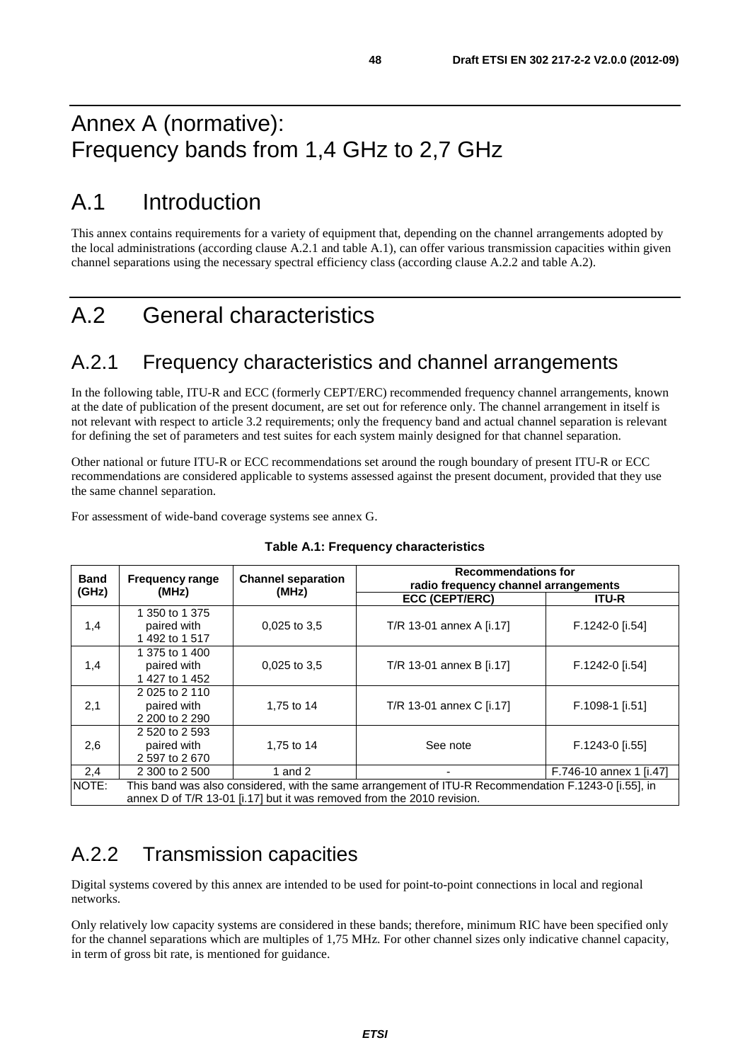# Annex A (normative): Frequency bands from 1,4 GHz to 2,7 GHz

# A.1 Introduction

This annex contains requirements for a variety of equipment that, depending on the channel arrangements adopted by the local administrations (according clause A.2.1 and table A.1), can offer various transmission capacities within given channel separations using the necessary spectral efficiency class (according clause A.2.2 and table A.2).

# A.2 General characteristics

## A.2.1 Frequency characteristics and channel arrangements

In the following table, ITU-R and ECC (formerly CEPT/ERC) recommended frequency channel arrangements, known at the date of publication of the present document, are set out for reference only. The channel arrangement in itself is not relevant with respect to article 3.2 requirements; only the frequency band and actual channel separation is relevant for defining the set of parameters and test suites for each system mainly designed for that channel separation.

Other national or future ITU-R or ECC recommendations set around the rough boundary of present ITU-R or ECC recommendations are considered applicable to systems assessed against the present document, provided that they use the same channel separation.

For assessment of wide-band coverage systems see annex G.

**Table A.1: Frequency characteristics**

| Band (GHz) | Frequency range (MHz) | Channel separation (MHz) | Recommendations for radio frequency channel arrangements | |
|---|---|---|---|---|
| | | | ECC (CEPT/ERC) | ITU-R |
| 1,4 | 1 350 to 1 375 paired with 1 492 to 1 517 | 0,025 to 3,5 | T/R 13-01 annex A [i.17] | F.1242-0 [i.54] |
| 1,4 | 1 375 to 1 400 paired with 1 427 to 1 452 | 0,025 to 3,5 | T/R 13-01 annex B [i.17] | F.1242-0 [i.54] |
| 2,1 | 2 025 to 2 110 paired with 2 200 to 2 290 | 1,75 to 14 | T/R 13-01 annex C [i.17] | F.1098-1 [i.51] |
| 2,6 | 2 520 to 2 593 paired with 2 597 to 2 670 | 1,75 to 14 | See note | F.1243-0 [i.55] |
| 2,4 | 2 300 to 2 500 | 1 and 2 | - | F.746-10 annex 1 [i.47] |
| NOTE: This band was also considered, with the same arrangement of ITU-R Recommendation F.1243-0 [i.55], in annex D of T/R 13-01 [i.17] but it was removed from the 2010 revision. | | | | |

## A.2.2 Transmission capacities

Digital systems covered by this annex are intended to be used for point-to-point connections in local and regional networks.

Only relatively low capacity systems are considered in these bands; therefore, minimum RIC have been specified only for the channel separations which are multiples of 1,75 MHz. For other channel sizes only indicative channel capacity, in term of gross bit rate, is mentioned for guidance.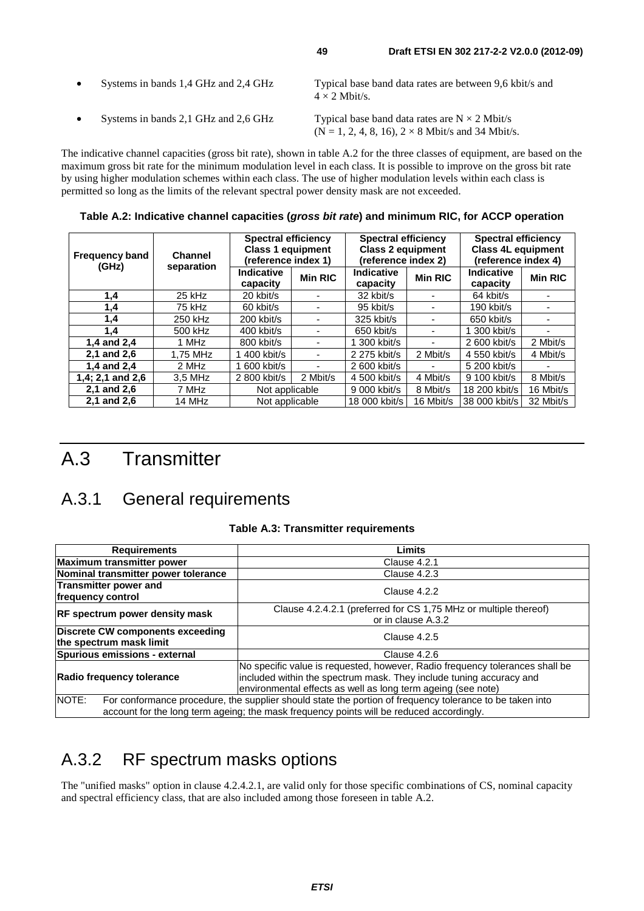- Systems in bands 1,4 GHz and 2,4 GHz — Typical base band data rates are between 9,6 kbit/s and $4 \times 2$ Mbit/s.
- Systems in bands 2,1 GHz and 2,6 GHz — Typical base band data rates are $N \times 2$ Mbit/s ($N = 1, 2, 4, 8, 16$), $2 \times 8$ Mbit/s and 34 Mbit/s.

The indicative channel capacities (gross bit rate), shown in table A.2 for the three classes of equipment, are based on the maximum gross bit rate for the minimum modulation level in each class. It is possible to improve on the gross bit rate by using higher modulation schemes within each class. The use of higher modulation levels within each class is permitted so long as the limits of the relevant spectral power density mask are not exceeded.

**Table A.2: Indicative channel capacities (*gross bit rate*) and minimum RIC, for ACCP operation**

| Frequency band (GHz) | Channel separation | Spectral efficiency Class 1 equipment (reference index 1) | | Spectral efficiency Class 2 equipment (reference index 2) | | Spectral efficiency Class 4L equipment (reference index 4) | |
|---|---|---|---|---|---|---|---|
| | | Indicative capacity | Min RIC | Indicative capacity | Min RIC | Indicative capacity | Min RIC |
| 1,4 | 25 kHz | 20 kbit/s | - | 32 kbit/s | - | 64 kbit/s | - |
| 1,4 | 75 kHz | 60 kbit/s | - | 95 kbit/s | - | 190 kbit/s | - |
| 1,4 | 250 kHz | 200 kbit/s | - | 325 kbit/s | - | 650 kbit/s | - |
| 1,4 | 500 kHz | 400 kbit/s | - | 650 kbit/s | - | 1 300 kbit/s | - |
| 1,4 and 2,4 | 1 MHz | 800 kbit/s | - | 1 300 kbit/s | - | 2 600 kbit/s | 2 Mbit/s |
| 2,1 and 2,6 | 1,75 MHz | 1 400 kbit/s | - | 2 275 kbit/s | 2 Mbit/s | 4 550 kbit/s | 4 Mbit/s |
| 1,4 and 2,4 | 2 MHz | 1 600 kbit/s | - | 2 600 kbit/s | - | 5 200 kbit/s | - |
| 1,4; 2,1 and 2,6 | 3,5 MHz | 2 800 kbit/s | 2 Mbit/s | 4 500 kbit/s | 4 Mbit/s | 9 100 kbit/s | 8 Mbit/s |
| 2,1 and 2,6 | 7 MHz | Not applicable | | 9 000 kbit/s | 8 Mbit/s | 18 200 kbit/s | 16 Mbit/s |
| 2,1 and 2,6 | 14 MHz | Not applicable | | 18 000 kbit/s | 16 Mbit/s | 38 000 kbit/s | 32 Mbit/s |

# A.3 Transmitter

## A.3.1 General requirements

**Table A.3: Transmitter requirements**

| Requirements | Limits |
|---|---|
| **Maximum transmitter power** | Clause 4.2.1 |
| **Nominal transmitter power tolerance** | Clause 4.2.3 |
| **Transmitter power and frequency control** | Clause 4.2.2 |
| **RF spectrum power density mask** | Clause 4.2.4.2.1 (preferred for CS 1,75 MHz or multiple thereof) or in clause A.3.2 |
| **Discrete CW components exceeding the spectrum mask limit** | Clause 4.2.5 |
| **Spurious emissions - external** | Clause 4.2.6 |
| **Radio frequency tolerance** | No specific value is requested, however, Radio frequency tolerances shall be included within the spectrum mask. They include tuning accuracy and environmental effects as well as long term ageing (see note) |
| NOTE: For conformance procedure, the supplier should state the portion of frequency tolerance to be taken into account for the long term ageing; the mask frequency points will be reduced accordingly. | |

## A.3.2 RF spectrum masks options

The "unified masks" option in clause 4.2.4.2.1, are valid only for those specific combinations of CS, nominal capacity and spectral efficiency class, that are also included among those foreseen in table A.2.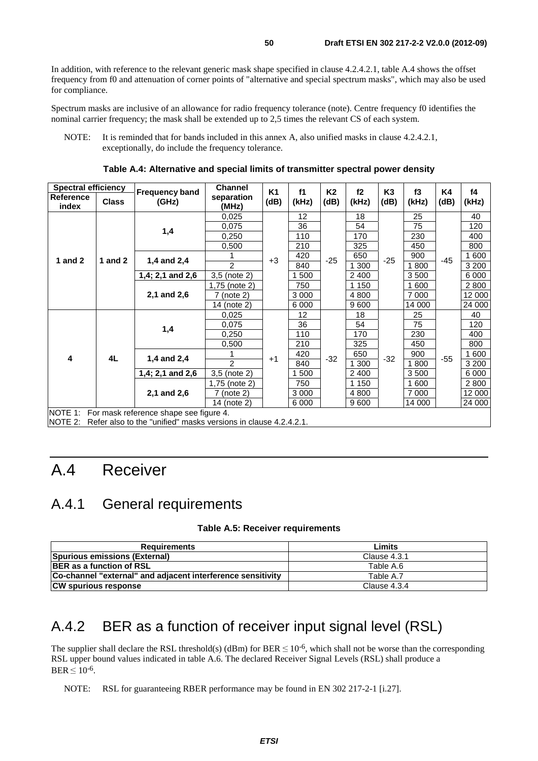In addition, with reference to the relevant generic mask shape specified in clause 4.2.4.2.1, table A.4 shows the offset frequency from f0 and attenuation of corner points of "alternative and special spectrum masks", which may also be used for compliance.

Spectrum masks are inclusive of an allowance for radio frequency tolerance (note). Centre frequency f0 identifies the nominal carrier frequency; the mask shall be extended up to 2,5 times the relevant CS of each system.

NOTE: It is reminded that for bands included in this annex A, also unified masks in clause 4.2.4.2.1, exceptionally, do include the frequency tolerance.

**Table A.4: Alternative and special limits of transmitter spectral power density**

| Spectral efficiency | | Frequency band (GHz) | Channel separation (MHz) | K1 (dB) | f1 (kHz) | K2 (dB) | f2 (kHz) | K3 (dB) | f3 (kHz) | K4 (dB) | f4 (kHz) |
|---|---|---|---|---|---|---|---|---|---|---|---|
| Reference index | Class | | | | | | | | | | |
| 1 and 2 | 1 and 2 | 1,4 | 0,025 | +3 | 12 | -25 | 18 | -25 | 25 | -45 | 40 |
| | | | 0,075 | | 36 | | 54 | | 75 | | 120 |
| | | | 0,250 | | 110 | | 170 | | 230 | | 400 |
| | | | 0,500 | | 210 | | 325 | | 450 | | 800 |
| | | 1,4 and 2,4 | 1 | | 420 | | 650 | | 900 | | 1 600 |
| | | | 2 | | 840 | | 1 300 | | 1 800 | | 3 200 |
| | | 1,4; 2,1 and 2,6 | 3,5 (note 2) | | 1 500 | | 2 400 | | 3 500 | | 6 000 |
| | | 2,1 and 2,6 | 1,75 (note 2) | | 750 | | 1 150 | | 1 600 | | 2 800 |
| | | | 7 (note 2) | | 3 000 | | 4 800 | | 7 000 | | 12 000 |
| | | | 14 (note 2) | | 6 000 | | 9 600 | | 14 000 | | 24 000 |
| 4 | 4L | 1,4 | 0,025 | +1 | 12 | -32 | 18 | -32 | 25 | -55 | 40 |
| | | | 0,075 | | 36 | | 54 | | 75 | | 120 |
| | | | 0,250 | | 110 | | 170 | | 230 | | 400 |
| | | | 0,500 | | 210 | | 325 | | 450 | | 800 |
| | | 1,4 and 2,4 | 1 | | 420 | | 650 | | 900 | | 1 600 |
| | | | 2 | | 840 | | 1 300 | | 1 800 | | 3 200 |
| | | 1,4; 2,1 and 2,6 | 3,5 (note 2) | | 1 500 | | 2 400 | | 3 500 | | 6 000 |
| | | 2,1 and 2,6 | 1,75 (note 2) | | 750 | | 1 150 | | 1 600 | | 2 800 |
| | | | 7 (note 2) | | 3 000 | | 4 800 | | 7 000 | | 12 000 |
| | | | 14 (note 2) | | 6 000 | | 9 600 | | 14 000 | | 24 000 |

NOTE 1: For mask reference shape see figure 4.
NOTE 2: Refer also to the "unified" masks versions in clause 4.2.4.2.1.

# A.4 Receiver

## A.4.1 General requirements

**Table A.5: Receiver requirements**

| Requirements | Limits |
|---|---|
| **Spurious emissions (External)** | Clause 4.3.1 |
| **BER as a function of RSL** | Table A.6 |
| **Co-channel "external" and adjacent interference sensitivity** | Table A.7 |
| **CW spurious response** | Clause 4.3.4 |

## A.4.2 BER as a function of receiver input signal level (RSL)

The supplier shall declare the RSL threshold(s) (dBm) for BER $\leq 10^{-6}$, which shall not be worse than the corresponding RSL upper bound values indicated in table A.6. The declared Receiver Signal Levels (RSL) shall produce a BER $\leq 10^{-6}$.

NOTE: RSL for guaranteeing RBER performance may be found in EN 302 217-2-1 [i.27].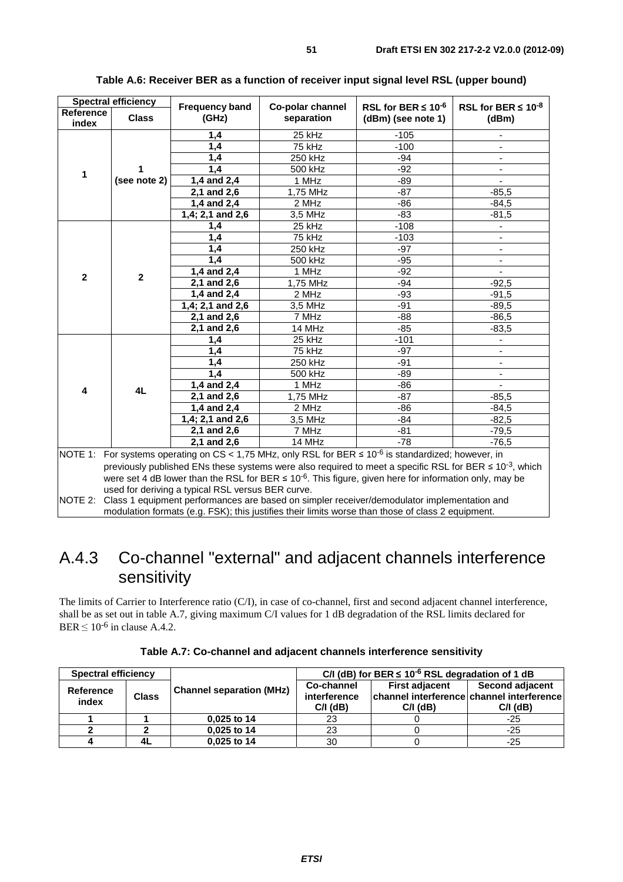**Table A.6: Receiver BER as a function of receiver input signal level RSL (upper bound)**

| Spectral efficiency | | Frequency band (GHz) | Co-polar channel separation | RSL for BER ≤ $10^{-6}$ (dBm) (see note 1) | RSL for BER ≤ $10^{-8}$ (dBm) |
|---|---|---|---|---|---|
| **Reference index** | **Class** | | | | |
| 1 | 1 (see note 2) | 1,4 | 25 kHz | -105 | - |
| | | 1,4 | 75 kHz | -100 | - |
| | | 1,4 | 250 kHz | -94 | - |
| | | 1,4 | 500 kHz | -92 | - |
| | | 1,4 and 2,4 | 1 MHz | -89 | - |
| | | 2,1 and 2,6 | 1,75 MHz | -87 | -85,5 |
| | | 1,4 and 2,4 | 2 MHz | -86 | -84,5 |
| | | 1,4; 2,1 and 2,6 | 3,5 MHz | -83 | -81,5 |
| 2 | 2 | 1,4 | 25 kHz | -108 | - |
| | | 1,4 | 75 kHz | -103 | - |
| | | 1,4 | 250 kHz | -97 | - |
| | | 1,4 | 500 kHz | -95 | - |
| | | 1,4 and 2,4 | 1 MHz | -92 | - |
| | | 2,1 and 2,6 | 1,75 MHz | -94 | -92,5 |
| | | 1,4 and 2,4 | 2 MHz | -93 | -91,5 |
| | | 1,4; 2,1 and 2,6 | 3,5 MHz | -91 | -89,5 |
| | | 2,1 and 2,6 | 7 MHz | -88 | -86,5 |
| | | 2,1 and 2,6 | 14 MHz | -85 | -83,5 |
| 4 | 4L | 1,4 | 25 kHz | -101 | - |
| | | 1,4 | 75 kHz | -97 | - |
| | | 1,4 | 250 kHz | -91 | - |
| | | 1,4 | 500 kHz | -89 | - |
| | | 1,4 and 2,4 | 1 MHz | -86 | - |
| | | 2,1 and 2,6 | 1,75 MHz | -87 | -85,5 |
| | | 1,4 and 2,4 | 2 MHz | -86 | -84,5 |
| | | 1,4; 2,1 and 2,6 | 3,5 MHz | -84 | -82,5 |
| | | 2,1 and 2,6 | 7 MHz | -81 | -79,5 |
| | | 2,1 and 2,6 | 14 MHz | -78 | -76,5 |

NOTE 1: For systems operating on CS < 1,75 MHz, only RSL for BER ≤ $10^{-6}$ is standardized; however, in previously published ENs these systems were also required to meet a specific RSL for BER ≤ $10^{-3}$, which were set 4 dB lower than the RSL for BER ≤ $10^{-6}$. This figure, given here for information only, may be used for deriving a typical RSL versus BER curve.

NOTE 2: Class 1 equipment performances are based on simpler receiver/demodulator implementation and modulation formats (e.g. FSK); this justifies their limits worse than those of class 2 equipment.

## A.4.3 Co-channel "external" and adjacent channels interference sensitivity

The limits of Carrier to Interference ratio (C/I), in case of co-channel, first and second adjacent channel interference, shall be as set out in table A.7, giving maximum C/I values for 1 dB degradation of the RSL limits declared for BER ≤ $10^{-6}$ in clause A.4.2.

**Table A.7: Co-channel and adjacent channels interference sensitivity**

| Spectral efficiency | | Channel separation (MHz) | C/I (dB) for BER ≤ $10^{-6}$ RSL degradation of 1 dB | | |
|---|---|---|---|---|---|
| **Reference index** | **Class** | | **Co-channel interference C/I (dB)** | **First adjacent channel interference C/I (dB)** | **Second adjacent channel interference C/I (dB)** |
| 1 | 1 | 0,025 to 14 | 23 | 0 | -25 |
| 2 | 2 | 0,025 to 14 | 23 | 0 | -25 |
| 4 | 4L | 0,025 to 14 | 30 | 0 | -25 |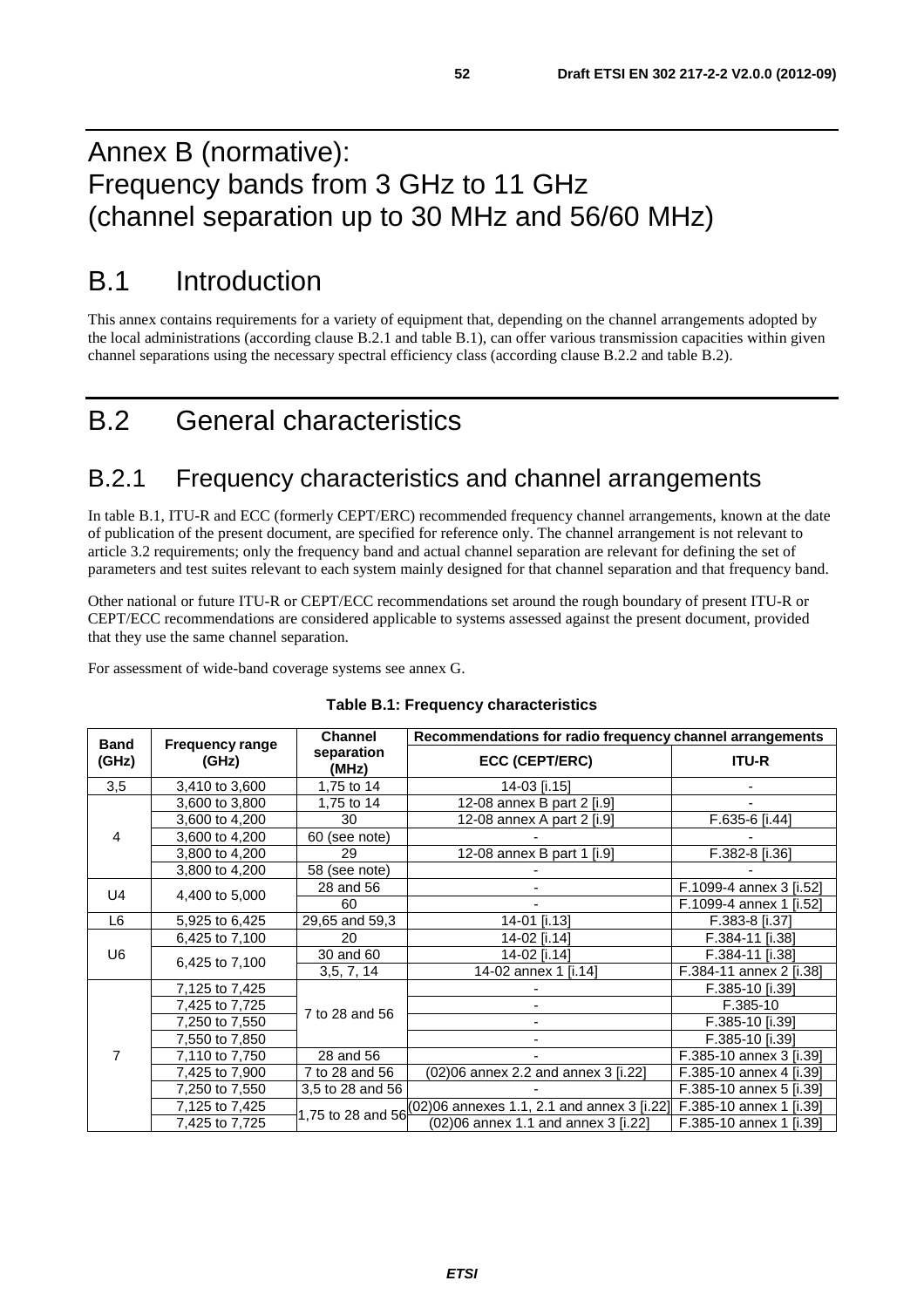# Annex B (normative): Frequency bands from 3 GHz to 11 GHz (channel separation up to 30 MHz and 56/60 MHz)

# B.1 Introduction

This annex contains requirements for a variety of equipment that, depending on the channel arrangements adopted by the local administrations (according clause B.2.1 and table B.1), can offer various transmission capacities within given channel separations using the necessary spectral efficiency class (according clause B.2.2 and table B.2).

# B.2 General characteristics

## B.2.1 Frequency characteristics and channel arrangements

In table B.1, ITU-R and ECC (formerly CEPT/ERC) recommended frequency channel arrangements, known at the date of publication of the present document, are specified for reference only. The channel arrangement is not relevant to article 3.2 requirements; only the frequency band and actual channel separation are relevant for defining the set of parameters and test suites relevant to each system mainly designed for that channel separation and that frequency band.

Other national or future ITU-R or CEPT/ECC recommendations set around the rough boundary of present ITU-R or CEPT/ECC recommendations are considered applicable to systems assessed against the present document, provided that they use the same channel separation.

For assessment of wide-band coverage systems see annex G.

**Table B.1: Frequency characteristics**

| Band (GHz) | Frequency range (GHz) | Channel separation (MHz) | Recommendations for radio frequency channel arrangements | |
|---|---|---|---|---|
| | | | ECC (CEPT/ERC) | ITU-R |
| 3,5 | 3,410 to 3,600 | 1,75 to 14 | 14-03 [i.15] | - |
| 4 | 3,600 to 3,800 | 1,75 to 14 | 12-08 annex B part 2 [i.9] | - |
| | 3,600 to 4,200 | 30 | 12-08 annex A part 2 [i.9] | F.635-6 [i.44] |
| | 3,600 to 4,200 | 60 (see note) | - | - |
| | 3,800 to 4,200 | 29 | 12-08 annex B part 1 [i.9] | F.382-8 [i.36] |
| | 3,800 to 4,200 | 58 (see note) | - | - |
| U4 | 4,400 to 5,000 | 28 and 56 | - | F.1099-4 annex 3 [i.52] |
| | | 60 | - | F.1099-4 annex 1 [i.52] |
| L6 | 5,925 to 6,425 | 29,65 and 59,3 | 14-01 [i.13] | F.383-8 [i.37] |
| U6 | 6,425 to 7,100 | 20 | 14-02 [i.14] | F.384-11 [i.38] |
| | 6,425 to 7,100 | 30 and 60 | 14-02 [i.14] | F.384-11 [i.38] |
| | | 3,5, 7, 14 | 14-02 annex 1 [i.14] | F.384-11 annex 2 [i.38] |
| 7 | 7,125 to 7,425 | 7 to 28 and 56 | - | F.385-10 [i.39] |
| | 7,425 to 7,725 | | - | F.385-10 |
| | 7,250 to 7,550 | | - | F.385-10 [i.39] |
| | 7,550 to 7,850 | | - | F.385-10 [i.39] |
| | 7,110 to 7,750 | 28 and 56 | - | F.385-10 annex 3 [i.39] |
| | 7,425 to 7,900 | 7 to 28 and 56 | (02)06 annex 2.2 and annex 3 [i.22] | F.385-10 annex 4 [i.39] |
| | 7,250 to 7,550 | 3,5 to 28 and 56 | - | F.385-10 annex 5 [i.39] |
| | 7,125 to 7,425 | 1,75 to 28 and 56 | (02)06 annexes 1.1, 2.1 and annex 3 [i.22] | F.385-10 annex 1 [i.39] |
| | 7,425 to 7,725 | | (02)06 annex 1.1 and annex 3 [i.22] | F.385-10 annex 1 [i.39] |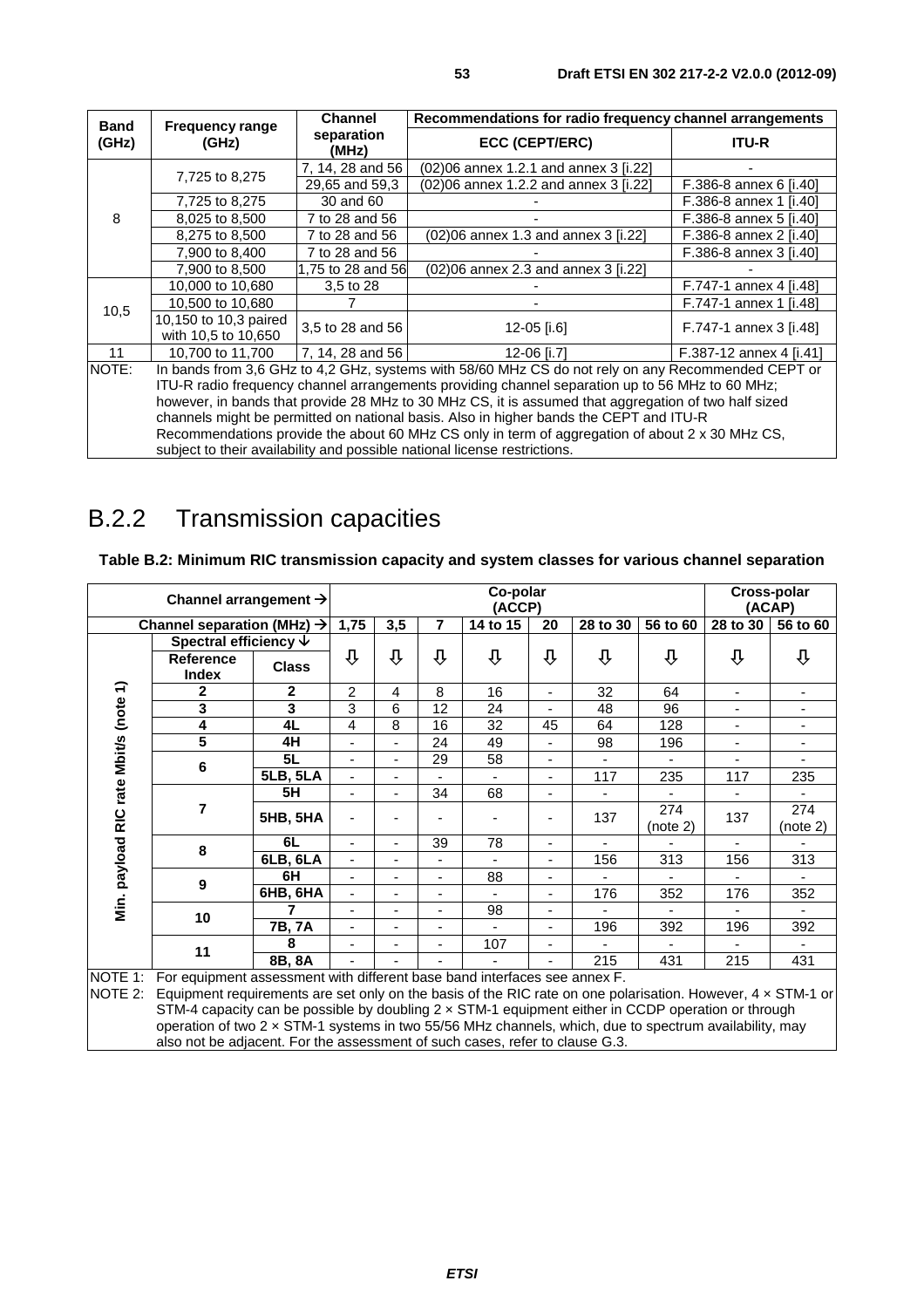| Band (GHz) | Frequency range (GHz) | Channel separation (MHz) | Recommendations for radio frequency channel arrangements | |
|---|---|---|---|---|
| | | | ECC (CEPT/ERC) | ITU-R |
| 8 | 7,725 to 8,275 | 7, 14, 28 and 56 | (02)06 annex 1.2.1 and annex 3 [i.22] | - |
| | | 29,65 and 59,3 | (02)06 annex 1.2.2 and annex 3 [i.22] | F.386-8 annex 6 [i.40] |
| | 7,725 to 8,275 | 30 and 60 | - | F.386-8 annex 1 [i.40] |
| | 8,025 to 8,500 | 7 to 28 and 56 | - | F.386-8 annex 5 [i.40] |
| | 8,275 to 8,500 | 7 to 28 and 56 | (02)06 annex 1.3 and annex 3 [i.22] | F.386-8 annex 2 [i.40] |
| | 7,900 to 8,400 | 7 to 28 and 56 | - | F.386-8 annex 3 [i.40] |
| | 7,900 to 8,500 | 1,75 to 28 and 56 | (02)06 annex 2.3 and annex 3 [i.22] | - |
| 10,5 | 10,000 to 10,680 | 3,5 to 28 | - | F.747-1 annex 4 [i.48] |
| | 10,500 to 10,680 | 7 | - | F.747-1 annex 1 [i.48] |
| | 10,150 to 10,3 paired with 10,5 to 10,650 | 3,5 to 28 and 56 | 12-05 [i.6] | F.747-1 annex 3 [i.48] |
| 11 | 10,700 to 11,700 | 7, 14, 28 and 56 | 12-06 [i.7] | F.387-12 annex 4 [i.41] |
| NOTE: | In bands from 3,6 GHz to 4,2 GHz, systems with 58/60 MHz CS do not rely on any Recommended CEPT or ITU-R radio frequency channel arrangements providing channel separation up to 56 MHz to 60 MHz; however, in bands that provide 28 MHz to 30 MHz CS, it is assumed that aggregation of two half sized channels might be permitted on national basis. Also in higher bands the CEPT and ITU-R Recommendations provide the about 60 MHz CS only in term of aggregation of about 2 x 30 MHz CS, subject to their availability and possible national license restrictions. | | | |

## B.2.2 Transmission capacities

**Table B.2: Minimum RIC transmission capacity and system classes for various channel separation**

| | Channel arrangement → | | Co-polar (ACCP) | | | | | | | Cross-polar (ACAP) | |
|---|---|---|---|---|---|---|---|---|---|---|---|
| | Channel separation (MHz) → | | 1,75 | 3,5 | 7 | 14 to 15 | 20 | 28 to 30 | 56 to 60 | 28 to 30 | 56 to 60 |
| Min. payload RIC rate Mbit/s (note 1) | Spectral efficiency ↓ | | ⇩ | ⇩ | ⇩ | ⇩ | ⇩ | ⇩ | ⇩ | ⇩ | ⇩ |
| | Reference Index | Class | | | | | | | | | |
| | 2 | 2 | 2 | 4 | 8 | 16 | - | 32 | 64 | - | - |
| | 3 | 3 | 3 | 6 | 12 | 24 | - | 48 | 96 | - | - |
| | 4 | 4L | 4 | 8 | 16 | 32 | 45 | 64 | 128 | - | - |
| | 5 | 4H | - | - | 24 | 49 | - | 98 | 196 | - | - |
| | 6 | 5L | - | - | 29 | 58 | - | - | - | - | - |
| | | 5LB, 5LA | - | - | - | - | - | 117 | 235 | 117 | 235 |
| | 7 | 5H | - | - | 34 | 68 | - | - | - | - | - |
| | | 5HB, 5HA | - | - | - | - | - | 137 | 274 (note 2) | 137 | 274 (note 2) |
| | 8 | 6L | - | - | 39 | 78 | - | - | - | - | - |
| | | 6LB, 6LA | - | - | - | - | - | 156 | 313 | 156 | 313 |
| | 9 | 6H | - | - | - | 88 | - | - | - | - | - |
| | | 6HB, 6HA | - | - | - | - | - | 176 | 352 | 176 | 352 |
| | 10 | 7 | - | - | - | 98 | - | - | - | - | - |
| | | 7B, 7A | - | - | - | - | - | 196 | 392 | 196 | 392 |
| | 11 | 8 | - | - | - | 107 | - | - | - | - | - |
| | | 8B, 8A | - | - | - | - | - | 215 | 431 | 215 | 431 |

NOTE 1: For equipment assessment with different base band interfaces see annex F.

NOTE 2: Equipment requirements are set only on the basis of the RIC rate on one polarisation. However, 4 × STM-1 or STM-4 capacity can be possible by doubling 2 × STM-1 equipment either in CCDP operation or through operation of two 2 × STM-1 systems in two 55/56 MHz channels, which, due to spectrum availability, may also not be adjacent. For the assessment of such cases, refer to clause G.3.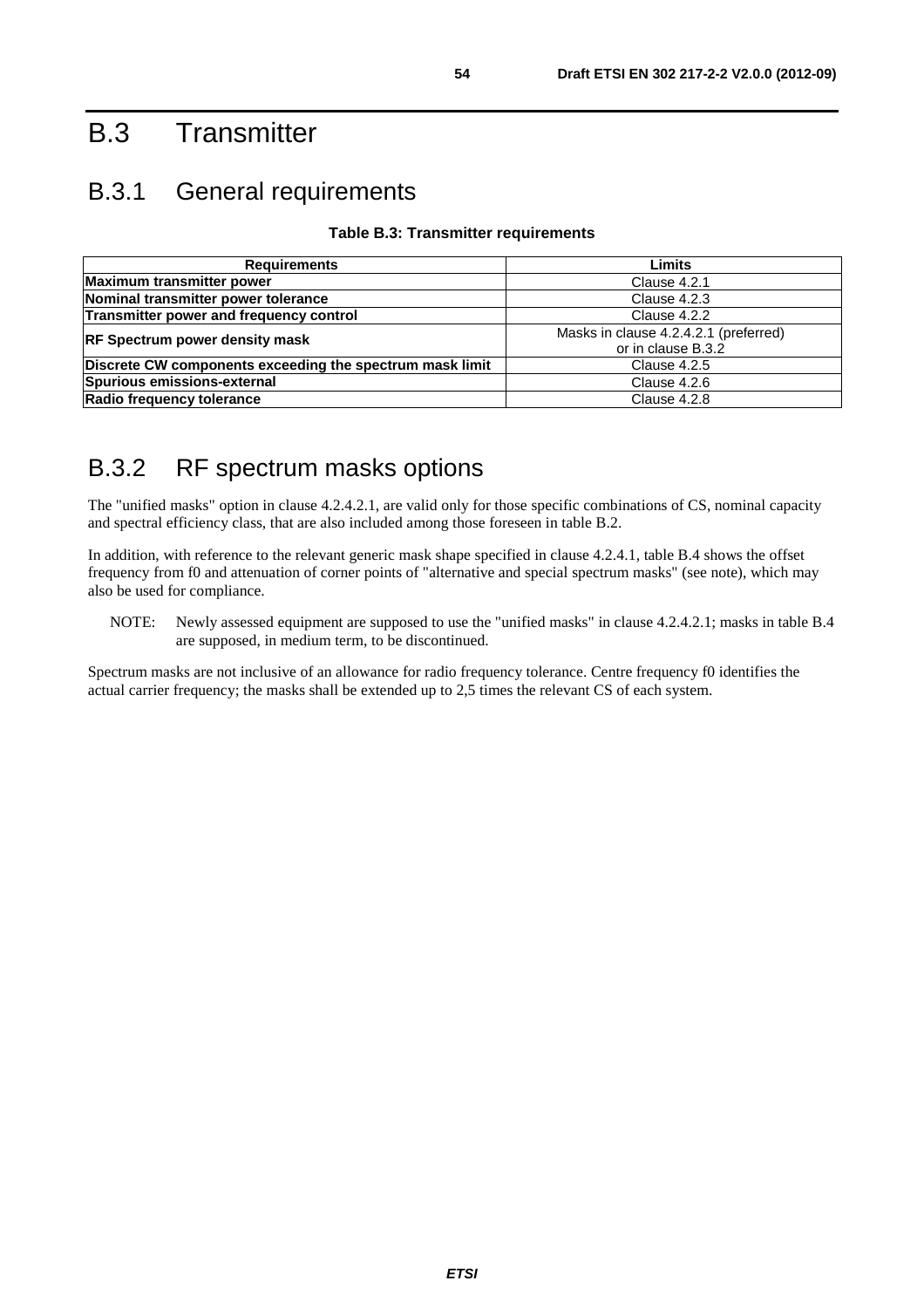# B.3 Transmitter

## B.3.1 General requirements

**Table B.3: Transmitter requirements**

| Requirements | Limits |
|---|---|
| **Maximum transmitter power** | Clause 4.2.1 |
| **Nominal transmitter power tolerance** | Clause 4.2.3 |
| **Transmitter power and frequency control** | Clause 4.2.2 |
| **RF Spectrum power density mask** | Masks in clause 4.2.4.2.1 (preferred) or in clause B.3.2 |
| **Discrete CW components exceeding the spectrum mask limit** | Clause 4.2.5 |
| **Spurious emissions-external** | Clause 4.2.6 |
| **Radio frequency tolerance** | Clause 4.2.8 |

## B.3.2 RF spectrum masks options

The "unified masks" option in clause 4.2.4.2.1, are valid only for those specific combinations of CS, nominal capacity and spectral efficiency class, that are also included among those foreseen in table B.2.

In addition, with reference to the relevant generic mask shape specified in clause 4.2.4.1, table B.4 shows the offset frequency from f0 and attenuation of corner points of "alternative and special spectrum masks" (see note), which may also be used for compliance.

NOTE: Newly assessed equipment are supposed to use the "unified masks" in clause 4.2.4.2.1; masks in table B.4 are supposed, in medium term, to be discontinued.

Spectrum masks are not inclusive of an allowance for radio frequency tolerance. Centre frequency f0 identifies the actual carrier frequency; the masks shall be extended up to 2,5 times the relevant CS of each system.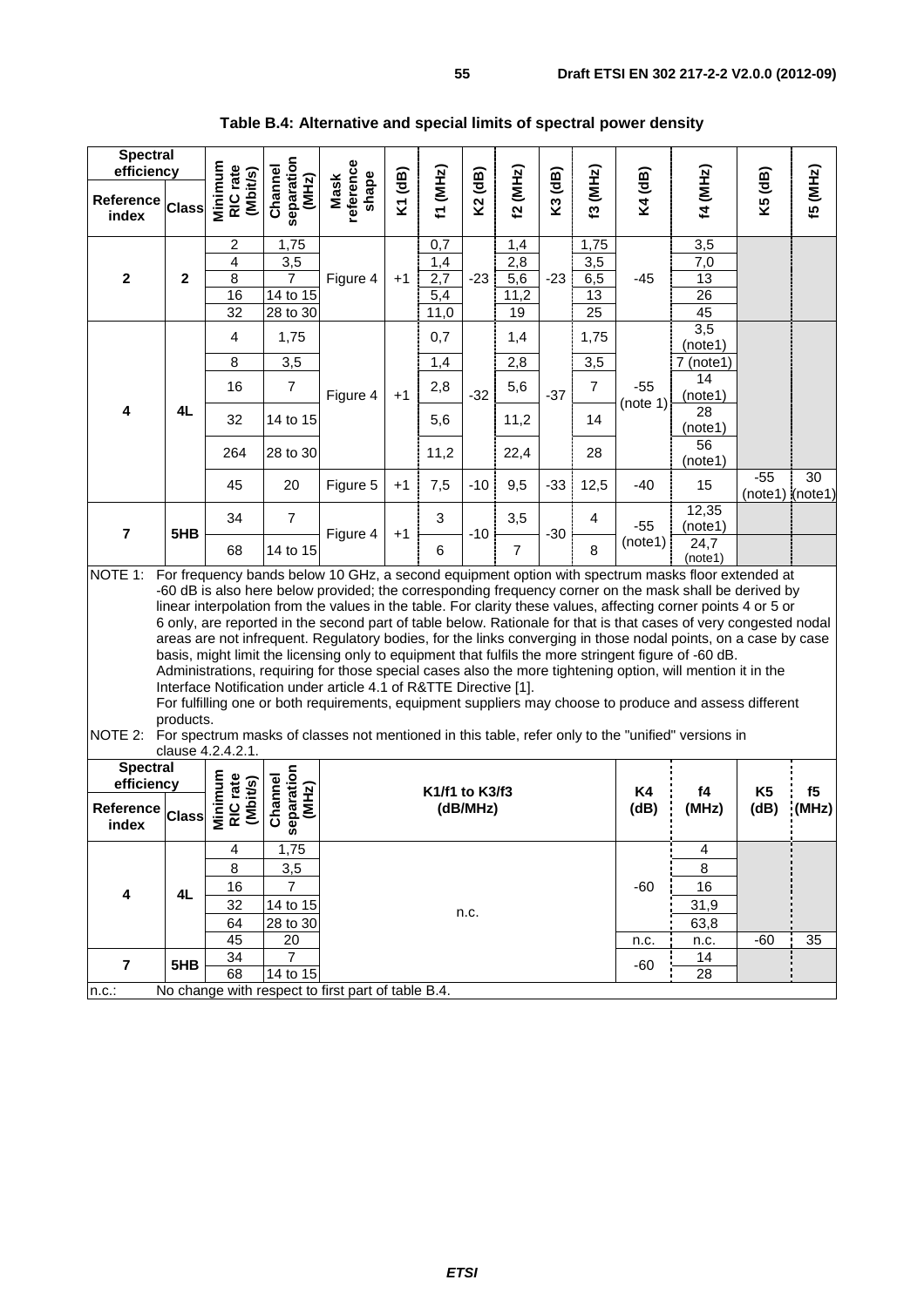**Table B.4: Alternative and special limits of spectral power density**

| Spectral efficiency Reference index | Class | Minimum RIC rate (Mbit/s) | Channel separation (MHz) | Mask reference shape | K1 (dB) | f1 (MHz) | K2 (dB) | f2 (MHz) | K3 (dB) | f3 (MHz) | K4 (dB) | f4 (MHz) | K5 (dB) | f5 (MHz) |
|---|---|---|---|---|---|---|---|---|---|---|---|---|---|---|
| 2 | 2 | 2 | 1,75 | Figure 4 | +1 | 0,7 | -23 | 1,4 | -23 | 1,75 | -45 | 3,5 | | |
| | | 4 | 3,5 | | | 1,4 | | 2,8 | | 3,5 | | 7,0 | | |
| | | 8 | 7 | | | 2,7 | | 5,6 | | 6,5 | | 13 | | |
| | | 16 | 14 to 15 | | | 5,4 | | 11,2 | | 13 | | 26 | | |
| | | 32 | 28 to 30 | | | 11,0 | | 19 | | 25 | | 45 | | |
| 4 | 4L | 4 | 1,75 | Figure 4 | +1 | 0,7 | -32 | 1,4 | -37 | 1,75 | -55 (note 1) | 3,5 (note1) | | |
| | | 8 | 3,5 | | | 1,4 | | 2,8 | | 3,5 | | 7 (note1) | | |
| | | 16 | 7 | | | 2,8 | | 5,6 | | 7 | | 14 (note1) | | |
| | | 32 | 14 to 15 | | | 5,6 | | 11,2 | | 14 | | 28 (note1) | | |
| | | 264 | 28 to 30 | | | 11,2 | | 22,4 | | 28 | | 56 (note1) | | |
| | | 45 | 20 | Figure 5 | +1 | 7,5 | -10 | 9,5 | -33 | 12,5 | -40 | 15 | -55 (note1) | 30 (note1) |
| 7 | 5HB | 34 | 7 | Figure 4 | +1 | 3 | -10 | 3,5 | -30 | 4 | -55 (note1) | 12,35 (note1) | | |
| | | 68 | 14 to 15 | | | 6 | | 7 | | 8 | | 24,7 (note1) | | |

NOTE 1: For frequency bands below 10 GHz, a second equipment option with spectrum masks floor extended at -60 dB is also here below provided; the corresponding frequency corner on the mask shall be derived by linear interpolation from the values in the table. For clarity these values, affecting corner points 4 or 5 or 6 only, are reported in the second part of table below. Rationale for that is that cases of very congested nodal areas are not infrequent. Regulatory bodies, for the links converging in those nodal points, on a case by case basis, might limit the licensing only to equipment that fulfils the more stringent figure of -60 dB. Administrations, requiring for those special cases also the more tightening option, will mention it in the Interface Notification under article 4.1 of R&TTE Directive [1].
For fulfilling one or both requirements, equipment suppliers may choose to produce and assess different products.

NOTE 2: For spectrum masks of classes not mentioned in this table, refer only to the "unified" versions in clause 4.2.4.2.1.

| Spectral efficiency Reference index | Class | Minimum RIC rate (Mbit/s) | Channel separation (MHz) | K1/f1 to K3/f3 (dB/MHz) | K4 (dB) | f4 (MHz) | K5 (dB) | f5 (MHz) |
|---|---|---|---|---|---|---|---|---|
| 4 | 4L | 4 | 1,75 | n.c. | -60 | 4 | | |
| | | 8 | 3,5 | | | 8 | | |
| | | 16 | 7 | | | 16 | | |
| | | 32 | 14 to 15 | | | 31,9 | | |
| | | 64 | 28 to 30 | | | 63,8 | | |
| | | 45 | 20 | | n.c. | n.c. | -60 | 35 |
| 7 | 5HB | 34 | 7 | | -60 | 14 | | |
| | | 68 | 14 to 15 | | | 28 | | |

n.c.: No change with respect to first part of table B.4.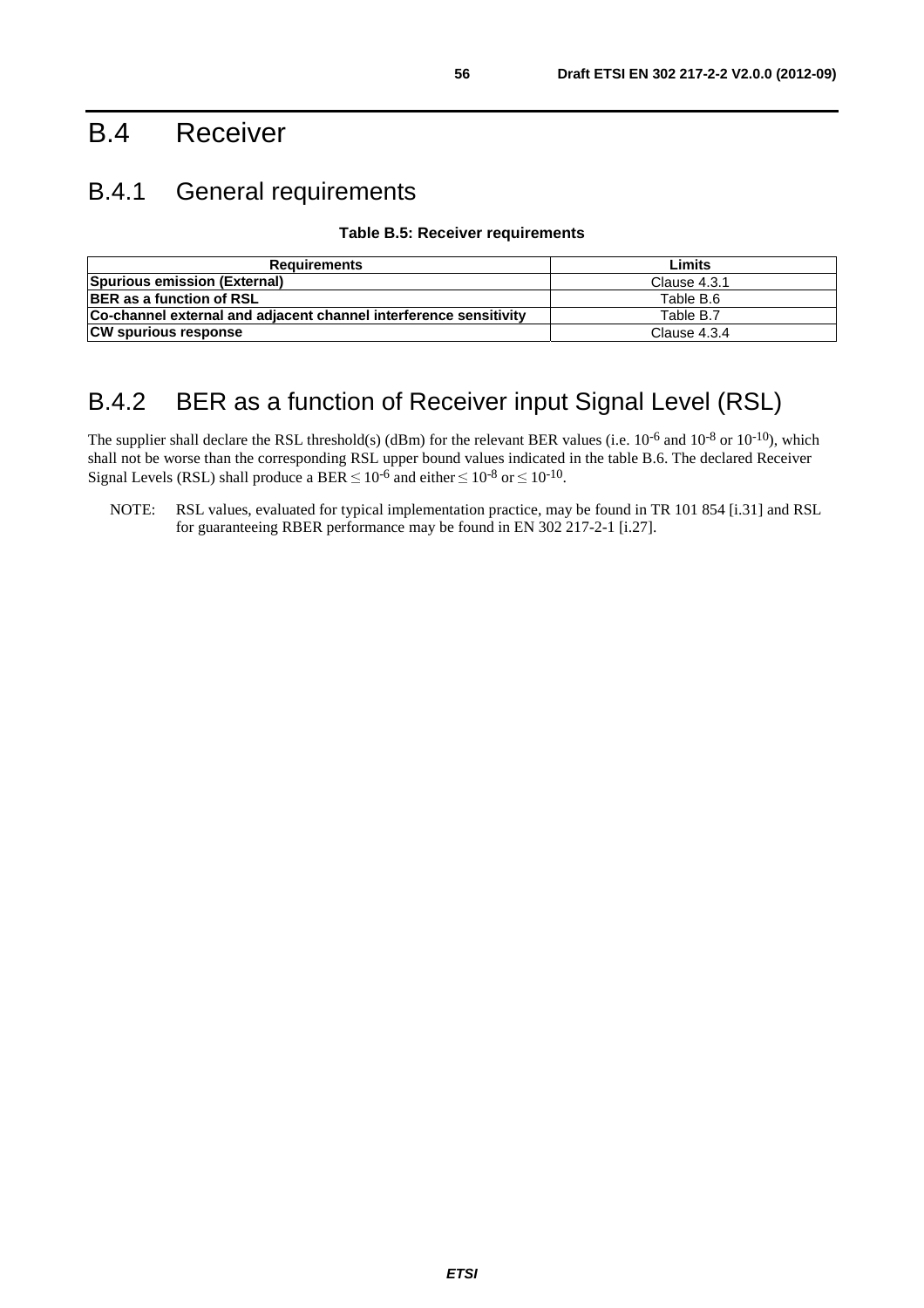# B.4 Receiver

## B.4.1 General requirements

**Table B.5: Receiver requirements**

| Requirements | Limits |
|---|---|
| **Spurious emission (External)** | Clause 4.3.1 |
| **BER as a function of RSL** | Table B.6 |
| **Co-channel external and adjacent channel interference sensitivity** | Table B.7 |
| **CW spurious response** | Clause 4.3.4 |

## B.4.2 BER as a function of Receiver input Signal Level (RSL)

The supplier shall declare the RSL threshold(s) (dBm) for the relevant BER values (i.e. $10^{-6}$ and $10^{-8}$ or $10^{-10}$), which shall not be worse than the corresponding RSL upper bound values indicated in the table B.6. The declared Receiver Signal Levels (RSL) shall produce a BER $\leq 10^{-6}$ and either $\leq 10^{-8}$ or $\leq 10^{-10}$.

NOTE: RSL values, evaluated for typical implementation practice, may be found in TR 101 854 [i.31] and RSL for guaranteeing RBER performance may be found in EN 302 217-2-1 [i.27].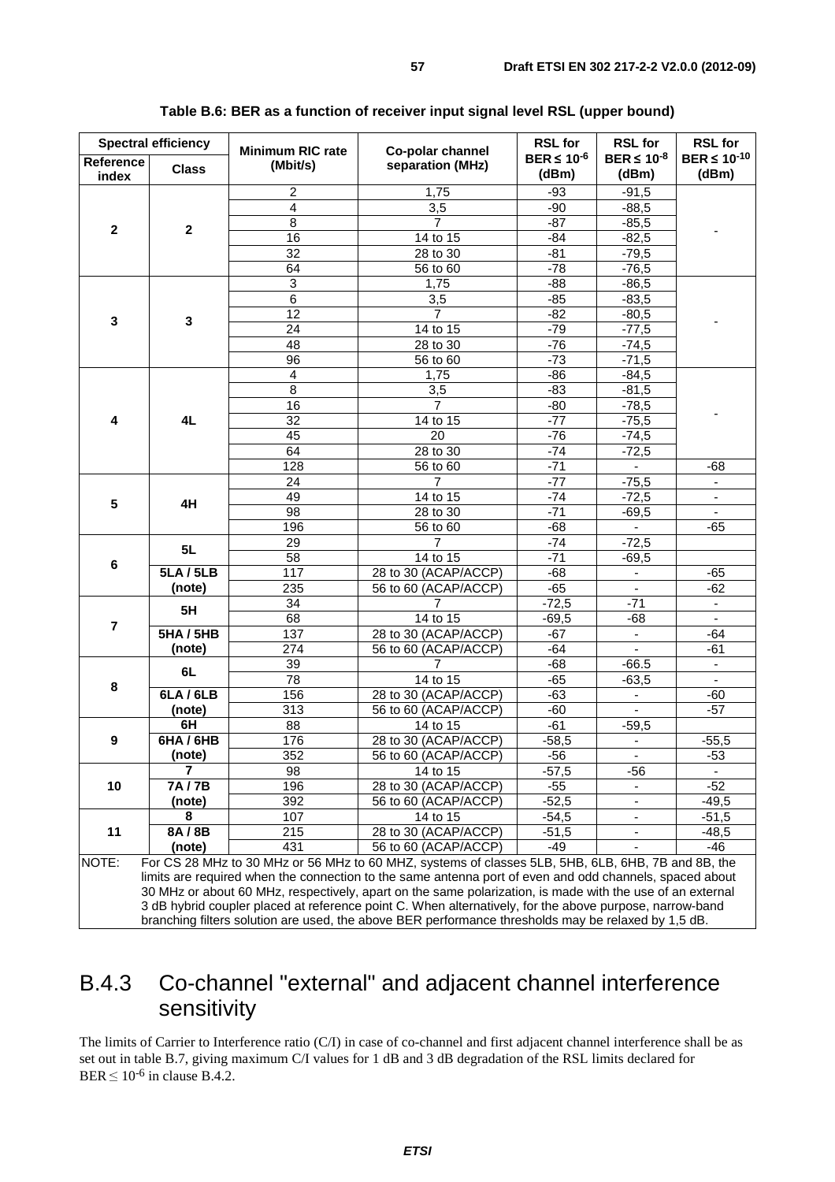**Table B.6: BER as a function of receiver input signal level RSL (upper bound)**

| Spectral efficiency | | Minimum RIC rate (Mbit/s) | Co-polar channel separation (MHz) | RSL for BER ≤ $10^{-6}$ (dBm) | RSL for BER ≤ $10^{-8}$ (dBm) | RSL for BER ≤ $10^{-10}$ (dBm) |
|---|---|---|---|---|---|---|
| **Reference index** | **Class** | | | | | |
| **2** | **2** | 2 | 1,75 | -93 | -91,5 | - |
| | | 4 | 3,5 | -90 | -88,5 | |
| | | 8 | 7 | -87 | -85,5 | |
| | | 16 | 14 to 15 | -84 | -82,5 | |
| | | 32 | 28 to 30 | -81 | -79,5 | |
| | | 64 | 56 to 60 | -78 | -76,5 | |
| **3** | **3** | 3 | 1,75 | -88 | -86,5 | - |
| | | 6 | 3,5 | -85 | -83,5 | |
| | | 12 | 7 | -82 | -80,5 | |
| | | 24 | 14 to 15 | -79 | -77,5 | |
| | | 48 | 28 to 30 | -76 | -74,5 | |
| | | 96 | 56 to 60 | -73 | -71,5 | |
| **4** | **4L** | 4 | 1,75 | -86 | -84,5 | - |
| | | 8 | 3,5 | -83 | -81,5 | |
| | | 16 | 7 | -80 | -78,5 | |
| | | 32 | 14 to 15 | -77 | -75,5 | |
| | | 45 | 20 | -76 | -74,5 | |
| | | 64 | 28 to 30 | -74 | -72,5 | |
| | | 128 | 56 to 60 | -71 | - | -68 |
| **5** | **4H** | 24 | 7 | -77 | -75,5 | - |
| | | 49 | 14 to 15 | -74 | -72,5 | - |
| | | 98 | 28 to 30 | -71 | -69,5 | - |
| | | 196 | 56 to 60 | -68 | - | -65 |
| **6** | **5L** | 29 | 7 | -74 | -72,5 | |
| | | 58 | 14 to 15 | -71 | -69,5 | |
| | **5LA / 5LB (note)** | 117 | 28 to 30 (ACAP/ACCP) | -68 | - | -65 |
| | | 235 | 56 to 60 (ACAP/ACCP) | -65 | - | -62 |
| **7** | **5H** | 34 | 7 | -72,5 | -71 | - |
| | | 68 | 14 to 15 | -69,5 | -68 | - |
| | **5HA / 5HB (note)** | 137 | 28 to 30 (ACAP/ACCP) | -67 | - | -64 |
| | | 274 | 56 to 60 (ACAP/ACCP) | -64 | - | -61 |
| **8** | **6L** | 39 | 7 | -68 | -66.5 | - |
| | | 78 | 14 to 15 | -65 | -63,5 | - |
| | **6LA / 6LB (note)** | 156 | 28 to 30 (ACAP/ACCP) | -63 | - | -60 |
| | | 313 | 56 to 60 (ACAP/ACCP) | -60 | - | -57 |
| **9** | **6H** | 88 | 14 to 15 | -61 | -59,5 | |
| | **6HA / 6HB (note)** | 176 | 28 to 30 (ACAP/ACCP) | -58,5 | - | -55,5 |
| | | 352 | 56 to 60 (ACAP/ACCP) | -56 | - | -53 |
| **10** | **7** | 98 | 14 to 15 | -57,5 | -56 | - |
| | **7A / 7B (note)** | 196 | 28 to 30 (ACAP/ACCP) | -55 | - | -52 |
| | | 392 | 56 to 60 (ACAP/ACCP) | -52,5 | - | -49,5 |
| **11** | **8** | 107 | 14 to 15 | -54,5 | - | -51,5 |
| | **8A / 8B (note)** | 215 | 28 to 30 (ACAP/ACCP) | -51,5 | - | -48,5 |
| | | 431 | 56 to 60 (ACAP/ACCP) | -49 | - | -46 |

NOTE: For CS 28 MHz to 30 MHz or 56 MHz to 60 MHZ, systems of classes 5LB, 5HB, 6LB, 6HB, 7B and 8B, the limits are required when the connection to the same antenna port of even and odd channels, spaced about 30 MHz or about 60 MHz, respectively, apart on the same polarization, is made with the use of an external 3 dB hybrid coupler placed at reference point C. When alternatively, for the above purpose, narrow-band branching filters solution are used, the above BER performance thresholds may be relaxed by 1,5 dB.

## B.4.3 Co-channel "external" and adjacent channel interference sensitivity

The limits of Carrier to Interference ratio (C/I) in case of co-channel and first adjacent channel interference shall be as set out in table B.7, giving maximum C/I values for 1 dB and 3 dB degradation of the RSL limits declared for BER ≤ $10^{-6}$ in clause B.4.2.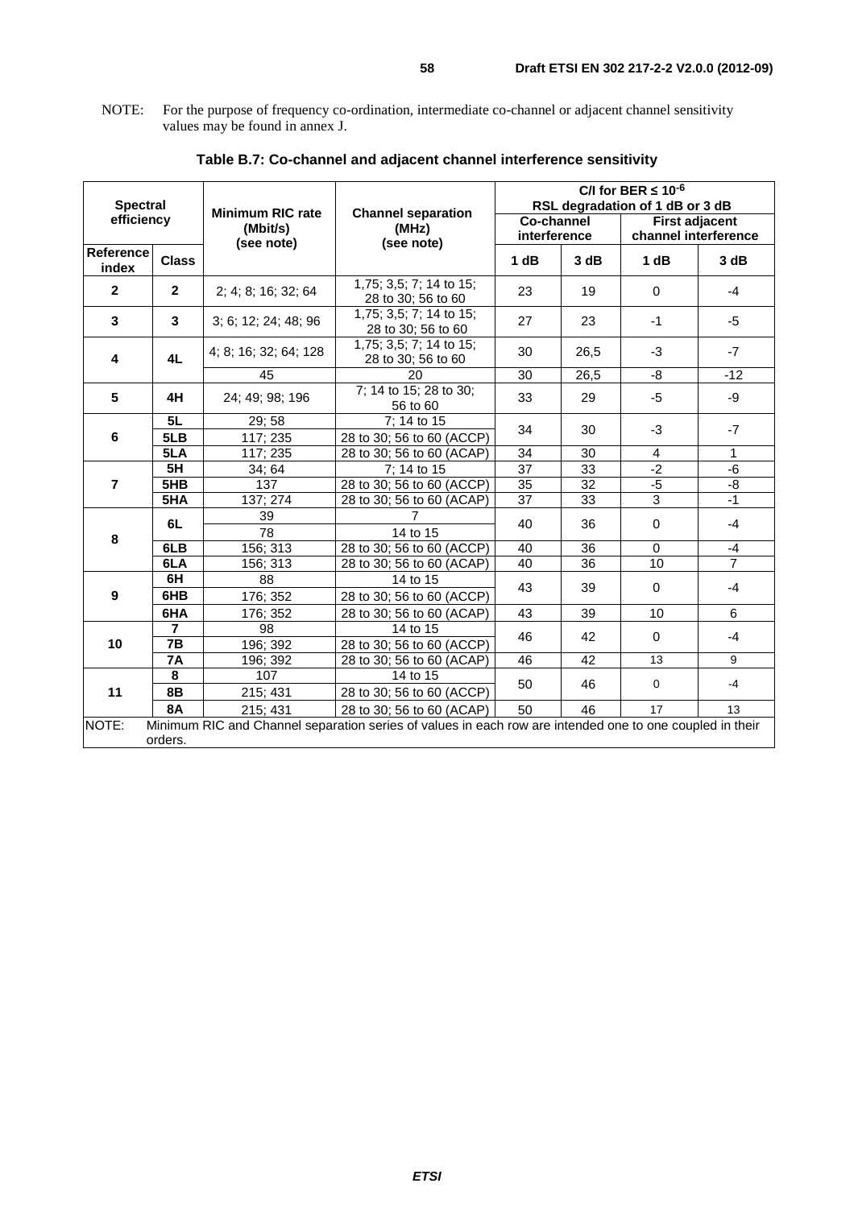NOTE: For the purpose of frequency co-ordination, intermediate co-channel or adjacent channel sensitivity values may be found in annex J.

**Table B.7: Co-channel and adjacent channel interference sensitivity**

| Spectral efficiency | | Minimum RIC rate (Mbit/s) (see note) | Channel separation (MHz) (see note) | C/I for BER ≤ $10^{-6}$ RSL degradation of 1 dB or 3 dB | | | |
|---|---|---|---|---|---|---|---|
| | | | | Co-channel interference | | First adjacent channel interference | |
| Reference index | Class | | | 1 dB | 3 dB | 1 dB | 3 dB |
| 2 | 2 | 2; 4; 8; 16; 32; 64 | 1,75; 3,5; 7; 14 to 15; 28 to 30; 56 to 60 | 23 | 19 | 0 | -4 |
| 3 | 3 | 3; 6; 12; 24; 48; 96 | 1,75; 3,5; 7; 14 to 15; 28 to 30; 56 to 60 | 27 | 23 | -1 | -5 |
| 4 | 4L | 4; 8; 16; 32; 64; 128 | 1,75; 3,5; 7; 14 to 15; 28 to 30; 56 to 60 | 30 | 26,5 | -3 | -7 |
| | | 45 | 20 | 30 | 26,5 | -8 | -12 |
| 5 | 4H | 24; 49; 98; 196 | 7; 14 to 15; 28 to 30; 56 to 60 | 33 | 29 | -5 | -9 |
| 6 | 5L | 29; 58 | 7; 14 to 15 | 34 | 30 | -3 | -7 |
| | 5LB | 117; 235 | 28 to 30; 56 to 60 (ACCP) | | | | |
| | 5LA | 117; 235 | 28 to 30; 56 to 60 (ACAP) | 34 | 30 | 4 | 1 |
| 7 | 5H | 34; 64 | 7; 14 to 15 | 37 | 33 | -2 | -6 |
| | 5HB | 137 | 28 to 30; 56 to 60 (ACCP) | 35 | 32 | -5 | -8 |
| | 5HA | 137; 274 | 28 to 30; 56 to 60 (ACAP) | 37 | 33 | 3 | -1 |
| 8 | 6L | 39 | 7 | 40 | 36 | 0 | -4 |
| | | 78 | 14 to 15 | | | | |
| | 6LB | 156; 313 | 28 to 30; 56 to 60 (ACCP) | 40 | 36 | 0 | -4 |
| | 6LA | 156; 313 | 28 to 30; 56 to 60 (ACAP) | 40 | 36 | 10 | 7 |
| 9 | 6H | 88 | 14 to 15 | 43 | 39 | 0 | -4 |
| | 6HB | 176; 352 | 28 to 30; 56 to 60 (ACCP) | | | | |
| | 6HA | 176; 352 | 28 to 30; 56 to 60 (ACAP) | 43 | 39 | 10 | 6 |
| 10 | 7 | 98 | 14 to 15 | 46 | 42 | 0 | -4 |
| | 7B | 196; 392 | 28 to 30; 56 to 60 (ACCP) | | | | |
| | 7A | 196; 392 | 28 to 30; 56 to 60 (ACAP) | 46 | 42 | 13 | 9 |
| 11 | 8 | 107 | 14 to 15 | 50 | 46 | 0 | -4 |
| | 8B | 215; 431 | 28 to 30; 56 to 60 (ACCP) | | | | |
| | 8A | 215; 431 | 28 to 30; 56 to 60 (ACAP) | 50 | 46 | 17 | 13 |

NOTE: Minimum RIC and Channel separation series of values in each row are intended one to one coupled in their orders.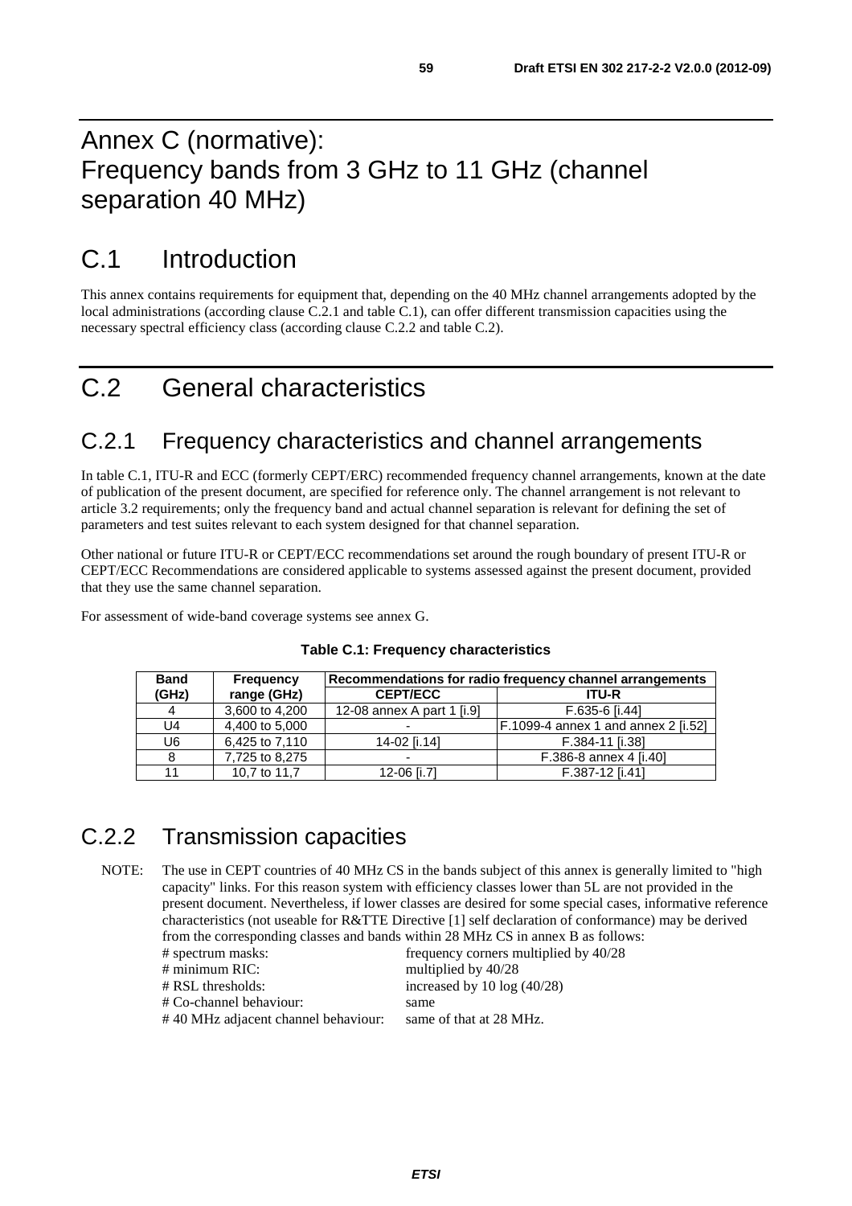# Annex C (normative): Frequency bands from 3 GHz to 11 GHz (channel separation 40 MHz)

## C.1 Introduction

This annex contains requirements for equipment that, depending on the 40 MHz channel arrangements adopted by the local administrations (according clause C.2.1 and table C.1), can offer different transmission capacities using the necessary spectral efficiency class (according clause C.2.2 and table C.2).

## C.2 General characteristics

### C.2.1 Frequency characteristics and channel arrangements

In table C.1, ITU-R and ECC (formerly CEPT/ERC) recommended frequency channel arrangements, known at the date of publication of the present document, are specified for reference only. The channel arrangement is not relevant to article 3.2 requirements; only the frequency band and actual channel separation is relevant for defining the set of parameters and test suites relevant to each system designed for that channel separation.

Other national or future ITU-R or CEPT/ECC recommendations set around the rough boundary of present ITU-R or CEPT/ECC Recommendations are considered applicable to systems assessed against the present document, provided that they use the same channel separation.

For assessment of wide-band coverage systems see annex G.

**Table C.1: Frequency characteristics**

| Band (GHz) | Frequency range (GHz) | Recommendations for radio frequency channel arrangements | |
|---|---|---|---|
| | | CEPT/ECC | ITU-R |
| 4 | 3,600 to 4,200 | 12-08 annex A part 1 [i.9] | F.635-6 [i.44] |
| U4 | 4,400 to 5,000 | - | F.1099-4 annex 1 and annex 2 [i.52] |
| U6 | 6,425 to 7,110 | 14-02 [i.14] | F.384-11 [i.38] |
| 8 | 7,725 to 8,275 | - | F.386-8 annex 4 [i.40] |
| 11 | 10,7 to 11,7 | 12-06 [i.7] | F.387-12 [i.41] |

### C.2.2 Transmission capacities

NOTE: The use in CEPT countries of 40 MHz CS in the bands subject of this annex is generally limited to "high capacity" links. For this reason system with efficiency classes lower than 5L are not provided in the present document. Nevertheless, if lower classes are desired for some special cases, informative reference characteristics (not useable for R&TTE Directive [1] self declaration of conformance) may be derived from the corresponding classes and bands within 28 MHz CS in annex B as follows:

- # spectrum masks: frequency corners multiplied by 40/28
- # minimum RIC: multiplied by 40/28
- # RSL thresholds: increased by 10 log (40/28)
- # Co-channel behaviour: same
- # 40 MHz adjacent channel behaviour: same of that at 28 MHz.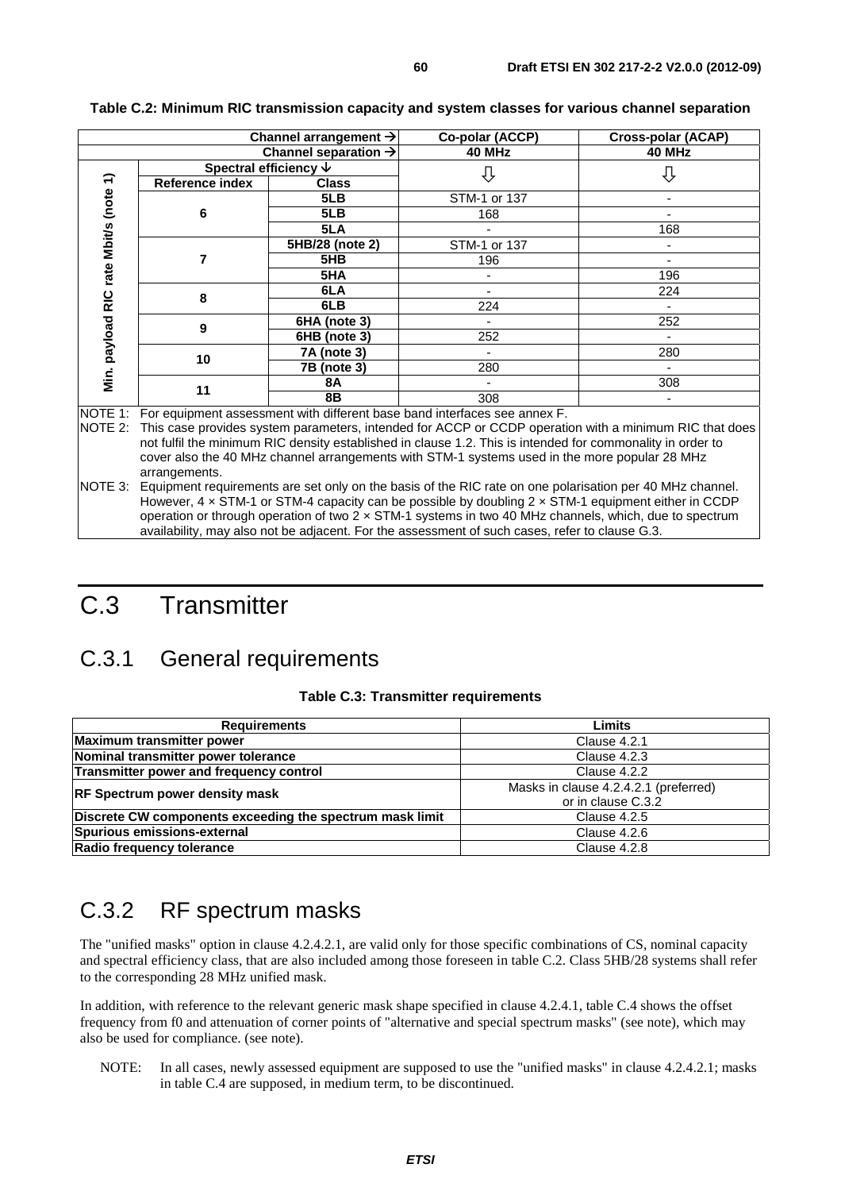**Table C.2: Minimum RIC transmission capacity and system classes for various channel separation**

| | | Channel arrangement → | Co-polar (ACCP) | Cross-polar (ACAP) |
|---|---|---|---|---|
| | | Channel separation → | 40 MHz | 40 MHz |
| Min. payload RIC rate Mbit/s (note 1) | Spectral efficiency ↓ | | ⇩ | ⇩ |
| | Reference index | Class | | |
| | 6 | 5LB | STM-1 or 137 | - |
| | | 5LB | 168 | - |
| | | 5LA | - | 168 |
| | 7 | 5HB/28 (note 2) | STM-1 or 137 | - |
| | | 5HB | 196 | - |
| | | 5HA | - | 196 |
| | 8 | 6LA | - | 224 |
| | | 6LB | 224 | - |
| | 9 | 6HA (note 3) | - | 252 |
| | | 6HB (note 3) | 252 | - |
| | 10 | 7A (note 3) | - | 280 |
| | | 7B (note 3) | 280 | - |
| | 11 | 8A | - | 308 |
| | | 8B | 308 | - |

NOTE 1: For equipment assessment with different base band interfaces see annex F.

NOTE 2: This case provides system parameters, intended for ACCP or CCDP operation with a minimum RIC that does not fulfil the minimum RIC density established in clause 1.2. This is intended for commonality in order to cover also the 40 MHz channel arrangements with STM-1 systems used in the more popular 28 MHz arrangements.

NOTE 3: Equipment requirements are set only on the basis of the RIC rate on one polarisation per 40 MHz channel. However, 4 × STM-1 or STM-4 capacity can be possible by doubling 2 × STM-1 equipment either in CCDP operation or through operation of two 2 × STM-1 systems in two 40 MHz channels, which, due to spectrum availability, may also not be adjacent. For the assessment of such cases, refer to clause G.3.

# C.3 Transmitter

## C.3.1 General requirements

**Table C.3: Transmitter requirements**

| Requirements | Limits |
|---|---|
| **Maximum transmitter power** | Clause 4.2.1 |
| **Nominal transmitter power tolerance** | Clause 4.2.3 |
| **Transmitter power and frequency control** | Clause 4.2.2 |
| **RF Spectrum power density mask** | Masks in clause 4.2.4.2.1 (preferred) or in clause C.3.2 |
| **Discrete CW components exceeding the spectrum mask limit** | Clause 4.2.5 |
| **Spurious emissions-external** | Clause 4.2.6 |
| **Radio frequency tolerance** | Clause 4.2.8 |

## C.3.2 RF spectrum masks

The "unified masks" option in clause 4.2.4.2.1, are valid only for those specific combinations of CS, nominal capacity and spectral efficiency class, that are also included among those foreseen in table C.2. Class 5HB/28 systems shall refer to the corresponding 28 MHz unified mask.

In addition, with reference to the relevant generic mask shape specified in clause 4.2.4.1, table C.4 shows the offset frequency from f0 and attenuation of corner points of "alternative and special spectrum masks" (see note), which may also be used for compliance. (see note).

NOTE: In all cases, newly assessed equipment are supposed to use the "unified masks" in clause 4.2.4.2.1; masks in table C.4 are supposed, in medium term, to be discontinued.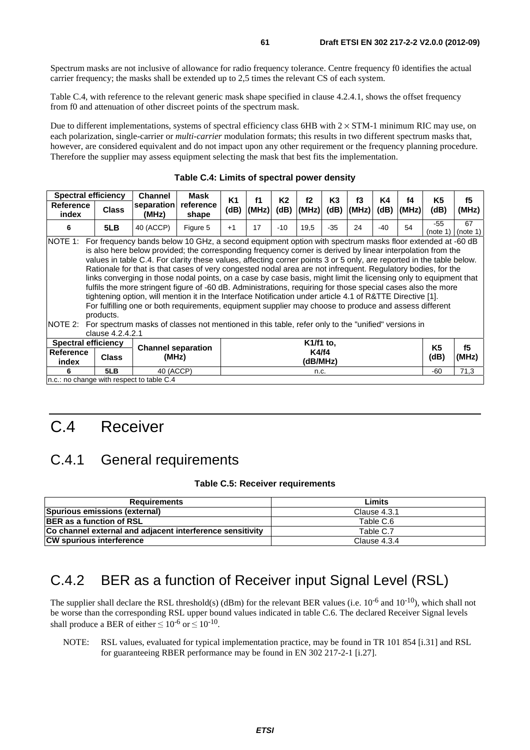Spectrum masks are not inclusive of allowance for radio frequency tolerance. Centre frequency f0 identifies the actual carrier frequency; the masks shall be extended up to 2,5 times the relevant CS of each system.

Table C.4, with reference to the relevant generic mask shape specified in clause 4.2.4.1, shows the offset frequency from f0 and attenuation of other discreet points of the spectrum mask.

Due to different implementations, systems of spectral efficiency class 6HB with 2 × STM-1 minimum RIC may use, on each polarization, single-carrier or *multi-carrier* modulation formats; this results in two different spectrum masks that, however, are considered equivalent and do not impact upon any other requirement or the frequency planning procedure. Therefore the supplier may assess equipment selecting the mask that best fits the implementation.

**Table C.4: Limits of spectral power density**

| Spectral efficiency | | Channel separation (MHz) | Mask reference shape | K1 (dB) | f1 (MHz) | K2 (dB) | f2 (MHz) | K3 (dB) | f3 (MHz) | K4 (dB) | f4 (MHz) | K5 (dB) | f5 (MHz) |
|---|---|---|---|---|---|---|---|---|---|---|---|---|---|
| Reference index | Class | | | | | | | | | | | | |
| 6 | 5LB | 40 (ACCP) | Figure 5 | +1 | 17 | -10 | 19,5 | -35 | 24 | -40 | 54 | -55 (note 1) | 67 (note 1) |

NOTE 1: For frequency bands below 10 GHz, a second equipment option with spectrum masks floor extended at -60 dB is also here below provided; the corresponding frequency corner is derived by linear interpolation from the values in table C.4. For clarity these values, affecting corner points 3 or 5 only, are reported in the table below. Rationale for that is that cases of very congested nodal area are not infrequent. Regulatory bodies, for the links converging in those nodal points, on a case by case basis, might limit the licensing only to equipment that fulfils the more stringent figure of -60 dB. Administrations, requiring for those special cases also the more tightening option, will mention it in the Interface Notification under article 4.1 of R&TTE Directive [1]. For fulfilling one or both requirements, equipment supplier may choose to produce and assess different products.

NOTE 2: For spectrum masks of classes not mentioned in this table, refer only to the "unified" versions in clause 4.2.4.2.1

| Spectral efficiency | | Channel separation (MHz) | K1/f1 to, K4/f4 (dB/MHz) | K5 (dB) | f5 (MHz) |
|---|---|---|---|---|---|
| Reference index | Class | | | | |
| 6 | 5LB | 40 (ACCP) | n.c. | -60 | 71,3 |

n.c.: no change with respect to table C.4

# C.4 Receiver

## C.4.1 General requirements

**Table C.5: Receiver requirements**

| Requirements | Limits |
|---|---|
| **Spurious emissions (external)** | Clause 4.3.1 |
| **BER as a function of RSL** | Table C.6 |
| **Co channel external and adjacent interference sensitivity** | Table C.7 |
| **CW spurious interference** | Clause 4.3.4 |

## C.4.2 BER as a function of Receiver input Signal Level (RSL)

The supplier shall declare the RSL threshold(s) (dBm) for the relevant BER values (i.e. $10^{-6}$ and $10^{-10}$), which shall not be worse than the corresponding RSL upper bound values indicated in table C.6. The declared Receiver Signal levels shall produce a BER of either $\leq 10^{-6}$ or $\leq 10^{-10}$.

NOTE: RSL values, evaluated for typical implementation practice, may be found in TR 101 854 [i.31] and RSL for guaranteeing RBER performance may be found in EN 302 217-2-1 [i.27].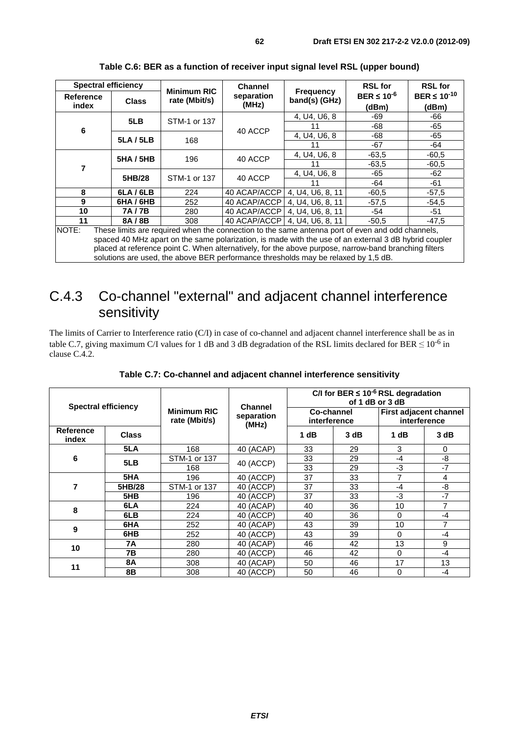**Table C.6: BER as a function of receiver input signal level RSL (upper bound)**

| Spectral efficiency | | Minimum RIC rate (Mbit/s) | Channel separation (MHz) | Frequency band(s) (GHz) | RSL for BER ≤ $10^{-6}$ (dBm) | RSL for BER ≤ $10^{-10}$ (dBm) |
|---|---|---|---|---|---|---|
| Reference index | Class | | | | | |
| 6 | 5LB | STM-1 or 137 | 40 ACCP | 4, U4, U6, 8 | -69 | -66 |
| | | | | 11 | -68 | -65 |
| | 5LA / 5LB | 168 | | 4, U4, U6, 8 | -68 | -65 |
| | | | | 11 | -67 | -64 |
| 7 | 5HA / 5HB | 196 | 40 ACCP | 4, U4, U6, 8 | -63,5 | -60,5 |
| | | | | 11 | -63,5 | -60,5 |
| | 5HB/28 | STM-1 or 137 | 40 ACCP | 4, U4, U6, 8 | -65 | -62 |
| | | | | 11 | -64 | -61 |
| 8 | 6LA / 6LB | 224 | 40 ACAP/ACCP | 4, U4, U6, 8, 11 | -60,5 | -57,5 |
| 9 | 6HA / 6HB | 252 | 40 ACAP/ACCP | 4, U4, U6, 8, 11 | -57,5 | -54,5 |
| 10 | 7A / 7B | 280 | 40 ACAP/ACCP | 4, U4, U6, 8, 11 | -54 | -51 |
| 11 | 8A / 8B | 308 | 40 ACAP/ACCP | 4, U4, U6, 8, 11 | -50,5 | -47,5 |

NOTE: These limits are required when the connection to the same antenna port of even and odd channels, spaced 40 MHz apart on the same polarization, is made with the use of an external 3 dB hybrid coupler placed at reference point C. When alternatively, for the above purpose, narrow-band branching filters solutions are used, the above BER performance thresholds may be relaxed by 1,5 dB.

## C.4.3 Co-channel "external" and adjacent channel interference sensitivity

The limits of Carrier to Interference ratio (C/I) in case of co-channel and adjacent channel interference shall be as in table C.7, giving maximum C/I values for 1 dB and 3 dB degradation of the RSL limits declared for BER ≤ $10^{-6}$ in clause C.4.2.

**Table C.7: Co-channel and adjacent channel interference sensitivity**

| Spectral efficiency | | Minimum RIC rate (Mbit/s) | Channel separation (MHz) | C/I for BER ≤ $10^{-6}$ RSL degradation of 1 dB or 3 dB | | | |
|---|---|---|---|---|---|---|---|
| | | | | Co-channel interference | | First adjacent channel interference | |
| Reference index | Class | | | 1 dB | 3 dB | 1 dB | 3 dB |
| 6 | 5LA | 168 | 40 (ACAP) | 33 | 29 | 3 | 0 |
| | 5LB | STM-1 or 137 | 40 (ACCP) | 33 | 29 | -4 | -8 |
| | | 168 | | 33 | 29 | -3 | -7 |
| 7 | 5HA | 196 | 40 (ACCP) | 37 | 33 | 7 | 4 |
| | 5HB/28 | STM-1 or 137 | 40 (ACCP) | 37 | 33 | -4 | -8 |
| | 5HB | 196 | 40 (ACCP) | 37 | 33 | -3 | -7 |
| 8 | 6LA | 224 | 40 (ACAP) | 40 | 36 | 10 | 7 |
| | 6LB | 224 | 40 (ACCP) | 40 | 36 | 0 | -4 |
| 9 | 6HA | 252 | 40 (ACAP) | 43 | 39 | 10 | 7 |
| | 6HB | 252 | 40 (ACCP) | 43 | 39 | 0 | -4 |
| 10 | 7A | 280 | 40 (ACAP) | 46 | 42 | 13 | 9 |
| | 7B | 280 | 40 (ACCP) | 46 | 42 | 0 | -4 |
| 11 | 8A | 308 | 40 (ACAP) | 50 | 46 | 17 | 13 |
| | 8B | 308 | 40 (ACCP) | 50 | 46 | 0 | -4 |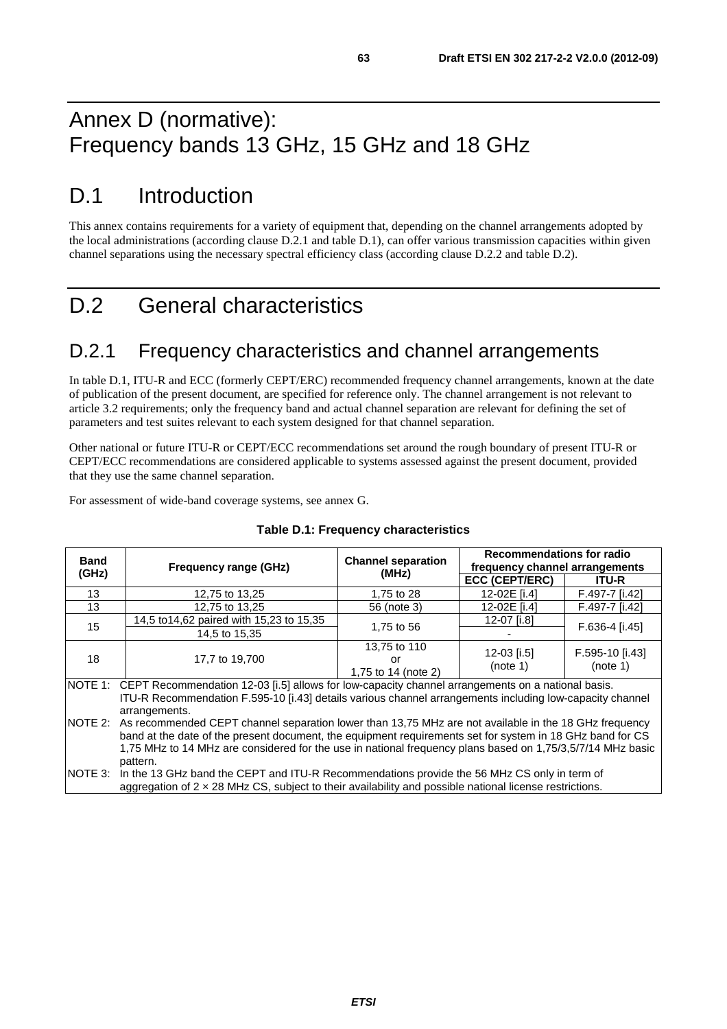# Annex D (normative): Frequency bands 13 GHz, 15 GHz and 18 GHz

# D.1 Introduction

This annex contains requirements for a variety of equipment that, depending on the channel arrangements adopted by the local administrations (according clause D.2.1 and table D.1), can offer various transmission capacities within given channel separations using the necessary spectral efficiency class (according clause D.2.2 and table D.2).

# D.2 General characteristics

## D.2.1 Frequency characteristics and channel arrangements

In table D.1, ITU-R and ECC (formerly CEPT/ERC) recommended frequency channel arrangements, known at the date of publication of the present document, are specified for reference only. The channel arrangement is not relevant to article 3.2 requirements; only the frequency band and actual channel separation are relevant for defining the set of parameters and test suites relevant to each system designed for that channel separation.

Other national or future ITU-R or CEPT/ECC recommendations set around the rough boundary of present ITU-R or CEPT/ECC recommendations are considered applicable to systems assessed against the present document, provided that they use the same channel separation.

For assessment of wide-band coverage systems, see annex G.

**Table D.1: Frequency characteristics**

| Band (GHz) | Frequency range (GHz) | Channel separation (MHz) | Recommendations for radio frequency channel arrangements | |
|---|---|---|---|---|
| | | | **ECC (CEPT/ERC)** | **ITU-R** |
| 13 | 12,75 to 13,25 | 1,75 to 28 | 12-02E [i.4] | F.497-7 [i.42] |
| 13 | 12,75 to 13,25 | 56 (note 3) | 12-02E [i.4] | F.497-7 [i.42] |
| 15 | 14,5 to14,62 paired with 15,23 to 15,35 | 1,75 to 56 | 12-07 [i.8] | F.636-4 [i.45] |
| 15 | 14,5 to 15,35 | 1,75 to 56 | - | F.636-4 [i.45] |
| 18 | 17,7 to 19,700 | 13,75 to 110 or 1,75 to 14 (note 2) | 12-03 [i.5] (note 1) | F.595-10 [i.43] (note 1) |

NOTE 1: CEPT Recommendation 12-03 [i.5] allows for low-capacity channel arrangements on a national basis. ITU-R Recommendation F.595-10 [i.43] details various channel arrangements including low-capacity channel arrangements.

NOTE 2: As recommended CEPT channel separation lower than 13,75 MHz are not available in the 18 GHz frequency band at the date of the present document, the equipment requirements set for system in 18 GHz band for CS 1,75 MHz to 14 MHz are considered for the use in national frequency plans based on 1,75/3,5/7/14 MHz basic pattern.

NOTE 3: In the 13 GHz band the CEPT and ITU-R Recommendations provide the 56 MHz CS only in term of aggregation of 2 × 28 MHz CS, subject to their availability and possible national license restrictions.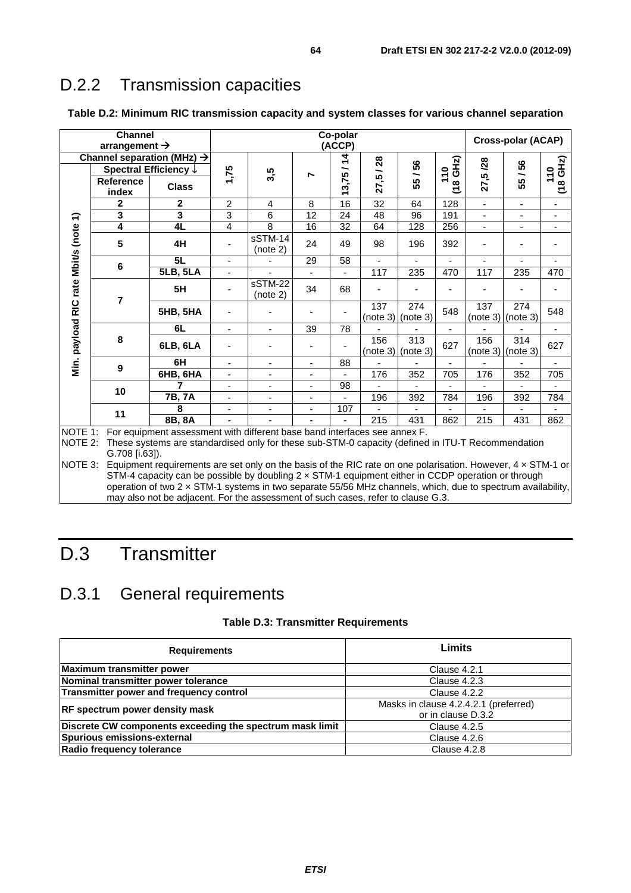## D.2.2 Transmission capacities

**Table D.2: Minimum RIC transmission capacity and system classes for various channel separation**

| Channel arrangement → | | | Co-polar (ACCP) | | | | | | | Cross-polar (ACAP) | | |
|---|---|---|---|---|---|---|---|---|---|---|---|---|
| Channel separation (MHz) → | | | 1,75 | 3,5 | 7 | 13,75 / 14 | 27,5 / 28 | 55 / 56 | 110 (18 GHz) | 27,5 /28 | 55 / 56 | 110 (18 GHz) |
| Min. payload RIC rate Mbit/s (note 1) | Spectral Efficiency ↓ Reference index | Class | | | | | | | | | | |
| | 2 | 2 | 2 | 4 | 8 | 16 | 32 | 64 | 128 | - | - | - |
| | 3 | 3 | 3 | 6 | 12 | 24 | 48 | 96 | 191 | - | - | - |
| | 4 | 4L | 4 | 8 | 16 | 32 | 64 | 128 | 256 | - | - | - |
| | 5 | 4H | - | sSTM-14 (note 2) | 24 | 49 | 98 | 196 | 392 | - | - | - |
| | 6 | 5L | - | - | 29 | 58 | - | - | - | - | - | - |
| | | 5LB, 5LA | - | - | - | - | 117 | 235 | 470 | 117 | 235 | 470 |
| | 7 | 5H | - | sSTM-22 (note 2) | 34 | 68 | - | - | - | - | - | - |
| | | 5HB, 5HA | - | - | - | - | 137 (note 3) | 274 (note 3) | 548 | 137 (note 3) | 274 (note 3) | 548 |
| | 8 | 6L | - | - | 39 | 78 | - | - | - | - | - | - |
| | | 6LB, 6LA | - | - | - | - | 156 (note 3) | 313 (note 3) | 627 | 156 (note 3) | 314 (note 3) | 627 |
| | 9 | 6H | - | - | - | 88 | - | - | - | - | - | - |
| | | 6HB, 6HA | - | - | - | - | 176 | 352 | 705 | 176 | 352 | 705 |
| | 10 | 7 | - | - | - | 98 | - | - | - | - | - | - |
| | | 7B, 7A | - | - | - | - | 196 | 392 | 784 | 196 | 392 | 784 |
| | 11 | 8 | - | - | - | 107 | - | - | - | - | - | - |
| | | 8B, 8A | - | - | - | - | 215 | 431 | 862 | 215 | 431 | 862 |

NOTE 1: For equipment assessment with different base band interfaces see annex F.

NOTE 2: These systems are standardised only for these sub-STM-0 capacity (defined in ITU-T Recommendation G.708 [i.63]).

NOTE 3: Equipment requirements are set only on the basis of the RIC rate on one polarisation. However, 4 × STM-1 or STM-4 capacity can be possible by doubling 2 × STM-1 equipment either in CCDP operation or through operation of two 2 × STM-1 systems in two separate 55/56 MHz channels, which, due to spectrum availability, may also not be adjacent. For the assessment of such cases, refer to clause G.3.

# D.3 Transmitter

## D.3.1 General requirements

**Table D.3: Transmitter Requirements**

| Requirements | Limits |
|---|---|
| **Maximum transmitter power** | Clause 4.2.1 |
| **Nominal transmitter power tolerance** | Clause 4.2.3 |
| **Transmitter power and frequency control** | Clause 4.2.2 |
| **RF spectrum power density mask** | Masks in clause 4.2.4.2.1 (preferred) or in clause D.3.2 |
| **Discrete CW components exceeding the spectrum mask limit** | Clause 4.2.5 |
| **Spurious emissions-external** | Clause 4.2.6 |
| **Radio frequency tolerance** | Clause 4.2.8 |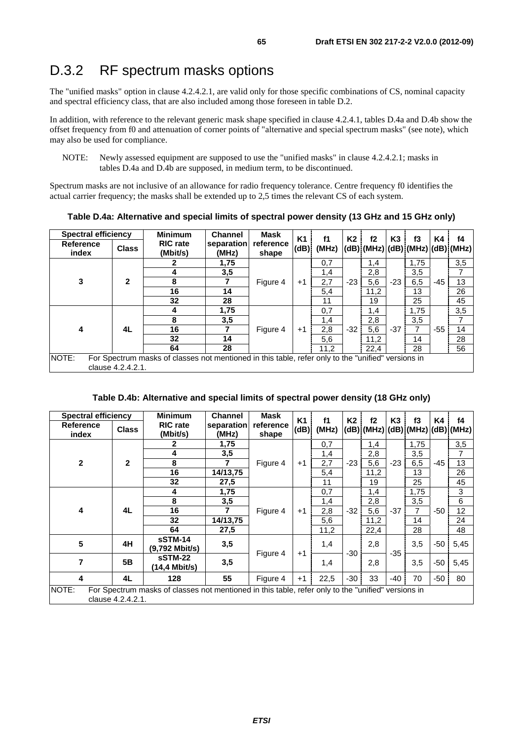# D.3.2 RF spectrum masks options

The "unified masks" option in clause 4.2.4.2.1, are valid only for those specific combinations of CS, nominal capacity and spectral efficiency class, that are also included among those foreseen in table D.2.

In addition, with reference to the relevant generic mask shape specified in clause 4.2.4.1, tables D.4a and D.4b show the offset frequency from f0 and attenuation of corner points of "alternative and special spectrum masks" (see note), which may also be used for compliance.

NOTE: Newly assessed equipment are supposed to use the "unified masks" in clause 4.2.4.2.1; masks in tables D.4a and D.4b are supposed, in medium term, to be discontinued.

Spectrum masks are not inclusive of an allowance for radio frequency tolerance. Centre frequency f0 identifies the actual carrier frequency; the masks shall be extended up to 2,5 times the relevant CS of each system.

**Table D.4a: Alternative and special limits of spectral power density (13 GHz and 15 GHz only)**

| Spectral efficiency | | Minimum RIC rate (Mbit/s) | Channel separation (MHz) | Mask reference shape | K1 (dB) | f1 (MHz) | K2 (dB) | f2 (MHz) | K3 (dB) | f3 (MHz) | K4 (dB) | f4 (MHz) |
|---|---|---|---|---|---|---|---|---|---|---|---|---|
| Reference index | Class | | | | | | | | | | | |
| 3 | 2 | 2 | 1,75 | Figure 4 | +1 | 0,7 | -23 | 1,4 | -23 | 1,75 | -45 | 3,5 |
| | | 4 | 3,5 | | | 1,4 | | 2,8 | | 3,5 | | 7 |
| | | 8 | 7 | | | 2,7 | | 5,6 | | 6,5 | | 13 |
| | | 16 | 14 | | | 5,4 | | 11,2 | | 13 | | 26 |
| | | 32 | 28 | | | 11 | | 19 | | 25 | | 45 |
| 4 | 4L | 4 | 1,75 | Figure 4 | +1 | 0,7 | -32 | 1,4 | -37 | 1,75 | -55 | 3,5 |
| | | 8 | 3,5 | | | 1,4 | | 2,8 | | 3,5 | | 7 |
| | | 16 | 7 | | | 2,8 | | 5,6 | | 7 | | 14 |
| | | 32 | 14 | | | 5,6 | | 11,2 | | 14 | | 28 |
| | | 64 | 28 | | | 11,2 | | 22,4 | | 28 | | 56 |
| NOTE: For Spectrum masks of classes not mentioned in this table, refer only to the "unified" versions in clause 4.2.4.2.1. | | | | | | | | | | | | |

**Table D.4b: Alternative and special limits of spectral power density (18 GHz only)**

| Spectral efficiency | | Minimum RIC rate (Mbit/s) | Channel separation (MHz) | Mask reference shape | K1 (dB) | f1 (MHz) | K2 (dB) | f2 (MHz) | K3 (dB) | f3 (MHz) | K4 (dB) | f4 (MHz) |
|---|---|---|---|---|---|---|---|---|---|---|---|---|
| Reference index | Class | | | | | | | | | | | |
| 2 | 2 | 2 | 1,75 | Figure 4 | +1 | 0,7 | -23 | 1,4 | -23 | 1,75 | -45 | 3,5 |
| | | 4 | 3,5 | | | 1,4 | | 2,8 | | 3,5 | | 7 |
| | | 8 | 7 | | | 2,7 | | 5,6 | | 6,5 | | 13 |
| | | 16 | 14/13,75 | | | 5,4 | | 11,2 | | 13 | | 26 |
| | | 32 | 27,5 | | | 11 | | 19 | | 25 | | 45 |
| 4 | 4L | 4 | 1,75 | Figure 4 | +1 | 0,7 | -32 | 1,4 | -37 | 1,75 | -50 | 3 |
| | | 8 | 3,5 | | | 1,4 | | 2,8 | | 3,5 | | 6 |
| | | 16 | 7 | | | 2,8 | | 5,6 | | 7 | | 12 |
| | | 32 | 14/13,75 | | | 5,6 | | 11,2 | | 14 | | 24 |
| | | 64 | 27,5 | | | 11,2 | | 22,4 | | 28 | | 48 |
| 5 | 4H | sSTM-14 (9,792 Mbit/s) | 3,5 | Figure 4 | +1 | 1,4 | -30 | 2,8 | -35 | 3,5 | -50 | 5,45 |
| 7 | 5B | sSTM-22 (14,4 Mbit/s) | 3,5 | | | 1,4 | | 2,8 | | 3,5 | -50 | 5,45 |
| 4 | 4L | 128 | 55 | Figure 4 | +1 | 22,5 | -30 | 33 | -40 | 70 | -50 | 80 |
| NOTE: For Spectrum masks of classes not mentioned in this table, refer only to the "unified" versions in clause 4.2.4.2.1. | | | | | | | | | | | | |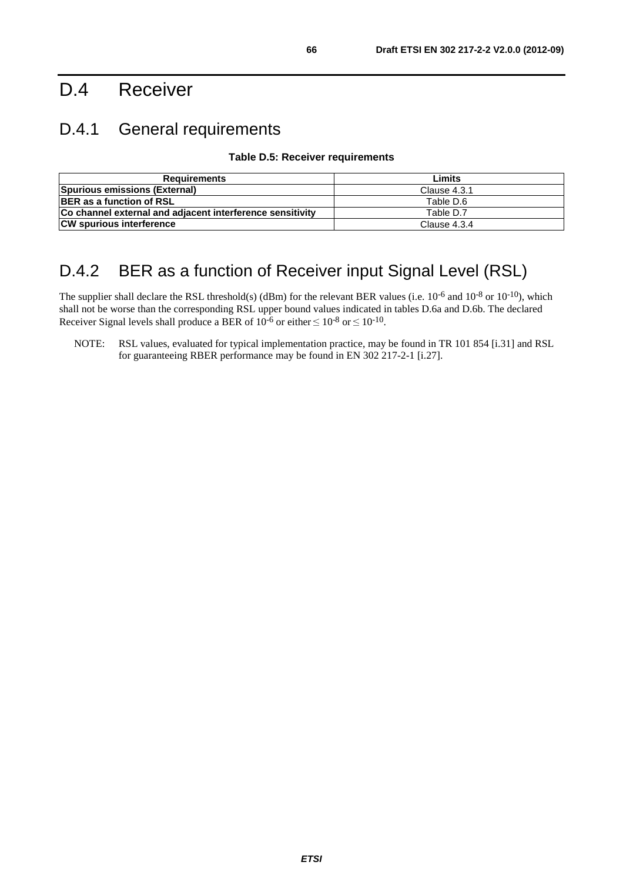# D.4 Receiver

## D.4.1 General requirements

**Table D.5: Receiver requirements**

| Requirements | Limits |
|---|---|
| **Spurious emissions (External)** | Clause 4.3.1 |
| **BER as a function of RSL** | Table D.6 |
| **Co channel external and adjacent interference sensitivity** | Table D.7 |
| **CW spurious interference** | Clause 4.3.4 |

## D.4.2 BER as a function of Receiver input Signal Level (RSL)

The supplier shall declare the RSL threshold(s) (dBm) for the relevant BER values (i.e. $10^{-6}$ and $10^{-8}$ or $10^{-10}$), which shall not be worse than the corresponding RSL upper bound values indicated in tables D.6a and D.6b. The declared Receiver Signal levels shall produce a BER of $10^{-6}$ or either $\leq 10^{-8}$ or $\leq 10^{-10}$.

NOTE: RSL values, evaluated for typical implementation practice, may be found in TR 101 854 [i.31] and RSL for guaranteeing RBER performance may be found in EN 302 217-2-1 [i.27].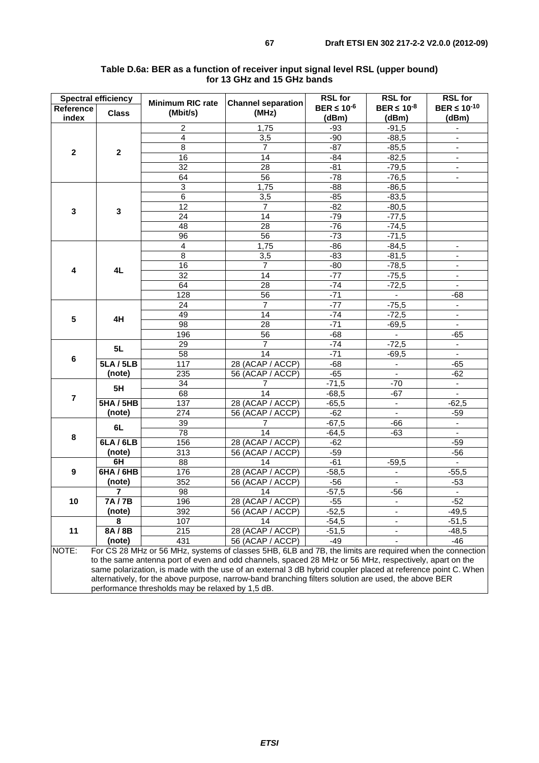**Table D.6a: BER as a function of receiver input signal level RSL (upper bound) for 13 GHz and 15 GHz bands**

| Spectral efficiency | | Minimum RIC rate (Mbit/s) | Channel separation (MHz) | RSL for BER ≤ $10^{-6}$ (dBm) | RSL for BER ≤ $10^{-8}$ (dBm) | RSL for BER ≤ $10^{-10}$ (dBm) |
|---|---|---|---|---|---|---|
| Reference index | Class | | | | | |
| 2 | 2 | 2 | 1,75 | -93 | -91,5 | - |
| | | 4 | 3,5 | -90 | -88,5 | - |
| | | 8 | 7 | -87 | -85,5 | - |
| | | 16 | 14 | -84 | -82,5 | - |
| | | 32 | 28 | -81 | -79,5 | - |
| | | 64 | 56 | -78 | -76,5 | - |
| 3 | 3 | 3 | 1,75 | -88 | -86,5 | |
| | | 6 | 3,5 | -85 | -83,5 | |
| | | 12 | 7 | -82 | -80,5 | |
| | | 24 | 14 | -79 | -77,5 | |
| | | 48 | 28 | -76 | -74,5 | |
| | | 96 | 56 | -73 | -71,5 | |
| 4 | 4L | 4 | 1,75 | -86 | -84,5 | - |
| | | 8 | 3,5 | -83 | -81,5 | - |
| | | 16 | 7 | -80 | -78,5 | - |
| | | 32 | 14 | -77 | -75,5 | - |
| | | 64 | 28 | -74 | -72,5 | - |
| | | 128 | 56 | -71 | - | -68 |
| 5 | 4H | 24 | 7 | -77 | -75,5 | - |
| | | 49 | 14 | -74 | -72,5 | - |
| | | 98 | 28 | -71 | -69,5 | - |
| | | 196 | 56 | -68 | - | -65 |
| 6 | 5L | 29 | 7 | -74 | -72,5 | - |
| | | 58 | 14 | -71 | -69,5 | - |
| | 5LA / 5LB (note) | 117 | 28 (ACAP / ACCP) | -68 | - | -65 |
| | | 235 | 56 (ACAP / ACCP) | -65 | - | -62 |
| 7 | 5H | 34 | 7 | -71,5 | -70 | - |
| | | 68 | 14 | -68,5 | -67 | - |
| | 5HA / 5HB (note) | 137 | 28 (ACAP / ACCP) | -65,5 | - | -62,5 |
| | | 274 | 56 (ACAP / ACCP) | -62 | - | -59 |
| 8 | 6L | 39 | 7 | -67,5 | -66 | - |
| | | 78 | 14 | -64,5 | -63 | - |
| | 6LA / 6LB (note) | 156 | 28 (ACAP / ACCP) | -62 | | -59 |
| | | 313 | 56 (ACAP / ACCP) | -59 | | -56 |
| 9 | 6H | 88 | 14 | -61 | -59,5 | - |
| | 6HA / 6HB (note) | 176 | 28 (ACAP / ACCP) | -58,5 | - | -55,5 |
| | | 352 | 56 (ACAP / ACCP) | -56 | - | -53 |
| 10 | 7 | 98 | 14 | -57,5 | -56 | - |
| | 7A / 7B (note) | 196 | 28 (ACAP / ACCP) | -55 | - | -52 |
| | | 392 | 56 (ACAP / ACCP) | -52,5 | - | -49,5 |
| 11 | 8 | 107 | 14 | -54,5 | - | -51,5 |
| | 8A / 8B (note) | 215 | 28 (ACAP / ACCP) | -51,5 | - | -48,5 |
| | | 431 | 56 (ACAP / ACCP) | -49 | - | -46 |

NOTE: For CS 28 MHz or 56 MHz, systems of classes 5HB, 6LB and 7B, the limits are required when the connection to the same antenna port of even and odd channels, spaced 28 MHz or 56 MHz, respectively, apart on the same polarization, is made with the use of an external 3 dB hybrid coupler placed at reference point C. When alternatively, for the above purpose, narrow-band branching filters solution are used, the above BER performance thresholds may be relaxed by 1,5 dB.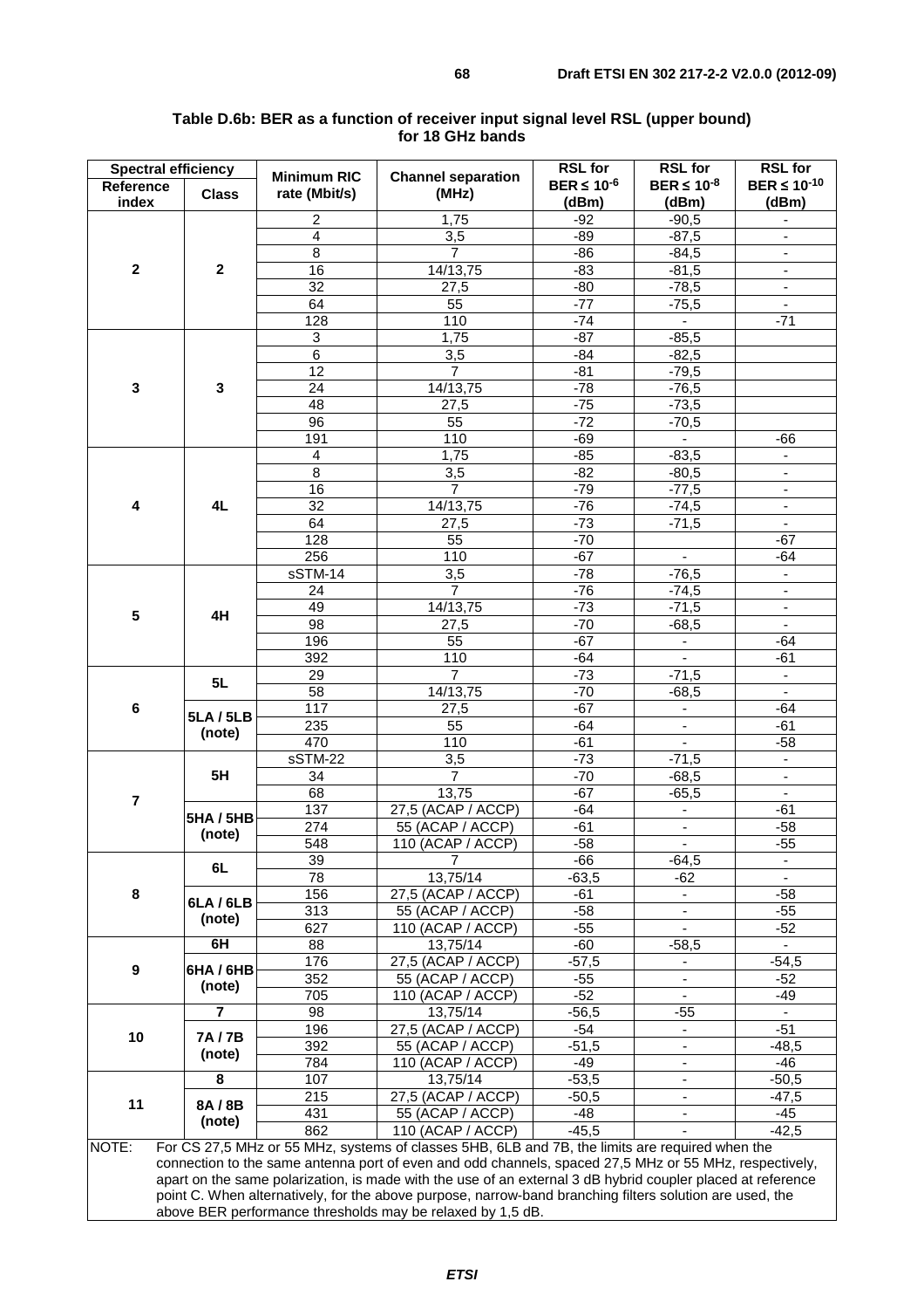**Table D.6b: BER as a function of receiver input signal level RSL (upper bound) for 18 GHz bands**

| Spectral efficiency | | Minimum RIC rate (Mbit/s) | Channel separation (MHz) | RSL for BER ≤ $10^{-6}$ (dBm) | RSL for BER ≤ $10^{-8}$ (dBm) | RSL for BER ≤ $10^{-10}$ (dBm) |
|---|---|---|---|---|---|---|
| **Reference index** | **Class** | | | | | |
| **2** | **2** | 2 | 1,75 | -92 | -90,5 | - |
| | | 4 | 3,5 | -89 | -87,5 | - |
| | | 8 | 7 | -86 | -84,5 | - |
| | | 16 | 14/13,75 | -83 | -81,5 | - |
| | | 32 | 27,5 | -80 | -78,5 | - |
| | | 64 | 55 | -77 | -75,5 | - |
| | | 128 | 110 | -74 | - | -71 |
| **3** | **3** | 3 | 1,75 | -87 | -85,5 | |
| | | 6 | 3,5 | -84 | -82,5 | |
| | | 12 | 7 | -81 | -79,5 | |
| | | 24 | 14/13,75 | -78 | -76,5 | |
| | | 48 | 27,5 | -75 | -73,5 | |
| | | 96 | 55 | -72 | -70,5 | |
| | | 191 | 110 | -69 | - | -66 |
| **4** | **4L** | 4 | 1,75 | -85 | -83,5 | - |
| | | 8 | 3,5 | -82 | -80,5 | - |
| | | 16 | 7 | -79 | -77,5 | - |
| | | 32 | 14/13,75 | -76 | -74,5 | - |
| | | 64 | 27,5 | -73 | -71,5 | - |
| | | 128 | 55 | -70 | | -67 |
| | | 256 | 110 | -67 | - | -64 |
| **5** | **4H** | sSTM-14 | 3,5 | -78 | -76,5 | - |
| | | 24 | 7 | -76 | -74,5 | - |
| | | 49 | 14/13,75 | -73 | -71,5 | - |
| | | 98 | 27,5 | -70 | -68,5 | - |
| | | 196 | 55 | -67 | - | -64 |
| | | 392 | 110 | -64 | - | -61 |
| **6** | **5L** | 29 | 7 | -73 | -71,5 | - |
| | | 58 | 14/13,75 | -70 | -68,5 | - |
| | **5LA / 5LB (note)** | 117 | 27,5 | -67 | - | -64 |
| | | 235 | 55 | -64 | - | -61 |
| | | 470 | 110 | -61 | - | -58 |
| **7** | **5H** | sSTM-22 | 3,5 | -73 | -71,5 | - |
| | | 34 | 7 | -70 | -68,5 | - |
| | | 68 | 13,75 | -67 | -65,5 | - |
| | **5HA / 5HB (note)** | 137 | 27,5 (ACAP / ACCP) | -64 | - | -61 |
| | | 274 | 55 (ACAP / ACCP) | -61 | - | -58 |
| | | 548 | 110 (ACAP / ACCP) | -58 | - | -55 |
| **8** | **6L** | 39 | 7 | -66 | -64,5 | - |
| | | 78 | 13,75/14 | -63,5 | -62 | - |
| | **6LA / 6LB (note)** | 156 | 27,5 (ACAP / ACCP) | -61 | - | -58 |
| | | 313 | 55 (ACAP / ACCP) | -58 | - | -55 |
| | | 627 | 110 (ACAP / ACCP) | -55 | - | -52 |
| **9** | **6H** | 88 | 13,75/14 | -60 | -58,5 | - |
| | **6HA / 6HB (note)** | 176 | 27,5 (ACAP / ACCP) | -57,5 | - | -54,5 |
| | | 352 | 55 (ACAP / ACCP) | -55 | - | -52 |
| | | 705 | 110 (ACAP / ACCP) | -52 | - | -49 |
| **10** | **7** | 98 | 13,75/14 | -56,5 | -55 | - |
| | **7A / 7B (note)** | 196 | 27,5 (ACAP / ACCP) | -54 | - | -51 |
| | | 392 | 55 (ACAP / ACCP) | -51,5 | - | -48,5 |
| | | 784 | 110 (ACAP / ACCP) | -49 | - | -46 |
| **11** | **8** | 107 | 13,75/14 | -53,5 | - | -50,5 |
| | **8A / 8B (note)** | 215 | 27,5 (ACAP / ACCP) | -50,5 | - | -47,5 |
| | | 431 | 55 (ACAP / ACCP) | -48 | - | -45 |
| | | 862 | 110 (ACAP / ACCP) | -45,5 | - | -42,5 |

NOTE: For CS 27,5 MHz or 55 MHz, systems of classes 5HB, 6LB and 7B, the limits are required when the connection to the same antenna port of even and odd channels, spaced 27,5 MHz or 55 MHz, respectively, apart on the same polarization, is made with the use of an external 3 dB hybrid coupler placed at reference point C. When alternatively, for the above purpose, narrow-band branching filters solution are used, the above BER performance thresholds may be relaxed by 1,5 dB.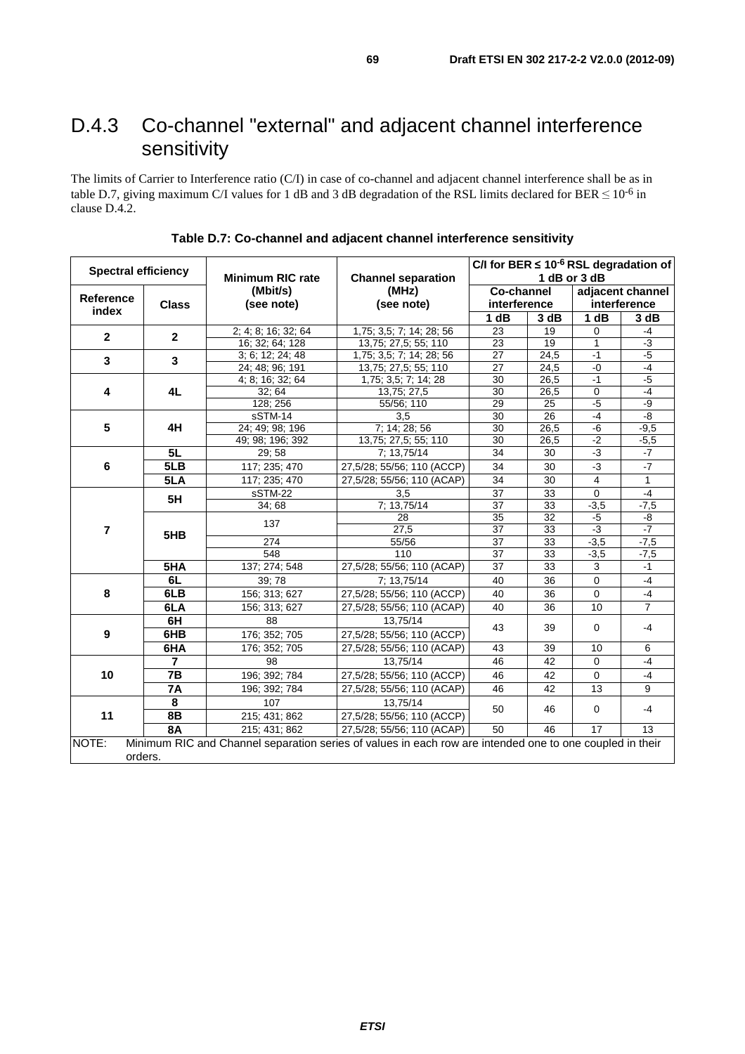## D.4.3 Co-channel "external" and adjacent channel interference sensitivity

The limits of Carrier to Interference ratio (C/I) in case of co-channel and adjacent channel interference shall be as in table D.7, giving maximum C/I values for 1 dB and 3 dB degradation of the RSL limits declared for BER $\leq 10^{-6}$ in clause D.4.2.

**Table D.7: Co-channel and adjacent channel interference sensitivity**

| Spectral efficiency | | Minimum RIC rate (Mbit/s) (see note) | Channel separation (MHz) (see note) | C/I for BER $\leq 10^{-6}$ RSL degradation of 1 dB or 3 dB | | | |
|---|---|---|---|---|---|---|---|
| | | | | Co-channel interference | | adjacent channel interference | |
| Reference index | Class | | | 1 dB | 3 dB | 1 dB | 3 dB |
| 2 | 2 | 2; 4; 8; 16; 32; 64 | 1,75; 3,5; 7; 14; 28; 56 | 23 | 19 | 0 | -4 |
| | | 16; 32; 64; 128 | 13,75; 27,5; 55; 110 | 23 | 19 | 1 | -3 |
| 3 | 3 | 3; 6; 12; 24; 48 | 1,75; 3,5; 7; 14; 28; 56 | 27 | 24,5 | -1 | -5 |
| | | 24; 48; 96; 191 | 13,75; 27,5; 55; 110 | 27 | 24,5 | -0 | -4 |
| 4 | 4L | 4; 8; 16; 32; 64 | 1,75; 3,5; 7; 14; 28 | 30 | 26,5 | -1 | -5 |
| | | 32; 64 | 13,75; 27,5 | 30 | 26,5 | 0 | -4 |
| | | 128; 256 | 55/56; 110 | 29 | 25 | -5 | -9 |
| 5 | 4H | sSTM-14 | 3,5 | 30 | 26 | -4 | -8 |
| | | 24; 49; 98; 196 | 7; 14; 28; 56 | 30 | 26,5 | -6 | -9,5 |
| | | 49; 98; 196; 392 | 13,75; 27,5; 55; 110 | 30 | 26,5 | -2 | -5,5 |
| 6 | 5L | 29; 58 | 7; 13,75/14 | 34 | 30 | -3 | -7 |
| | 5LB | 117; 235; 470 | 27,5/28; 55/56; 110 (ACCP) | 34 | 30 | -3 | -7 |
| | 5LA | 117; 235; 470 | 27,5/28; 55/56; 110 (ACAP) | 34 | 30 | 4 | 1 |
| 7 | 5H | sSTM-22 | 3,5 | 37 | 33 | 0 | -4 |
| | | 34; 68 | 7; 13,75/14 | 37 | 33 | -3,5 | -7,5 |
| | 5HB | 137 | 28 | 35 | 32 | -5 | -8 |
| | | | 27,5 | 37 | 33 | -3 | -7 |
| | | 274 | 55/56 | 37 | 33 | -3,5 | -7,5 |
| | | 548 | 110 | 37 | 33 | -3,5 | -7,5 |
| | 5HA | 137; 274; 548 | 27,5/28; 55/56; 110 (ACAP) | 37 | 33 | 3 | -1 |
| 8 | 6L | 39; 78 | 7; 13,75/14 | 40 | 36 | 0 | -4 |
| | 6LB | 156; 313; 627 | 27,5/28; 55/56; 110 (ACCP) | 40 | 36 | 0 | -4 |
| | 6LA | 156; 313; 627 | 27,5/28; 55/56; 110 (ACAP) | 40 | 36 | 10 | 7 |
| 9 | 6H | 88 | 13,75/14 | 43 | 39 | 0 | -4 |
| | 6HB | 176; 352; 705 | 27,5/28; 55/56; 110 (ACCP) | | | | |
| | 6HA | 176; 352; 705 | 27,5/28; 55/56; 110 (ACAP) | 43 | 39 | 10 | 6 |
| 10 | 7 | 98 | 13,75/14 | 46 | 42 | 0 | -4 |
| | 7B | 196; 392; 784 | 27,5/28; 55/56; 110 (ACCP) | 46 | 42 | 0 | -4 |
| | 7A | 196; 392; 784 | 27,5/28; 55/56; 110 (ACAP) | 46 | 42 | 13 | 9 |
| 11 | 8 | 107 | 13,75/14 | 50 | 46 | 0 | -4 |
| | 8B | 215; 431; 862 | 27,5/28; 55/56; 110 (ACCP) | | | | |
| | 8A | 215; 431; 862 | 27,5/28; 55/56; 110 (ACAP) | 50 | 46 | 17 | 13 |

NOTE: Minimum RIC and Channel separation series of values in each row are intended one to one coupled in their orders.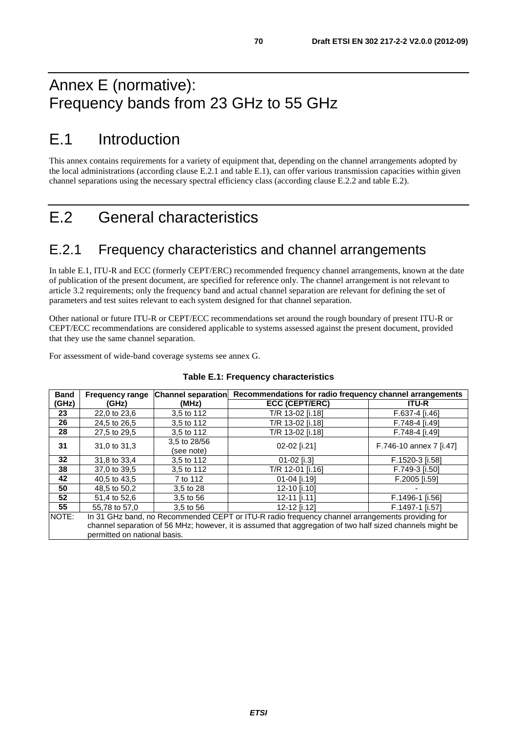# Annex E (normative):
# Frequency bands from 23 GHz to 55 GHz

# E.1 Introduction

This annex contains requirements for a variety of equipment that, depending on the channel arrangements adopted by the local administrations (according clause E.2.1 and table E.1), can offer various transmission capacities within given channel separations using the necessary spectral efficiency class (according clause E.2.2 and table E.2).

# E.2 General characteristics

## E.2.1 Frequency characteristics and channel arrangements

In table E.1, ITU-R and ECC (formerly CEPT/ERC) recommended frequency channel arrangements, known at the date of publication of the present document, are specified for reference only. The channel arrangement is not relevant to article 3.2 requirements; only the frequency band and actual channel separation are relevant for defining the set of parameters and test suites relevant to each system designed for that channel separation.

Other national or future ITU-R or CEPT/ECC recommendations set around the rough boundary of present ITU-R or CEPT/ECC recommendations are considered applicable to systems assessed against the present document, provided that they use the same channel separation.

For assessment of wide-band coverage systems see annex G.

**Table E.1: Frequency characteristics**

| Band (GHz) | Frequency range (GHz) | Channel separation (MHz) | Recommendations for radio frequency channel arrangements | |
|---|---|---|---|---|
| | | | ECC (CEPT/ERC) | ITU-R |
| **23** | 22,0 to 23,6 | 3,5 to 112 | T/R 13-02 [i.18] | F.637-4 [i.46] |
| **26** | 24,5 to 26,5 | 3,5 to 112 | T/R 13-02 [i.18] | F.748-4 [i.49] |
| **28** | 27,5 to 29,5 | 3,5 to 112 | T/R 13-02 [i.18] | F.748-4 [i.49] |
| **31** | 31,0 to 31,3 | 3,5 to 28/56 (see note) | 02-02 [i.21] | F.746-10 annex 7 [i.47] |
| **32** | 31,8 to 33,4 | 3,5 to 112 | 01-02 [i.3] | F.1520-3 [i.58] |
| **38** | 37,0 to 39,5 | 3,5 to 112 | T/R 12-01 [i.16] | F.749-3 [i.50] |
| **42** | 40,5 to 43,5 | 7 to 112 | 01-04 [i.19] | F.2005 [i.59] |
| **50** | 48,5 to 50,2 | 3,5 to 28 | 12-10 [i.10] | - |
| **52** | 51,4 to 52,6 | 3,5 to 56 | 12-11 [i.11] | F.1496-1 [i.56] |
| **55** | 55,78 to 57,0 | 3,5 to 56 | 12-12 [i.12] | F.1497-1 [i.57] |

NOTE: In 31 GHz band, no Recommended CEPT or ITU-R radio frequency channel arrangements providing for channel separation of 56 MHz; however, it is assumed that aggregation of two half sized channels might be permitted on national basis.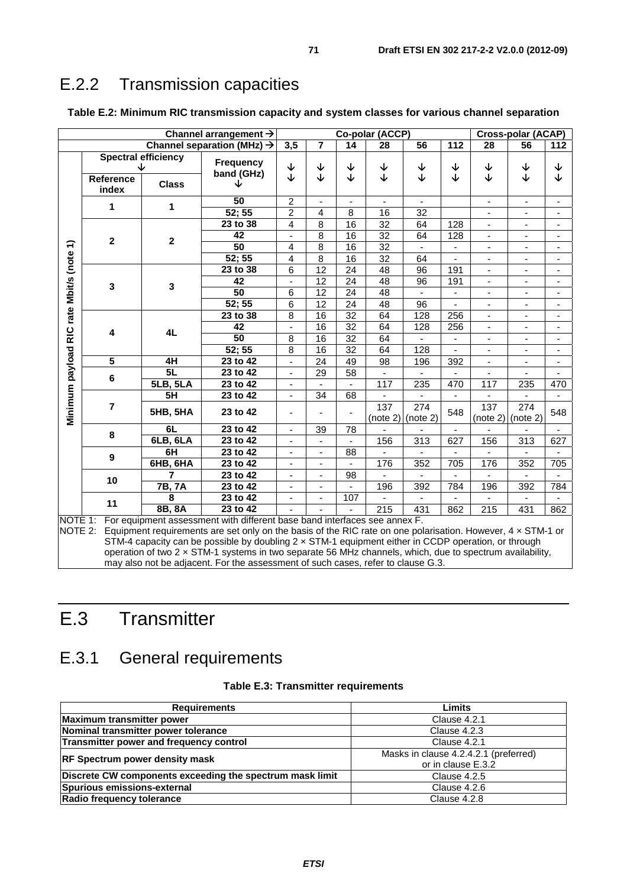## E.2.2 Transmission capacities

**Table E.2: Minimum RIC transmission capacity and system classes for various channel separation**

| | | | Channel arrangement → | Co-polar (ACCP) | | | | | | Cross-polar (ACAP) | | |
|---|---|---|---|---|---|---|---|---|---|---|---|---|
| | | | Channel separation (MHz) → | 3,5 | 7 | 14 | 28 | 56 | 112 | 28 | 56 | 112 |
| Minimum payload RIC rate Mbit/s (note 1) | Spectral efficiency ↓ Reference index | Class | Frequency band (GHz) ↓ | ↓ | ↓ | ↓ | ↓ | ↓ | ↓ | ↓ | ↓ | ↓ |
| | 1 | 1 | 50 | 2 | - | - | - | - | | - | - | - |
| | | | 52; 55 | 2 | 4 | 8 | 16 | 32 | | - | - | - |
| | 2 | 2 | 23 to 38 | 4 | 8 | 16 | 32 | 64 | 128 | - | - | - |
| | | | 42 | - | 8 | 16 | 32 | 64 | 128 | - | - | - |
| | | | 50 | 4 | 8 | 16 | 32 | - | - | - | - | - |
| | | | 52; 55 | 4 | 8 | 16 | 32 | 64 | - | - | - | - |
| | 3 | 3 | 23 to 38 | 6 | 12 | 24 | 48 | 96 | 191 | - | - | - |
| | | | 42 | - | 12 | 24 | 48 | 96 | 191 | - | - | - |
| | | | 50 | 6 | 12 | 24 | 48 | - | - | - | - | - |
| | | | 52; 55 | 6 | 12 | 24 | 48 | 96 | - | - | - | - |
| | 4 | 4L | 23 to 38 | 8 | 16 | 32 | 64 | 128 | 256 | - | - | - |
| | | | 42 | - | 16 | 32 | 64 | 128 | 256 | - | - | - |
| | | | 50 | 8 | 16 | 32 | 64 | - | - | - | - | - |
| | | | 52; 55 | 8 | 16 | 32 | 64 | 128 | - | - | - | - |
| | 5 | 4H | 23 to 42 | - | 24 | 49 | 98 | 196 | 392 | - | - | - |
| | 6 | 5L | 23 to 42 | - | 29 | 58 | - | - | - | - | - | - |
| | | 5LB, 5LA | 23 to 42 | - | - | - | 117 | 235 | 470 | 117 | 235 | 470 |
| | 7 | 5H | 23 to 42 | - | 34 | 68 | - | - | - | - | - | - |
| | | 5HB, 5HA | 23 to 42 | - | - | - | 137 (note 2) | 274 (note 2) | 548 | 137 (note 2) | 274 (note 2) | 548 |
| | 8 | 6L | 23 to 42 | - | 39 | 78 | - | - | - | - | - | - |
| | | 6LB, 6LA | 23 to 42 | - | - | - | 156 | 313 | 627 | 156 | 313 | 627 |
| | 9 | 6H | 23 to 42 | - | - | 88 | - | - | - | - | - | - |
| | | 6HB, 6HA | 23 to 42 | - | - | - | 176 | 352 | 705 | 176 | 352 | 705 |
| | 10 | 7 | 23 to 42 | - | - | 98 | - | - | - | - | - | - |
| | | 7B, 7A | 23 to 42 | - | - | - | 196 | 392 | 784 | 196 | 392 | 784 |
| | 11 | 8 | 23 to 42 | - | - | 107 | - | - | - | - | - | - |
| | | 8B, 8A | 23 to 42 | - | - | - | 215 | 431 | 862 | 215 | 431 | 862 |

NOTE 1: For equipment assessment with different base band interfaces see annex F.

NOTE 2: Equipment requirements are set only on the basis of the RIC rate on one polarisation. However, 4 × STM-1 or STM-4 capacity can be possible by doubling 2 × STM-1 equipment either in CCDP operation, or through operation of two 2 × STM-1 systems in two separate 56 MHz channels, which, due to spectrum availability, may also not be adjacent. For the assessment of such cases, refer to clause G.3.

# E.3 Transmitter

## E.3.1 General requirements

**Table E.3: Transmitter requirements**

| Requirements | Limits |
|---|---|
| **Maximum transmitter power** | Clause 4.2.1 |
| **Nominal transmitter power tolerance** | Clause 4.2.3 |
| **Transmitter power and frequency control** | Clause 4.2.1 |
| **RF Spectrum power density mask** | Masks in clause 4.2.4.2.1 (preferred) or in clause E.3.2 |
| **Discrete CW components exceeding the spectrum mask limit** | Clause 4.2.5 |
| **Spurious emissions-external** | Clause 4.2.6 |
| **Radio frequency tolerance** | Clause 4.2.8 |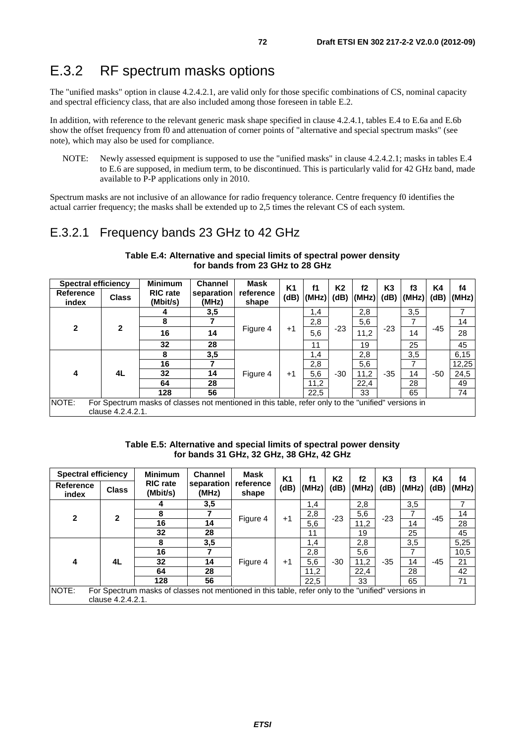# E.3.2 RF spectrum masks options

The "unified masks" option in clause 4.2.4.2.1, are valid only for those specific combinations of CS, nominal capacity and spectral efficiency class, that are also included among those foreseen in table E.2.

In addition, with reference to the relevant generic mask shape specified in clause 4.2.4.1, tables E.4 to E.6a and E.6b show the offset frequency from f0 and attenuation of corner points of "alternative and special spectrum masks" (see note), which may also be used for compliance.

NOTE: Newly assessed equipment is supposed to use the "unified masks" in clause 4.2.4.2.1; masks in tables E.4 to E.6 are supposed, in medium term, to be discontinued. This is particularly valid for 42 GHz band, made available to P-P applications only in 2010.

Spectrum masks are not inclusive of an allowance for radio frequency tolerance. Centre frequency f0 identifies the actual carrier frequency; the masks shall be extended up to 2,5 times the relevant CS of each system.

## E.3.2.1 Frequency bands 23 GHz to 42 GHz

**Table E.4: Alternative and special limits of spectral power density for bands from 23 GHz to 28 GHz**

| Spectral efficiency | | Minimum RIC rate (Mbit/s) | Channel separation (MHz) | Mask reference shape | K1 (dB) | f1 (MHz) | K2 (dB) | f2 (MHz) | K3 (dB) | f3 (MHz) | K4 (dB) | f4 (MHz) |
|---|---|---|---|---|---|---|---|---|---|---|---|---|
| Reference index | Class | | | | | | | | | | | |
| 2 | 2 | 4 | 3,5 | Figure 4 | +1 | 1,4 | -23 | 2,8 | -23 | 3,5 | -45 | 7 |
| | | 8 | 7 | | | 2,8 | | 5,6 | | 7 | | 14 |
| | | 16 | 14 | | | 5,6 | | 11,2 | | 14 | | 28 |
| | | 32 | 28 | | | 11 | | 19 | | 25 | | 45 |
| 4 | 4L | 8 | 3,5 | Figure 4 | +1 | 1,4 | -30 | 2,8 | -35 | 3,5 | -50 | 6,15 |
| | | 16 | 7 | | | 2,8 | | 5,6 | | 7 | | 12,25 |
| | | 32 | 14 | | | 5,6 | | 11,2 | | 14 | | 24,5 |
| | | 64 | 28 | | | 11,2 | | 22,4 | | 28 | | 49 |
| | | 128 | 56 | | | 22,5 | | 33 | | 65 | | 74 |

NOTE: For Spectrum masks of classes not mentioned in this table, refer only to the "unified" versions in clause 4.2.4.2.1.

**Table E.5: Alternative and special limits of spectral power density for bands 31 GHz, 32 GHz, 38 GHz, 42 GHz**

| Spectral efficiency | | Minimum RIC rate (Mbit/s) | Channel separation (MHz) | Mask reference shape | K1 (dB) | f1 (MHz) | K2 (dB) | f2 (MHz) | K3 (dB) | f3 (MHz) | K4 (dB) | f4 (MHz) |
|---|---|---|---|---|---|---|---|---|---|---|---|---|
| Reference index | Class | | | | | | | | | | | |
| 2 | 2 | 4 | 3,5 | Figure 4 | +1 | 1,4 | -23 | 2,8 | -23 | 3,5 | -45 | 7 |
| | | 8 | 7 | | | 2,8 | | 5,6 | | 7 | | 14 |
| | | 16 | 14 | | | 5,6 | | 11,2 | | 14 | | 28 |
| | | 32 | 28 | | | 11 | | 19 | | 25 | | 45 |
| 4 | 4L | 8 | 3,5 | Figure 4 | +1 | 1,4 | -30 | 2,8 | -35 | 3,5 | -45 | 5,25 |
| | | 16 | 7 | | | 2,8 | | 5,6 | | 7 | | 10,5 |
| | | 32 | 14 | | | 5,6 | | 11,2 | | 14 | | 21 |
| | | 64 | 28 | | | 11,2 | | 22,4 | | 28 | | 42 |
| | | 128 | 56 | | | 22,5 | | 33 | | 65 | | 71 |

NOTE: For Spectrum masks of classes not mentioned in this table, refer only to the "unified" versions in clause 4.2.4.2.1.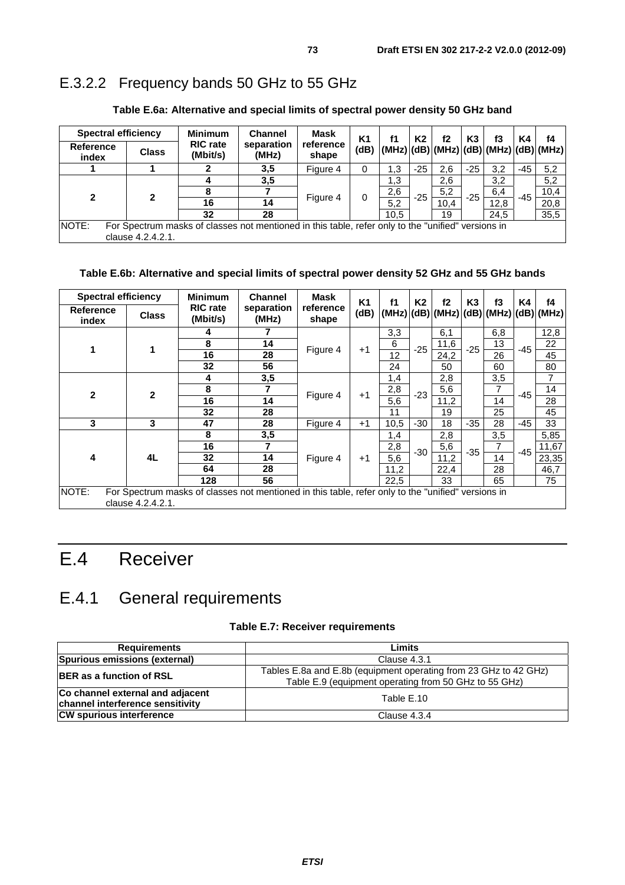### E.3.2.2 Frequency bands 50 GHz to 55 GHz

**Table E.6a: Alternative and special limits of spectral power density 50 GHz band**

| Spectral efficiency | | Minimum RIC rate (Mbit/s) | Channel separation (MHz) | Mask reference shape | K1 (dB) | f1 (MHz) | K2 (dB) | f2 (MHz) | K3 (dB) | f3 (MHz) | K4 (dB) | f4 (MHz) |
|---|---|---|---|---|---|---|---|---|---|---|---|---|
| Reference index | Class | | | | | | | | | | | |
| 1 | 1 | 2 | 3,5 | Figure 4 | 0 | 1,3 | -25 | 2,6 | -25 | 3,2 | -45 | 5,2 |
| 2 | 2 | 4 | 3,5 | Figure 4 | 0 | 1,3 | -25 | 2,6 | -25 | 3,2 | -45 | 5,2 |
| | | 8 | 7 | | | 2,6 | | 5,2 | | 6,4 | | 10,4 |
| | | 16 | 14 | | | 5,2 | | 10,4 | | 12,8 | | 20,8 |
| | | 32 | 28 | | | 10,5 | | 19 | | 24,5 | | 35,5 |

NOTE: For Spectrum masks of classes not mentioned in this table, refer only to the "unified" versions in clause 4.2.4.2.1.

**Table E.6b: Alternative and special limits of spectral power density 52 GHz and 55 GHz bands**

| Spectral efficiency | | Minimum RIC rate (Mbit/s) | Channel separation (MHz) | Mask reference shape | K1 (dB) | f1 (MHz) | K2 (dB) | f2 (MHz) | K3 (dB) | f3 (MHz) | K4 (dB) | f4 (MHz) |
|---|---|---|---|---|---|---|---|---|---|---|---|---|
| Reference index | Class | | | | | | | | | | | |
| 1 | 1 | 4 | 7 | Figure 4 | +1 | 3,3 | -25 | 6,1 | -25 | 6,8 | -45 | 12,8 |
| | | 8 | 14 | | | 6 | | 11,6 | | 13 | | 22 |
| | | 16 | 28 | | | 12 | | 24,2 | | 26 | | 45 |
| | | 32 | 56 | | | 24 | | 50 | | 60 | | 80 |
| 2 | 2 | 4 | 3,5 | Figure 4 | +1 | 1,4 | -23 | 2,8 | | 3,5 | -45 | 7 |
| | | 8 | 7 | | | 2,8 | | 5,6 | | 7 | | 14 |
| | | 16 | 14 | | | 5,6 | | 11,2 | | 14 | | 28 |
| | | 32 | 28 | | | 11 | | 19 | | 25 | | 45 |
| 3 | 3 | 47 | 28 | Figure 4 | +1 | 10,5 | -30 | 18 | -35 | 28 | -45 | 33 |
| 4 | 4L | 8 | 3,5 | Figure 4 | +1 | 1,4 | -30 | 2,8 | -35 | 3,5 | -45 | 5,85 |
| | | 16 | 7 | | | 2,8 | | 5,6 | | 7 | | 11,67 |
| | | 32 | 14 | | | 5,6 | | 11,2 | | 14 | | 23,35 |
| | | 64 | 28 | | | 11,2 | | 22,4 | | 28 | | 46,7 |
| | | 128 | 56 | | | 22,5 | | 33 | | 65 | | 75 |

NOTE: For Spectrum masks of classes not mentioned in this table, refer only to the "unified" versions in clause 4.2.4.2.1.

# E.4 Receiver

## E.4.1 General requirements

**Table E.7: Receiver requirements**

| Requirements | Limits |
|---|---|
| **Spurious emissions (external)** | Clause 4.3.1 |
| **BER as a function of RSL** | Tables E.8a and E.8b (equipment operating from 23 GHz to 42 GHz) Table E.9 (equipment operating from 50 GHz to 55 GHz) |
| **Co channel external and adjacent channel interference sensitivity** | Table E.10 |
| **CW spurious interference** | Clause 4.3.4 |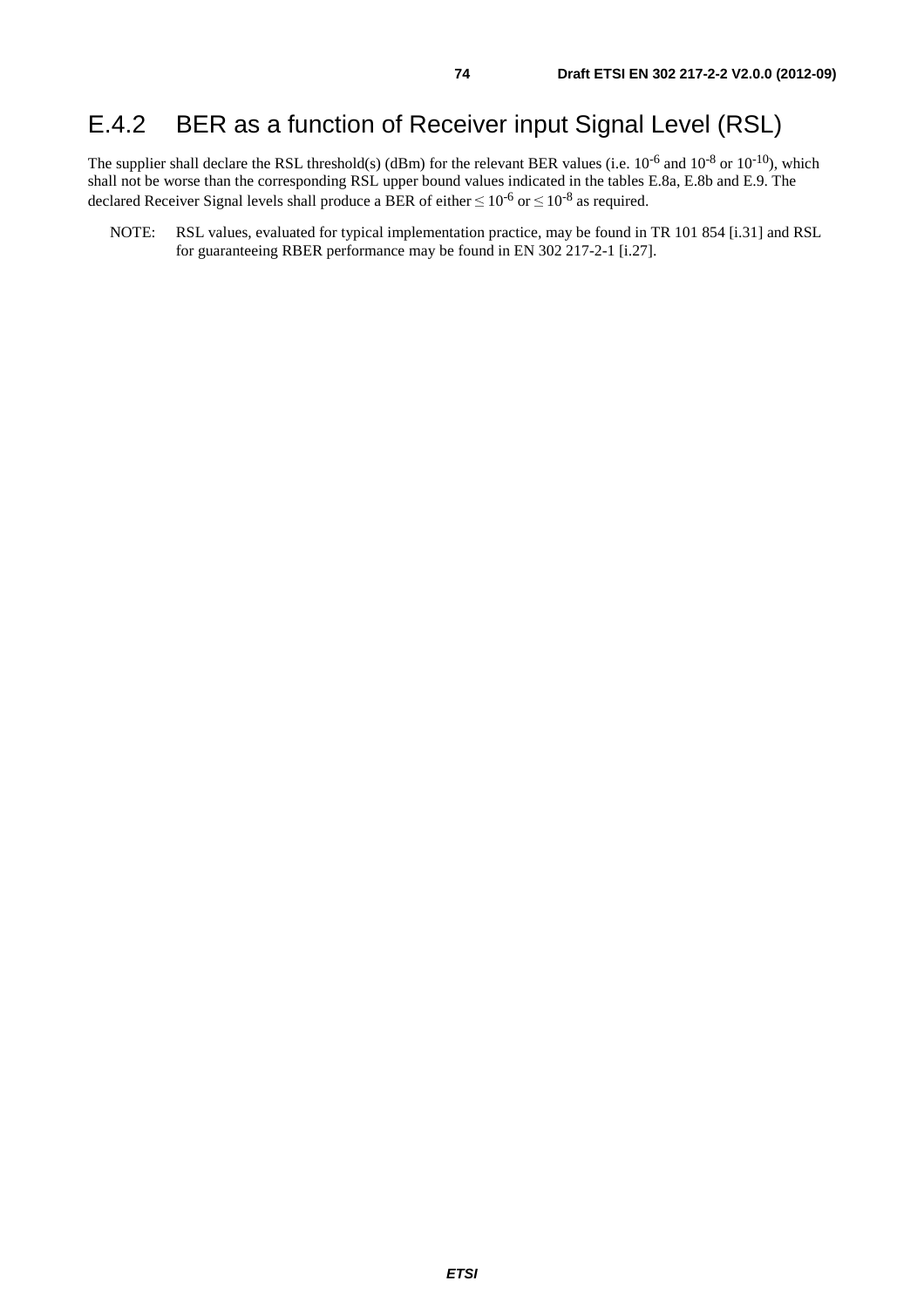## E.4.2 BER as a function of Receiver input Signal Level (RSL)

The supplier shall declare the RSL threshold(s) (dBm) for the relevant BER values (i.e. $10^{-6}$ and $10^{-8}$ or $10^{-10}$), which shall not be worse than the corresponding RSL upper bound values indicated in the tables E.8a, E.8b and E.9. The declared Receiver Signal levels shall produce a BER of either $\leq 10^{-6}$ or $\leq 10^{-8}$ as required.

NOTE: RSL values, evaluated for typical implementation practice, may be found in TR 101 854 [i.31] and RSL for guaranteeing RBER performance may be found in EN 302 217-2-1 [i.27].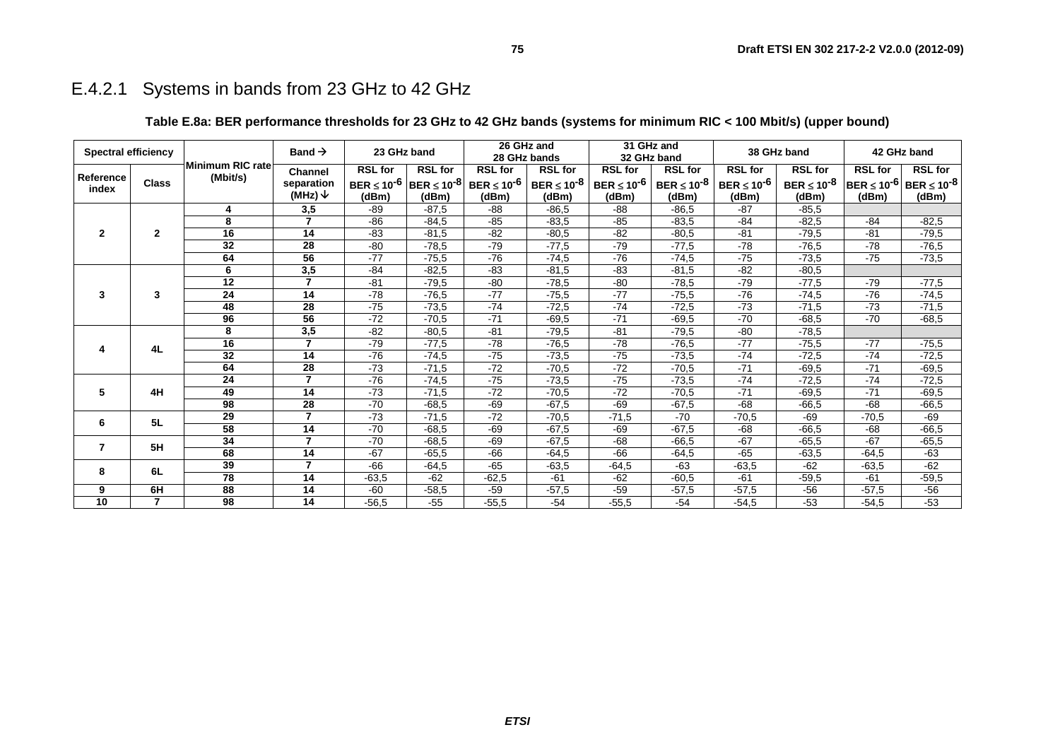### E.4.2.1 Systems in bands from 23 GHz to 42 GHz

**Table E.8a: BER performance thresholds for 23 GHz to 42 GHz bands (systems for minimum RIC < 100 Mbit/s) (upper bound)**

| Spectral efficiency | | Minimum RIC rate (Mbit/s) | Band → | 23 GHz band | | 26 GHz and 28 GHz bands | | 31 GHz and 32 GHz band | | 38 GHz band | | 42 GHz band | |
|---|---|---|---|---|---|---|---|---|---|---|---|---|---|
| Reference index | Class | | Channel separation (MHz) ↓ | RSL for BER ≤ $10^{-6}$ (dBm) | RSL for BER ≤ $10^{-8}$ (dBm) | RSL for BER ≤ $10^{-6}$ (dBm) | RSL for BER ≤ $10^{-8}$ (dBm) | RSL for BER ≤ $10^{-6}$ (dBm) | RSL for BER ≤ $10^{-8}$ (dBm) | RSL for BER ≤ $10^{-6}$ (dBm) | RSL for BER ≤ $10^{-8}$ (dBm) | RSL for BER ≤ $10^{-6}$ (dBm) | RSL for BER ≤ $10^{-8}$ (dBm) |
| 2 | 2 | 4 | 3,5 | -89 | -87,5 | -88 | -86,5 | -88 | -86,5 | -87 | -85,5 | | |
| | | 8 | 7 | -86 | -84,5 | -85 | -83,5 | -85 | -83,5 | -84 | -82,5 | -84 | -82,5 |
| | | 16 | 14 | -83 | -81,5 | -82 | -80,5 | -82 | -80,5 | -81 | -79,5 | -81 | -79,5 |
| | | 32 | 28 | -80 | -78,5 | -79 | -77,5 | -79 | -77,5 | -78 | -76,5 | -78 | -76,5 |
| | | 64 | 56 | -77 | -75,5 | -76 | -74,5 | -76 | -74,5 | -75 | -73,5 | -75 | -73,5 |
| 3 | 3 | 6 | 3,5 | -84 | -82,5 | -83 | -81,5 | -83 | -81,5 | -82 | -80,5 | | |
| | | 12 | 7 | -81 | -79,5 | -80 | -78,5 | -80 | -78,5 | -79 | -77,5 | -79 | -77,5 |
| | | 24 | 14 | -78 | -76,5 | -77 | -75,5 | -77 | -75,5 | -76 | -74,5 | -76 | -74,5 |
| | | 48 | 28 | -75 | -73,5 | -74 | -72,5 | -74 | -72,5 | -73 | -71,5 | -73 | -71,5 |
| | | 96 | 56 | -72 | -70,5 | -71 | -69,5 | -71 | -69,5 | -70 | -68,5 | -70 | -68,5 |
| 4 | 4L | 8 | 3,5 | -82 | -80,5 | -81 | -79,5 | -81 | -79,5 | -80 | -78,5 | | |
| | | 16 | 7 | -79 | -77,5 | -78 | -76,5 | -78 | -76,5 | -77 | -75,5 | -77 | -75,5 |
| | | 32 | 14 | -76 | -74,5 | -75 | -73,5 | -75 | -73,5 | -74 | -72,5 | -74 | -72,5 |
| | | 64 | 28 | -73 | -71,5 | -72 | -70,5 | -72 | -70,5 | -71 | -69,5 | -71 | -69,5 |
| 5 | 4H | 24 | 7 | -76 | -74,5 | -75 | -73,5 | -75 | -73,5 | -74 | -72,5 | -74 | -72,5 |
| | | 49 | 14 | -73 | -71,5 | -72 | -70,5 | -72 | -70,5 | -71 | -69,5 | -71 | -69,5 |
| | | 98 | 28 | -70 | -68,5 | -69 | -67,5 | -69 | -67,5 | -68 | -66,5 | -68 | -66,5 |
| 6 | 5L | 29 | 7 | -73 | -71,5 | -72 | -70,5 | -71,5 | -70 | -70,5 | -69 | -70,5 | -69 |
| | | 58 | 14 | -70 | -68,5 | -69 | -67,5 | -69 | -67,5 | -68 | -66,5 | -68 | -66,5 |
| 7 | 5H | 34 | 7 | -70 | -68,5 | -69 | -67,5 | -68 | -66,5 | -67 | -65,5 | -67 | -65,5 |
| | | 68 | 14 | -67 | -65,5 | -66 | -64,5 | -66 | -64,5 | -65 | -63,5 | -64,5 | -63 |
| 8 | 6L | 39 | 7 | -66 | -64,5 | -65 | -63,5 | -64,5 | -63 | -63,5 | -62 | -63,5 | -62 |
| | | 78 | 14 | -63,5 | -62 | -62,5 | -61 | -62 | -60,5 | -61 | -59,5 | -61 | -59,5 |
| 9 | 6H | 88 | 14 | -60 | -58,5 | -59 | -57,5 | -59 | -57,5 | -57,5 | -56 | -57,5 | -56 |
| 10 | 7 | 98 | 14 | -56,5 | -55 | -55,5 | -54 | -55,5 | -54 | -54,5 | -53 | -54,5 | -53 |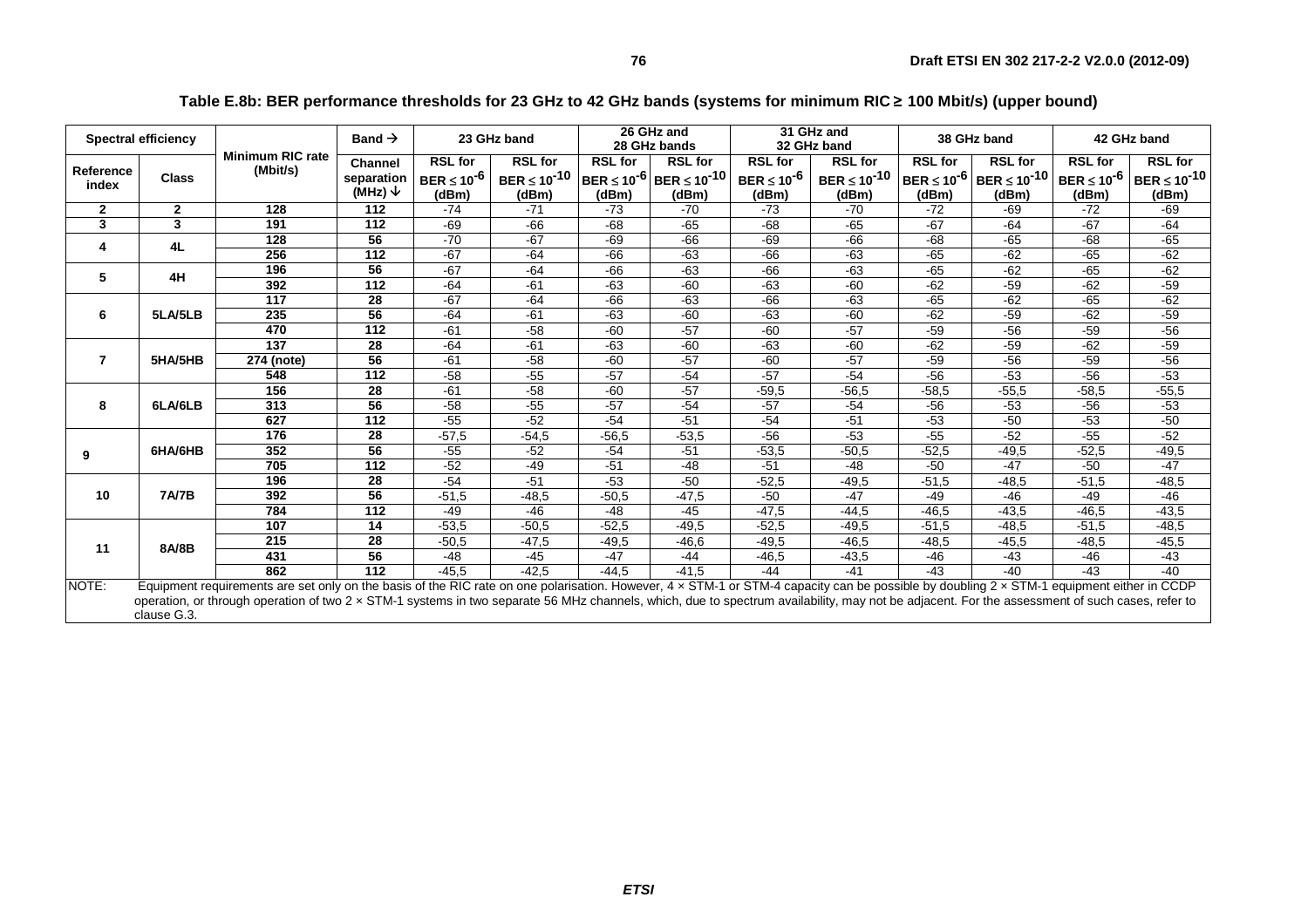**Table E.8b: BER performance thresholds for 23 GHz to 42 GHz bands (systems for minimum RIC ≥ 100 Mbit/s) (upper bound)**

| Spectral efficiency | | Minimum RIC rate (Mbit/s) | Band → | 23 GHz band | | 26 GHz and 28 GHz bands | | 31 GHz and 32 GHz band | | 38 GHz band | | 42 GHz band | |
|---|---|---|---|---|---|---|---|---|---|---|---|---|---|
| Reference index | Class | | Channel separation (MHz) ↓ | RSL for BER ≤ $10^{-6}$ (dBm) | RSL for BER ≤ $10^{-10}$ (dBm) | RSL for BER ≤ $10^{-6}$ (dBm) | RSL for BER ≤ $10^{-10}$ (dBm) | RSL for BER ≤ $10^{-6}$ (dBm) | RSL for BER ≤ $10^{-10}$ (dBm) | RSL for BER ≤ $10^{-6}$ (dBm) | RSL for BER ≤ $10^{-10}$ (dBm) | RSL for BER ≤ $10^{-6}$ (dBm) | RSL for BER ≤ $10^{-10}$ (dBm) |
| 2 | 2 | 128 | 112 | -74 | -71 | -73 | -70 | -73 | -70 | -72 | -69 | -72 | -69 |
| 3 | 3 | 191 | 112 | -69 | -66 | -68 | -65 | -68 | -65 | -67 | -64 | -67 | -64 |
| 4 | 4L | 128 | 56 | -70 | -67 | -69 | -66 | -69 | -66 | -68 | -65 | -68 | -65 |
| | | 256 | 112 | -67 | -64 | -66 | -63 | -66 | -63 | -65 | -62 | -65 | -62 |
| 5 | 4H | 196 | 56 | -67 | -64 | -66 | -63 | -66 | -63 | -65 | -62 | -65 | -62 |
| | | 392 | 112 | -64 | -61 | -63 | -60 | -63 | -60 | -62 | -59 | -62 | -59 |
| 6 | 5LA/5LB | 117 | 28 | -67 | -64 | -66 | -63 | -66 | -63 | -65 | -62 | -65 | -62 |
| | | 235 | 56 | -64 | -61 | -63 | -60 | -63 | -60 | -62 | -59 | -62 | -59 |
| | | 470 | 112 | -61 | -58 | -60 | -57 | -60 | -57 | -59 | -56 | -59 | -56 |
| 7 | 5HA/5HB | 137 | 28 | -64 | -61 | -63 | -60 | -63 | -60 | -62 | -59 | -62 | -59 |
| | | 274 (note) | 56 | -61 | -58 | -60 | -57 | -60 | -57 | -59 | -56 | -59 | -56 |
| | | 548 | 112 | -58 | -55 | -57 | -54 | -57 | -54 | -56 | -53 | -56 | -53 |
| 8 | 6LA/6LB | 156 | 28 | -61 | -58 | -60 | -57 | -59,5 | -56,5 | -58,5 | -55,5 | -58,5 | -55,5 |
| | | 313 | 56 | -58 | -55 | -57 | -54 | -57 | -54 | -56 | -53 | -56 | -53 |
| | | 627 | 112 | -55 | -52 | -54 | -51 | -54 | -51 | -53 | -50 | -53 | -50 |
| 9 | 6HA/6HB | 176 | 28 | -57,5 | -54,5 | -56,5 | -53,5 | -56 | -53 | -55 | -52 | -55 | -52 |
| | | 352 | 56 | -55 | -52 | -54 | -51 | -53,5 | -50,5 | -52,5 | -49,5 | -52,5 | -49,5 |
| | | 705 | 112 | -52 | -49 | -51 | -48 | -51 | -48 | -50 | -47 | -50 | -47 |
| 10 | 7A/7B | 196 | 28 | -54 | -51 | -53 | -50 | -52,5 | -49,5 | -51,5 | -48,5 | -51,5 | -48,5 |
| | | 392 | 56 | -51,5 | -48,5 | -50,5 | -47,5 | -50 | -47 | -49 | -46 | -49 | -46 |
| | | 784 | 112 | -49 | -46 | -48 | -45 | -47,5 | -44,5 | -46,5 | -43,5 | -46,5 | -43,5 |
| 11 | 8A/8B | 107 | 14 | -53,5 | -50,5 | -52,5 | -49,5 | -52,5 | -49,5 | -51,5 | -48,5 | -51,5 | -48,5 |
| | | 215 | 28 | -50,5 | -47,5 | -49,5 | -46,6 | -49,5 | -46,5 | -48,5 | -45,5 | -48,5 | -45,5 |
| | | 431 | 56 | -48 | -45 | -47 | -44 | -46,5 | -43,5 | -46 | -43 | -46 | -43 |
| | | 862 | 112 | -45,5 | -42,5 | -44,5 | -41,5 | -44 | -41 | -43 | -40 | -43 | -40 |

NOTE: Equipment requirements are set only on the basis of the RIC rate on one polarisation. However, 4 × STM-1 or STM-4 capacity can be possible by doubling 2 × STM-1 equipment either in CCDP operation, or through operation of two 2 × STM-1 systems in two separate 56 MHz channels, which, due to spectrum availability, may not be adjacent. For the assessment of such cases, refer to clause G.3.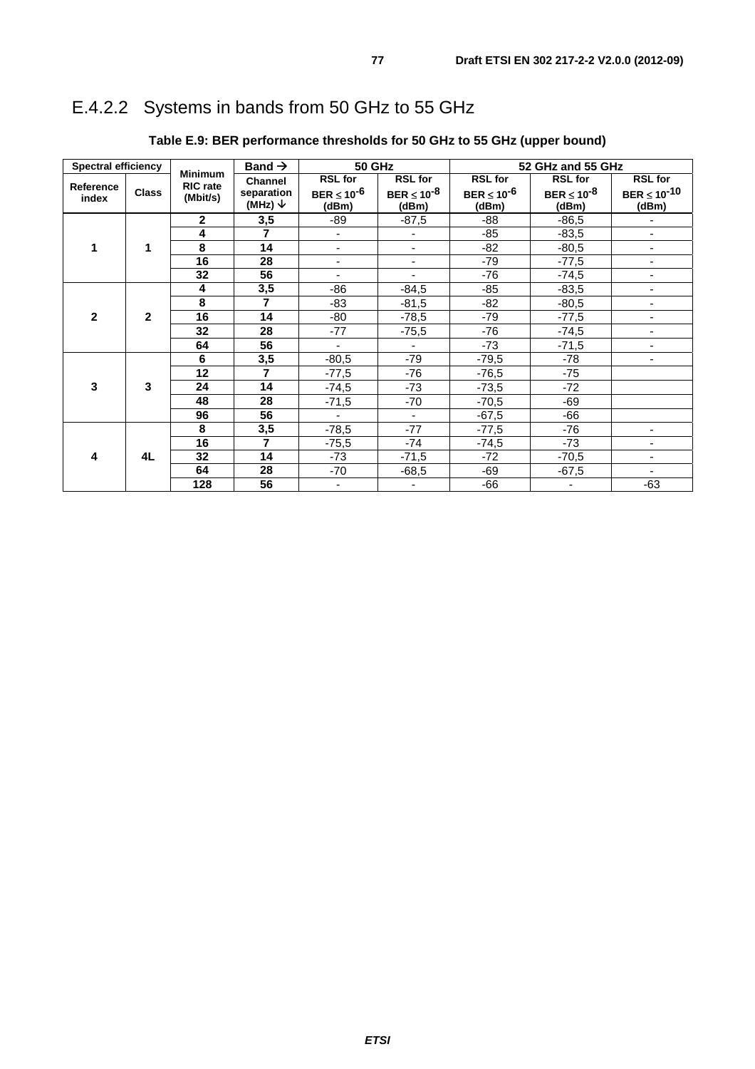## E.4.2.2 Systems in bands from 50 GHz to 55 GHz

**Table E.9: BER performance thresholds for 50 GHz to 55 GHz (upper bound)**

| Spectral efficiency | | Minimum RIC rate (Mbit/s) | Band → | 50 GHz | | 52 GHz and 55 GHz | | |
|---|---|---|---|---|---|---|---|---|
| Reference index | Class | | Channel separation (MHz) ↓ | RSL for BER ≤ $10^{-6}$ (dBm) | RSL for BER ≤ $10^{-8}$ (dBm) | RSL for BER ≤ $10^{-6}$ (dBm) | RSL for BER ≤ $10^{-8}$ (dBm) | RSL for BER ≤ $10^{-10}$ (dBm) |
| 1 | 1 | 2 | 3,5 | -89 | -87,5 | -88 | -86,5 | - |
| | | 4 | 7 | - | - | -85 | -83,5 | - |
| | | 8 | 14 | - | - | -82 | -80,5 | - |
| | | 16 | 28 | - | - | -79 | -77,5 | - |
| | | 32 | 56 | - | - | -76 | -74,5 | - |
| 2 | 2 | 4 | 3,5 | -86 | -84,5 | -85 | -83,5 | - |
| | | 8 | 7 | -83 | -81,5 | -82 | -80,5 | - |
| | | 16 | 14 | -80 | -78,5 | -79 | -77,5 | - |
| | | 32 | 28 | -77 | -75,5 | -76 | -74,5 | - |
| | | 64 | 56 | - | - | -73 | -71,5 | - |
| 3 | 3 | 6 | 3,5 | -80,5 | -79 | -79,5 | -78 | - |
| | | 12 | 7 | -77,5 | -76 | -76,5 | -75 | |
| | | 24 | 14 | -74,5 | -73 | -73,5 | -72 | |
| | | 48 | 28 | -71,5 | -70 | -70,5 | -69 | |
| | | 96 | 56 | - | - | -67,5 | -66 | |
| 4 | 4L | 8 | 3,5 | -78,5 | -77 | -77,5 | -76 | - |
| | | 16 | 7 | -75,5 | -74 | -74,5 | -73 | - |
| | | 32 | 14 | -73 | -71,5 | -72 | -70,5 | - |
| | | 64 | 28 | -70 | -68,5 | -69 | -67,5 | - |
| | | 128 | 56 | - | - | -66 | - | -63 |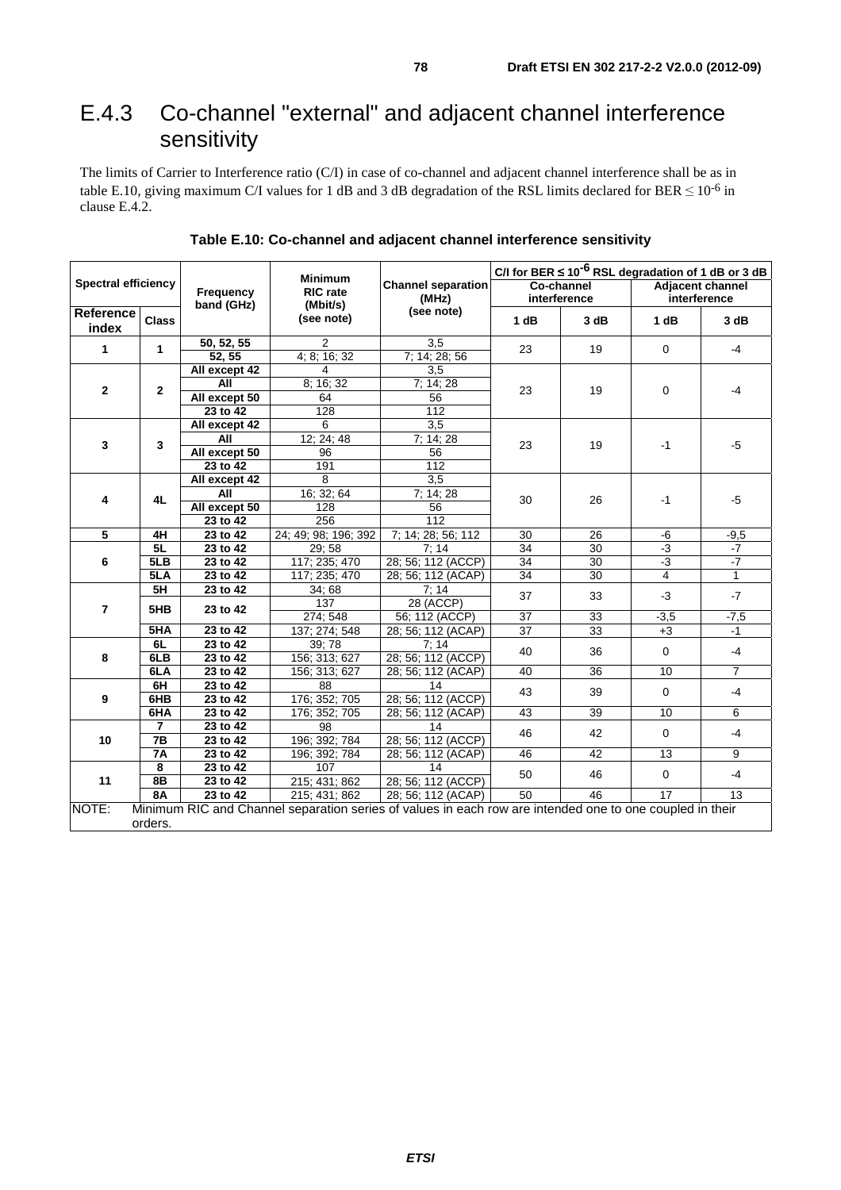## E.4.3 Co-channel "external" and adjacent channel interference sensitivity

The limits of Carrier to Interference ratio (C/I) in case of co-channel and adjacent channel interference shall be as in table E.10, giving maximum C/I values for 1 dB and 3 dB degradation of the RSL limits declared for BER ≤ $10^{-6}$ in clause E.4.2.

**Table E.10: Co-channel and adjacent channel interference sensitivity**

| Spectral efficiency | | Frequency band (GHz) | Minimum RIC rate (Mbit/s) (see note) | Channel separation (MHz) (see note) | C/I for BER ≤ $10^{-6}$ RSL degradation of 1 dB or 3 dB | | | |
|---|---|---|---|---|---|---|---|---|
| | | | | | Co-channel interference | | Adjacent channel interference | |
| Reference index | Class | | | | 1 dB | 3 dB | 1 dB | 3 dB |
| 1 | 1 | 50, 52, 55 | 2 | 3,5 | 23 | 19 | 0 | -4 |
| | | 52, 55 | 4; 8; 16; 32 | 7; 14; 28; 56 | | | | |
| 2 | 2 | All except 42 | 4 | 3,5 | 23 | 19 | 0 | -4 |
| | | All | 8; 16; 32 | 7; 14; 28 | | | | |
| | | All except 50 | 64 | 56 | | | | |
| | | 23 to 42 | 128 | 112 | | | | |
| 3 | 3 | All except 42 | 6 | 3,5 | 23 | 19 | -1 | -5 |
| | | All | 12; 24; 48 | 7; 14; 28 | | | | |
| | | All except 50 | 96 | 56 | | | | |
| | | 23 to 42 | 191 | 112 | | | | |
| 4 | 4L | All except 42 | 8 | 3,5 | 30 | 26 | -1 | -5 |
| | | All | 16; 32; 64 | 7; 14; 28 | | | | |
| | | All except 50 | 128 | 56 | | | | |
| | | 23 to 42 | 256 | 112 | | | | |
| 5 | 4H | 23 to 42 | 24; 49; 98; 196; 392 | 7; 14; 28; 56; 112 | 30 | 26 | -6 | -9,5 |
| 6 | 5L | 23 to 42 | 29; 58 | 7; 14 | 34 | 30 | -3 | -7 |
| | 5LB | 23 to 42 | 117; 235; 470 | 28; 56; 112 (ACCP) | 34 | 30 | -3 | -7 |
| | 5LA | 23 to 42 | 117; 235; 470 | 28; 56; 112 (ACAP) | 34 | 30 | 4 | 1 |
| 7 | 5H | 23 to 42 | 34; 68 | 7; 14 | 37 | 33 | -3 | -7 |
| | 5HB | 23 to 42 | 137 | 28 (ACCP) | | | | |
| | | | 274; 548 | 56; 112 (ACCP) | 37 | 33 | -3,5 | -7,5 |
| | 5HA | 23 to 42 | 137; 274; 548 | 28; 56; 112 (ACAP) | 37 | 33 | +3 | -1 |
| 8 | 6L | 23 to 42 | 39; 78 | 7; 14 | 40 | 36 | 0 | -4 |
| | 6LB | 23 to 42 | 156; 313; 627 | 28; 56; 112 (ACCP) | | | | |
| | 6LA | 23 to 42 | 156; 313; 627 | 28; 56; 112 (ACAP) | 40 | 36 | 10 | 7 |
| 9 | 6H | 23 to 42 | 88 | 14 | 43 | 39 | 0 | -4 |
| | 6HB | 23 to 42 | 176; 352; 705 | 28; 56; 112 (ACCP) | | | | |
| | 6HA | 23 to 42 | 176; 352; 705 | 28; 56; 112 (ACAP) | 43 | 39 | 10 | 6 |
| 10 | 7 | 23 to 42 | 98 | 14 | 46 | 42 | 0 | -4 |
| | 7B | 23 to 42 | 196; 392; 784 | 28; 56; 112 (ACCP) | | | | |
| | 7A | 23 to 42 | 196; 392; 784 | 28; 56; 112 (ACAP) | 46 | 42 | 13 | 9 |
| 11 | 8 | 23 to 42 | 107 | 14 | 50 | 46 | 0 | -4 |
| | 8B | 23 to 42 | 215; 431; 862 | 28; 56; 112 (ACCP) | | | | |
| | 8A | 23 to 42 | 215; 431; 862 | 28; 56; 112 (ACAP) | 50 | 46 | 17 | 13 |

NOTE: Minimum RIC and Channel separation series of values in each row are intended one to one coupled in their orders.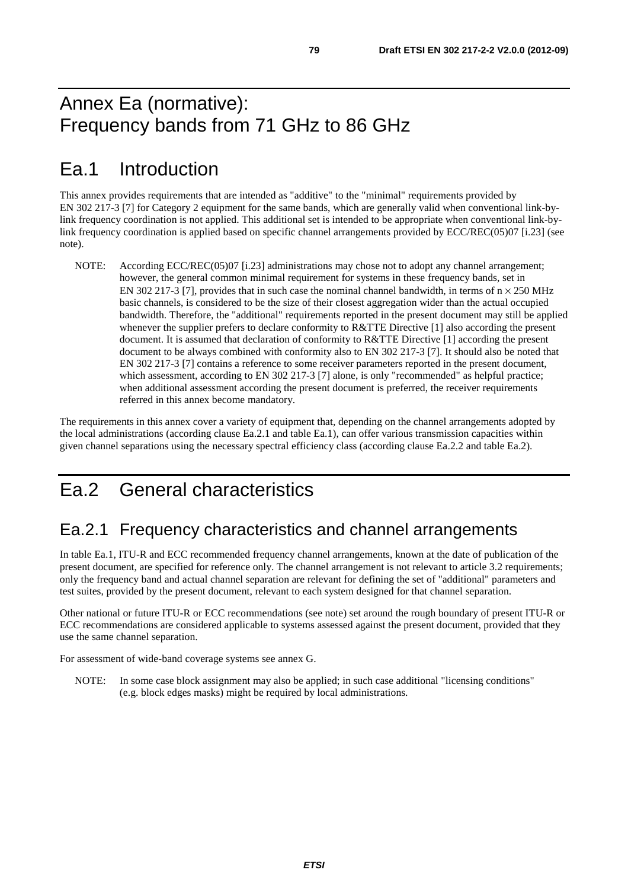# Annex Ea (normative): Frequency bands from 71 GHz to 86 GHz

# Ea.1 Introduction

This annex provides requirements that are intended as "additive" to the "minimal" requirements provided by EN 302 217-3 [7] for Category 2 equipment for the same bands, which are generally valid when conventional link-by-link frequency coordination is not applied. This additional set is intended to be appropriate when conventional link-by-link frequency coordination is applied based on specific channel arrangements provided by ECC/REC(05)07 [i.23] (see note).

NOTE: According ECC/REC(05)07 [i.23] administrations may chose not to adopt any channel arrangement; however, the general common minimal requirement for systems in these frequency bands, set in EN 302 217-3 [7], provides that in such case the nominal channel bandwidth, in terms of n × 250 MHz basic channels, is considered to be the size of their closest aggregation wider than the actual occupied bandwidth. Therefore, the "additional" requirements reported in the present document may still be applied whenever the supplier prefers to declare conformity to R&TTE Directive [1] also according the present document. It is assumed that declaration of conformity to R&TTE Directive [1] according the present document to be always combined with conformity also to EN 302 217-3 [7]. It should also be noted that EN 302 217-3 [7] contains a reference to some receiver parameters reported in the present document, which assessment, according to EN 302 217-3 [7] alone, is only "recommended" as helpful practice; when additional assessment according the present document is preferred, the receiver requirements referred in this annex become mandatory.

The requirements in this annex cover a variety of equipment that, depending on the channel arrangements adopted by the local administrations (according clause Ea.2.1 and table Ea.1), can offer various transmission capacities within given channel separations using the necessary spectral efficiency class (according clause Ea.2.2 and table Ea.2).

# Ea.2 General characteristics

## Ea.2.1 Frequency characteristics and channel arrangements

In table Ea.1, ITU-R and ECC recommended frequency channel arrangements, known at the date of publication of the present document, are specified for reference only. The channel arrangement is not relevant to article 3.2 requirements; only the frequency band and actual channel separation are relevant for defining the set of "additional" parameters and test suites, provided by the present document, relevant to each system designed for that channel separation.

Other national or future ITU-R or ECC recommendations (see note) set around the rough boundary of present ITU-R or ECC recommendations are considered applicable to systems assessed against the present document, provided that they use the same channel separation.

For assessment of wide-band coverage systems see annex G.

NOTE: In some case block assignment may also be applied; in such case additional "licensing conditions" (e.g. block edges masks) might be required by local administrations.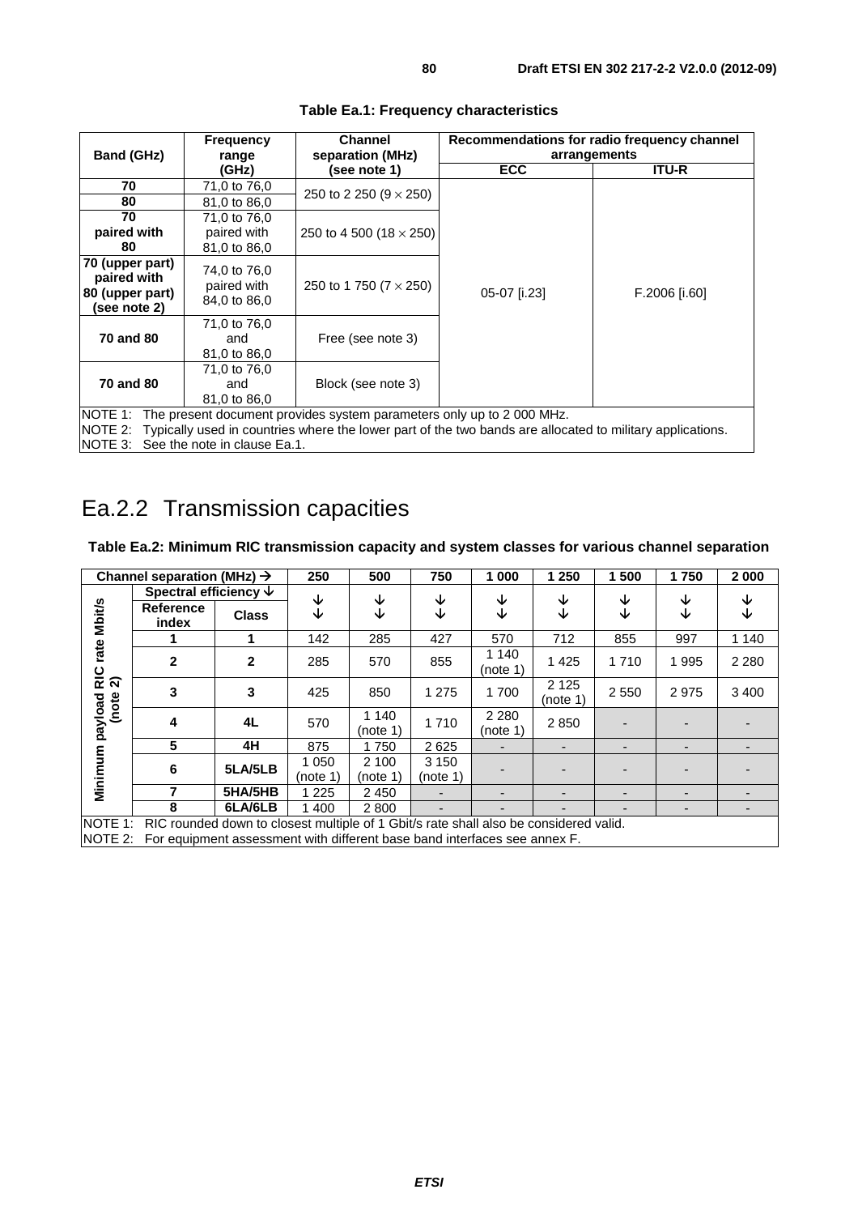**Table Ea.1: Frequency characteristics**

| Band (GHz) | Frequency range (GHz) | Channel separation (MHz) (see note 1) | Recommendations for radio frequency channel arrangements | |
|---|---|---|---|---|
| | | | ECC | ITU-R |
| 70 | 71,0 to 76,0 | 250 to 2 250 (9 × 250) | 05-07 [i.23] | F.2006 [i.60] |
| 80 | 81,0 to 86,0 | | | |
| 70 paired with 80 | 71,0 to 76,0 paired with 81,0 to 86,0 | 250 to 4 500 (18 × 250) | | |
| 70 (upper part) paired with 80 (upper part) (see note 2) | 74,0 to 76,0 paired with 84,0 to 86,0 | 250 to 1 750 (7 × 250) | | |
| 70 and 80 | 71,0 to 76,0 and 81,0 to 86,0 | Free (see note 3) | | |
| 70 and 80 | 71,0 to 76,0 and 81,0 to 86,0 | Block (see note 3) | | |

NOTE 1: The present document provides system parameters only up to 2 000 MHz.
NOTE 2: Typically used in countries where the lower part of the two bands are allocated to military applications.
NOTE 3: See the note in clause Ea.1.

## Ea.2.2 Transmission capacities

**Table Ea.2: Minimum RIC transmission capacity and system classes for various channel separation**

| | Channel separation (MHz) → | | 250 | 500 | 750 | 1 000 | 1 250 | 1 500 | 1 750 | 2 000 |
|---|---|---|---|---|---|---|---|---|---|---|
| | Spectral efficiency ↓ | | ↓ | ↓ | ↓ | ↓ | ↓ | ↓ | ↓ | ↓ |
| Minimum payload RIC rate Mbit/s (note 2) | Reference index | Class | | | | | | | | |
| | 1 | 1 | 142 | 285 | 427 | 570 | 712 | 855 | 997 | 1 140 |
| | 2 | 2 | 285 | 570 | 855 | 1 140 (note 1) | 1 425 | 1 710 | 1 995 | 2 280 |
| | 3 | 3 | 425 | 850 | 1 275 | 1 700 | 2 125 (note 1) | 2 550 | 2 975 | 3 400 |
| | 4 | 4L | 570 | 1 140 (note 1) | 1 710 | 2 280 (note 1) | 2 850 | - | - | - |
| | 5 | 4H | 875 | 1 750 | 2 625 | - | - | - | - | - |
| | 6 | 5LA/5LB | 1 050 (note 1) | 2 100 (note 1) | 3 150 (note 1) | - | - | - | - | - |
| | 7 | 5HA/5HB | 1 225 | 2 450 | - | - | - | - | - | - |
| | 8 | 6LA/6LB | 1 400 | 2 800 | - | - | - | - | - | - |

NOTE 1: RIC rounded down to closest multiple of 1 Gbit/s rate shall also be considered valid.
NOTE 2: For equipment assessment with different base band interfaces see annex F.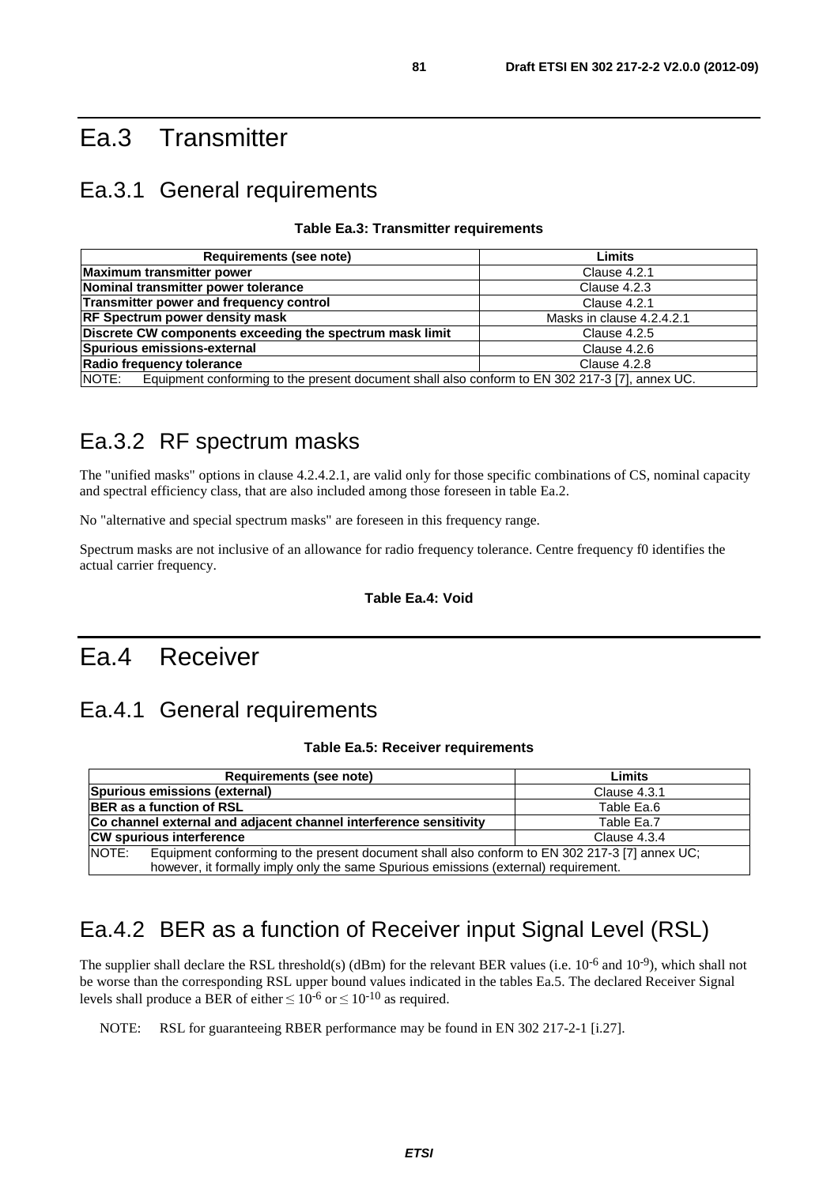# Ea.3 Transmitter

## Ea.3.1 General requirements

**Table Ea.3: Transmitter requirements**

| Requirements (see note) | Limits |
|---|---|
| **Maximum transmitter power** | Clause 4.2.1 |
| **Nominal transmitter power tolerance** | Clause 4.2.3 |
| **Transmitter power and frequency control** | Clause 4.2.1 |
| **RF Spectrum power density mask** | Masks in clause 4.2.4.2.1 |
| **Discrete CW components exceeding the spectrum mask limit** | Clause 4.2.5 |
| **Spurious emissions-external** | Clause 4.2.6 |
| **Radio frequency tolerance** | Clause 4.2.8 |
| NOTE: Equipment conforming to the present document shall also conform to EN 302 217-3 [7], annex UC. | |

## Ea.3.2 RF spectrum masks

The "unified masks" options in clause 4.2.4.2.1, are valid only for those specific combinations of CS, nominal capacity and spectral efficiency class, that are also included among those foreseen in table Ea.2.

No "alternative and special spectrum masks" are foreseen in this frequency range.

Spectrum masks are not inclusive of an allowance for radio frequency tolerance. Centre frequency f0 identifies the actual carrier frequency.

**Table Ea.4: Void**

# Ea.4 Receiver

## Ea.4.1 General requirements

**Table Ea.5: Receiver requirements**

| Requirements (see note) | Limits |
|---|---|
| **Spurious emissions (external)** | Clause 4.3.1 |
| **BER as a function of RSL** | Table Ea.6 |
| **Co channel external and adjacent channel interference sensitivity** | Table Ea.7 |
| **CW spurious interference** | Clause 4.3.4 |
| NOTE: Equipment conforming to the present document shall also conform to EN 302 217-3 [7] annex UC; however, it formally imply only the same Spurious emissions (external) requirement. | |

## Ea.4.2 BER as a function of Receiver input Signal Level (RSL)

The supplier shall declare the RSL threshold(s) (dBm) for the relevant BER values (i.e. $10^{-6}$ and $10^{-9}$), which shall not be worse than the corresponding RSL upper bound values indicated in the tables Ea.5. The declared Receiver Signal levels shall produce a BER of either $\leq 10^{-6}$ or $\leq 10^{-10}$ as required.

NOTE: RSL for guaranteeing RBER performance may be found in EN 302 217-2-1 [i.27].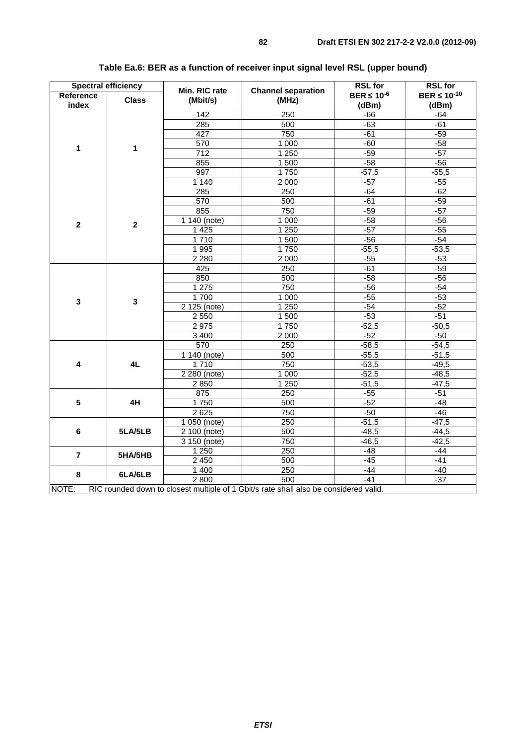**Table Ea.6: BER as a function of receiver input signal level RSL (upper bound)**

| Spectral efficiency | | Min. RIC rate (Mbit/s) | Channel separation (MHz) | RSL for BER ≤ $10^{-6}$ (dBm) | RSL for BER ≤ $10^{-10}$ (dBm) |
|---|---|---|---|---|---|
| Reference index | Class | | | | |
| 1 | 1 | 142 | 250 | -66 | -64 |
| | | 285 | 500 | -63 | -61 |
| | | 427 | 750 | -61 | -59 |
| | | 570 | 1 000 | -60 | -58 |
| | | 712 | 1 250 | -59 | -57 |
| | | 855 | 1 500 | -58 | -56 |
| | | 997 | 1 750 | -57,5 | -55,5 |
| | | 1 140 | 2 000 | -57 | -55 |
| 2 | 2 | 285 | 250 | -64 | -62 |
| | | 570 | 500 | -61 | -59 |
| | | 855 | 750 | -59 | -57 |
| | | 1 140 (note) | 1 000 | -58 | -56 |
| | | 1 425 | 1 250 | -57 | -55 |
| | | 1 710 | 1 500 | -56 | -54 |
| | | 1 995 | 1 750 | -55,5 | -53,5 |
| | | 2 280 | 2 000 | -55 | -53 |
| 3 | 3 | 425 | 250 | -61 | -59 |
| | | 850 | 500 | -58 | -56 |
| | | 1 275 | 750 | -56 | -54 |
| | | 1 700 | 1 000 | -55 | -53 |
| | | 2 125 (note) | 1 250 | -54 | -52 |
| | | 2 550 | 1 500 | -53 | -51 |
| | | 2 975 | 1 750 | -52,5 | -50,5 |
| | | 3 400 | 2 000 | -52 | -50 |
| 4 | 4L | 570 | 250 | -58,5 | -54,5 |
| | | 1 140 (note) | 500 | -55,5 | -51,5 |
| | | 1 710 | 750 | -53,5 | -49,5 |
| | | 2 280 (note) | 1 000 | -52,5 | -48,5 |
| | | 2 850 | 1 250 | -51,5 | -47,5 |
| 5 | 4H | 875 | 250 | -55 | -51 |
| | | 1 750 | 500 | -52 | -48 |
| | | 2 625 | 750 | -50 | -46 |
| 6 | 5LA/5LB | 1 050 (note) | 250 | -51,5 | -47,5 |
| | | 2 100 (note) | 500 | -48,5 | -44,5 |
| | | 3 150 (note) | 750 | -46,5 | -42,5 |
| 7 | 5HA/5HB | 1 250 | 250 | -48 | -44 |
| | | 2 450 | 500 | -45 | -41 |
| 8 | 6LA/6LB | 1 400 | 250 | -44 | -40 |
| | | 2 800 | 500 | -41 | -37 |

NOTE: RIC rounded down to closest multiple of 1 Gbit/s rate shall also be considered valid.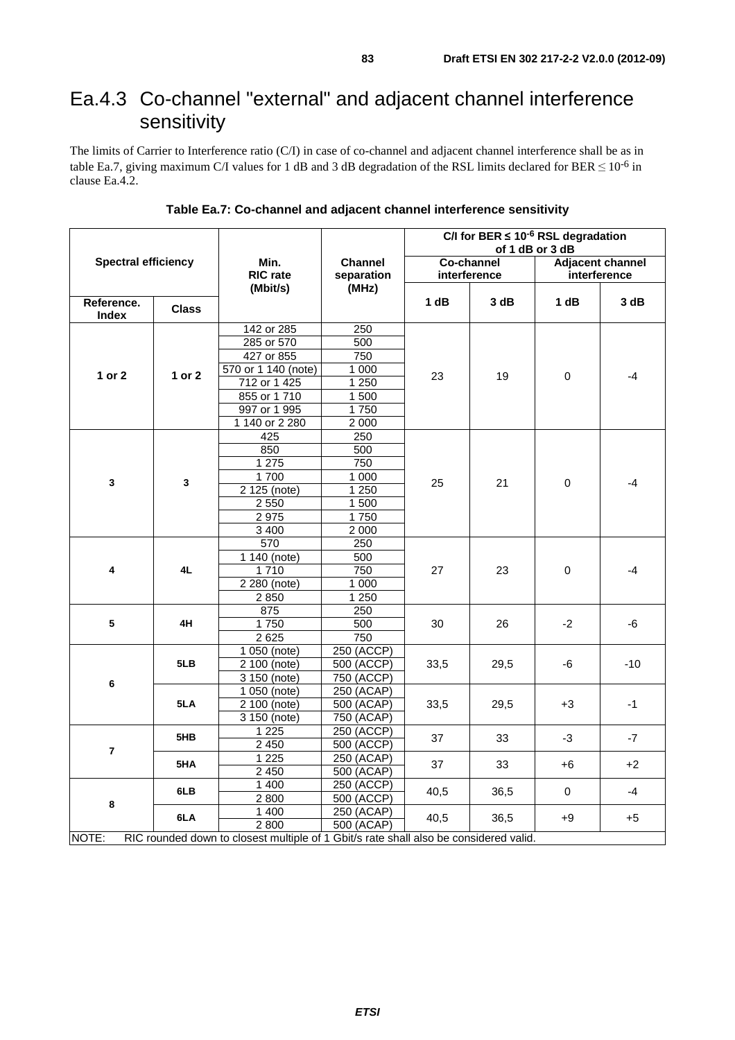# Ea.4.3 Co-channel "external" and adjacent channel interference sensitivity

The limits of Carrier to Interference ratio (C/I) in case of co-channel and adjacent channel interference shall be as in table Ea.7, giving maximum C/I values for 1 dB and 3 dB degradation of the RSL limits declared for BER $\leq 10^{-6}$ in clause Ea.4.2.

**Table Ea.7: Co-channel and adjacent channel interference sensitivity**

| Spectral efficiency | | Min. RIC rate (Mbit/s) | Channel separation (MHz) | C/I for BER ≤ $10^{-6}$ RSL degradation of 1 dB or 3 dB | | | |
|---|---|---|---|---|---|---|---|
| | | | | Co-channel interference | | Adjacent channel interference | |
| Reference. Index | Class | | | 1 dB | 3 dB | 1 dB | 3 dB |
| 1 or 2 | 1 or 2 | 142 or 285 | 250 | 23 | 19 | 0 | -4 |
| | | 285 or 570 | 500 | | | | |
| | | 427 or 855 | 750 | | | | |
| | | 570 or 1 140 (note) | 1 000 | | | | |
| | | 712 or 1 425 | 1 250 | | | | |
| | | 855 or 1 710 | 1 500 | | | | |
| | | 997 or 1 995 | 1 750 | | | | |
| | | 1 140 or 2 280 | 2 000 | | | | |
| 3 | 3 | 425 | 250 | 25 | 21 | 0 | -4 |
| | | 850 | 500 | | | | |
| | | 1 275 | 750 | | | | |
| | | 1 700 | 1 000 | | | | |
| | | 2 125 (note) | 1 250 | | | | |
| | | 2 550 | 1 500 | | | | |
| | | 2 975 | 1 750 | | | | |
| | | 3 400 | 2 000 | | | | |
| 4 | 4L | 570 | 250 | 27 | 23 | 0 | -4 |
| | | 1 140 (note) | 500 | | | | |
| | | 1 710 | 750 | | | | |
| | | 2 280 (note) | 1 000 | | | | |
| | | 2 850 | 1 250 | | | | |
| 5 | 4H | 875 | 250 | 30 | 26 | -2 | -6 |
| | | 1 750 | 500 | | | | |
| | | 2 625 | 750 | | | | |
| 6 | 5LB | 1 050 (note) | 250 (ACCP) | 33,5 | 29,5 | -6 | -10 |
| | | 2 100 (note) | 500 (ACCP) | | | | |
| | | 3 150 (note) | 750 (ACCP) | | | | |
| | 5LA | 1 050 (note) | 250 (ACAP) | 33,5 | 29,5 | +3 | -1 |
| | | 2 100 (note) | 500 (ACAP) | | | | |
| | | 3 150 (note) | 750 (ACAP) | | | | |
| 7 | 5HB | 1 225 | 250 (ACCP) | 37 | 33 | -3 | -7 |
| | | 2 450 | 500 (ACCP) | | | | |
| | 5HA | 1 225 | 250 (ACAP) | 37 | 33 | +6 | +2 |
| | | 2 450 | 500 (ACAP) | | | | |
| 8 | 6LB | 1 400 | 250 (ACCP) | 40,5 | 36,5 | 0 | -4 |
| | | 2 800 | 500 (ACCP) | | | | |
| | 6LA | 1 400 | 250 (ACAP) | 40,5 | 36,5 | +9 | +5 |
| | | 2 800 | 500 (ACAP) | | | | |
| NOTE: RIC rounded down to closest multiple of 1 Gbit/s rate shall also be considered valid. | | | | | | | |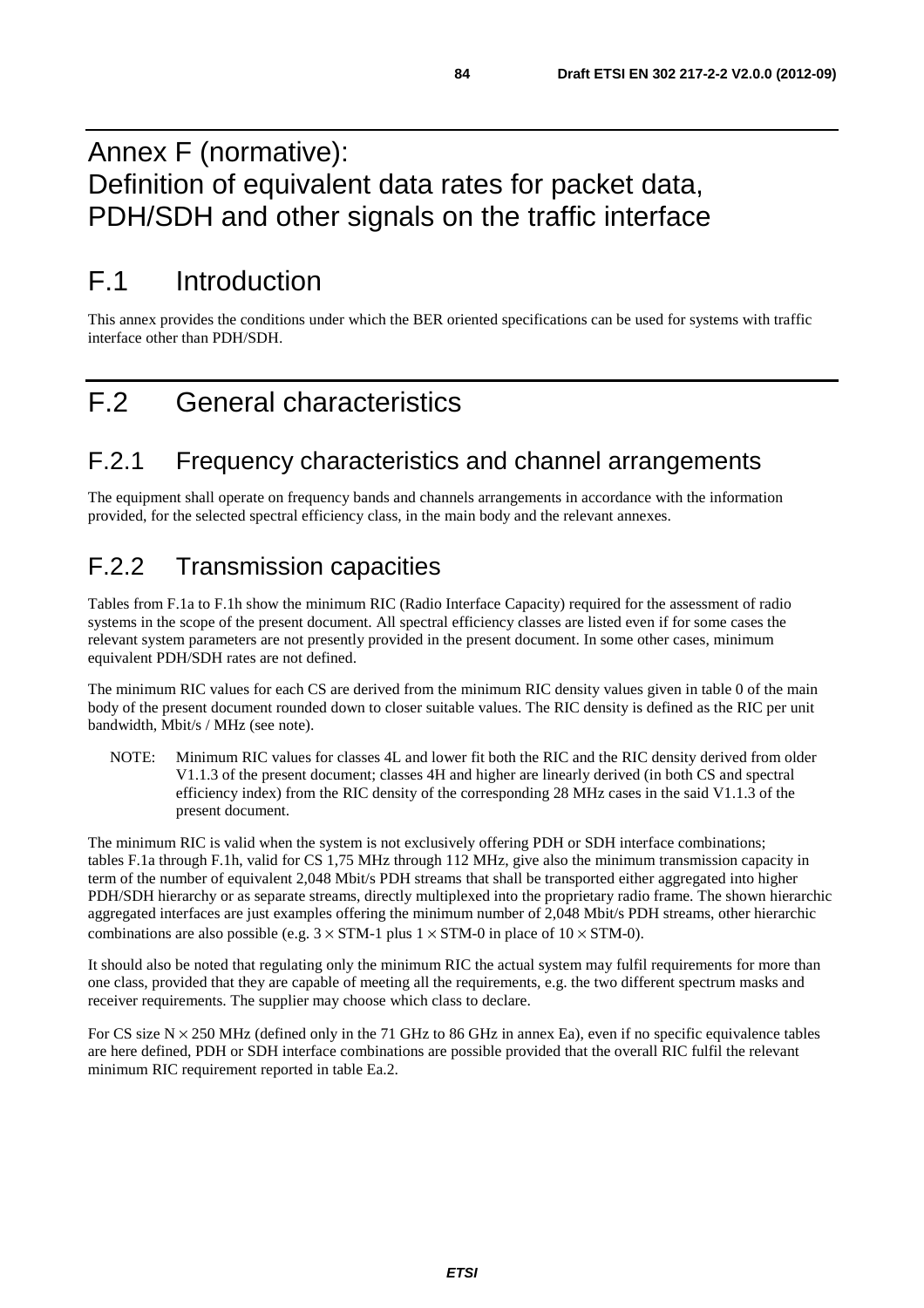# Annex F (normative): Definition of equivalent data rates for packet data, PDH/SDH and other signals on the traffic interface

# F.1 Introduction

This annex provides the conditions under which the BER oriented specifications can be used for systems with traffic interface other than PDH/SDH.

# F.2 General characteristics

## F.2.1 Frequency characteristics and channel arrangements

The equipment shall operate on frequency bands and channels arrangements in accordance with the information provided, for the selected spectral efficiency class, in the main body and the relevant annexes.

## F.2.2 Transmission capacities

Tables from F.1a to F.1h show the minimum RIC (Radio Interface Capacity) required for the assessment of radio systems in the scope of the present document. All spectral efficiency classes are listed even if for some cases the relevant system parameters are not presently provided in the present document. In some other cases, minimum equivalent PDH/SDH rates are not defined.

The minimum RIC values for each CS are derived from the minimum RIC density values given in table 0 of the main body of the present document rounded down to closer suitable values. The RIC density is defined as the RIC per unit bandwidth, Mbit/s / MHz (see note).

NOTE: Minimum RIC values for classes 4L and lower fit both the RIC and the RIC density derived from older V1.1.3 of the present document; classes 4H and higher are linearly derived (in both CS and spectral efficiency index) from the RIC density of the corresponding 28 MHz cases in the said V1.1.3 of the present document.

The minimum RIC is valid when the system is not exclusively offering PDH or SDH interface combinations; tables F.1a through F.1h, valid for CS 1,75 MHz through 112 MHz, give also the minimum transmission capacity in term of the number of equivalent 2,048 Mbit/s PDH streams that shall be transported either aggregated into higher PDH/SDH hierarchy or as separate streams, directly multiplexed into the proprietary radio frame. The shown hierarchic aggregated interfaces are just examples offering the minimum number of 2,048 Mbit/s PDH streams, other hierarchic combinations are also possible (e.g. $3 \times$ STM-1 plus $1 \times$ STM-0 in place of $10 \times$ STM-0).

It should also be noted that regulating only the minimum RIC the actual system may fulfil requirements for more than one class, provided that they are capable of meeting all the requirements, e.g. the two different spectrum masks and receiver requirements. The supplier may choose which class to declare.

For CS size $N \times 250$ MHz (defined only in the 71 GHz to 86 GHz in annex Ea), even if no specific equivalence tables are here defined, PDH or SDH interface combinations are possible provided that the overall RIC fulfil the relevant minimum RIC requirement reported in table Ea.2.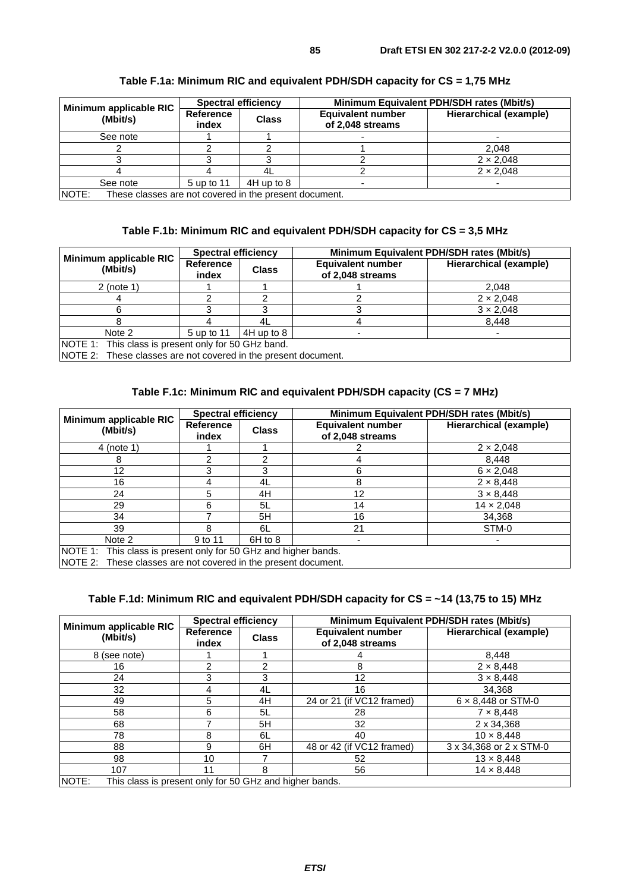**Table F.1a: Minimum RIC and equivalent PDH/SDH capacity for CS = 1,75 MHz**

| Minimum applicable RIC (Mbit/s) | Spectral efficiency | | Minimum Equivalent PDH/SDH rates (Mbit/s) | |
|---|---|---|---|---|
| | Reference index | Class | Equivalent number of 2,048 streams | Hierarchical (example) |
| See note | 1 | 1 | - | - |
| 2 | 2 | 2 | 1 | 2,048 |
| 3 | 3 | 3 | 2 | 2 × 2,048 |
| 4 | 4 | 4L | 2 | 2 × 2,048 |
| See note | 5 up to 11 | 4H up to 8 | - | - |
| NOTE: These classes are not covered in the present document. | | | | |

**Table F.1b: Minimum RIC and equivalent PDH/SDH capacity for CS = 3,5 MHz**

| Minimum applicable RIC (Mbit/s) | Spectral efficiency | | Minimum Equivalent PDH/SDH rates (Mbit/s) | |
|---|---|---|---|---|
| | Reference index | Class | Equivalent number of 2,048 streams | Hierarchical (example) |
| 2 (note 1) | 1 | 1 | 1 | 2,048 |
| 4 | 2 | 2 | 2 | 2 × 2,048 |
| 6 | 3 | 3 | 3 | 3 × 2,048 |
| 8 | 4 | 4L | 4 | 8,448 |
| Note 2 | 5 up to 11 | 4H up to 8 | - | - |
| NOTE 1: This class is present only for 50 GHz band. | | | | |
| NOTE 2: These classes are not covered in the present document. | | | | |

**Table F.1c: Minimum RIC and equivalent PDH/SDH capacity (CS = 7 MHz)**

| Minimum applicable RIC (Mbit/s) | Spectral efficiency | | Minimum Equivalent PDH/SDH rates (Mbit/s) | |
|---|---|---|---|---|
| | Reference index | Class | Equivalent number of 2,048 streams | Hierarchical (example) |
| 4 (note 1) | 1 | 1 | 2 | 2 × 2,048 |
| 8 | 2 | 2 | 4 | 8,448 |
| 12 | 3 | 3 | 6 | 6 × 2,048 |
| 16 | 4 | 4L | 8 | 2 × 8,448 |
| 24 | 5 | 4H | 12 | 3 × 8,448 |
| 29 | 6 | 5L | 14 | 14 × 2,048 |
| 34 | 7 | 5H | 16 | 34,368 |
| 39 | 8 | 6L | 21 | STM-0 |
| Note 2 | 9 to 11 | 6H to 8 | - | - |
| NOTE 1: This class is present only for 50 GHz and higher bands. | | | | |
| NOTE 2: These classes are not covered in the present document. | | | | |

**Table F.1d: Minimum RIC and equivalent PDH/SDH capacity for CS = ~14 (13,75 to 15) MHz**

| Minimum applicable RIC (Mbit/s) | Spectral efficiency | | Minimum Equivalent PDH/SDH rates (Mbit/s) | |
|---|---|---|---|---|
| | Reference index | Class | Equivalent number of 2,048 streams | Hierarchical (example) |
| 8 (see note) | 1 | 1 | 4 | 8,448 |
| 16 | 2 | 2 | 8 | 2 × 8,448 |
| 24 | 3 | 3 | 12 | 3 × 8,448 |
| 32 | 4 | 4L | 16 | 34,368 |
| 49 | 5 | 4H | 24 or 21 (if VC12 framed) | 6 × 8,448 or STM-0 |
| 58 | 6 | 5L | 28 | 7 × 8,448 |
| 68 | 7 | 5H | 32 | 2 x 34,368 |
| 78 | 8 | 6L | 40 | 10 × 8,448 |
| 88 | 9 | 6H | 48 or 42 (if VC12 framed) | 3 x 34,368 or 2 x STM-0 |
| 98 | 10 | 7 | 52 | 13 × 8,448 |
| 107 | 11 | 8 | 56 | 14 × 8,448 |
| NOTE: This class is present only for 50 GHz and higher bands. | | | | |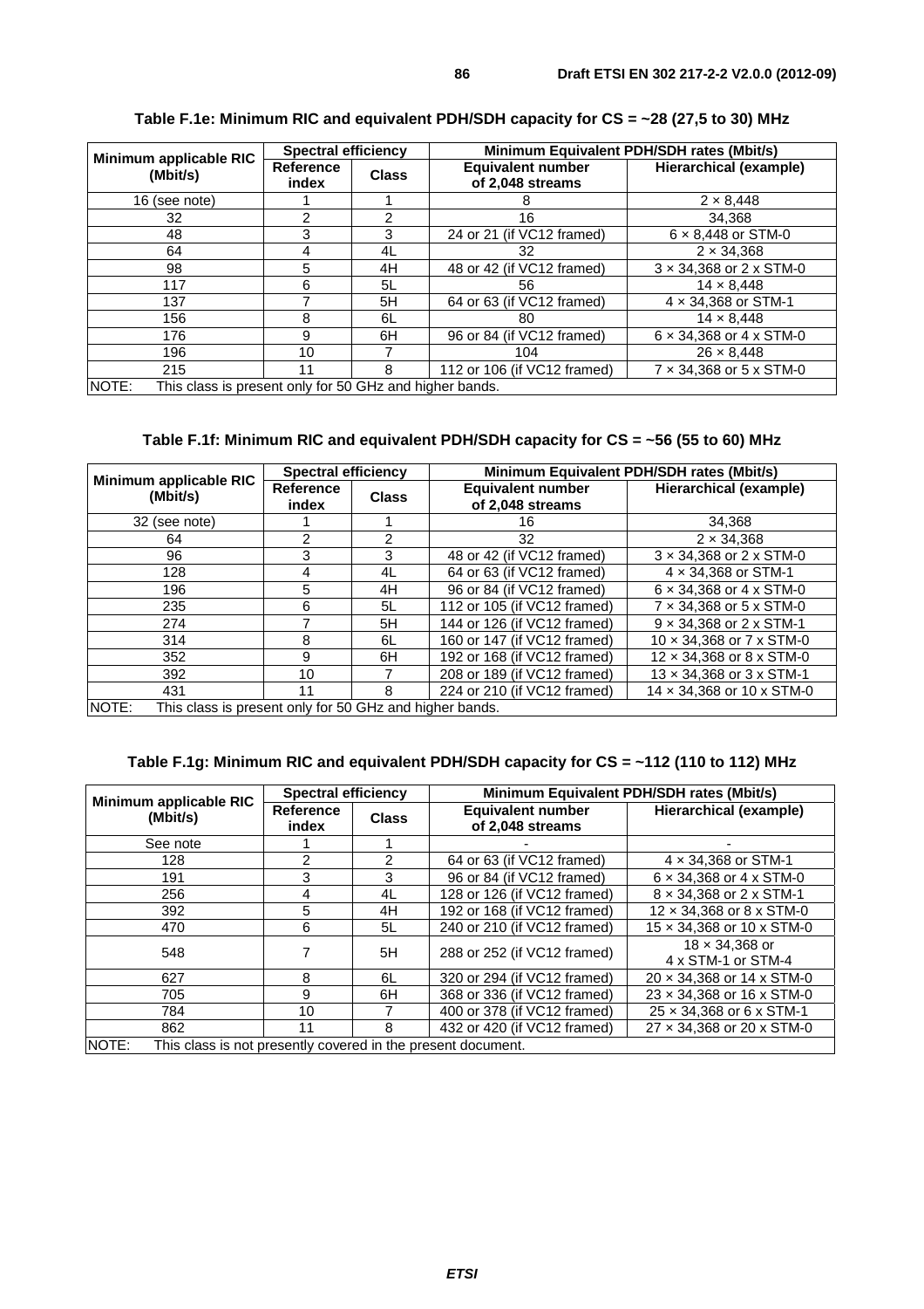**Table F.1e: Minimum RIC and equivalent PDH/SDH capacity for CS = ~28 (27,5 to 30) MHz**

| Minimum applicable RIC (Mbit/s) | Spectral efficiency | | Minimum Equivalent PDH/SDH rates (Mbit/s) | |
|---|---|---|---|---|
| | Reference index | Class | Equivalent number of 2,048 streams | Hierarchical (example) |
| 16 (see note) | 1 | 1 | 8 | 2 × 8,448 |
| 32 | 2 | 2 | 16 | 34,368 |
| 48 | 3 | 3 | 24 or 21 (if VC12 framed) | 6 × 8,448 or STM-0 |
| 64 | 4 | 4L | 32 | 2 × 34,368 |
| 98 | 5 | 4H | 48 or 42 (if VC12 framed) | 3 × 34,368 or 2 x STM-0 |
| 117 | 6 | 5L | 56 | 14 × 8,448 |
| 137 | 7 | 5H | 64 or 63 (if VC12 framed) | 4 × 34,368 or STM-1 |
| 156 | 8 | 6L | 80 | 14 × 8,448 |
| 176 | 9 | 6H | 96 or 84 (if VC12 framed) | 6 × 34,368 or 4 x STM-0 |
| 196 | 10 | 7 | 104 | 26 × 8,448 |
| 215 | 11 | 8 | 112 or 106 (if VC12 framed) | 7 × 34,368 or 5 x STM-0 |
| NOTE: This class is present only for 50 GHz and higher bands. | | | | |

**Table F.1f: Minimum RIC and equivalent PDH/SDH capacity for CS = ~56 (55 to 60) MHz**

| Minimum applicable RIC (Mbit/s) | Spectral efficiency | | Minimum Equivalent PDH/SDH rates (Mbit/s) | |
|---|---|---|---|---|
| | Reference index | Class | Equivalent number of 2,048 streams | Hierarchical (example) |
| 32 (see note) | 1 | 1 | 16 | 34,368 |
| 64 | 2 | 2 | 32 | 2 × 34,368 |
| 96 | 3 | 3 | 48 or 42 (if VC12 framed) | 3 × 34,368 or 2 x STM-0 |
| 128 | 4 | 4L | 64 or 63 (if VC12 framed) | 4 × 34,368 or STM-1 |
| 196 | 5 | 4H | 96 or 84 (if VC12 framed) | 6 × 34,368 or 4 x STM-0 |
| 235 | 6 | 5L | 112 or 105 (if VC12 framed) | 7 × 34,368 or 5 x STM-0 |
| 274 | 7 | 5H | 144 or 126 (if VC12 framed) | 9 × 34,368 or 2 x STM-1 |
| 314 | 8 | 6L | 160 or 147 (if VC12 framed) | 10 × 34,368 or 7 x STM-0 |
| 352 | 9 | 6H | 192 or 168 (if VC12 framed) | 12 × 34,368 or 8 x STM-0 |
| 392 | 10 | 7 | 208 or 189 (if VC12 framed) | 13 × 34,368 or 3 x STM-1 |
| 431 | 11 | 8 | 224 or 210 (if VC12 framed) | 14 × 34,368 or 10 x STM-0 |
| NOTE: This class is present only for 50 GHz and higher bands. | | | | |

**Table F.1g: Minimum RIC and equivalent PDH/SDH capacity for CS = ~112 (110 to 112) MHz**

| Minimum applicable RIC (Mbit/s) | Spectral efficiency | | Minimum Equivalent PDH/SDH rates (Mbit/s) | |
|---|---|---|---|---|
| | Reference index | Class | Equivalent number of 2,048 streams | Hierarchical (example) |
| See note | 1 | 1 | - | - |
| 128 | 2 | 2 | 64 or 63 (if VC12 framed) | 4 × 34,368 or STM-1 |
| 191 | 3 | 3 | 96 or 84 (if VC12 framed) | 6 × 34,368 or 4 x STM-0 |
| 256 | 4 | 4L | 128 or 126 (if VC12 framed) | 8 × 34,368 or 2 x STM-1 |
| 392 | 5 | 4H | 192 or 168 (if VC12 framed) | 12 × 34,368 or 8 x STM-0 |
| 470 | 6 | 5L | 240 or 210 (if VC12 framed) | 15 × 34,368 or 10 x STM-0 |
| 548 | 7 | 5H | 288 or 252 (if VC12 framed) | 18 × 34,368 or 4 x STM-1 or STM-4 |
| 627 | 8 | 6L | 320 or 294 (if VC12 framed) | 20 × 34,368 or 14 x STM-0 |
| 705 | 9 | 6H | 368 or 336 (if VC12 framed) | 23 × 34,368 or 16 x STM-0 |
| 784 | 10 | 7 | 400 or 378 (if VC12 framed) | 25 × 34,368 or 6 x STM-1 |
| 862 | 11 | 8 | 432 or 420 (if VC12 framed) | 27 × 34,368 or 20 x STM-0 |
| NOTE: This class is not presently covered in the present document. | | | | |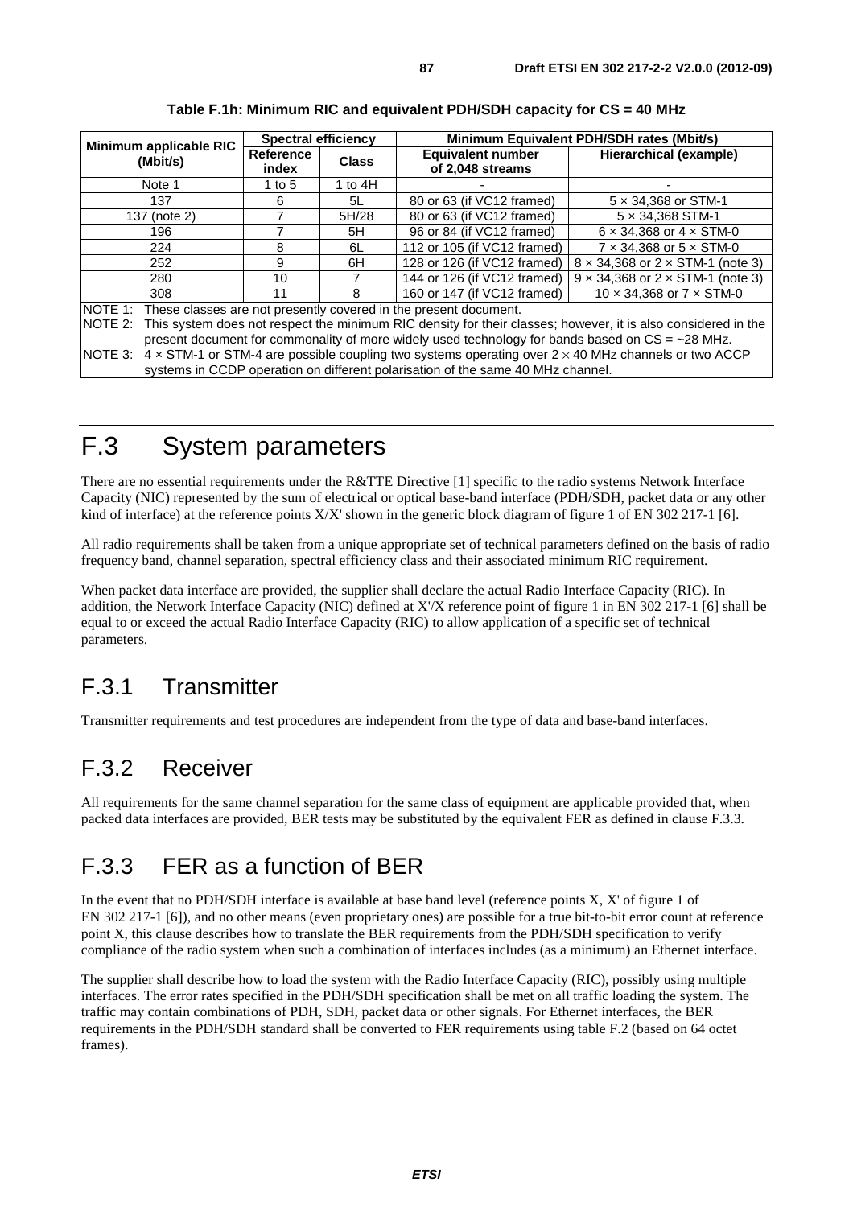**Table F.1h: Minimum RIC and equivalent PDH/SDH capacity for CS = 40 MHz**

| Minimum applicable RIC (Mbit/s) | Spectral efficiency | | Minimum Equivalent PDH/SDH rates (Mbit/s) | |
|---|---|---|---|---|
| | Reference index | Class | Equivalent number of 2,048 streams | Hierarchical (example) |
| Note 1 | 1 to 5 | 1 to 4H | - | - |
| 137 | 6 | 5L | 80 or 63 (if VC12 framed) | 5 × 34,368 or STM-1 |
| 137 (note 2) | 7 | 5H/28 | 80 or 63 (if VC12 framed) | 5 × 34,368 STM-1 |
| 196 | 7 | 5H | 96 or 84 (if VC12 framed) | 6 × 34,368 or 4 × STM-0 |
| 224 | 8 | 6L | 112 or 105 (if VC12 framed) | 7 × 34,368 or 5 × STM-0 |
| 252 | 9 | 6H | 128 or 126 (if VC12 framed) | 8 × 34,368 or 2 × STM-1 (note 3) |
| 280 | 10 | 7 | 144 or 126 (if VC12 framed) | 9 × 34,368 or 2 × STM-1 (note 3) |
| 308 | 11 | 8 | 160 or 147 (if VC12 framed) | 10 × 34,368 or 7 × STM-0 |

NOTE 1: These classes are not presently covered in the present document.

NOTE 2: This system does not respect the minimum RIC density for their classes; however, it is also considered in the present document for commonality of more widely used technology for bands based on CS = ~28 MHz.

NOTE 3: 4 × STM-1 or STM-4 are possible coupling two systems operating over 2 × 40 MHz channels or two ACCP systems in CCDP operation on different polarisation of the same 40 MHz channel.

# F.3 System parameters

There are no essential requirements under the R&TTE Directive [1] specific to the radio systems Network Interface Capacity (NIC) represented by the sum of electrical or optical base-band interface (PDH/SDH, packet data or any other kind of interface) at the reference points X/X' shown in the generic block diagram of figure 1 of EN 302 217-1 [6].

All radio requirements shall be taken from a unique appropriate set of technical parameters defined on the basis of radio frequency band, channel separation, spectral efficiency class and their associated minimum RIC requirement.

When packet data interface are provided, the supplier shall declare the actual Radio Interface Capacity (RIC). In addition, the Network Interface Capacity (NIC) defined at X'/X reference point of figure 1 in EN 302 217-1 [6] shall be equal to or exceed the actual Radio Interface Capacity (RIC) to allow application of a specific set of technical parameters.

## F.3.1 Transmitter

Transmitter requirements and test procedures are independent from the type of data and base-band interfaces.

## F.3.2 Receiver

All requirements for the same channel separation for the same class of equipment are applicable provided that, when packed data interfaces are provided, BER tests may be substituted by the equivalent FER as defined in clause F.3.3.

## F.3.3 FER as a function of BER

In the event that no PDH/SDH interface is available at base band level (reference points X, X' of figure 1 of EN 302 217-1 [6]), and no other means (even proprietary ones) are possible for a true bit-to-bit error count at reference point X, this clause describes how to translate the BER requirements from the PDH/SDH specification to verify compliance of the radio system when such a combination of interfaces includes (as a minimum) an Ethernet interface.

The supplier shall describe how to load the system with the Radio Interface Capacity (RIC), possibly using multiple interfaces. The error rates specified in the PDH/SDH specification shall be met on all traffic loading the system. The traffic may contain combinations of PDH, SDH, packet data or other signals. For Ethernet interfaces, the BER requirements in the PDH/SDH standard shall be converted to FER requirements using table F.2 (based on 64 octet frames).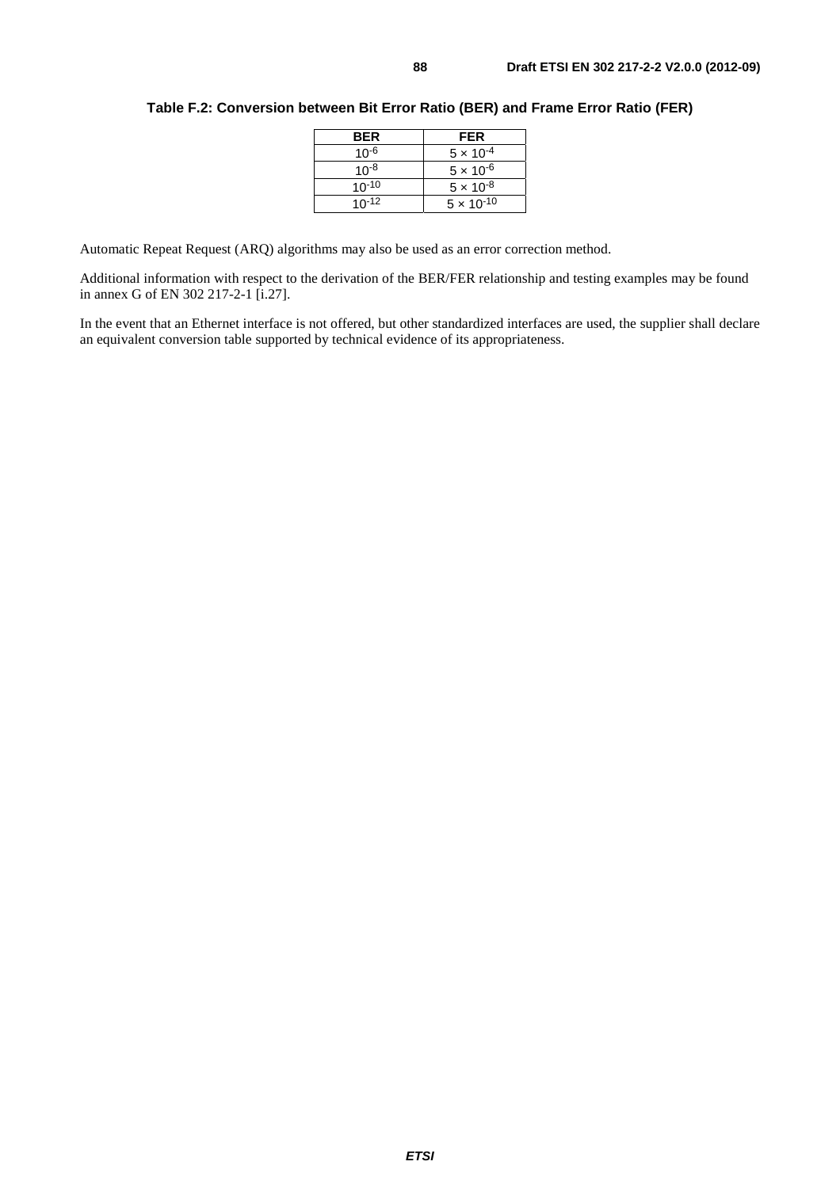**Table F.2: Conversion between Bit Error Ratio (BER) and Frame Error Ratio (FER)**

| BER | FER |
|---|---|
| $10^{-6}$ | $5 \times 10^{-4}$ |
| $10^{-8}$ | $5 \times 10^{-6}$ |
| $10^{-10}$ | $5 \times 10^{-8}$ |
| $10^{-12}$ | $5 \times 10^{-10}$ |

Automatic Repeat Request (ARQ) algorithms may also be used as an error correction method.

Additional information with respect to the derivation of the BER/FER relationship and testing examples may be found in annex G of EN 302 217-2-1 [i.27].

In the event that an Ethernet interface is not offered, but other standardized interfaces are used, the supplier shall declare an equivalent conversion table supported by technical evidence of its appropriateness.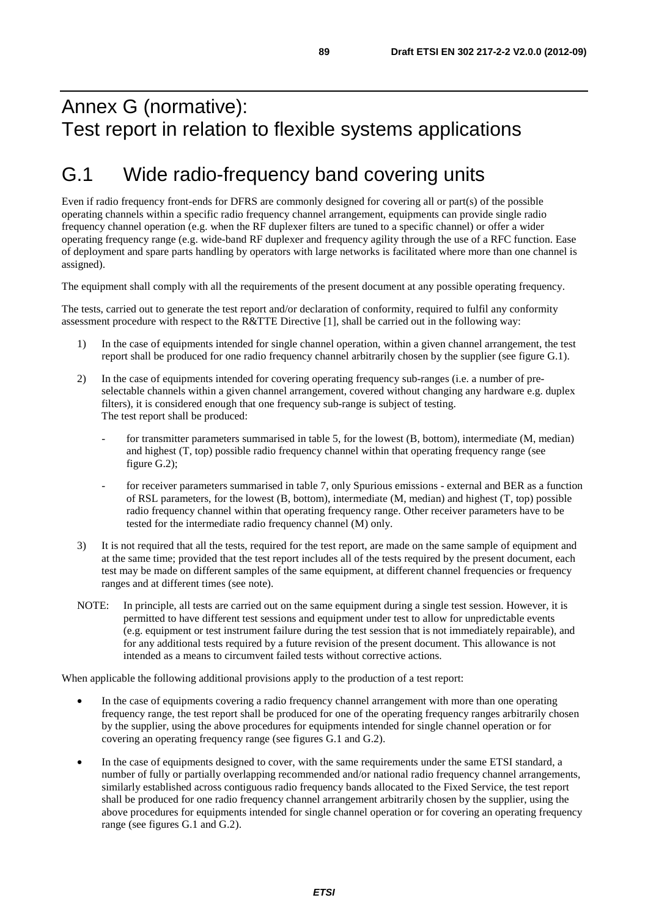# Annex G (normative): Test report in relation to flexible systems applications

## G.1 Wide radio-frequency band covering units

Even if radio frequency front-ends for DFRS are commonly designed for covering all or part(s) of the possible operating channels within a specific radio frequency channel arrangement, equipments can provide single radio frequency channel operation (e.g. when the RF duplexer filters are tuned to a specific channel) or offer a wider operating frequency range (e.g. wide-band RF duplexer and frequency agility through the use of a RFC function. Ease of deployment and spare parts handling by operators with large networks is facilitated where more than one channel is assigned).

The equipment shall comply with all the requirements of the present document at any possible operating frequency.

The tests, carried out to generate the test report and/or declaration of conformity, required to fulfil any conformity assessment procedure with respect to the R&TTE Directive [1], shall be carried out in the following way:

1) In the case of equipments intended for single channel operation, within a given channel arrangement, the test report shall be produced for one radio frequency channel arbitrarily chosen by the supplier (see figure G.1).

2) In the case of equipments intended for covering operating frequency sub-ranges (i.e. a number of pre-selectable channels within a given channel arrangement, covered without changing any hardware e.g. duplex filters), it is considered enough that one frequency sub-range is subject of testing.
   The test report shall be produced:

   - for transmitter parameters summarised in table 5, for the lowest (B, bottom), intermediate (M, median) and highest (T, top) possible radio frequency channel within that operating frequency range (see figure G.2);

   - for receiver parameters summarised in table 7, only Spurious emissions - external and BER as a function of RSL parameters, for the lowest (B, bottom), intermediate (M, median) and highest (T, top) possible radio frequency channel within that operating frequency range. Other receiver parameters have to be tested for the intermediate radio frequency channel (M) only.

3) It is not required that all the tests, required for the test report, are made on the same sample of equipment and at the same time; provided that the test report includes all of the tests required by the present document, each test may be made on different samples of the same equipment, at different channel frequencies or frequency ranges and at different times (see note).

NOTE: In principle, all tests are carried out on the same equipment during a single test session. However, it is permitted to have different test sessions and equipment under test to allow for unpredictable events (e.g. equipment or test instrument failure during the test session that is not immediately repairable), and for any additional tests required by a future revision of the present document. This allowance is not intended as a means to circumvent failed tests without corrective actions.

When applicable the following additional provisions apply to the production of a test report:

- In the case of equipments covering a radio frequency channel arrangement with more than one operating frequency range, the test report shall be produced for one of the operating frequency ranges arbitrarily chosen by the supplier, using the above procedures for equipments intended for single channel operation or for covering an operating frequency range (see figures G.1 and G.2).

- In the case of equipments designed to cover, with the same requirements under the same ETSI standard, a number of fully or partially overlapping recommended and/or national radio frequency channel arrangements, similarly established across contiguous radio frequency bands allocated to the Fixed Service, the test report shall be produced for one radio frequency channel arrangement arbitrarily chosen by the supplier, using the above procedures for equipments intended for single channel operation or for covering an operating frequency range (see figures G.1 and G.2).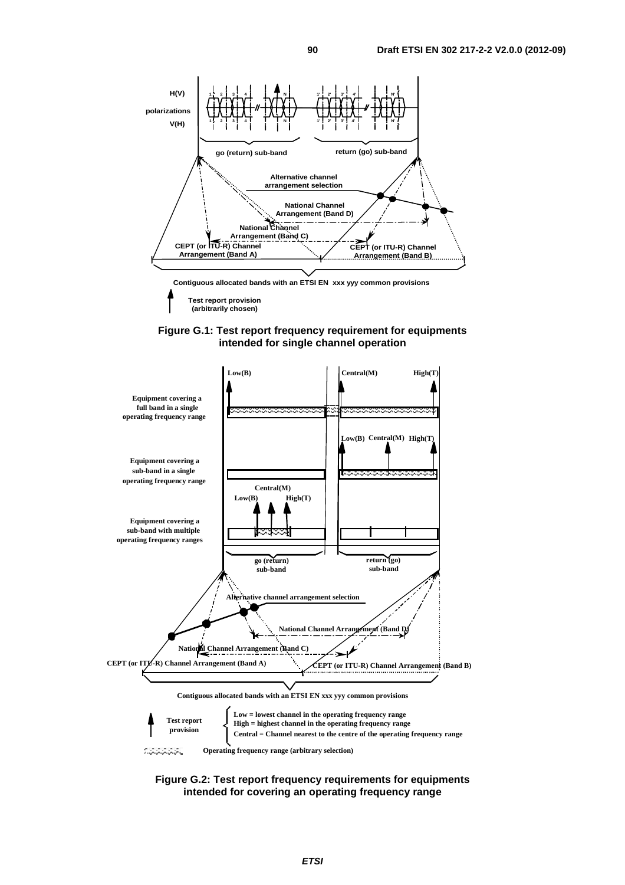H(V)

polarizations

V(H)

go (return) sub-band

return (go) sub-band

Alternative channel arrangement selection

National Channel Arrangement (Band D)

National Channel Arrangement (Band C)

CEPT (or ITU-R) Channel Arrangement (Band A)

CEPT (or ITU-R) Channel Arrangement (Band B)

Contiguous allocated bands with an ETSI EN xxx yyy common provisions

Test report provision (arbitrarily chosen)

**Figure G.1: Test report frequency requirement for equipments intended for single channel operation**

Low(B) Central(M) High(T)

Equipment covering a full band in a single operating frequency range

Low(B) Central(M) High(T)

Equipment covering a sub-band in a single operating frequency range

Central(M)
Low(B) High(T)

Equipment covering a sub-band with multiple operating frequency ranges

go (return) sub-band

return (go) sub-band

Alternative channel arrangement selection

National Channel Arrangement (Band D)

National Channel Arrangement (Band C)

CEPT (or ITU-R) Channel Arrangement (Band A)

CEPT (or ITU-R) Channel Arrangement (Band B)

Contiguous allocated bands with an ETSI EN xxx yyy common provisions

Test report provision

- Low = lowest channel in the operating frequency range
- High = highest channel in the operating frequency range
- Central = Channel nearest to the centre of the operating frequency range

Operating frequency range (arbitrary selection)

**Figure G.2: Test report frequency requirements for equipments intended for covering an operating frequency range**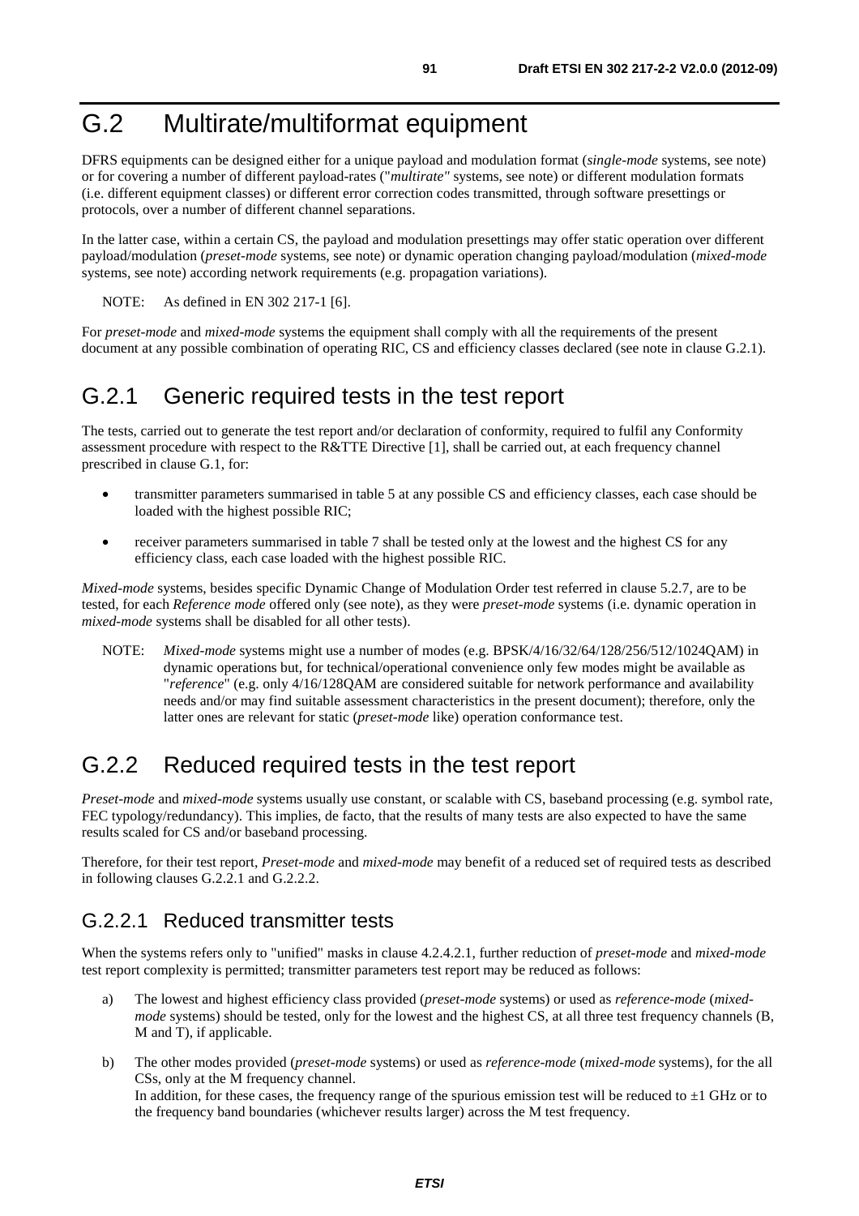# G.2 Multirate/multiformat equipment

DFRS equipments can be designed either for a unique payload and modulation format (*single-mode* systems, see note) or for covering a number of different payload-rates ("*multirate"* systems, see note) or different modulation formats (i.e. different equipment classes) or different error correction codes transmitted, through software presettings or protocols, over a number of different channel separations.

In the latter case, within a certain CS, the payload and modulation presettings may offer static operation over different payload/modulation (*preset-mode* systems, see note) or dynamic operation changing payload/modulation (*mixed-mode* systems, see note) according network requirements (e.g. propagation variations).

NOTE: As defined in EN 302 217-1 [6].

For *preset-mode* and *mixed-mode* systems the equipment shall comply with all the requirements of the present document at any possible combination of operating RIC, CS and efficiency classes declared (see note in clause G.2.1).

## G.2.1 Generic required tests in the test report

The tests, carried out to generate the test report and/or declaration of conformity, required to fulfil any Conformity assessment procedure with respect to the R&TTE Directive [1], shall be carried out, at each frequency channel prescribed in clause G.1, for:

- transmitter parameters summarised in table 5 at any possible CS and efficiency classes, each case should be loaded with the highest possible RIC;
- receiver parameters summarised in table 7 shall be tested only at the lowest and the highest CS for any efficiency class, each case loaded with the highest possible RIC.

*Mixed-mode* systems, besides specific Dynamic Change of Modulation Order test referred in clause 5.2.7, are to be tested, for each *Reference mode* offered only (see note), as they were *preset-mode* systems (i.e. dynamic operation in *mixed-mode* systems shall be disabled for all other tests).

NOTE: *Mixed-mode* systems might use a number of modes (e.g. BPSK/4/16/32/64/128/256/512/1024QAM) in dynamic operations but, for technical/operational convenience only few modes might be available as "*reference*" (e.g. only 4/16/128QAM are considered suitable for network performance and availability needs and/or may find suitable assessment characteristics in the present document); therefore, only the latter ones are relevant for static (*preset-mode* like) operation conformance test.

## G.2.2 Reduced required tests in the test report

*Preset-mode* and *mixed-mode* systems usually use constant, or scalable with CS, baseband processing (e.g. symbol rate, FEC typology/redundancy). This implies, de facto, that the results of many tests are also expected to have the same results scaled for CS and/or baseband processing.

Therefore, for their test report, *Preset-mode* and *mixed-mode* may benefit of a reduced set of required tests as described in following clauses G.2.2.1 and G.2.2.2.

### G.2.2.1 Reduced transmitter tests

When the systems refers only to "unified" masks in clause 4.2.4.2.1, further reduction of *preset-mode* and *mixed-mode* test report complexity is permitted; transmitter parameters test report may be reduced as follows:

a) The lowest and highest efficiency class provided (*preset-mode* systems) or used as *reference-mode* (*mixed-mode* systems) should be tested, only for the lowest and the highest CS, at all three test frequency channels (B, M and T), if applicable.

b) The other modes provided (*preset-mode* systems) or used as *reference-mode* (*mixed-mode* systems), for the all CSs, only at the M frequency channel.
In addition, for these cases, the frequency range of the spurious emission test will be reduced to ±1 GHz or to the frequency band boundaries (whichever results larger) across the M test frequency.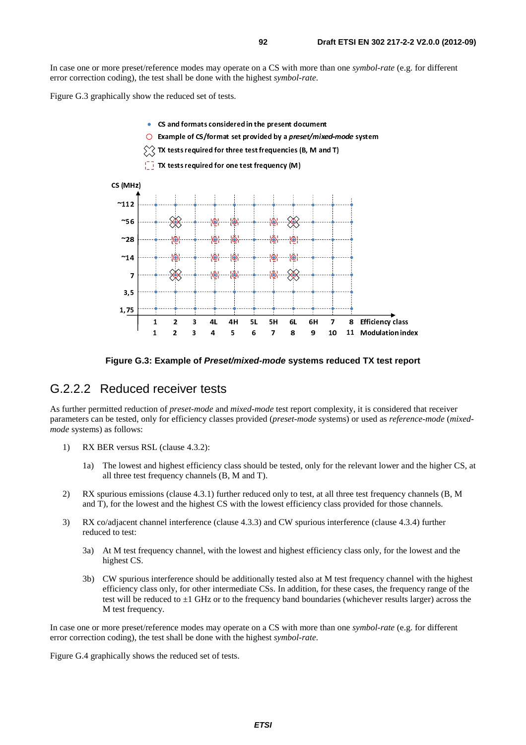In case one or more preset/reference modes may operate on a CS with more than one *symbol-rate* (e.g. for different error correction coding), the test shall be done with the highest *symbol-rate*.

Figure G.3 graphically show the reduced set of tests.

**Figure G.3: Example of *Preset/mixed-mode* systems reduced TX test report**

## G.2.2.2 Reduced receiver tests

As further permitted reduction of *preset-mode* and *mixed-mode* test report complexity, it is considered that receiver parameters can be tested, only for efficiency classes provided (*preset-mode* systems) or used as *reference-mode* (*mixed-mode* systems) as follows:

1) RX BER versus RSL (clause 4.3.2):

   1a) The lowest and highest efficiency class should be tested, only for the relevant lower and the higher CS, at all three test frequency channels (B, M and T).

2) RX spurious emissions (clause 4.3.1) further reduced only to test, at all three test frequency channels (B, M and T), for the lowest and the highest CS with the lowest efficiency class provided for those channels.

3) RX co/adjacent channel interference (clause 4.3.3) and CW spurious interference (clause 4.3.4) further reduced to test:

   3a) At M test frequency channel, with the lowest and highest efficiency class only, for the lowest and the highest CS.

   3b) CW spurious interference should be additionally tested also at M test frequency channel with the highest efficiency class only, for other intermediate CSs. In addition, for these cases, the frequency range of the test will be reduced to ±1 GHz or to the frequency band boundaries (whichever results larger) across the M test frequency.

In case one or more preset/reference modes may operate on a CS with more than one *symbol-rate* (e.g. for different error correction coding), the test shall be done with the highest *symbol-rate*.

Figure G.4 graphically shows the reduced set of tests.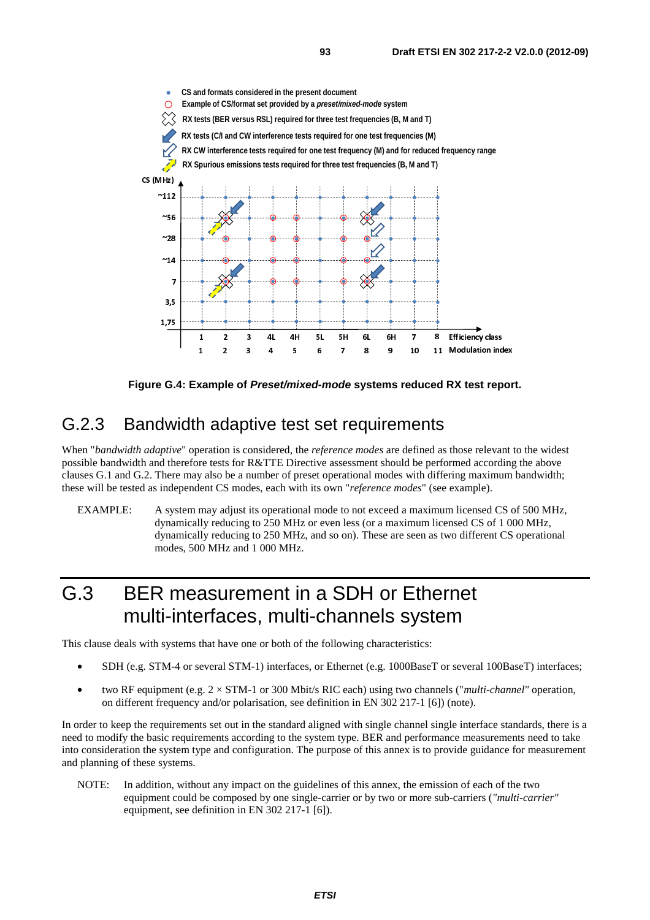Figure G.4: Example of ***Preset/mixed-mode*** systems reduced RX test report.

## G.2.3 Bandwidth adaptive test set requirements

When "*bandwidth adaptive*" operation is considered, the *reference modes* are defined as those relevant to the widest possible bandwidth and therefore tests for R&TTE Directive assessment should be performed according the above clauses G.1 and G.2. There may also be a number of preset operational modes with differing maximum bandwidth; these will be tested as independent CS modes, each with its own "*reference modes*" (see example).

EXAMPLE: A system may adjust its operational mode to not exceed a maximum licensed CS of 500 MHz, dynamically reducing to 250 MHz or even less (or a maximum licensed CS of 1 000 MHz, dynamically reducing to 250 MHz, and so on). These are seen as two different CS operational modes, 500 MHz and 1 000 MHz.

# G.3 BER measurement in a SDH or Ethernet multi-interfaces, multi-channels system

This clause deals with systems that have one or both of the following characteristics:

- SDH (e.g. STM-4 or several STM-1) interfaces, or Ethernet (e.g. 1000BaseT or several 100BaseT) interfaces;
- two RF equipment (e.g. 2 × STM-1 or 300 Mbit/s RIC each) using two channels ("*multi-channel*" operation, on different frequency and/or polarisation, see definition in EN 302 217-1 [6]) (note).

In order to keep the requirements set out in the standard aligned with single channel single interface standards, there is a need to modify the basic requirements according to the system type. BER and performance measurements need to take into consideration the system type and configuration. The purpose of this annex is to provide guidance for measurement and planning of these systems.

NOTE: In addition, without any impact on the guidelines of this annex, the emission of each of the two equipment could be composed by one single-carrier or by two or more sub-carriers (*"multi-carrier"* equipment, see definition in EN 302 217-1 [6]).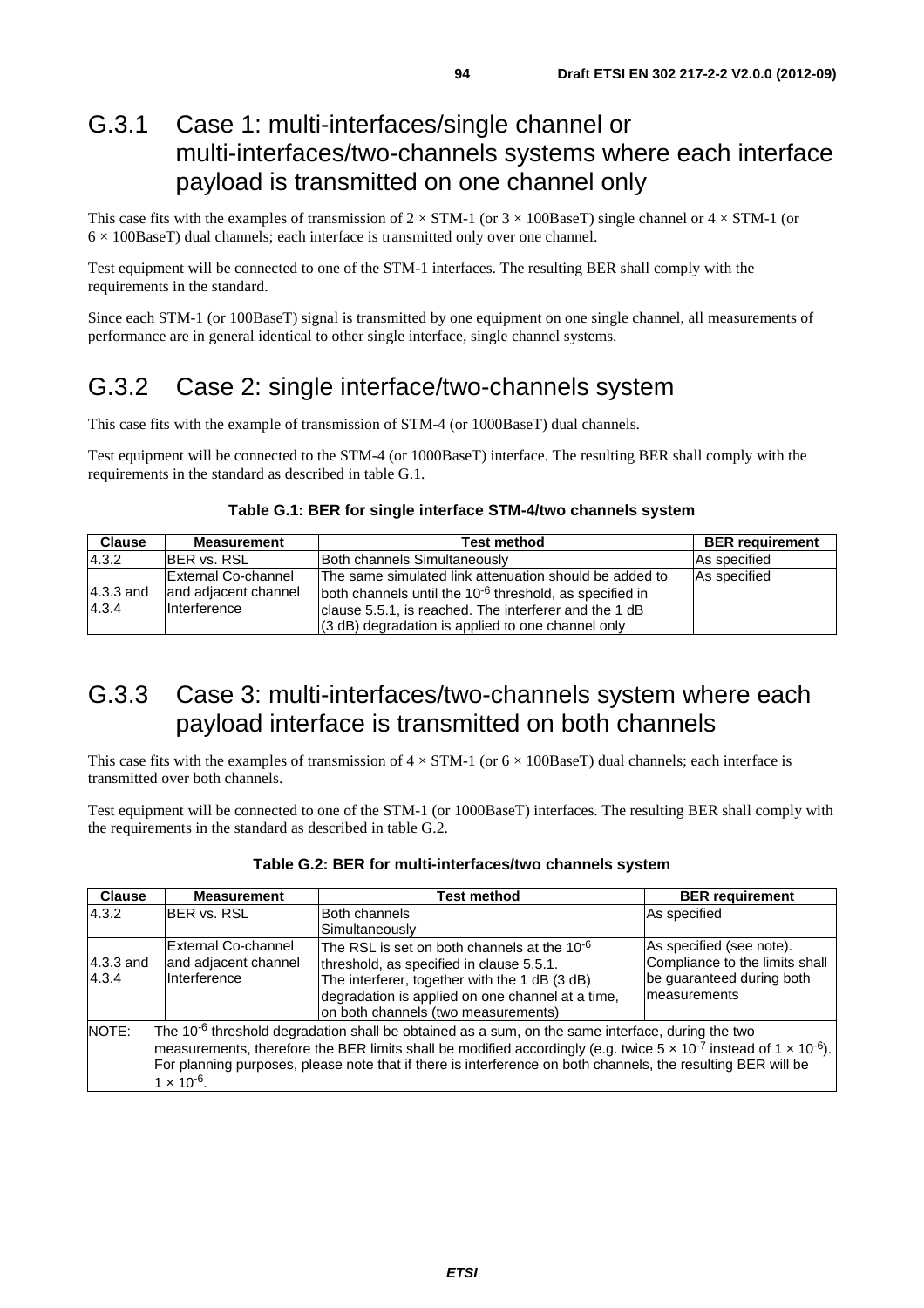## G.3.1 Case 1: multi-interfaces/single channel or multi-interfaces/two-channels systems where each interface payload is transmitted on one channel only

This case fits with the examples of transmission of 2 × STM-1 (or 3 × 100BaseT) single channel or 4 × STM-1 (or 6 × 100BaseT) dual channels; each interface is transmitted only over one channel.

Test equipment will be connected to one of the STM-1 interfaces. The resulting BER shall comply with the requirements in the standard.

Since each STM-1 (or 100BaseT) signal is transmitted by one equipment on one single channel, all measurements of performance are in general identical to other single interface, single channel systems.

## G.3.2 Case 2: single interface/two-channels system

This case fits with the example of transmission of STM-4 (or 1000BaseT) dual channels.

Test equipment will be connected to the STM-4 (or 1000BaseT) interface. The resulting BER shall comply with the requirements in the standard as described in table G.1.

**Table G.1: BER for single interface STM-4/two channels system**

| Clause | Measurement | Test method | BER requirement |
|---|---|---|---|
| 4.3.2 | BER vs. RSL | Both channels Simultaneously | As specified |
| 4.3.3 and 4.3.4 | External Co-channel and adjacent channel Interference | The same simulated link attenuation should be added to both channels until the $10^{-6}$ threshold, as specified in clause 5.5.1, is reached. The interferer and the 1 dB (3 dB) degradation is applied to one channel only | As specified |

## G.3.3 Case 3: multi-interfaces/two-channels system where each payload interface is transmitted on both channels

This case fits with the examples of transmission of 4 × STM-1 (or 6 × 100BaseT) dual channels; each interface is transmitted over both channels.

Test equipment will be connected to one of the STM-1 (or 1000BaseT) interfaces. The resulting BER shall comply with the requirements in the standard as described in table G.2.

**Table G.2: BER for multi-interfaces/two channels system**

| Clause | Measurement | Test method | BER requirement |
|---|---|---|---|
| 4.3.2 | BER vs. RSL | Both channels Simultaneously | As specified |
| 4.3.3 and 4.3.4 | External Co-channel and adjacent channel Interference | The RSL is set on both channels at the $10^{-6}$ threshold, as specified in clause 5.5.1. The interferer, together with the 1 dB (3 dB) degradation is applied on one channel at a time, on both channels (two measurements) | As specified (see note). Compliance to the limits shall be guaranteed during both measurements |
| NOTE: | The $10^{-6}$ threshold degradation shall be obtained as a sum, on the same interface, during the two measurements, therefore the BER limits shall be modified accordingly (e.g. twice $5 \times 10^{-7}$ instead of $1 \times 10^{-6}$). For planning purposes, please note that if there is interference on both channels, the resulting BER will be $1 \times 10^{-6}$. | | |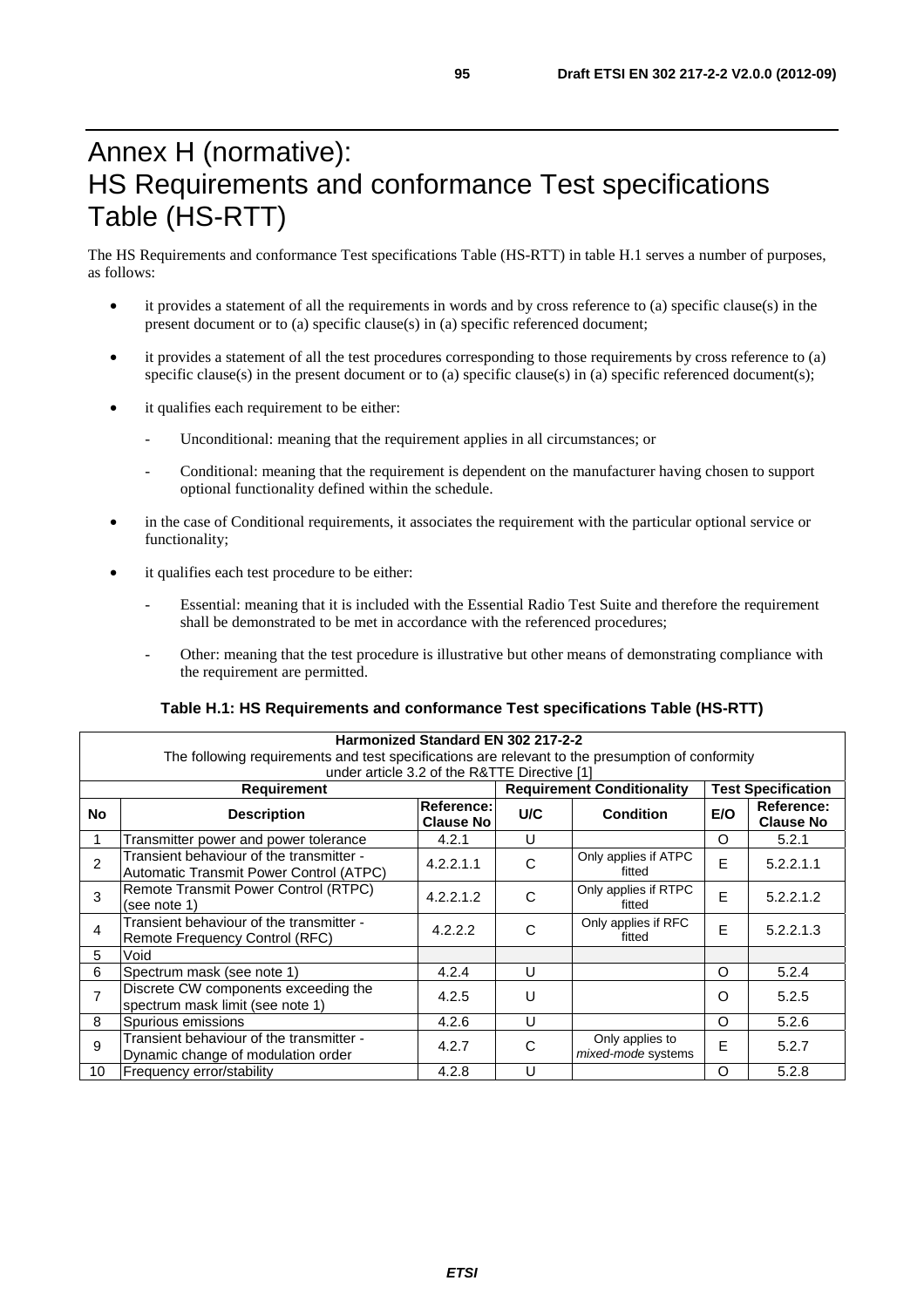# Annex H (normative): HS Requirements and conformance Test specifications Table (HS-RTT)

The HS Requirements and conformance Test specifications Table (HS-RTT) in table H.1 serves a number of purposes, as follows:

- it provides a statement of all the requirements in words and by cross reference to (a) specific clause(s) in the present document or to (a) specific clause(s) in (a) specific referenced document;
- it provides a statement of all the test procedures corresponding to those requirements by cross reference to (a) specific clause(s) in the present document or to (a) specific clause(s) in (a) specific referenced document(s);
- it qualifies each requirement to be either:
    - Unconditional: meaning that the requirement applies in all circumstances; or
    - Conditional: meaning that the requirement is dependent on the manufacturer having chosen to support optional functionality defined within the schedule.
- in the case of Conditional requirements, it associates the requirement with the particular optional service or functionality;
- it qualifies each test procedure to be either:
    - Essential: meaning that it is included with the Essential Radio Test Suite and therefore the requirement shall be demonstrated to be met in accordance with the referenced procedures;
    - Other: meaning that the test procedure is illustrative but other means of demonstrating compliance with the requirement are permitted.

**Table H.1: HS Requirements and conformance Test specifications Table (HS-RTT)**

| **Harmonized Standard EN 302 217-2-2**<br>The following requirements and test specifications are relevant to the presumption of conformity under article 3.2 of the R&TTE Directive [1] | | | | | | |
|---|---|---|---|---|---|---|
| **Requirement** | | | **Requirement Conditionality** | | **Test Specification** | |
| **No** | **Description** | **Reference: Clause No** | **U/C** | **Condition** | **E/O** | **Reference: Clause No** |
| 1 | Transmitter power and power tolerance | 4.2.1 | U | | O | 5.2.1 |
| 2 | Transient behaviour of the transmitter - Automatic Transmit Power Control (ATPC) | 4.2.2.1.1 | C | Only applies if ATPC fitted | E | 5.2.2.1.1 |
| 3 | Remote Transmit Power Control (RTPC) (see note 1) | 4.2.2.1.2 | C | Only applies if RTPC fitted | E | 5.2.2.1.2 |
| 4 | Transient behaviour of the transmitter - Remote Frequency Control (RFC) | 4.2.2.2 | C | Only applies if RFC fitted | E | 5.2.2.1.3 |
| 5 | Void | | | | | |
| 6 | Spectrum mask (see note 1) | 4.2.4 | U | | O | 5.2.4 |
| 7 | Discrete CW components exceeding the spectrum mask limit (see note 1) | 4.2.5 | U | | O | 5.2.5 |
| 8 | Spurious emissions | 4.2.6 | U | | O | 5.2.6 |
| 9 | Transient behaviour of the transmitter - Dynamic change of modulation order | 4.2.7 | C | Only applies to *mixed-mode* systems | E | 5.2.7 |
| 10 | Frequency error/stability | 4.2.8 | U | | O | 5.2.8 |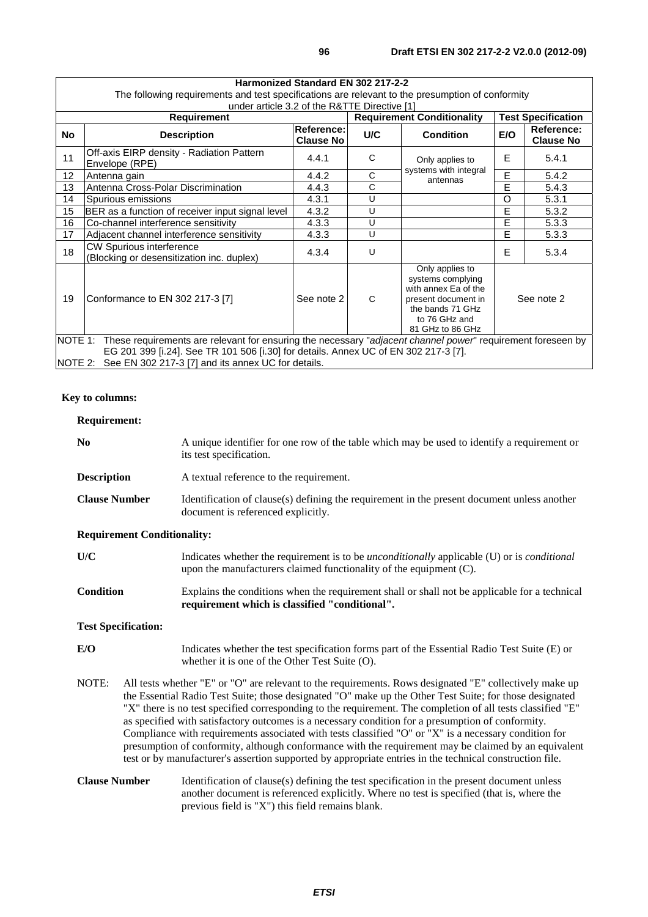| Harmonized Standard EN 302 217-2-2 | | | | | | |
|---|---|---|---|---|---|---|
| The following requirements and test specifications are relevant to the presumption of conformity under article 3.2 of the R&TTE Directive [1] | | | | | | |
| **Requirement** | | | **Requirement Conditionality** | | **Test Specification** | |
| **No** | **Description** | **Reference: Clause No** | **U/C** | **Condition** | **E/O** | **Reference: Clause No** |
| 11 | Off-axis EIRP density - Radiation Pattern Envelope (RPE) | 4.4.1 | C | Only applies to systems with integral antennas | E | 5.4.1 |
| 12 | Antenna gain | 4.4.2 | C | | E | 5.4.2 |
| 13 | Antenna Cross-Polar Discrimination | 4.4.3 | C | | E | 5.4.3 |
| 14 | Spurious emissions | 4.3.1 | U | | O | 5.3.1 |
| 15 | BER as a function of receiver input signal level | 4.3.2 | U | | E | 5.3.2 |
| 16 | Co-channel interference sensitivity | 4.3.3 | U | | E | 5.3.3 |
| 17 | Adjacent channel interference sensitivity | 4.3.3 | U | | E | 5.3.3 |
| 18 | CW Spurious interference (Blocking or desensitization inc. duplex) | 4.3.4 | U | | E | 5.3.4 |
| 19 | Conformance to EN 302 217-3 [7] | See note 2 | C | Only applies to systems complying with annex Ea of the present document in the bands 71 GHz to 76 GHz and 81 GHz to 86 GHz | See note 2 | |
| NOTE 1: These requirements are relevant for ensuring the necessary "*adjacent channel power*" requirement foreseen by EG 201 399 [i.24]. See TR 101 506 [i.30] for details. Annex UC of EN 302 217-3 [7]. | | | | | | |
| NOTE 2: See EN 302 217-3 [7] and its annex UC for details. | | | | | | |

**Key to columns:**

**Requirement:**

**No** A unique identifier for one row of the table which may be used to identify a requirement or its test specification.

**Description** A textual reference to the requirement.

**Clause Number** Identification of clause(s) defining the requirement in the present document unless another document is referenced explicitly.

**Requirement Conditionality:**

**U/C** Indicates whether the requirement is to be *unconditionally* applicable (U) or is *conditional* upon the manufacturers claimed functionality of the equipment (C).

**Condition** Explains the conditions when the requirement shall or shall not be applicable for a technical **requirement which is classified "conditional".**

**Test Specification:**

**E/O** Indicates whether the test specification forms part of the Essential Radio Test Suite (E) or whether it is one of the Other Test Suite (O).

NOTE: All tests whether "E" or "O" are relevant to the requirements. Rows designated "E" collectively make up the Essential Radio Test Suite; those designated "O" make up the Other Test Suite; for those designated "X" there is no test specified corresponding to the requirement. The completion of all tests classified "E" as specified with satisfactory outcomes is a necessary condition for a presumption of conformity. Compliance with requirements associated with tests classified "O" or "X" is a necessary condition for presumption of conformity, although conformance with the requirement may be claimed by an equivalent test or by manufacturer's assertion supported by appropriate entries in the technical construction file.

**Clause Number** Identification of clause(s) defining the test specification in the present document unless another document is referenced explicitly. Where no test is specified (that is, where the previous field is "X") this field remains blank.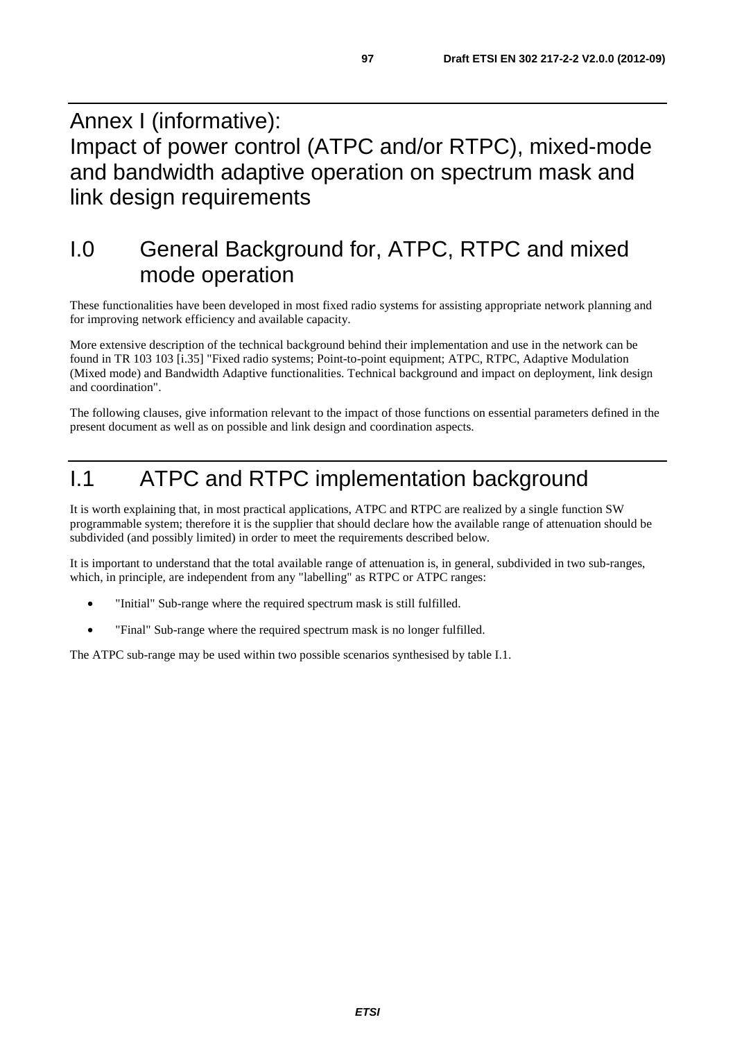# Annex I (informative): Impact of power control (ATPC and/or RTPC), mixed-mode and bandwidth adaptive operation on spectrum mask and link design requirements

## I.0 General Background for, ATPC, RTPC and mixed mode operation

These functionalities have been developed in most fixed radio systems for assisting appropriate network planning and for improving network efficiency and available capacity.

More extensive description of the technical background behind their implementation and use in the network can be found in TR 103 103 [i.35] "Fixed radio systems; Point-to-point equipment; ATPC, RTPC, Adaptive Modulation (Mixed mode) and Bandwidth Adaptive functionalities. Technical background and impact on deployment, link design and coordination".

The following clauses, give information relevant to the impact of those functions on essential parameters defined in the present document as well as on possible and link design and coordination aspects.

## I.1 ATPC and RTPC implementation background

It is worth explaining that, in most practical applications, ATPC and RTPC are realized by a single function SW programmable system; therefore it is the supplier that should declare how the available range of attenuation should be subdivided (and possibly limited) in order to meet the requirements described below.

It is important to understand that the total available range of attenuation is, in general, subdivided in two sub-ranges, which, in principle, are independent from any "labelling" as RTPC or ATPC ranges:

- "Initial" Sub-range where the required spectrum mask is still fulfilled.
- "Final" Sub-range where the required spectrum mask is no longer fulfilled.

The ATPC sub-range may be used within two possible scenarios synthesised by table I.1.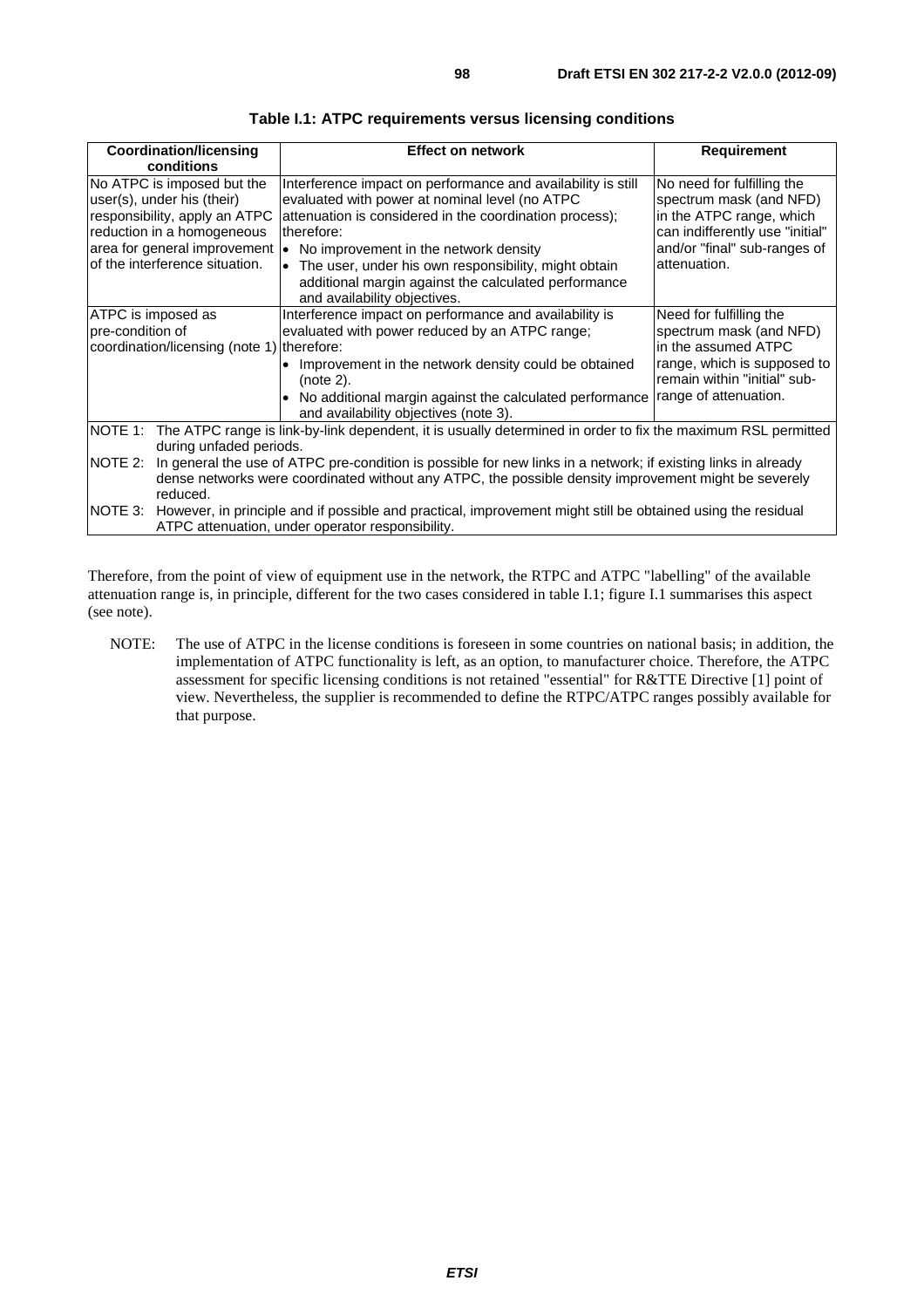**Table I.1: ATPC requirements versus licensing conditions**

| Coordination/licensing conditions | Effect on network | Requirement |
|---|---|---|
| No ATPC is imposed but the user(s), under his (their) responsibility, apply an ATPC reduction in a homogeneous area for general improvement of the interference situation. | Interference impact on performance and availability is still evaluated with power at nominal level (no ATPC attenuation is considered in the coordination process); therefore: <br>• No improvement in the network density <br>• The user, under his own responsibility, might obtain additional margin against the calculated performance and availability objectives. | No need for fulfilling the spectrum mask (and NFD) in the ATPC range, which can indifferently use "initial" and/or "final" sub-ranges of attenuation. |
| ATPC is imposed as pre-condition of coordination/licensing (note 1) | Interference impact on performance and availability is evaluated with power reduced by an ATPC range; therefore: <br>• Improvement in the network density could be obtained (note 2). <br>• No additional margin against the calculated performance and availability objectives (note 3). | Need for fulfilling the spectrum mask (and NFD) in the assumed ATPC range, which is supposed to remain within "initial" sub-range of attenuation. |
| NOTE 1: The ATPC range is link-by-link dependent, it is usually determined in order to fix the maximum RSL permitted during unfaded periods. <br>NOTE 2: In general the use of ATPC pre-condition is possible for new links in a network; if existing links in already dense networks were coordinated without any ATPC, the possible density improvement might be severely reduced. <br>NOTE 3: However, in principle and if possible and practical, improvement might still be obtained using the residual ATPC attenuation, under operator responsibility. | | |

Therefore, from the point of view of equipment use in the network, the RTPC and ATPC "labelling" of the available attenuation range is, in principle, different for the two cases considered in table I.1; figure I.1 summarises this aspect (see note).

NOTE: The use of ATPC in the license conditions is foreseen in some countries on national basis; in addition, the implementation of ATPC functionality is left, as an option, to manufacturer choice. Therefore, the ATPC assessment for specific licensing conditions is not retained "essential" for R&TTE Directive [1] point of view. Nevertheless, the supplier is recommended to define the RTPC/ATPC ranges possibly available for that purpose.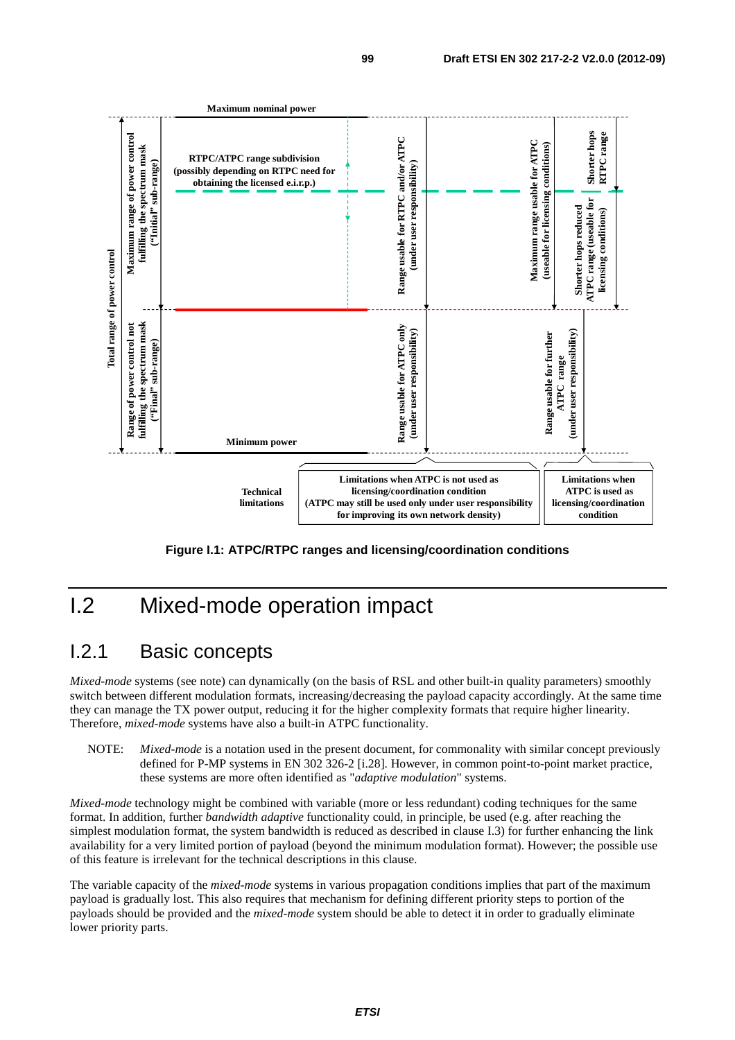Maximum nominal power

Total range of power control

Maximum range of power control fulfilling the spectrum mask ("Initial" sub-range)

Range of power control not fulfilling the spectrum mask ("Final" sub-range)

RTPC/ATPC range subdivision (possibly depending on RTPC need for obtaining the licensed e.i.r.p.)

Range usable for RTPC and/or ATPC (under user responsibility)

Range usable for ATPC only (under user responsibility)

Maximum range usable for ATPC (useable for licensing conditions)

Range usable for further ATPC range (under user responsibility)

Shorter hops RTPC range

Shorter hops reduced ATPC range (useable for licensing conditions)

Minimum power

Technical limitations

Limitations when ATPC is not used as licensing/coordination condition (ATPC may still be used only under user responsibility for improving its own network density)

Limitations when ATPC is used as licensing/coordination condition

**Figure I.1: ATPC/RTPC ranges and licensing/coordination conditions**

# I.2 Mixed-mode operation impact

## I.2.1 Basic concepts

*Mixed-mode* systems (see note) can dynamically (on the basis of RSL and other built-in quality parameters) smoothly switch between different modulation formats, increasing/decreasing the payload capacity accordingly. At the same time they can manage the TX power output, reducing it for the higher complexity formats that require higher linearity. Therefore, *mixed-mode* systems have also a built-in ATPC functionality.

NOTE: *Mixed-mode* is a notation used in the present document, for commonality with similar concept previously defined for P-MP systems in EN 302 326-2 [i.28]. However, in common point-to-point market practice, these systems are more often identified as "*adaptive modulation*" systems.

*Mixed-mode* technology might be combined with variable (more or less redundant) coding techniques for the same format. In addition, further *bandwidth adaptive* functionality could, in principle, be used (e.g. after reaching the simplest modulation format, the system bandwidth is reduced as described in clause I.3) for further enhancing the link availability for a very limited portion of payload (beyond the minimum modulation format). However; the possible use of this feature is irrelevant for the technical descriptions in this clause.

The variable capacity of the *mixed-mode* systems in various propagation conditions implies that part of the maximum payload is gradually lost. This also requires that mechanism for defining different priority steps to portion of the payloads should be provided and the *mixed-mode* system should be able to detect it in order to gradually eliminate lower priority parts.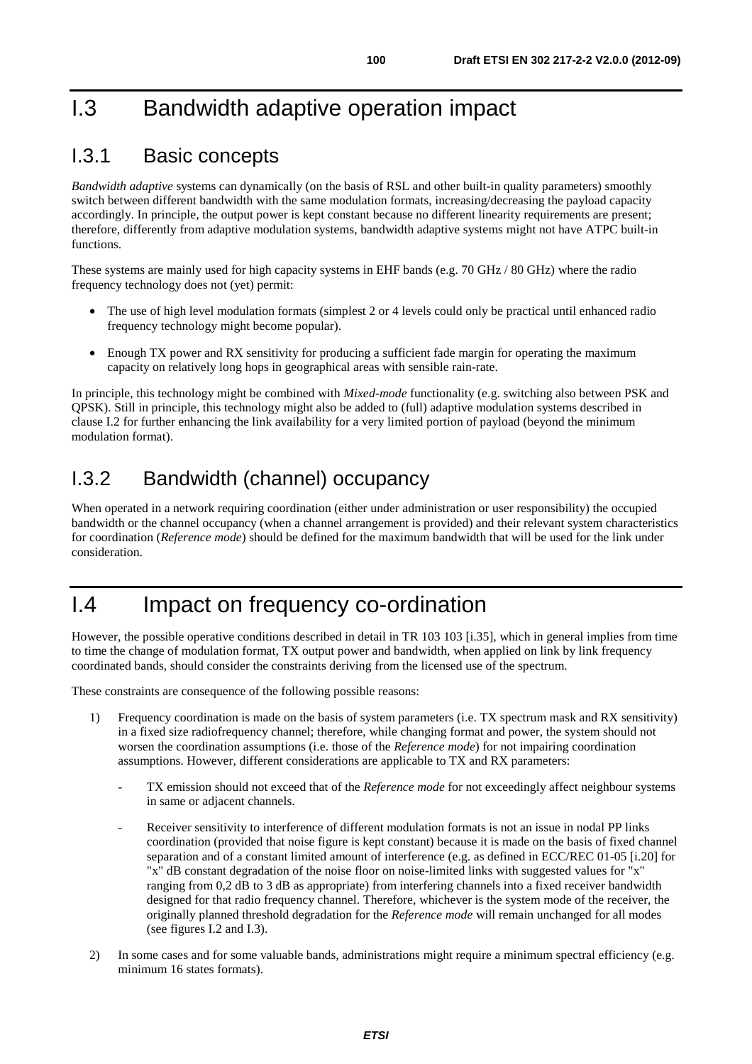# I.3 Bandwidth adaptive operation impact

## I.3.1 Basic concepts

*Bandwidth adaptive* systems can dynamically (on the basis of RSL and other built-in quality parameters) smoothly switch between different bandwidth with the same modulation formats, increasing/decreasing the payload capacity accordingly. In principle, the output power is kept constant because no different linearity requirements are present; therefore, differently from adaptive modulation systems, bandwidth adaptive systems might not have ATPC built-in functions.

These systems are mainly used for high capacity systems in EHF bands (e.g. 70 GHz / 80 GHz) where the radio frequency technology does not (yet) permit:

- The use of high level modulation formats (simplest 2 or 4 levels could only be practical until enhanced radio frequency technology might become popular).
- Enough TX power and RX sensitivity for producing a sufficient fade margin for operating the maximum capacity on relatively long hops in geographical areas with sensible rain-rate.

In principle, this technology might be combined with *Mixed-mode* functionality (e.g. switching also between PSK and QPSK). Still in principle, this technology might also be added to (full) adaptive modulation systems described in clause I.2 for further enhancing the link availability for a very limited portion of payload (beyond the minimum modulation format).

## I.3.2 Bandwidth (channel) occupancy

When operated in a network requiring coordination (either under administration or user responsibility) the occupied bandwidth or the channel occupancy (when a channel arrangement is provided) and their relevant system characteristics for coordination (*Reference mode*) should be defined for the maximum bandwidth that will be used for the link under consideration.

# I.4 Impact on frequency co-ordination

However, the possible operative conditions described in detail in TR 103 103 [i.35], which in general implies from time to time the change of modulation format, TX output power and bandwidth, when applied on link by link frequency coordinated bands, should consider the constraints deriving from the licensed use of the spectrum.

These constraints are consequence of the following possible reasons:

1) Frequency coordination is made on the basis of system parameters (i.e. TX spectrum mask and RX sensitivity) in a fixed size radiofrequency channel; therefore, while changing format and power, the system should not worsen the coordination assumptions (i.e. those of the *Reference mode*) for not impairing coordination assumptions. However, different considerations are applicable to TX and RX parameters:

   - TX emission should not exceed that of the *Reference mode* for not exceedingly affect neighbour systems in same or adjacent channels.

   - Receiver sensitivity to interference of different modulation formats is not an issue in nodal PP links coordination (provided that noise figure is kept constant) because it is made on the basis of fixed channel separation and of a constant limited amount of interference (e.g. as defined in ECC/REC 01-05 [i.20] for "x" dB constant degradation of the noise floor on noise-limited links with suggested values for "x" ranging from 0,2 dB to 3 dB as appropriate) from interfering channels into a fixed receiver bandwidth designed for that radio frequency channel. Therefore, whichever is the system mode of the receiver, the originally planned threshold degradation for the *Reference mode* will remain unchanged for all modes (see figures I.2 and I.3).

2) In some cases and for some valuable bands, administrations might require a minimum spectral efficiency (e.g. minimum 16 states formats).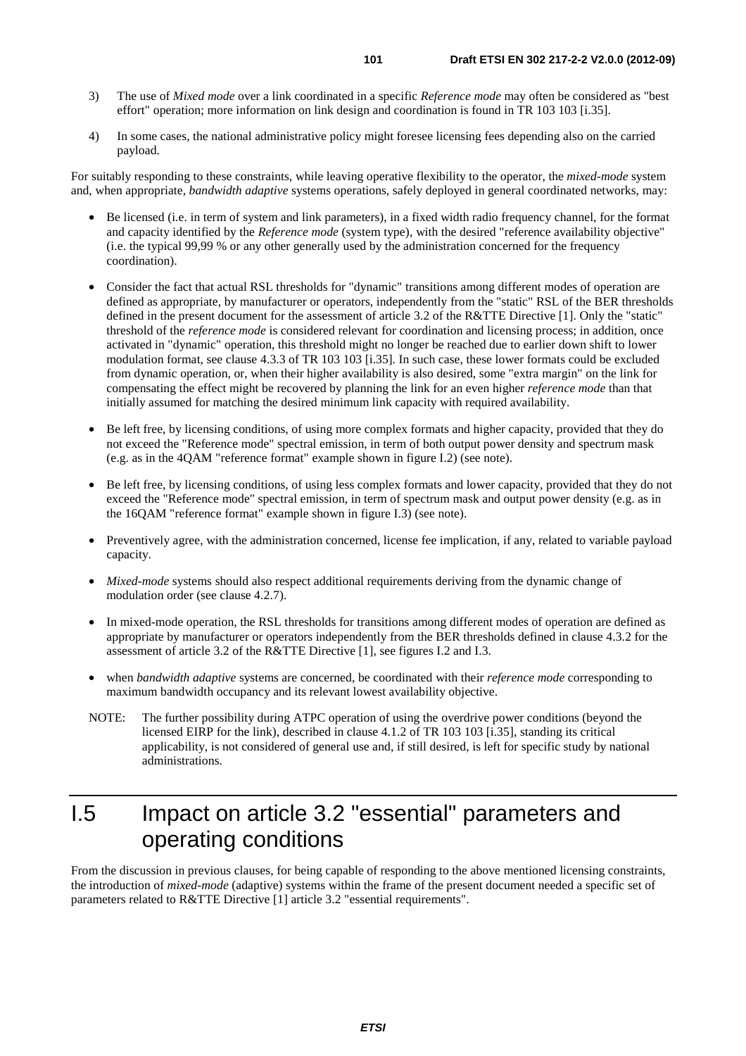3) The use of *Mixed mode* over a link coordinated in a specific *Reference mode* may often be considered as "best effort" operation; more information on link design and coordination is found in TR 103 103 [i.35].

4) In some cases, the national administrative policy might foresee licensing fees depending also on the carried payload.

For suitably responding to these constraints, while leaving operative flexibility to the operator, the *mixed-mode* system and, when appropriate, *bandwidth adaptive* systems operations, safely deployed in general coordinated networks, may:

- Be licensed (i.e. in term of system and link parameters), in a fixed width radio frequency channel, for the format and capacity identified by the *Reference mode* (system type), with the desired "reference availability objective" (i.e. the typical 99,99 % or any other generally used by the administration concerned for the frequency coordination).

- Consider the fact that actual RSL thresholds for "dynamic" transitions among different modes of operation are defined as appropriate, by manufacturer or operators, independently from the "static" RSL of the BER thresholds defined in the present document for the assessment of article 3.2 of the R&TTE Directive [1]. Only the "static" threshold of the *reference mode* is considered relevant for coordination and licensing process; in addition, once activated in "dynamic" operation, this threshold might no longer be reached due to earlier down shift to lower modulation format, see clause 4.3.3 of TR 103 103 [i.35]. In such case, these lower formats could be excluded from dynamic operation, or, when their higher availability is also desired, some "extra margin" on the link for compensating the effect might be recovered by planning the link for an even higher *reference mode* than that initially assumed for matching the desired minimum link capacity with required availability.

- Be left free, by licensing conditions, of using more complex formats and higher capacity, provided that they do not exceed the "Reference mode" spectral emission, in term of both output power density and spectrum mask (e.g. as in the 4QAM "reference format" example shown in figure I.2) (see note).

- Be left free, by licensing conditions, of using less complex formats and lower capacity, provided that they do not exceed the "Reference mode" spectral emission, in term of spectrum mask and output power density (e.g. as in the 16QAM "reference format" example shown in figure I.3) (see note).

- Preventively agree, with the administration concerned, license fee implication, if any, related to variable payload capacity.

- *Mixed-mode* systems should also respect additional requirements deriving from the dynamic change of modulation order (see clause 4.2.7).

- In mixed-mode operation, the RSL thresholds for transitions among different modes of operation are defined as appropriate by manufacturer or operators independently from the BER thresholds defined in clause 4.3.2 for the assessment of article 3.2 of the R&TTE Directive [1], see figures I.2 and I.3.

- when *bandwidth adaptive* systems are concerned, be coordinated with their *reference mode* corresponding to maximum bandwidth occupancy and its relevant lowest availability objective.

NOTE: The further possibility during ATPC operation of using the overdrive power conditions (beyond the licensed EIRP for the link), described in clause 4.1.2 of TR 103 103 [i.35], standing its critical applicability, is not considered of general use and, if still desired, is left for specific study by national administrations.

# I.5 Impact on article 3.2 "essential" parameters and operating conditions

From the discussion in previous clauses, for being capable of responding to the above mentioned licensing constraints, the introduction of *mixed-mode* (adaptive) systems within the frame of the present document needed a specific set of parameters related to R&TTE Directive [1] article 3.2 "essential requirements".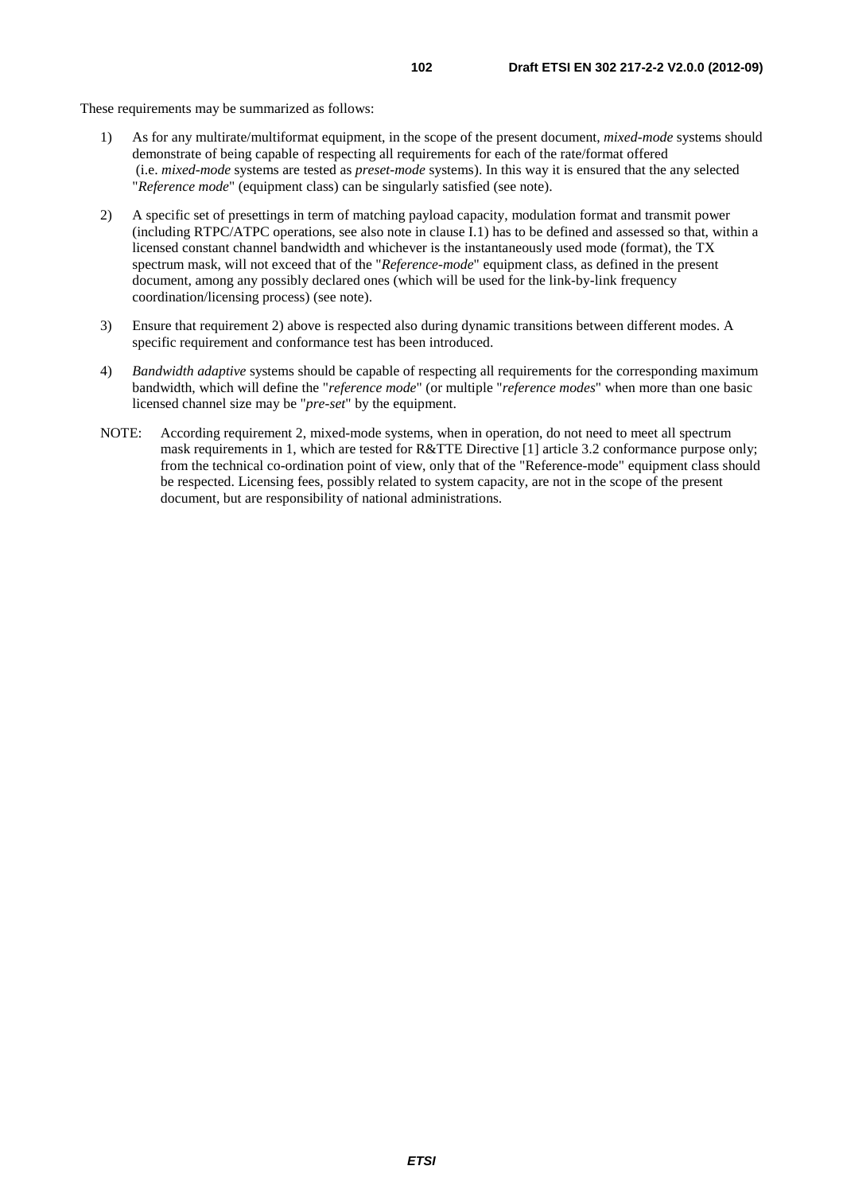These requirements may be summarized as follows:

1) As for any multirate/multiformat equipment, in the scope of the present document, *mixed-mode* systems should demonstrate of being capable of respecting all requirements for each of the rate/format offered (i.e. *mixed-mode* systems are tested as *preset-mode* systems). In this way it is ensured that the any selected "*Reference mode*" (equipment class) can be singularly satisfied (see note).

2) A specific set of presettings in term of matching payload capacity, modulation format and transmit power (including RTPC/ATPC operations, see also note in clause I.1) has to be defined and assessed so that, within a licensed constant channel bandwidth and whichever is the instantaneously used mode (format), the TX spectrum mask, will not exceed that of the "*Reference-mode*" equipment class, as defined in the present document, among any possibly declared ones (which will be used for the link-by-link frequency coordination/licensing process) (see note).

3) Ensure that requirement 2) above is respected also during dynamic transitions between different modes. A specific requirement and conformance test has been introduced.

4) *Bandwidth adaptive* systems should be capable of respecting all requirements for the corresponding maximum bandwidth, which will define the "*reference mode*" (or multiple "*reference modes*" when more than one basic licensed channel size may be "*pre-set*" by the equipment.

NOTE: According requirement 2, mixed-mode systems, when in operation, do not need to meet all spectrum mask requirements in 1, which are tested for R&TTE Directive [1] article 3.2 conformance purpose only; from the technical co-ordination point of view, only that of the "Reference-mode" equipment class should be respected. Licensing fees, possibly related to system capacity, are not in the scope of the present document, but are responsibility of national administrations.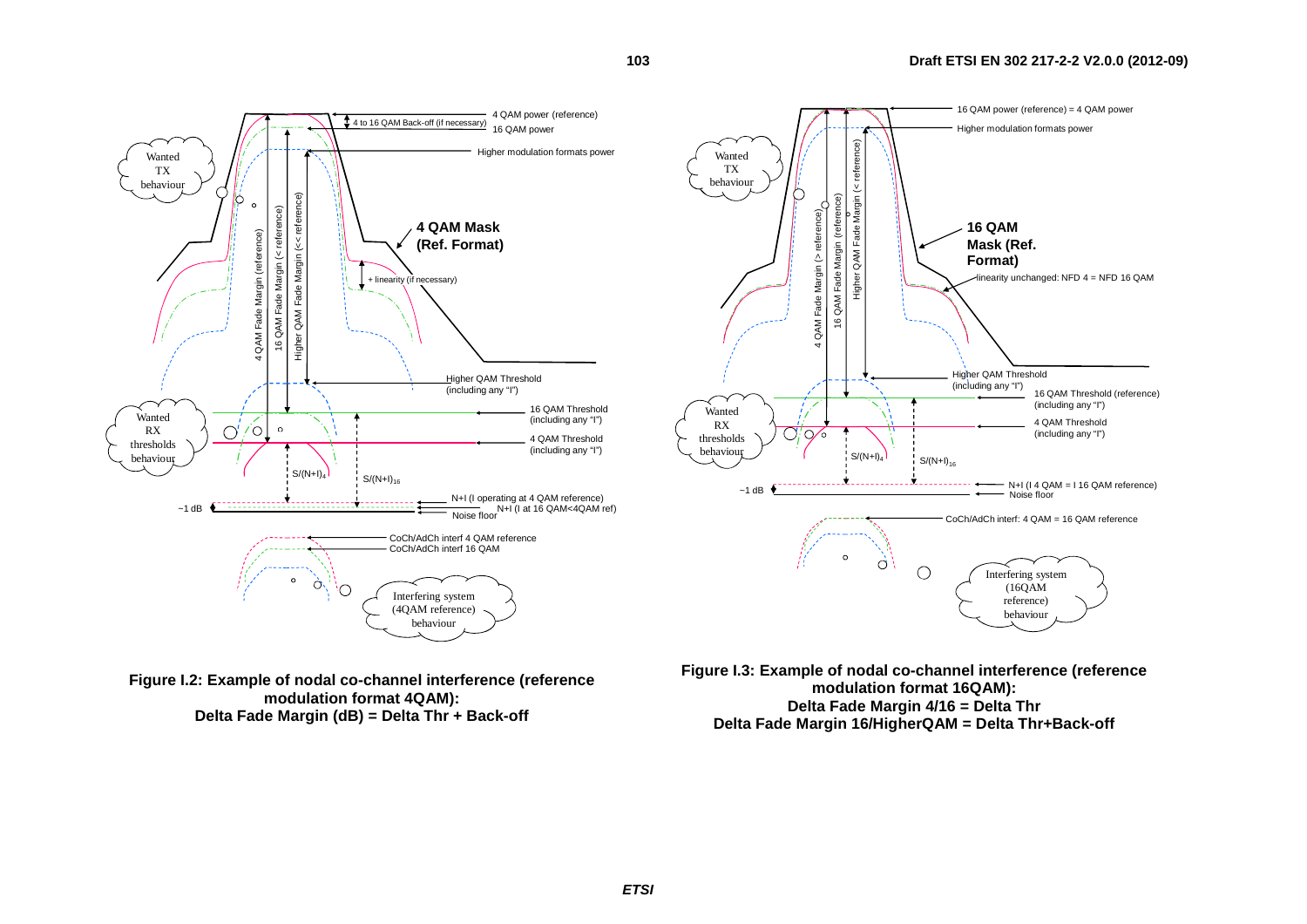**Figure I.2: Example of nodal co-channel interference (reference modulation format 4QAM): Delta Fade Margin (dB) = Delta Thr + Back-off**

**Figure I.3: Example of nodal co-channel interference (reference modulation format 16QAM): Delta Fade Margin 4/16 = Delta Thr Delta Fade Margin 16/HigherQAM = Delta Thr+Back-off**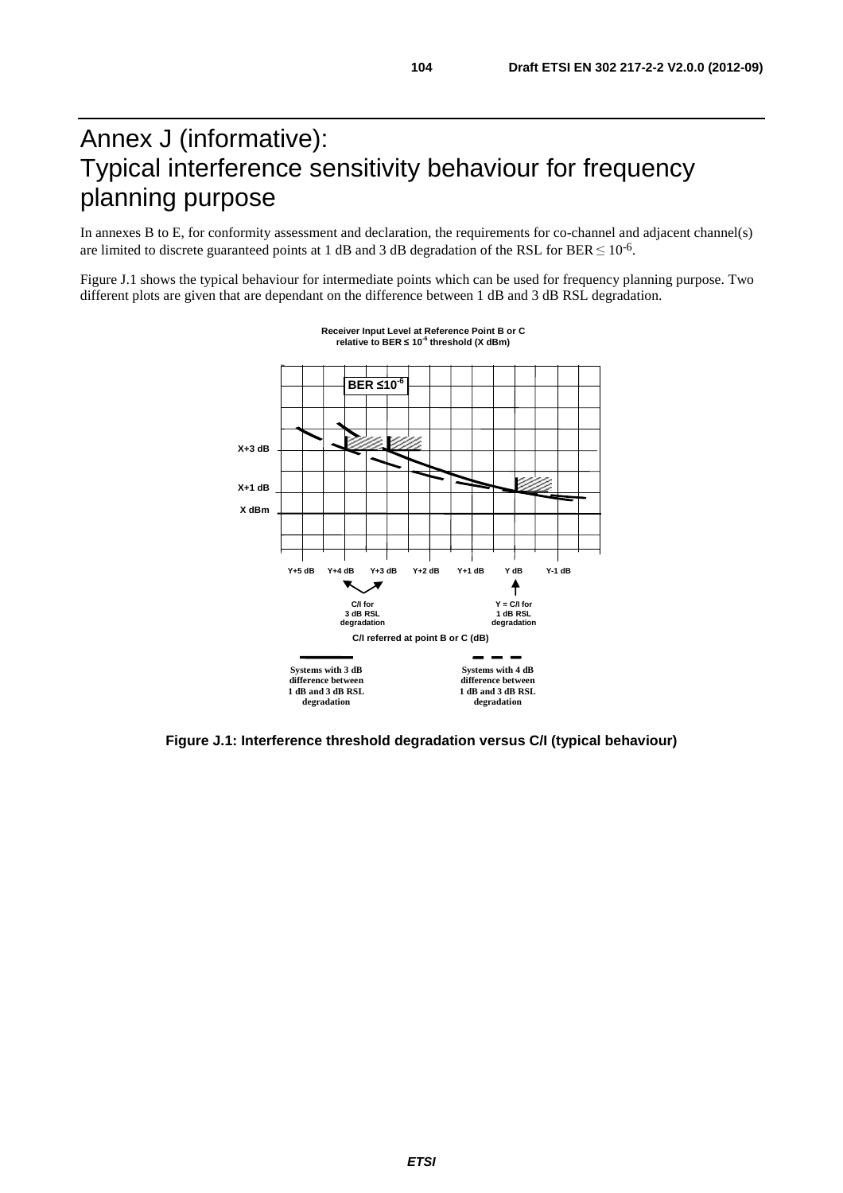# Annex J (informative): Typical interference sensitivity behaviour for frequency planning purpose

In annexes B to E, for conformity assessment and declaration, the requirements for co-channel and adjacent channel(s) are limited to discrete guaranteed points at 1 dB and 3 dB degradation of the RSL for BER $\leq 10^{-6}$.

Figure J.1 shows the typical behaviour for intermediate points which can be used for frequency planning purpose. Two different plots are given that are dependant on the difference between 1 dB and 3 dB RSL degradation.

**Figure J.1: Interference threshold degradation versus C/I (typical behaviour)**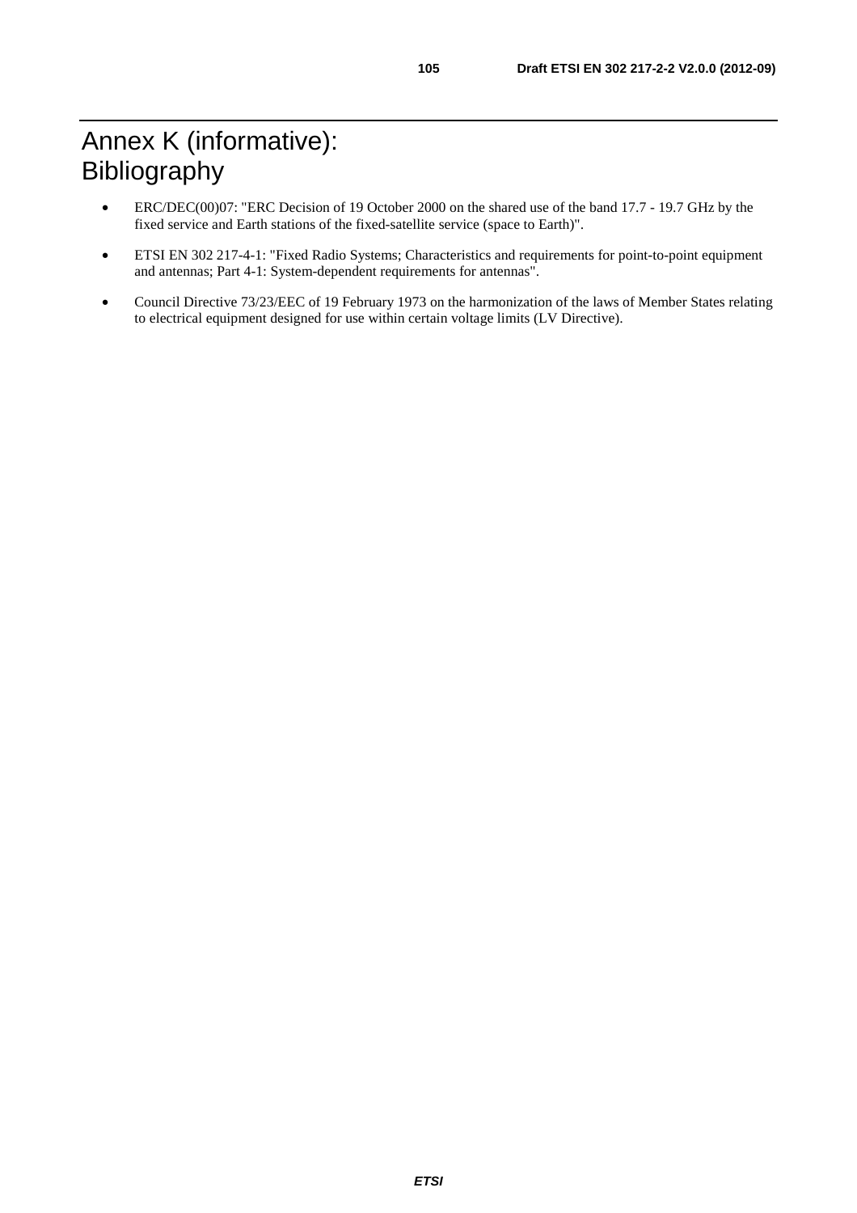# Annex K (informative): Bibliography

- ERC/DEC(00)07: "ERC Decision of 19 October 2000 on the shared use of the band 17.7 - 19.7 GHz by the fixed service and Earth stations of the fixed-satellite service (space to Earth)".
- ETSI EN 302 217-4-1: "Fixed Radio Systems; Characteristics and requirements for point-to-point equipment and antennas; Part 4-1: System-dependent requirements for antennas".
- Council Directive 73/23/EEC of 19 February 1973 on the harmonization of the laws of Member States relating to electrical equipment designed for use within certain voltage limits (LV Directive).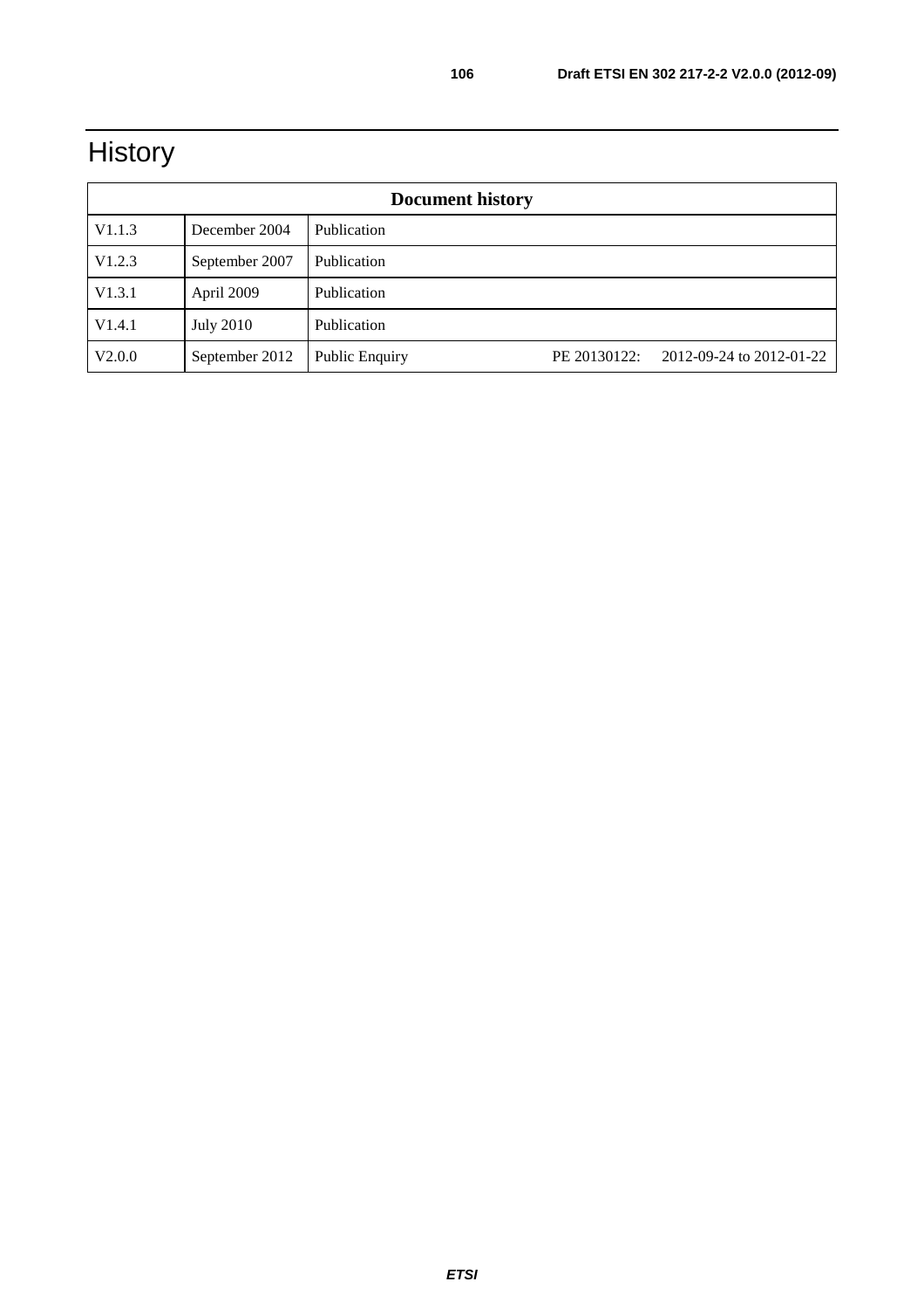# History

| Document history | | | | |
|---|---|---|---|---|
| V1.1.3 | December 2004 | Publication | | |
| V1.2.3 | September 2007 | Publication | | |
| V1.3.1 | April 2009 | Publication | | |
| V1.4.1 | July 2010 | Publication | | |
| V2.0.0 | September 2012 | Public Enquiry | PE 20130122: | 2012-09-24 to 2012-01-22 |